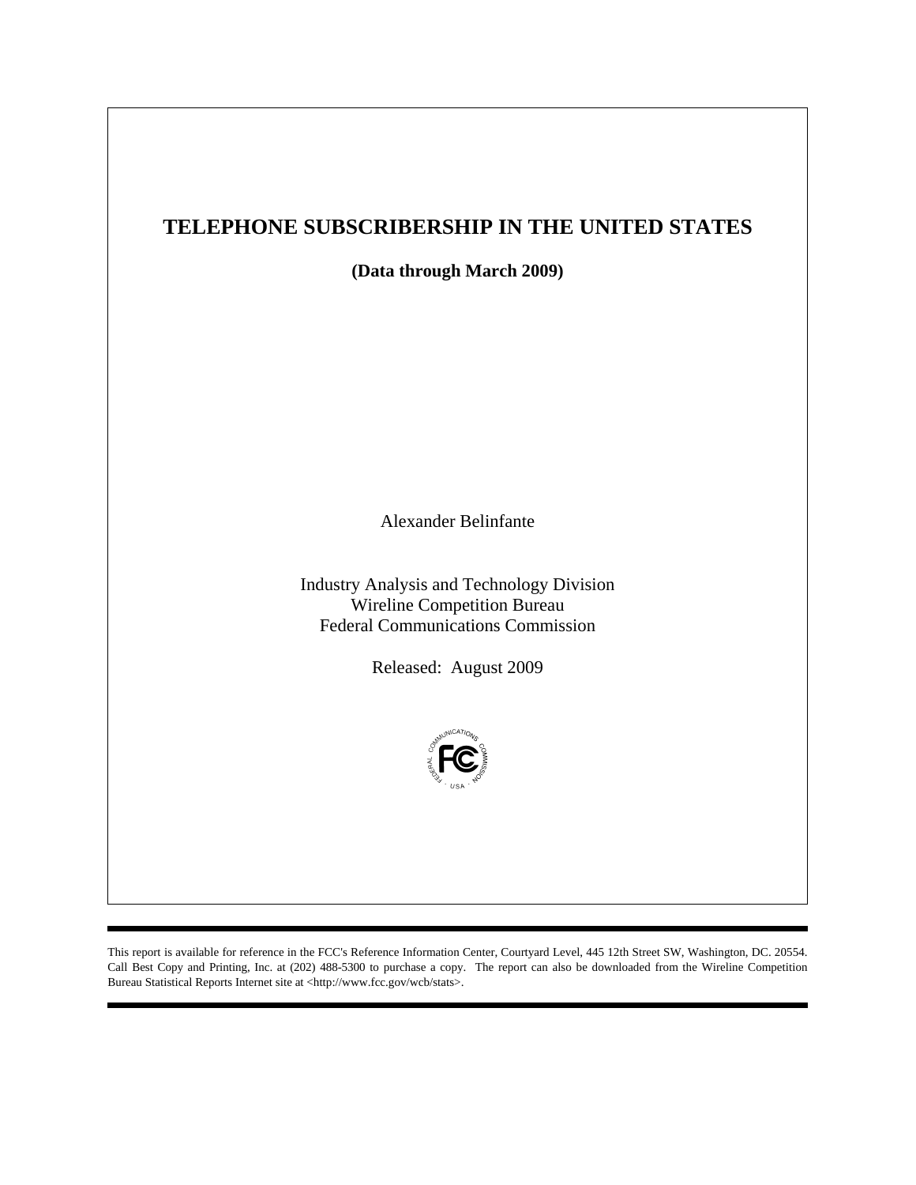# TELEPHONE SUBSCRIBERSHIP IN THE UNITED STATES

**(Data through March 2009)**

Alexander Belinfante

Industry Analysis and Technology Division
Wireline Competition Bureau
Federal Communications Commission

Released: August 2009

---

This report is available for reference in the FCC's Reference Information Center, Courtyard Level, 445 12th Street SW, Washington, DC. 20554. Call Best Copy and Printing, Inc. at (202) 488-5300 to purchase a copy. The report can also be downloaded from the Wireline Competition Bureau Statistical Reports Internet site at <http://www.fcc.gov/wcb/stats>.

---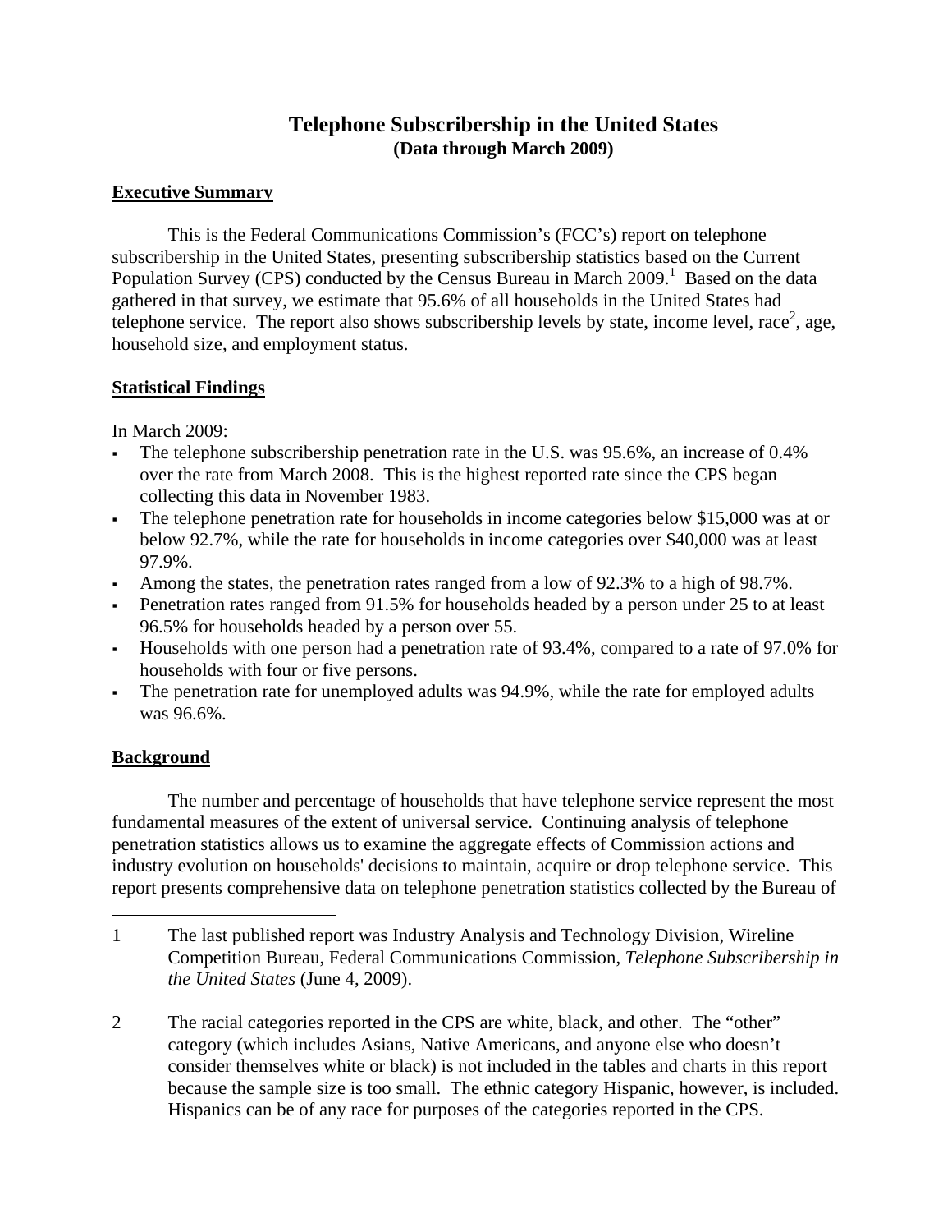# Telephone Subscribership in the United States
## (Data through March 2009)

**Executive Summary**

This is the Federal Communications Commission's (FCC's) report on telephone subscribership in the United States, presenting subscribership statistics based on the Current Population Survey (CPS) conducted by the Census Bureau in March 2009.[1] Based on the data gathered in that survey, we estimate that 95.6% of all households in the United States had telephone service. The report also shows subscribership levels by state, income level, race[2], age, household size, and employment status.

**Statistical Findings**

In March 2009:

- The telephone subscribership penetration rate in the U.S. was 95.6%, an increase of 0.4% over the rate from March 2008. This is the highest reported rate since the CPS began collecting this data in November 1983.
- The telephone penetration rate for households in income categories below $15,000 was at or below 92.7%, while the rate for households in income categories over $40,000 was at least 97.9%.
- Among the states, the penetration rates ranged from a low of 92.3% to a high of 98.7%.
- Penetration rates ranged from 91.5% for households headed by a person under 25 to at least 96.5% for households headed by a person over 55.
- Households with one person had a penetration rate of 93.4%, compared to a rate of 97.0% for households with four or five persons.
- The penetration rate for unemployed adults was 94.9%, while the rate for employed adults was 96.6%.

**Background**

The number and percentage of households that have telephone service represent the most fundamental measures of the extent of universal service. Continuing analysis of telephone penetration statistics allows us to examine the aggregate effects of Commission actions and industry evolution on households' decisions to maintain, acquire or drop telephone service. This report presents comprehensive data on telephone penetration statistics collected by the Bureau of

---

1 The last published report was Industry Analysis and Technology Division, Wireline Competition Bureau, Federal Communications Commission, *Telephone Subscribership in the United States* (June 4, 2009).

2 The racial categories reported in the CPS are white, black, and other. The "other" category (which includes Asians, Native Americans, and anyone else who doesn't consider themselves white or black) is not included in the tables and charts in this report because the sample size is too small. The ethnic category Hispanic, however, is included. Hispanics can be of any race for purposes of the categories reported in the CPS.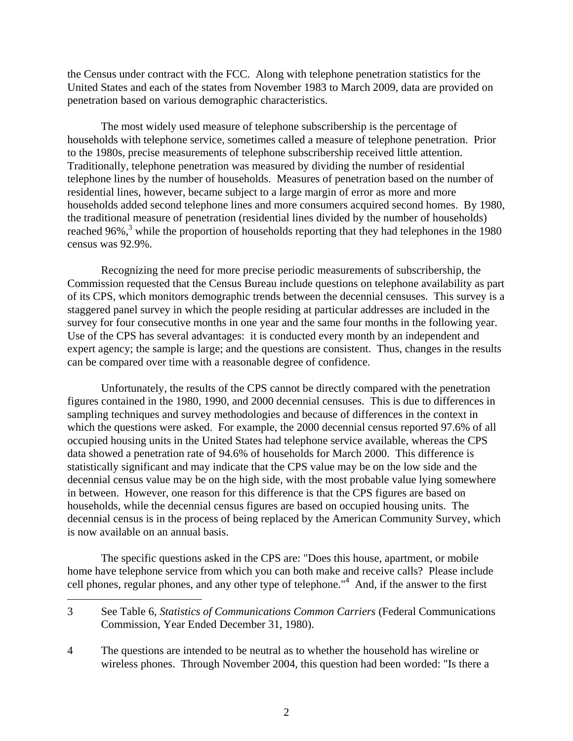the Census under contract with the FCC. Along with telephone penetration statistics for the United States and each of the states from November 1983 to March 2009, data are provided on penetration based on various demographic characteristics.

The most widely used measure of telephone subscribership is the percentage of households with telephone service, sometimes called a measure of telephone penetration. Prior to the 1980s, precise measurements of telephone subscribership received little attention. Traditionally, telephone penetration was measured by dividing the number of residential telephone lines by the number of households. Measures of penetration based on the number of residential lines, however, became subject to a large margin of error as more and more households added second telephone lines and more consumers acquired second homes. By 1980, the traditional measure of penetration (residential lines divided by the number of households) reached 96%,[3] while the proportion of households reporting that they had telephones in the 1980 census was 92.9%.

Recognizing the need for more precise periodic measurements of subscribership, the Commission requested that the Census Bureau include questions on telephone availability as part of its CPS, which monitors demographic trends between the decennial censuses. This survey is a staggered panel survey in which the people residing at particular addresses are included in the survey for four consecutive months in one year and the same four months in the following year. Use of the CPS has several advantages: it is conducted every month by an independent and expert agency; the sample is large; and the questions are consistent. Thus, changes in the results can be compared over time with a reasonable degree of confidence.

Unfortunately, the results of the CPS cannot be directly compared with the penetration figures contained in the 1980, 1990, and 2000 decennial censuses. This is due to differences in sampling techniques and survey methodologies and because of differences in the context in which the questions were asked. For example, the 2000 decennial census reported 97.6% of all occupied housing units in the United States had telephone service available, whereas the CPS data showed a penetration rate of 94.6% of households for March 2000. This difference is statistically significant and may indicate that the CPS value may be on the low side and the decennial census value may be on the high side, with the most probable value lying somewhere in between. However, one reason for this difference is that the CPS figures are based on households, while the decennial census figures are based on occupied housing units. The decennial census is in the process of being replaced by the American Community Survey, which is now available on an annual basis.

The specific questions asked in the CPS are: "Does this house, apartment, or mobile home have telephone service from which you can both make and receive calls? Please include cell phones, regular phones, and any other type of telephone."[4] And, if the answer to the first

---

3 See Table 6, *Statistics of Communications Common Carriers* (Federal Communications Commission, Year Ended December 31, 1980).

4 The questions are intended to be neutral as to whether the household has wireline or wireless phones. Through November 2004, this question had been worded: "Is there a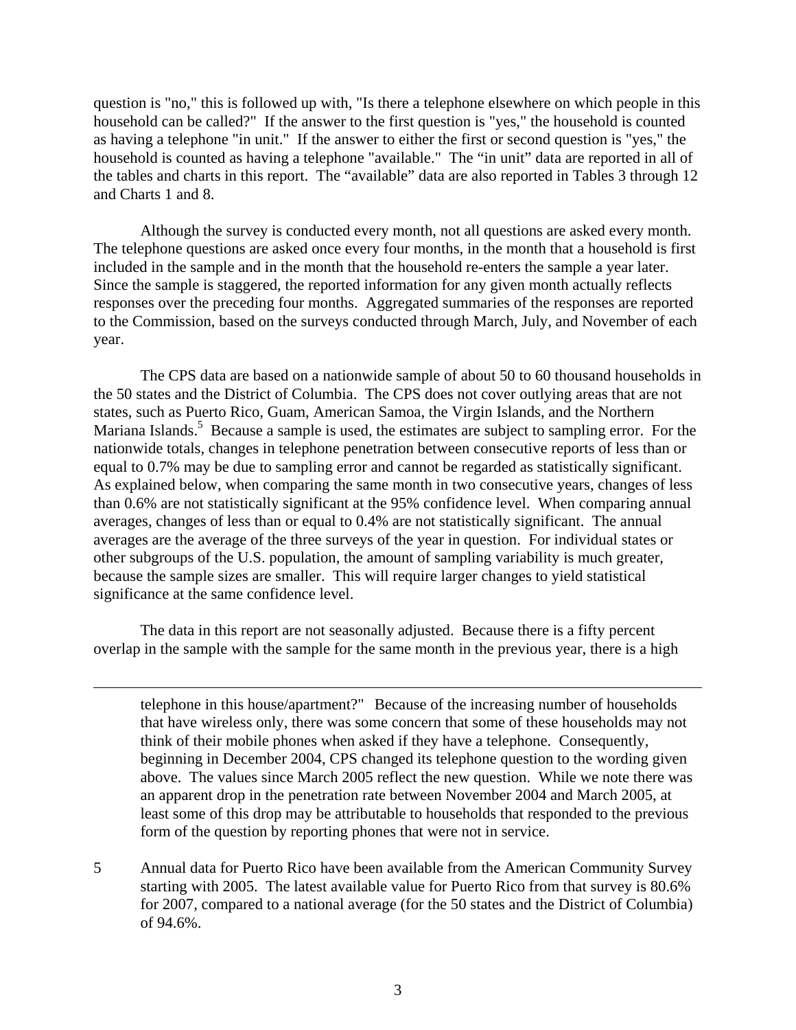question is "no," this is followed up with, "Is there a telephone elsewhere on which people in this household can be called?" If the answer to the first question is "yes," the household is counted as having a telephone "in unit." If the answer to either the first or second question is "yes," the household is counted as having a telephone "available." The "in unit" data are reported in all of the tables and charts in this report. The "available" data are also reported in Tables 3 through 12 and Charts 1 and 8.

Although the survey is conducted every month, not all questions are asked every month. The telephone questions are asked once every four months, in the month that a household is first included in the sample and in the month that the household re-enters the sample a year later. Since the sample is staggered, the reported information for any given month actually reflects responses over the preceding four months. Aggregated summaries of the responses are reported to the Commission, based on the surveys conducted through March, July, and November of each year.

The CPS data are based on a nationwide sample of about 50 to 60 thousand households in the 50 states and the District of Columbia. The CPS does not cover outlying areas that are not states, such as Puerto Rico, Guam, American Samoa, the Virgin Islands, and the Northern Mariana Islands.[5] Because a sample is used, the estimates are subject to sampling error. For the nationwide totals, changes in telephone penetration between consecutive reports of less than or equal to 0.7% may be due to sampling error and cannot be regarded as statistically significant. As explained below, when comparing the same month in two consecutive years, changes of less than 0.6% are not statistically significant at the 95% confidence level. When comparing annual averages, changes of less than or equal to 0.4% are not statistically significant. The annual averages are the average of the three surveys of the year in question. For individual states or other subgroups of the U.S. population, the amount of sampling variability is much greater, because the sample sizes are smaller. This will require larger changes to yield statistical significance at the same confidence level.

The data in this report are not seasonally adjusted. Because there is a fifty percent overlap in the sample with the sample for the same month in the previous year, there is a high

---

telephone in this house/apartment?" Because of the increasing number of households that have wireless only, there was some concern that some of these households may not think of their mobile phones when asked if they have a telephone. Consequently, beginning in December 2004, CPS changed its telephone question to the wording given above. The values since March 2005 reflect the new question. While we note there was an apparent drop in the penetration rate between November 2004 and March 2005, at least some of this drop may be attributable to households that responded to the previous form of the question by reporting phones that were not in service.

5 Annual data for Puerto Rico have been available from the American Community Survey starting with 2005. The latest available value for Puerto Rico from that survey is 80.6% for 2007, compared to a national average (for the 50 states and the District of Columbia) of 94.6%.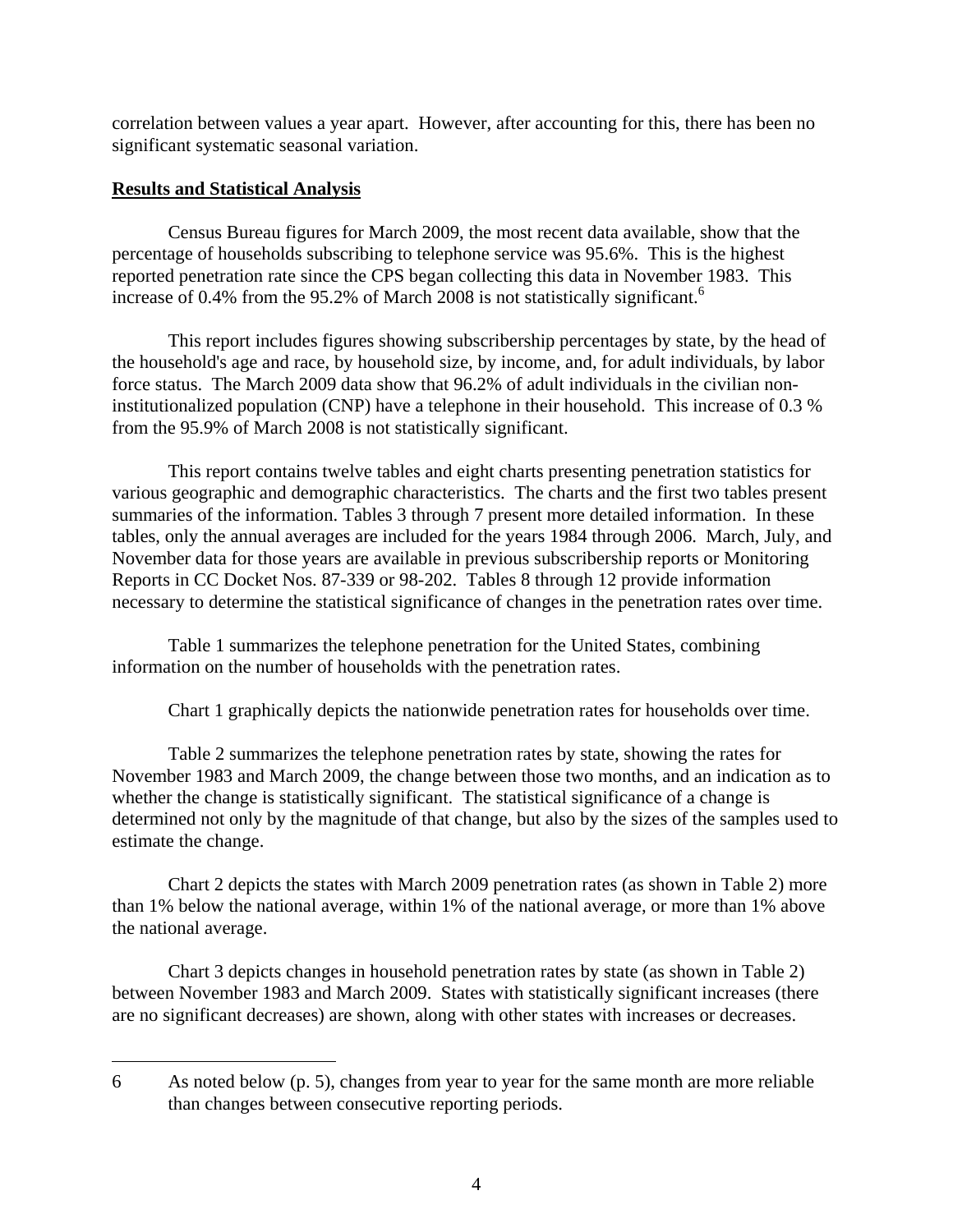correlation between values a year apart. However, after accounting for this, there has been no significant systematic seasonal variation.

## Results and Statistical Analysis

Census Bureau figures for March 2009, the most recent data available, show that the percentage of households subscribing to telephone service was 95.6%. This is the highest reported penetration rate since the CPS began collecting this data in November 1983. This increase of 0.4% from the 95.2% of March 2008 is not statistically significant.[6]

This report includes figures showing subscribership percentages by state, by the head of the household's age and race, by household size, by income, and, for adult individuals, by labor force status. The March 2009 data show that 96.2% of adult individuals in the civilian non-institutionalized population (CNP) have a telephone in their household. This increase of 0.3 % from the 95.9% of March 2008 is not statistically significant.

This report contains twelve tables and eight charts presenting penetration statistics for various geographic and demographic characteristics. The charts and the first two tables present summaries of the information. Tables 3 through 7 present more detailed information. In these tables, only the annual averages are included for the years 1984 through 2006. March, July, and November data for those years are available in previous subscribership reports or Monitoring Reports in CC Docket Nos. 87-339 or 98-202. Tables 8 through 12 provide information necessary to determine the statistical significance of changes in the penetration rates over time.

Table 1 summarizes the telephone penetration for the United States, combining information on the number of households with the penetration rates.

Chart 1 graphically depicts the nationwide penetration rates for households over time.

Table 2 summarizes the telephone penetration rates by state, showing the rates for November 1983 and March 2009, the change between those two months, and an indication as to whether the change is statistically significant. The statistical significance of a change is determined not only by the magnitude of that change, but also by the sizes of the samples used to estimate the change.

Chart 2 depicts the states with March 2009 penetration rates (as shown in Table 2) more than 1% below the national average, within 1% of the national average, or more than 1% above the national average.

Chart 3 depicts changes in household penetration rates by state (as shown in Table 2) between November 1983 and March 2009. States with statistically significant increases (there are no significant decreases) are shown, along with other states with increases or decreases.

---

6 As noted below (p. 5), changes from year to year for the same month are more reliable than changes between consecutive reporting periods.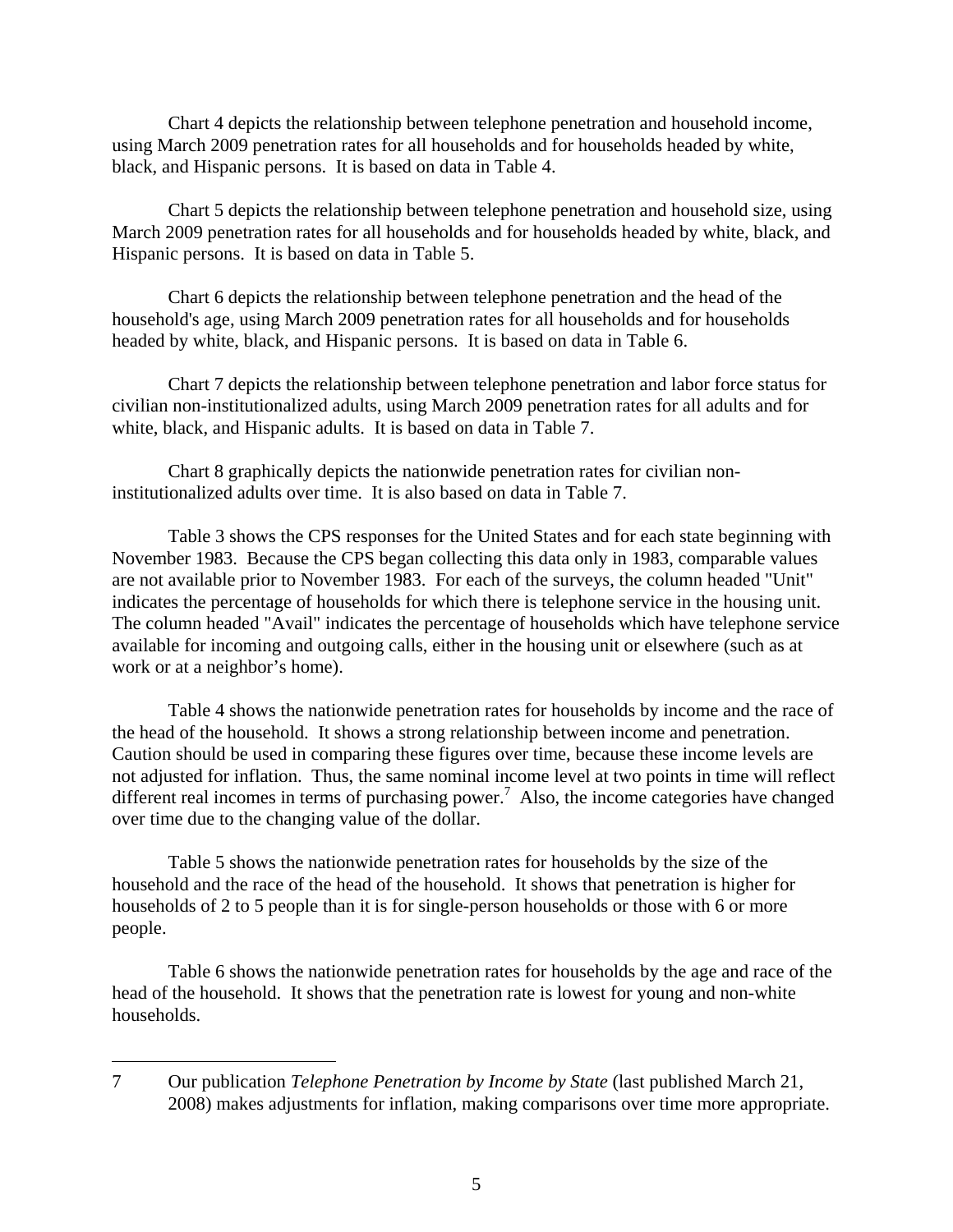Chart 4 depicts the relationship between telephone penetration and household income, using March 2009 penetration rates for all households and for households headed by white, black, and Hispanic persons. It is based on data in Table 4.

Chart 5 depicts the relationship between telephone penetration and household size, using March 2009 penetration rates for all households and for households headed by white, black, and Hispanic persons. It is based on data in Table 5.

Chart 6 depicts the relationship between telephone penetration and the head of the household's age, using March 2009 penetration rates for all households and for households headed by white, black, and Hispanic persons. It is based on data in Table 6.

Chart 7 depicts the relationship between telephone penetration and labor force status for civilian non-institutionalized adults, using March 2009 penetration rates for all adults and for white, black, and Hispanic adults. It is based on data in Table 7.

Chart 8 graphically depicts the nationwide penetration rates for civilian non-institutionalized adults over time. It is also based on data in Table 7.

Table 3 shows the CPS responses for the United States and for each state beginning with November 1983. Because the CPS began collecting this data only in 1983, comparable values are not available prior to November 1983. For each of the surveys, the column headed "Unit" indicates the percentage of households for which there is telephone service in the housing unit. The column headed "Avail" indicates the percentage of households which have telephone service available for incoming and outgoing calls, either in the housing unit or elsewhere (such as at work or at a neighbor's home).

Table 4 shows the nationwide penetration rates for households by income and the race of the head of the household. It shows a strong relationship between income and penetration. Caution should be used in comparing these figures over time, because these income levels are not adjusted for inflation. Thus, the same nominal income level at two points in time will reflect different real incomes in terms of purchasing power.[7] Also, the income categories have changed over time due to the changing value of the dollar.

Table 5 shows the nationwide penetration rates for households by the size of the household and the race of the head of the household. It shows that penetration is higher for households of 2 to 5 people than it is for single-person households or those with 6 or more people.

Table 6 shows the nationwide penetration rates for households by the age and race of the head of the household. It shows that the penetration rate is lowest for young and non-white households.

---

7 Our publication *Telephone Penetration by Income by State* (last published March 21, 2008) makes adjustments for inflation, making comparisons over time more appropriate.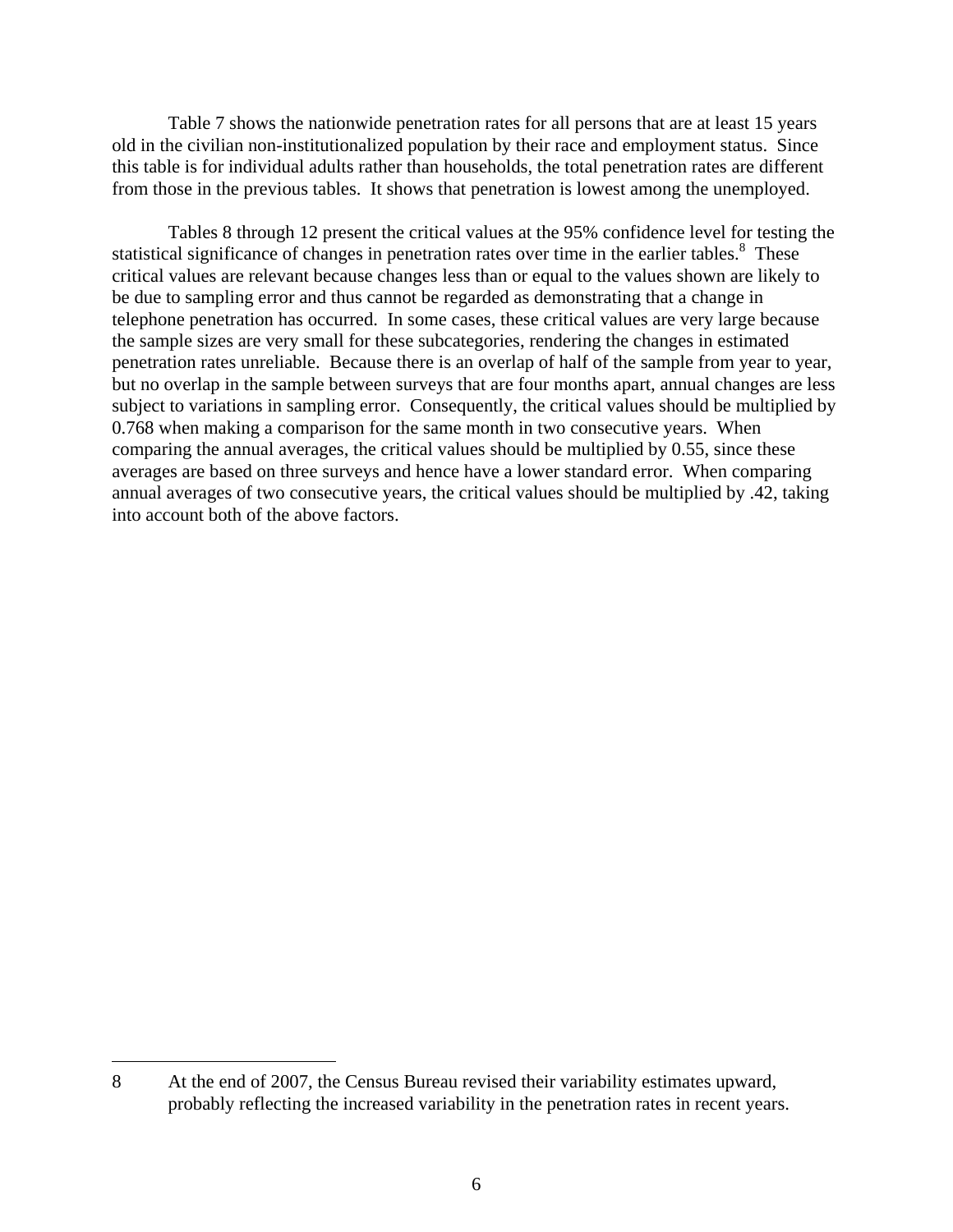Table 7 shows the nationwide penetration rates for all persons that are at least 15 years old in the civilian non-institutionalized population by their race and employment status. Since this table is for individual adults rather than households, the total penetration rates are different from those in the previous tables. It shows that penetration is lowest among the unemployed.

Tables 8 through 12 present the critical values at the 95% confidence level for testing the statistical significance of changes in penetration rates over time in the earlier tables.[8] These critical values are relevant because changes less than or equal to the values shown are likely to be due to sampling error and thus cannot be regarded as demonstrating that a change in telephone penetration has occurred. In some cases, these critical values are very large because the sample sizes are very small for these subcategories, rendering the changes in estimated penetration rates unreliable. Because there is an overlap of half of the sample from year to year, but no overlap in the sample between surveys that are four months apart, annual changes are less subject to variations in sampling error. Consequently, the critical values should be multiplied by 0.768 when making a comparison for the same month in two consecutive years. When comparing the annual averages, the critical values should be multiplied by 0.55, since these averages are based on three surveys and hence have a lower standard error. When comparing annual averages of two consecutive years, the critical values should be multiplied by .42, taking into account both of the above factors.

---

8 At the end of 2007, the Census Bureau revised their variability estimates upward, probably reflecting the increased variability in the penetration rates in recent years.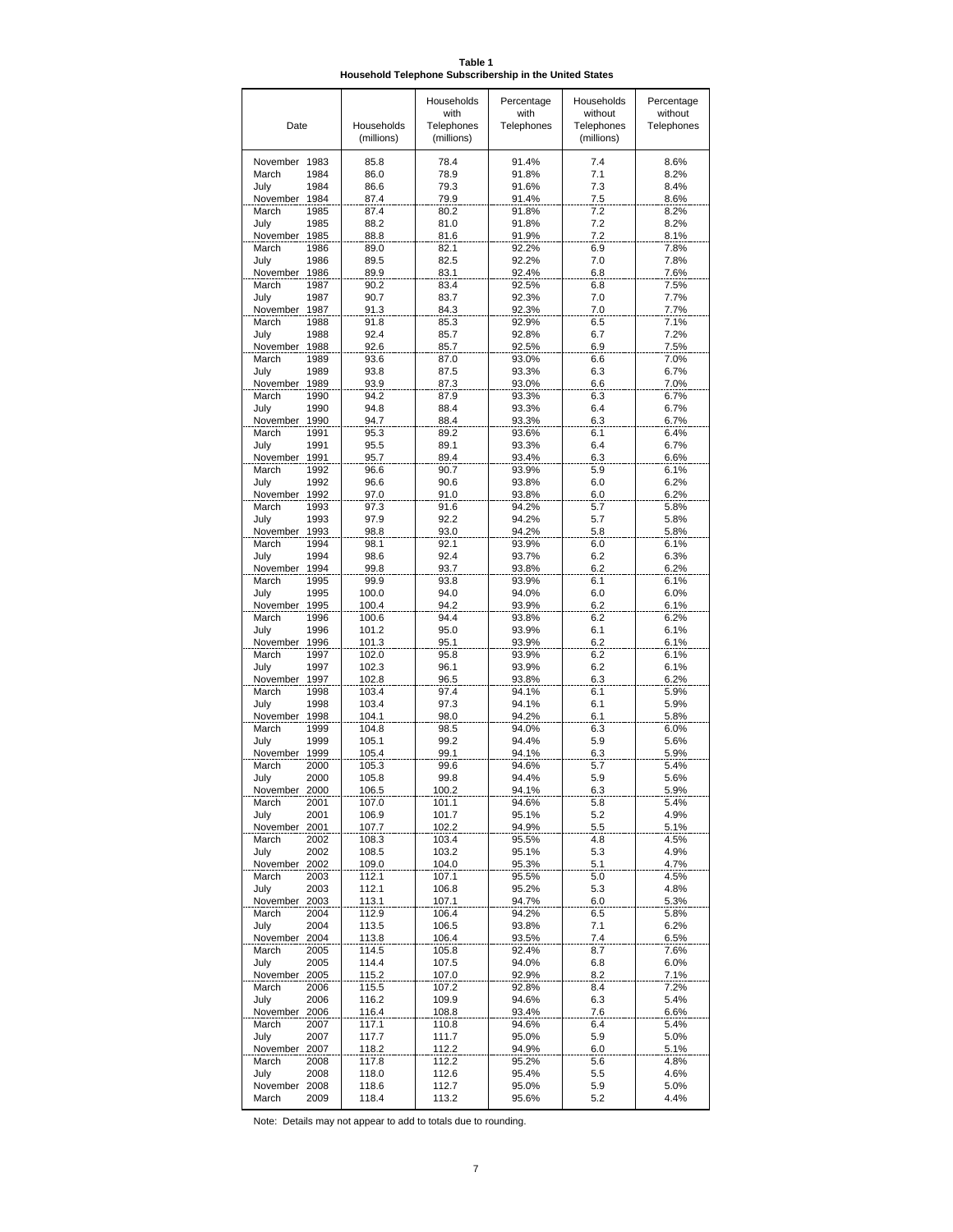**Table 1**
**Household Telephone Subscribership in the United States**

| Date | Households (millions) | Households with Telephones (millions) | Percentage with Telephones | Households without Telephones (millions) | Percentage without Telephones |
|---|---|---|---|---|---|
| November 1983 | 85.8 | 78.4 | 91.4% | 7.4 | 8.6% |
| March 1984 | 86.0 | 78.9 | 91.8% | 7.1 | 8.2% |
| July 1984 | 86.6 | 79.3 | 91.6% | 7.3 | 8.4% |
| November 1984 | 87.4 | 79.9 | 91.4% | 7.5 | 8.6% |
| March 1985 | 87.4 | 80.2 | 91.8% | 7.2 | 8.2% |
| July 1985 | 88.2 | 81.0 | 91.8% | 7.2 | 8.2% |
| November 1985 | 88.8 | 81.6 | 91.9% | 7.2 | 8.1% |
| March 1986 | 89.0 | 82.1 | 92.2% | 6.9 | 7.8% |
| July 1986 | 89.5 | 82.5 | 92.2% | 7.0 | 7.8% |
| November 1986 | 89.9 | 83.1 | 92.4% | 6.8 | 7.6% |
| March 1987 | 90.2 | 83.4 | 92.5% | 6.8 | 7.5% |
| July 1987 | 90.7 | 83.7 | 92.3% | 7.0 | 7.7% |
| November 1987 | 91.3 | 84.3 | 92.3% | 7.0 | 7.7% |
| March 1988 | 91.8 | 85.3 | 92.9% | 6.5 | 7.1% |
| July 1988 | 92.4 | 85.7 | 92.8% | 6.7 | 7.2% |
| November 1988 | 92.6 | 85.7 | 92.5% | 6.9 | 7.5% |
| March 1989 | 93.6 | 87.0 | 93.0% | 6.6 | 7.0% |
| July 1989 | 93.8 | 87.5 | 93.3% | 6.3 | 6.7% |
| November 1989 | 93.9 | 87.3 | 93.0% | 6.6 | 7.0% |
| March 1990 | 94.2 | 87.9 | 93.3% | 6.3 | 6.7% |
| July 1990 | 94.8 | 88.4 | 93.3% | 6.4 | 6.7% |
| November 1990 | 94.7 | 88.4 | 93.3% | 6.3 | 6.7% |
| March 1991 | 95.3 | 89.2 | 93.6% | 6.1 | 6.4% |
| July 1991 | 95.5 | 89.1 | 93.3% | 6.4 | 6.7% |
| November 1991 | 95.7 | 89.4 | 93.4% | 6.3 | 6.6% |
| March 1992 | 96.6 | 90.7 | 93.9% | 5.9 | 6.1% |
| July 1992 | 96.6 | 90.6 | 93.8% | 6.0 | 6.2% |
| November 1992 | 97.0 | 91.0 | 93.8% | 6.0 | 6.2% |
| March 1993 | 97.3 | 91.6 | 94.2% | 5.7 | 5.8% |
| July 1993 | 97.9 | 92.2 | 94.2% | 5.7 | 5.8% |
| November 1993 | 98.8 | 93.0 | 94.2% | 5.8 | 5.8% |
| March 1994 | 98.1 | 92.1 | 93.9% | 6.0 | 6.1% |
| July 1994 | 98.6 | 92.4 | 93.7% | 6.2 | 6.3% |
| November 1994 | 99.8 | 93.7 | 93.8% | 6.2 | 6.2% |
| March 1995 | 99.9 | 93.8 | 93.9% | 6.1 | 6.1% |
| July 1995 | 100.0 | 94.0 | 94.0% | 6.0 | 6.0% |
| November 1995 | 100.4 | 94.2 | 93.9% | 6.2 | 6.1% |
| March 1996 | 100.6 | 94.4 | 93.8% | 6.2 | 6.2% |
| July 1996 | 101.2 | 95.0 | 93.9% | 6.1 | 6.1% |
| November 1996 | 101.3 | 95.1 | 93.9% | 6.2 | 6.1% |
| March 1997 | 102.0 | 95.8 | 93.9% | 6.2 | 6.1% |
| July 1997 | 102.3 | 96.1 | 93.9% | 6.2 | 6.1% |
| November 1997 | 102.8 | 96.5 | 93.8% | 6.3 | 6.2% |
| March 1998 | 103.4 | 97.4 | 94.1% | 6.1 | 5.9% |
| July 1998 | 103.4 | 97.3 | 94.1% | 6.1 | 5.9% |
| November 1998 | 104.1 | 98.0 | 94.2% | 6.1 | 5.8% |
| March 1999 | 104.8 | 98.5 | 94.0% | 6.3 | 6.0% |
| July 1999 | 105.1 | 99.2 | 94.4% | 5.9 | 5.6% |
| November 1999 | 105.4 | 99.1 | 94.1% | 6.3 | 5.9% |
| March 2000 | 105.3 | 99.6 | 94.6% | 5.7 | 5.4% |
| July 2000 | 105.8 | 99.8 | 94.4% | 5.9 | 5.6% |
| November 2000 | 106.5 | 100.2 | 94.1% | 6.3 | 5.9% |
| March 2001 | 107.0 | 101.1 | 94.6% | 5.8 | 5.4% |
| July 2001 | 106.9 | 101.7 | 95.1% | 5.2 | 4.9% |
| November 2001 | 107.7 | 102.2 | 94.9% | 5.5 | 5.1% |
| March 2002 | 108.3 | 103.4 | 95.5% | 4.8 | 4.5% |
| July 2002 | 108.5 | 103.2 | 95.1% | 5.3 | 4.9% |
| November 2002 | 109.0 | 104.0 | 95.3% | 5.1 | 4.7% |
| March 2003 | 112.1 | 107.1 | 95.5% | 5.0 | 4.5% |
| July 2003 | 112.1 | 106.8 | 95.2% | 5.3 | 4.8% |
| November 2003 | 113.1 | 107.1 | 94.7% | 6.0 | 5.3% |
| March 2004 | 112.9 | 106.4 | 94.2% | 6.5 | 5.8% |
| July 2004 | 113.5 | 106.5 | 93.8% | 7.1 | 6.2% |
| November 2004 | 113.8 | 106.4 | 93.5% | 7.4 | 6.5% |
| March 2005 | 114.5 | 105.8 | 92.4% | 8.7 | 7.6% |
| July 2005 | 114.4 | 107.5 | 94.0% | 6.8 | 6.0% |
| November 2005 | 115.2 | 107.0 | 92.9% | 8.2 | 7.1% |
| March 2006 | 115.5 | 107.2 | 92.8% | 8.4 | 7.2% |
| July 2006 | 116.2 | 109.9 | 94.6% | 6.3 | 5.4% |
| November 2006 | 116.4 | 108.8 | 93.4% | 7.6 | 6.6% |
| March 2007 | 117.1 | 110.8 | 94.6% | 6.4 | 5.4% |
| July 2007 | 117.7 | 111.7 | 95.0% | 5.9 | 5.0% |
| November 2007 | 118.2 | 112.2 | 94.9% | 6.0 | 5.1% |
| March 2008 | 117.8 | 112.2 | 95.2% | 5.6 | 4.8% |
| July 2008 | 118.0 | 112.6 | 95.4% | 5.5 | 4.6% |
| November 2008 | 118.6 | 112.7 | 95.0% | 5.9 | 5.0% |
| March 2009 | 118.4 | 113.2 | 95.6% | 5.2 | 4.4% |

Note: Details may not appear to add to totals due to rounding.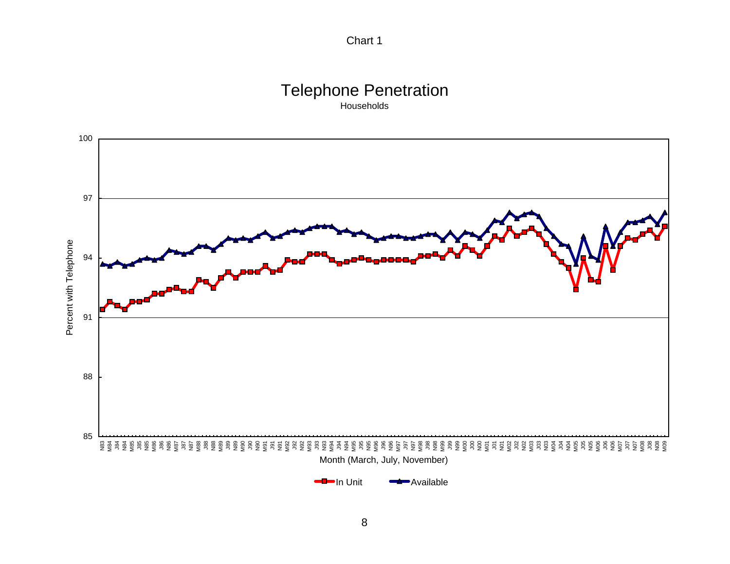Chart 1

## Telephone Penetration

Households

Percent with Telephone

Month (March, July, November)

In Unit — Available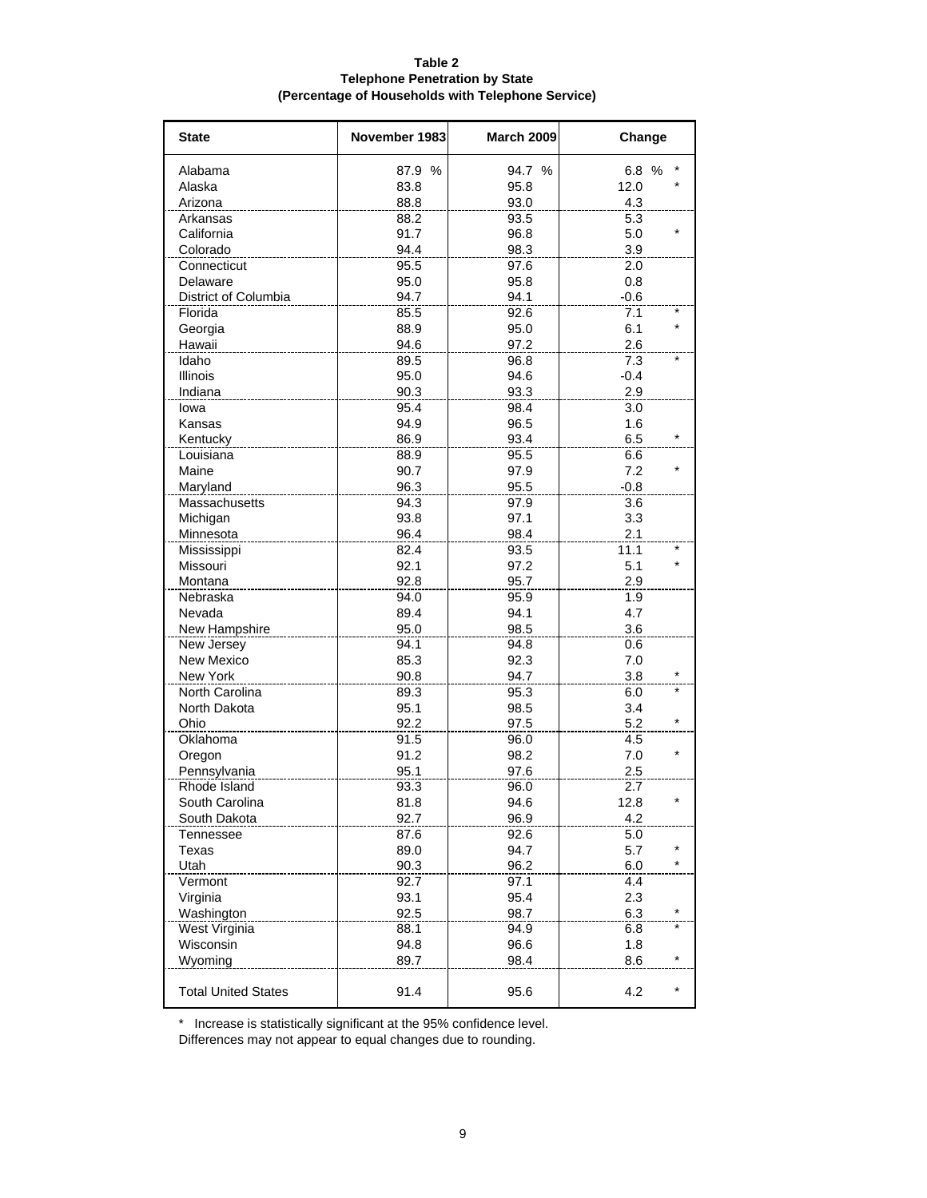**Table 2**
**Telephone Penetration by State**
**(Percentage of Households with Telephone Service)**

| State | November 1983 | March 2009 | Change | |
|---|---|---|---|---|
| Alabama | 87.9 % | 94.7 % | 6.8 % | * |
| Alaska | 83.8 | 95.8 | 12.0 | * |
| Arizona | 88.8 | 93.0 | 4.3 | |
| Arkansas | 88.2 | 93.5 | 5.3 | |
| California | 91.7 | 96.8 | 5.0 | * |
| Colorado | 94.4 | 98.3 | 3.9 | |
| Connecticut | 95.5 | 97.6 | 2.0 | |
| Delaware | 95.0 | 95.8 | 0.8 | |
| District of Columbia | 94.7 | 94.1 | -0.6 | |
| Florida | 85.5 | 92.6 | 7.1 | * |
| Georgia | 88.9 | 95.0 | 6.1 | * |
| Hawaii | 94.6 | 97.2 | 2.6 | |
| Idaho | 89.5 | 96.8 | 7.3 | * |
| Illinois | 95.0 | 94.6 | -0.4 | |
| Indiana | 90.3 | 93.3 | 2.9 | |
| Iowa | 95.4 | 98.4 | 3.0 | |
| Kansas | 94.9 | 96.5 | 1.6 | |
| Kentucky | 86.9 | 93.4 | 6.5 | * |
| Louisiana | 88.9 | 95.5 | 6.6 | |
| Maine | 90.7 | 97.9 | 7.2 | * |
| Maryland | 96.3 | 95.5 | -0.8 | |
| Massachusetts | 94.3 | 97.9 | 3.6 | |
| Michigan | 93.8 | 97.1 | 3.3 | |
| Minnesota | 96.4 | 98.4 | 2.1 | |
| Mississippi | 82.4 | 93.5 | 11.1 | * |
| Missouri | 92.1 | 97.2 | 5.1 | * |
| Montana | 92.8 | 95.7 | 2.9 | |
| Nebraska | 94.0 | 95.9 | 1.9 | |
| Nevada | 89.4 | 94.1 | 4.7 | |
| New Hampshire | 95.0 | 98.5 | 3.6 | |
| New Jersey | 94.1 | 94.8 | 0.6 | |
| New Mexico | 85.3 | 92.3 | 7.0 | |
| New York | 90.8 | 94.7 | 3.8 | * |
| North Carolina | 89.3 | 95.3 | 6.0 | * |
| North Dakota | 95.1 | 98.5 | 3.4 | |
| Ohio | 92.2 | 97.5 | 5.2 | * |
| Oklahoma | 91.5 | 96.0 | 4.5 | |
| Oregon | 91.2 | 98.2 | 7.0 | * |
| Pennsylvania | 95.1 | 97.6 | 2.5 | |
| Rhode Island | 93.3 | 96.0 | 2.7 | |
| South Carolina | 81.8 | 94.6 | 12.8 | * |
| South Dakota | 92.7 | 96.9 | 4.2 | |
| Tennessee | 87.6 | 92.6 | 5.0 | |
| Texas | 89.0 | 94.7 | 5.7 | * |
| Utah | 90.3 | 96.2 | 6.0 | * |
| Vermont | 92.7 | 97.1 | 4.4 | |
| Virginia | 93.1 | 95.4 | 2.3 | |
| Washington | 92.5 | 98.7 | 6.3 | * |
| West Virginia | 88.1 | 94.9 | 6.8 | * |
| Wisconsin | 94.8 | 96.6 | 1.8 | |
| Wyoming | 89.7 | 98.4 | 8.6 | * |
| Total United States | 91.4 | 95.6 | 4.2 | * |

\* Increase is statistically significant at the 95% confidence level.
Differences may not appear to equal changes due to rounding.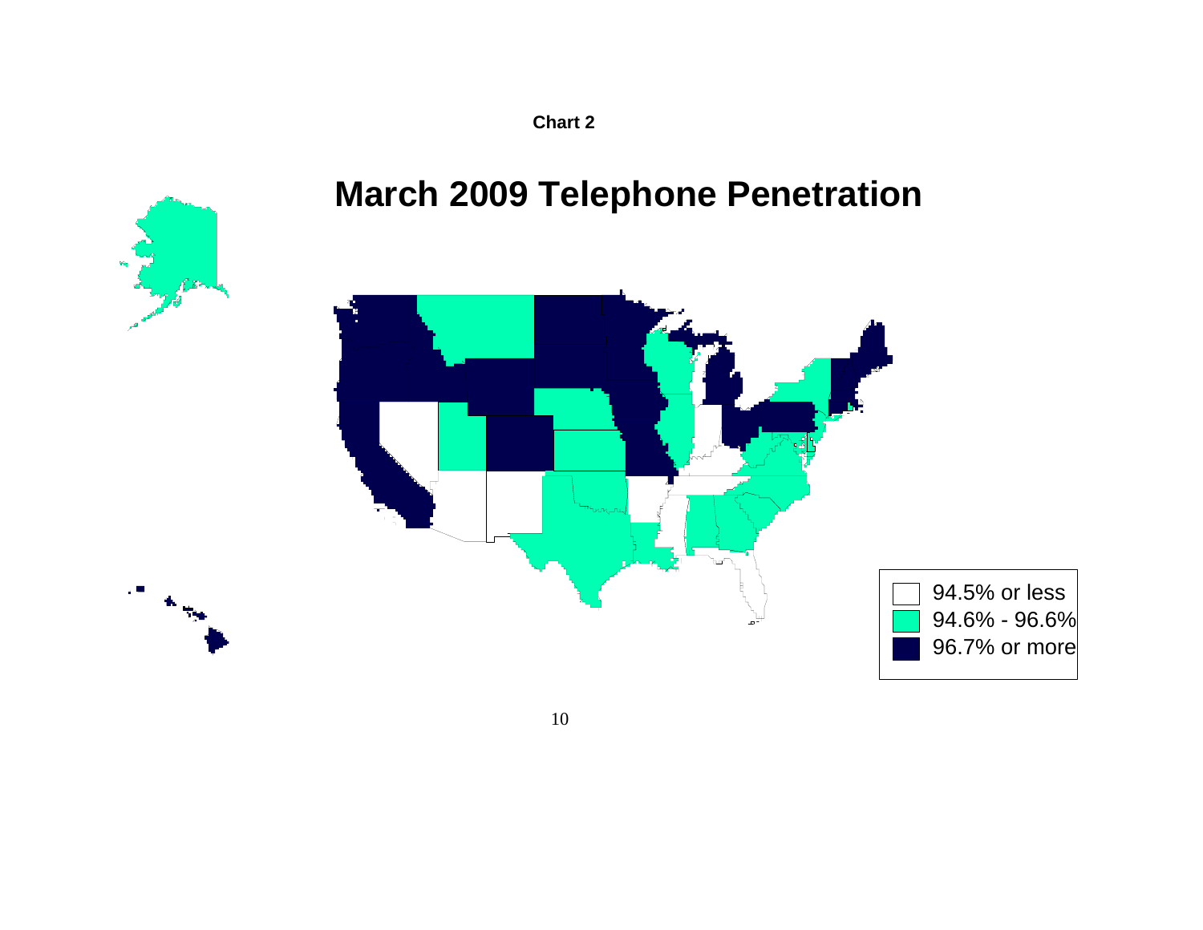**Chart 2**

# March 2009 Telephone Penetration

94.5% or less

94.6% - 96.6%

96.7% or more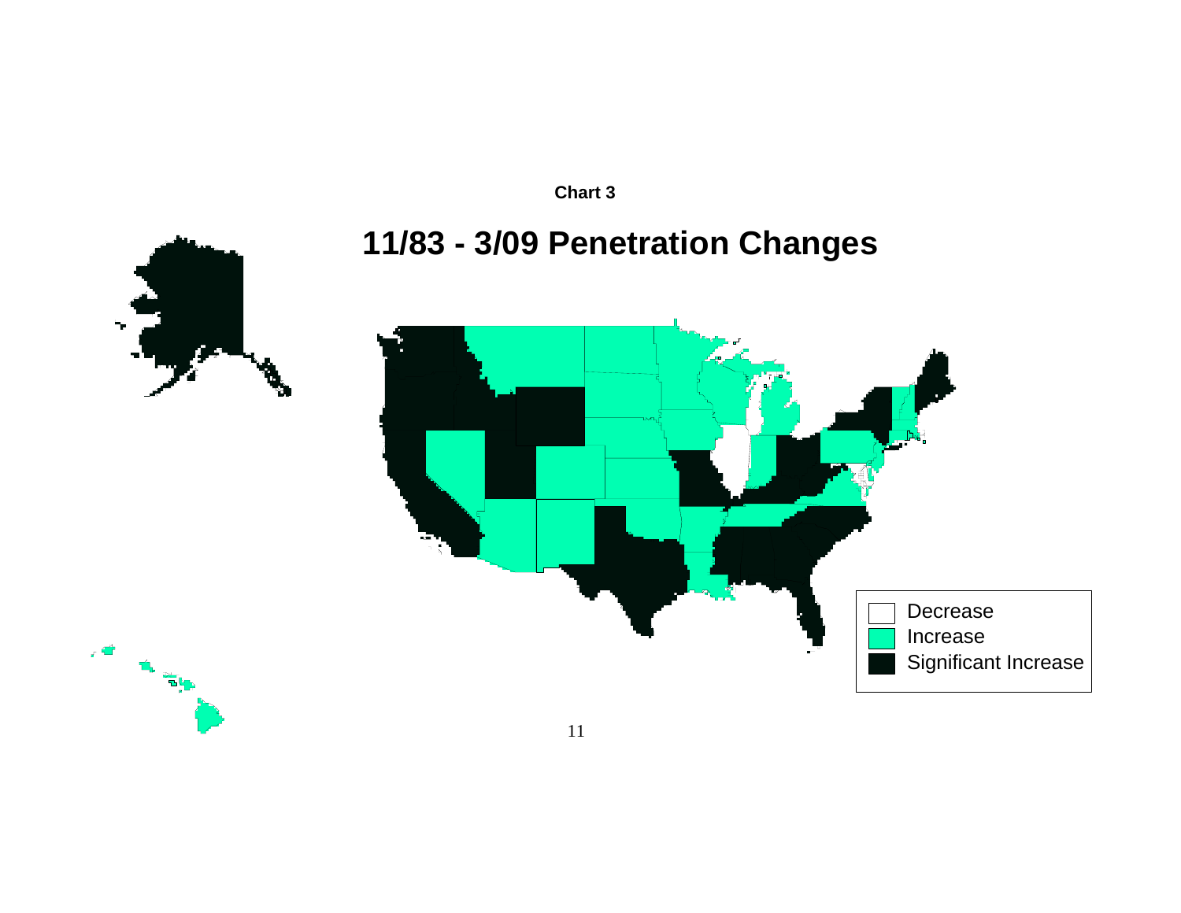**Chart 3**

# 11/83 - 3/09 Penetration Changes

Decrease

Increase

Significant Increase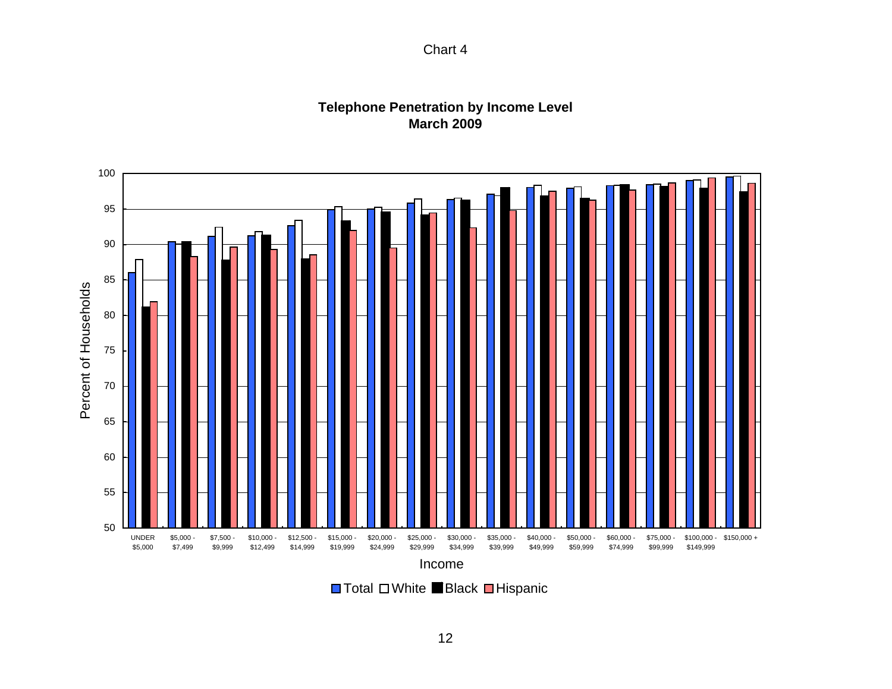Chart 4

**Telephone Penetration by Income Level**
**March 2009**

Percent of Households

100
95
90
85
80
75
70
65
60
55
50

UNDER $5,000 | $5,000 - $7,499 | $7,500 - $9,999 | $10,000 - $12,499 | $12,500 - $14,999 | $15,000 - $19,999 | $20,000 - $24,999 | $25,000 - $29,999 | $30,000 - $34,999 | $35,000 - $39,999 | $40,000 - $49,999 | $50,000 - $59,999 | $60,000 - $74,999 | $75,000 - $99,999 | $100,000 - $149,999 | $150,000 +

Income

Total | White | Black | Hispanic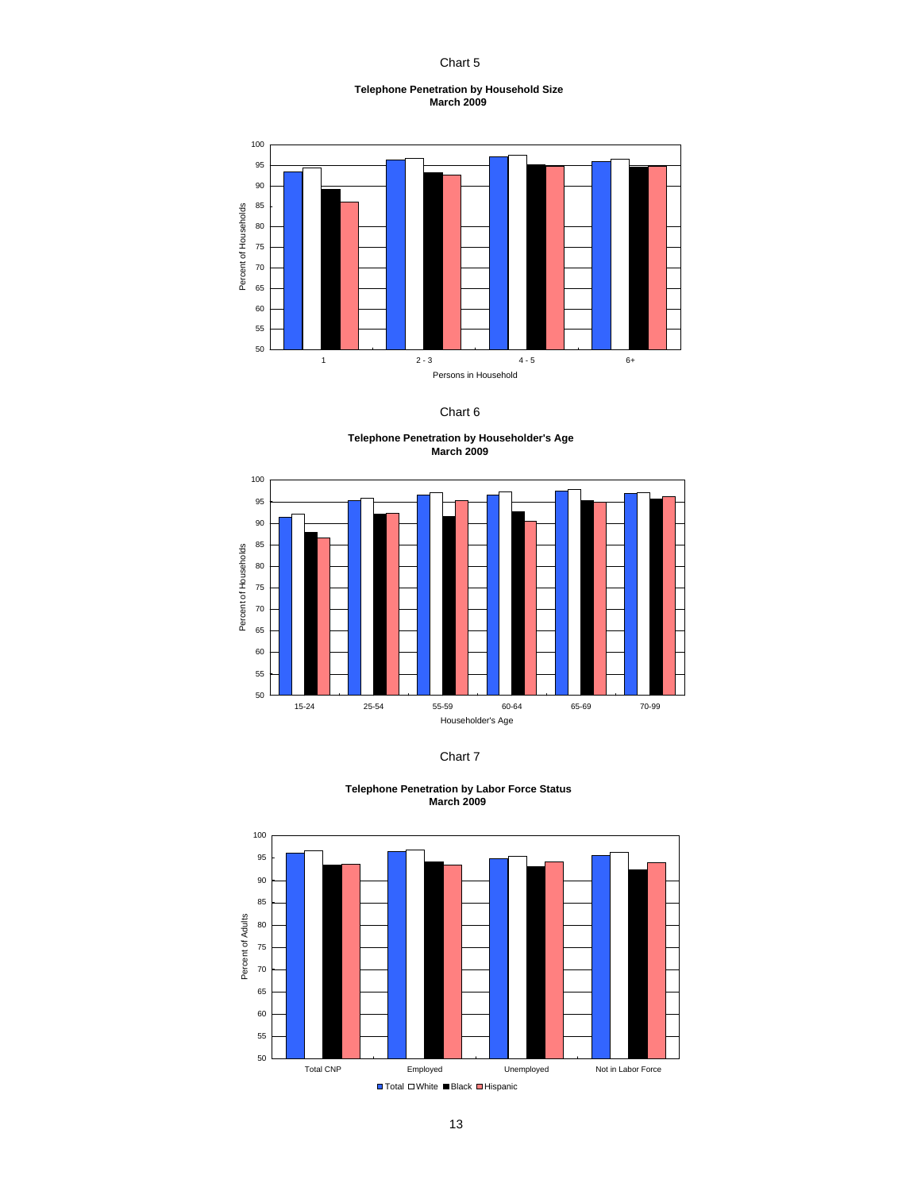Chart 5

**Telephone Penetration by Household Size**
**March 2009**

Chart 6

**Telephone Penetration by Householder's Age**
**March 2009**

Chart 7

**Telephone Penetration by Labor Force Status**
**March 2009**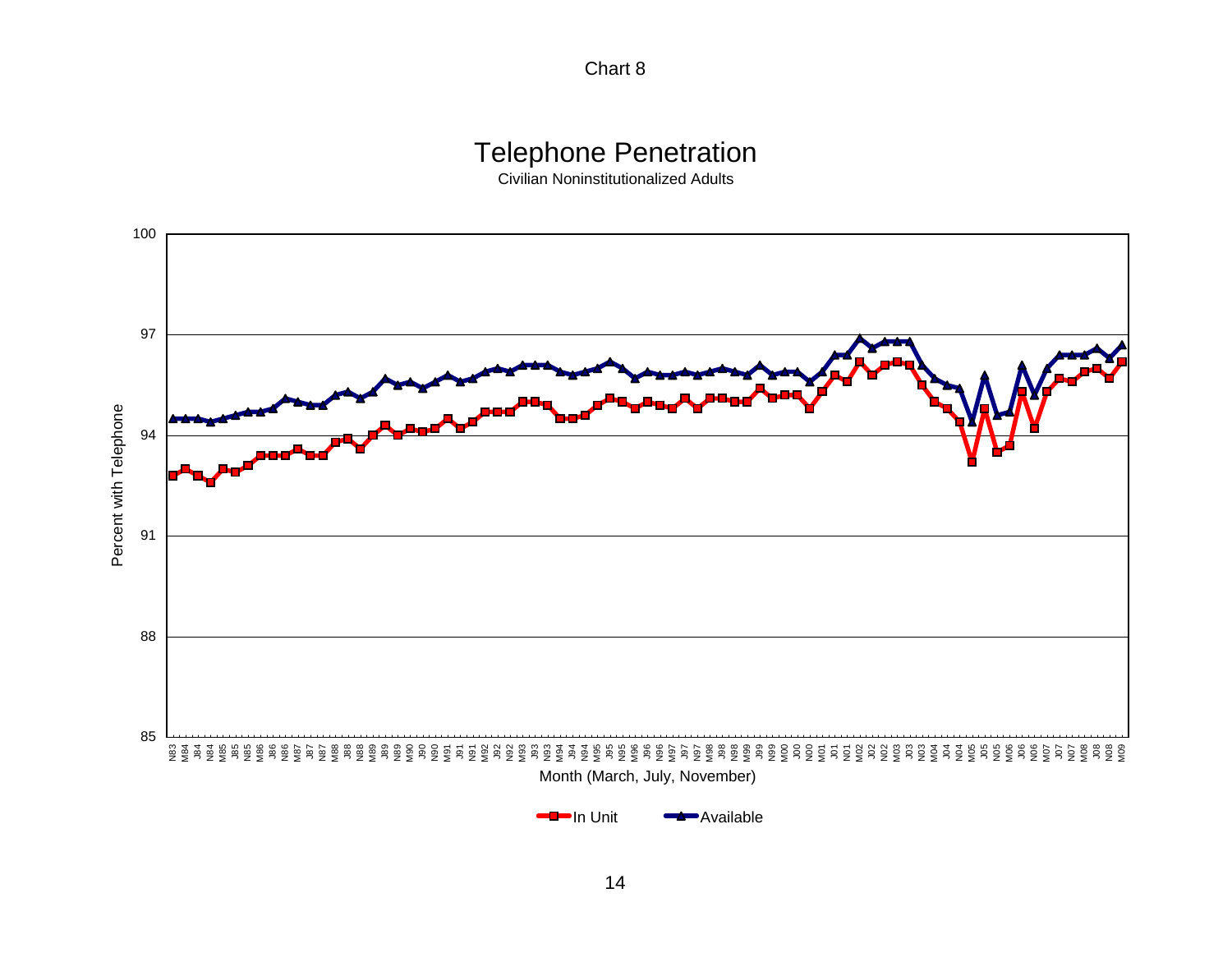Chart 8

## Telephone Penetration

Civilian Noninstitutionalized Adults

Percent with Telephone (y-axis: 85 to 100)

Month (March, July, November) (x-axis: N83 to M09)

Legend: In Unit, Available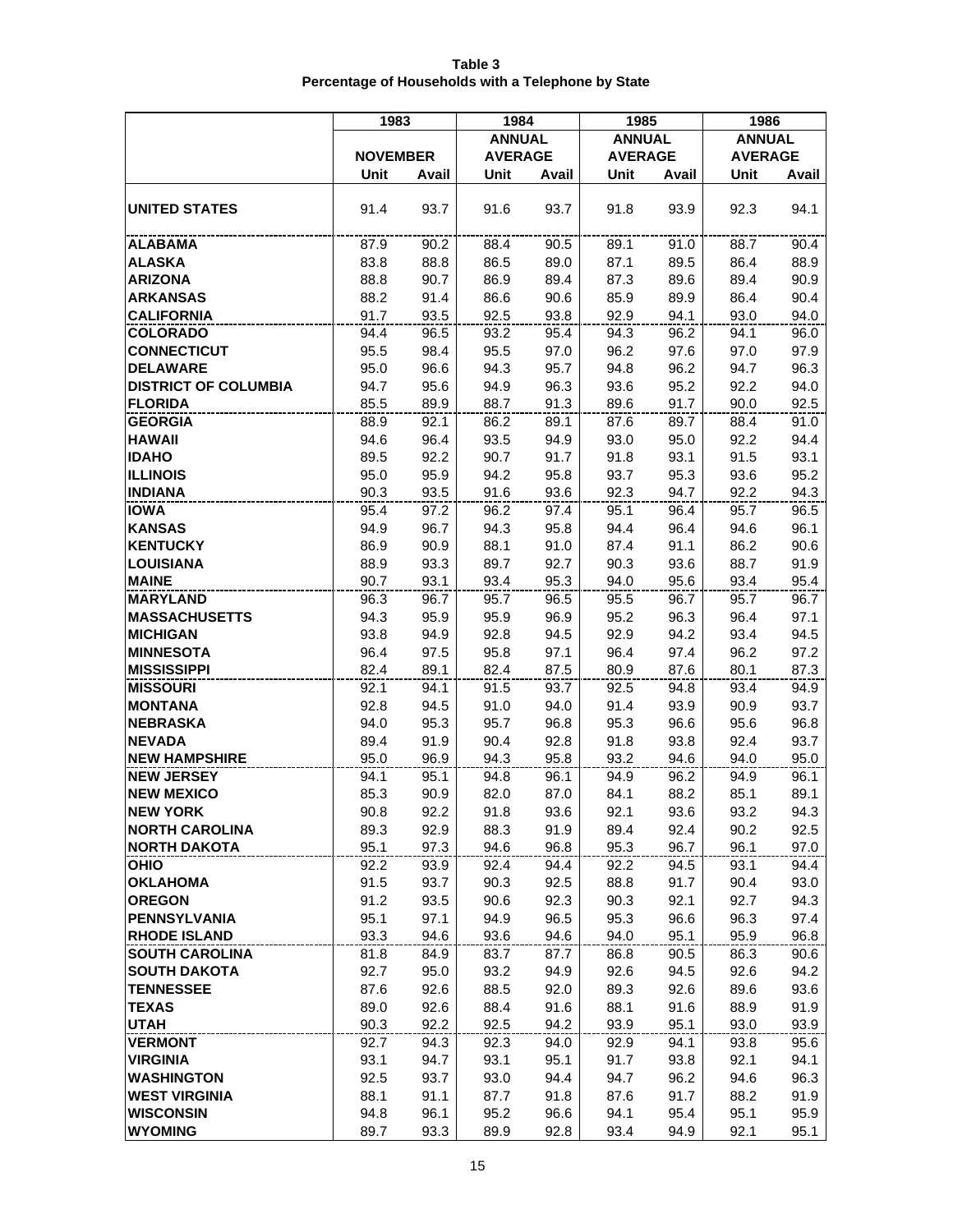**Table 3**
**Percentage of Households with a Telephone by State**

| | 1983 | | 1984 | | 1985 | | 1986 | |
|---|---|---|---|---|---|---|---|---|
| | NOVEMBER | | ANNUAL AVERAGE | | ANNUAL AVERAGE | | ANNUAL AVERAGE | |
| | Unit | Avail | Unit | Avail | Unit | Avail | Unit | Avail |
| **UNITED STATES** | 91.4 | 93.7 | 91.6 | 93.7 | 91.8 | 93.9 | 92.3 | 94.1 |
| **ALABAMA** | 87.9 | 90.2 | 88.4 | 90.5 | 89.1 | 91.0 | 88.7 | 90.4 |
| **ALASKA** | 83.8 | 88.8 | 86.5 | 89.0 | 87.1 | 89.5 | 86.4 | 88.9 |
| **ARIZONA** | 88.8 | 90.7 | 86.9 | 89.4 | 87.3 | 89.6 | 89.4 | 90.9 |
| **ARKANSAS** | 88.2 | 91.4 | 86.6 | 90.6 | 85.9 | 89.9 | 86.4 | 90.4 |
| **CALIFORNIA** | 91.7 | 93.5 | 92.5 | 93.8 | 92.9 | 94.1 | 93.0 | 94.0 |
| **COLORADO** | 94.4 | 96.5 | 93.2 | 95.4 | 94.3 | 96.2 | 94.1 | 96.0 |
| **CONNECTICUT** | 95.5 | 98.4 | 95.5 | 97.0 | 96.2 | 97.6 | 97.0 | 97.9 |
| **DELAWARE** | 95.0 | 96.6 | 94.3 | 95.7 | 94.8 | 96.2 | 94.7 | 96.3 |
| **DISTRICT OF COLUMBIA** | 94.7 | 95.6 | 94.9 | 96.3 | 93.6 | 95.2 | 92.2 | 94.0 |
| **FLORIDA** | 85.5 | 89.9 | 88.7 | 91.3 | 89.6 | 91.7 | 90.0 | 92.5 |
| **GEORGIA** | 88.9 | 92.1 | 86.2 | 89.1 | 87.6 | 89.7 | 88.4 | 91.0 |
| **HAWAII** | 94.6 | 96.4 | 93.5 | 94.9 | 93.0 | 95.0 | 92.2 | 94.4 |
| **IDAHO** | 89.5 | 92.2 | 90.7 | 91.7 | 91.8 | 93.1 | 91.5 | 93.1 |
| **ILLINOIS** | 95.0 | 95.9 | 94.2 | 95.8 | 93.7 | 95.3 | 93.6 | 95.2 |
| **INDIANA** | 90.3 | 93.5 | 91.6 | 93.6 | 92.3 | 94.7 | 92.2 | 94.3 |
| **IOWA** | 95.4 | 97.2 | 96.2 | 97.4 | 95.1 | 96.4 | 95.7 | 96.5 |
| **KANSAS** | 94.9 | 96.7 | 94.3 | 95.8 | 94.4 | 96.4 | 94.6 | 96.1 |
| **KENTUCKY** | 86.9 | 90.9 | 88.1 | 91.0 | 87.4 | 91.1 | 86.2 | 90.6 |
| **LOUISIANA** | 88.9 | 93.3 | 89.7 | 92.7 | 90.3 | 93.6 | 88.7 | 91.9 |
| **MAINE** | 90.7 | 93.1 | 93.4 | 95.3 | 94.0 | 95.6 | 93.4 | 95.4 |
| **MARYLAND** | 96.3 | 96.7 | 95.7 | 96.5 | 95.5 | 96.7 | 95.7 | 96.7 |
| **MASSACHUSETTS** | 94.3 | 95.9 | 95.9 | 96.9 | 95.2 | 96.3 | 96.4 | 97.1 |
| **MICHIGAN** | 93.8 | 94.9 | 92.8 | 94.5 | 92.9 | 94.2 | 93.4 | 94.5 |
| **MINNESOTA** | 96.4 | 97.5 | 95.8 | 97.1 | 96.4 | 97.4 | 96.2 | 97.2 |
| **MISSISSIPPI** | 82.4 | 89.1 | 82.4 | 87.5 | 80.9 | 87.6 | 80.1 | 87.3 |
| **MISSOURI** | 92.1 | 94.1 | 91.5 | 93.7 | 92.5 | 94.8 | 93.4 | 94.9 |
| **MONTANA** | 92.8 | 94.5 | 91.0 | 94.0 | 91.4 | 93.9 | 90.9 | 93.7 |
| **NEBRASKA** | 94.0 | 95.3 | 95.7 | 96.8 | 95.3 | 96.6 | 95.6 | 96.8 |
| **NEVADA** | 89.4 | 91.9 | 90.4 | 92.8 | 91.8 | 93.8 | 92.4 | 93.7 |
| **NEW HAMPSHIRE** | 95.0 | 96.9 | 94.3 | 95.8 | 93.2 | 94.6 | 94.0 | 95.0 |
| **NEW JERSEY** | 94.1 | 95.1 | 94.8 | 96.1 | 94.9 | 96.2 | 94.9 | 96.1 |
| **NEW MEXICO** | 85.3 | 90.9 | 82.0 | 87.0 | 84.1 | 88.2 | 85.1 | 89.1 |
| **NEW YORK** | 90.8 | 92.2 | 91.8 | 93.6 | 92.1 | 93.6 | 93.2 | 94.3 |
| **NORTH CAROLINA** | 89.3 | 92.9 | 88.3 | 91.9 | 89.4 | 92.4 | 90.2 | 92.5 |
| **NORTH DAKOTA** | 95.1 | 97.3 | 94.6 | 96.8 | 95.3 | 96.7 | 96.1 | 97.0 |
| **OHIO** | 92.2 | 93.9 | 92.4 | 94.4 | 92.2 | 94.5 | 93.1 | 94.4 |
| **OKLAHOMA** | 91.5 | 93.7 | 90.3 | 92.5 | 88.8 | 91.7 | 90.4 | 93.0 |
| **OREGON** | 91.2 | 93.5 | 90.6 | 92.3 | 90.3 | 92.1 | 92.7 | 94.3 |
| **PENNSYLVANIA** | 95.1 | 97.1 | 94.9 | 96.5 | 95.3 | 96.6 | 96.3 | 97.4 |
| **RHODE ISLAND** | 93.3 | 94.6 | 93.6 | 94.6 | 94.0 | 95.1 | 95.9 | 96.8 |
| **SOUTH CAROLINA** | 81.8 | 84.9 | 83.7 | 87.7 | 86.8 | 90.5 | 86.3 | 90.6 |
| **SOUTH DAKOTA** | 92.7 | 95.0 | 93.2 | 94.9 | 92.6 | 94.5 | 92.6 | 94.2 |
| **TENNESSEE** | 87.6 | 92.6 | 88.5 | 92.0 | 89.3 | 92.6 | 89.6 | 93.6 |
| **TEXAS** | 89.0 | 92.6 | 88.4 | 91.6 | 88.1 | 91.6 | 88.9 | 91.9 |
| **UTAH** | 90.3 | 92.2 | 92.5 | 94.2 | 93.9 | 95.1 | 93.0 | 93.9 |
| **VERMONT** | 92.7 | 94.3 | 92.3 | 94.0 | 92.9 | 94.1 | 93.8 | 95.6 |
| **VIRGINIA** | 93.1 | 94.7 | 93.1 | 95.1 | 91.7 | 93.8 | 92.1 | 94.1 |
| **WASHINGTON** | 92.5 | 93.7 | 93.0 | 94.4 | 94.7 | 96.2 | 94.6 | 96.3 |
| **WEST VIRGINIA** | 88.1 | 91.1 | 87.7 | 91.8 | 87.6 | 91.7 | 88.2 | 91.9 |
| **WISCONSIN** | 94.8 | 96.1 | 95.2 | 96.6 | 94.1 | 95.4 | 95.1 | 95.9 |
| **WYOMING** | 89.7 | 93.3 | 89.9 | 92.8 | 93.4 | 94.9 | 92.1 | 95.1 |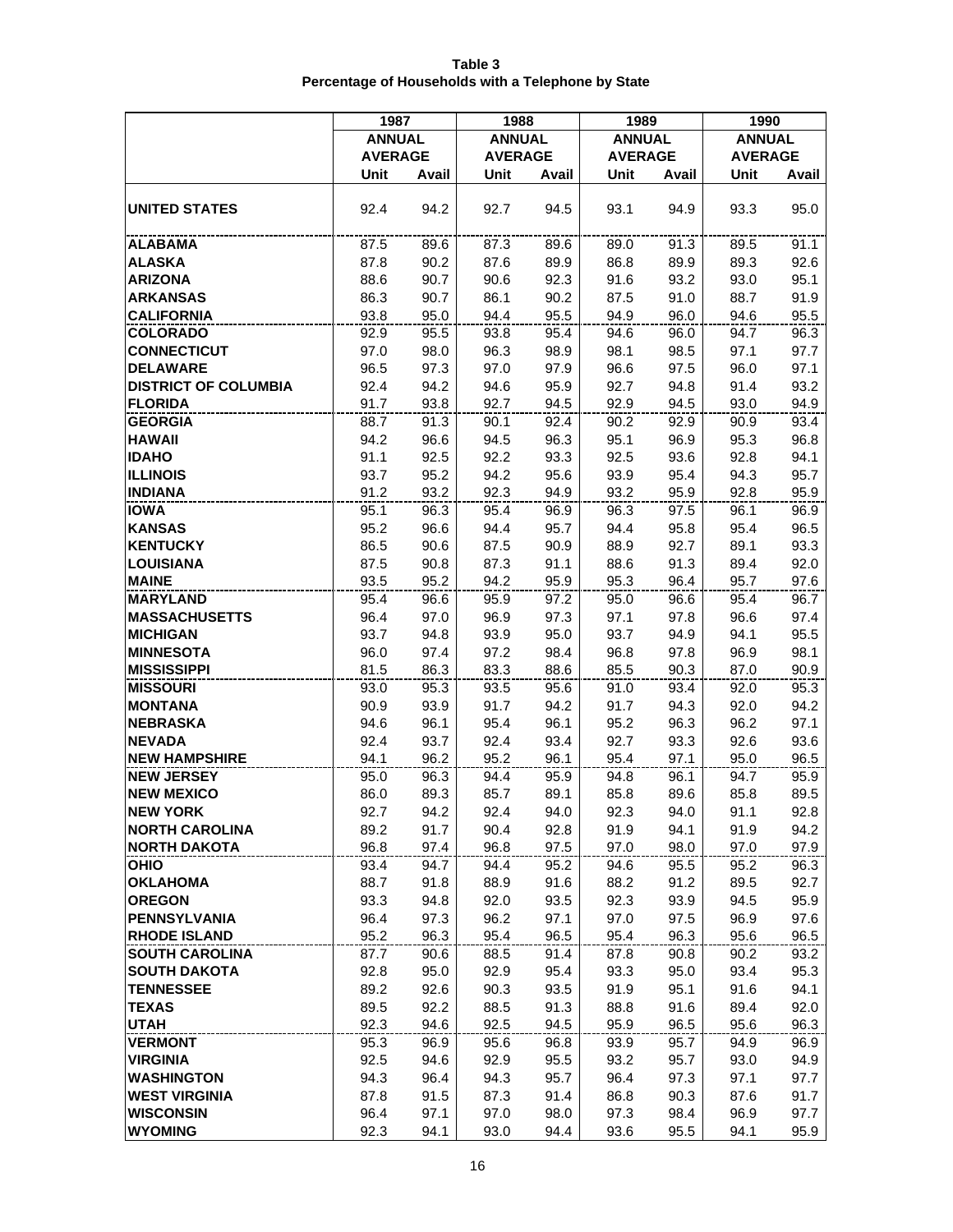**Table 3**
**Percentage of Households with a Telephone by State**

| | 1987 | | 1988 | | 1989 | | 1990 | |
|---|---|---|---|---|---|---|---|---|
| | ANNUAL AVERAGE | | ANNUAL AVERAGE | | ANNUAL AVERAGE | | ANNUAL AVERAGE | |
| | Unit | Avail | Unit | Avail | Unit | Avail | Unit | Avail |
| **UNITED STATES** | 92.4 | 94.2 | 92.7 | 94.5 | 93.1 | 94.9 | 93.3 | 95.0 |
| **ALABAMA** | 87.5 | 89.6 | 87.3 | 89.6 | 89.0 | 91.3 | 89.5 | 91.1 |
| **ALASKA** | 87.8 | 90.2 | 87.6 | 89.9 | 86.8 | 89.9 | 89.3 | 92.6 |
| **ARIZONA** | 88.6 | 90.7 | 90.6 | 92.3 | 91.6 | 93.2 | 93.0 | 95.1 |
| **ARKANSAS** | 86.3 | 90.7 | 86.1 | 90.2 | 87.5 | 91.0 | 88.7 | 91.9 |
| **CALIFORNIA** | 93.8 | 95.0 | 94.4 | 95.5 | 94.9 | 96.0 | 94.6 | 95.5 |
| **COLORADO** | 92.9 | 95.5 | 93.8 | 95.4 | 94.6 | 96.0 | 94.7 | 96.3 |
| **CONNECTICUT** | 97.0 | 98.0 | 96.3 | 98.9 | 98.1 | 98.5 | 97.1 | 97.7 |
| **DELAWARE** | 96.5 | 97.3 | 97.0 | 97.9 | 96.6 | 97.5 | 96.0 | 97.1 |
| **DISTRICT OF COLUMBIA** | 92.4 | 94.2 | 94.6 | 95.9 | 92.7 | 94.8 | 91.4 | 93.2 |
| **FLORIDA** | 91.7 | 93.8 | 92.7 | 94.5 | 92.9 | 94.5 | 93.0 | 94.9 |
| **GEORGIA** | 88.7 | 91.3 | 90.1 | 92.4 | 90.2 | 92.9 | 90.9 | 93.4 |
| **HAWAII** | 94.2 | 96.6 | 94.5 | 96.3 | 95.1 | 96.9 | 95.3 | 96.8 |
| **IDAHO** | 91.1 | 92.5 | 92.2 | 93.3 | 92.5 | 93.6 | 92.8 | 94.1 |
| **ILLINOIS** | 93.7 | 95.2 | 94.2 | 95.6 | 93.9 | 95.4 | 94.3 | 95.7 |
| **INDIANA** | 91.2 | 93.2 | 92.3 | 94.9 | 93.2 | 95.9 | 92.8 | 95.9 |
| **IOWA** | 95.1 | 96.3 | 95.4 | 96.9 | 96.3 | 97.5 | 96.1 | 96.9 |
| **KANSAS** | 95.2 | 96.6 | 94.4 | 95.7 | 94.4 | 95.8 | 95.4 | 96.5 |
| **KENTUCKY** | 86.5 | 90.6 | 87.5 | 90.9 | 88.9 | 92.7 | 89.1 | 93.3 |
| **LOUISIANA** | 87.5 | 90.8 | 87.3 | 91.1 | 88.6 | 91.3 | 89.4 | 92.0 |
| **MAINE** | 93.5 | 95.2 | 94.2 | 95.9 | 95.3 | 96.4 | 95.7 | 97.6 |
| **MARYLAND** | 95.4 | 96.6 | 95.9 | 97.2 | 95.0 | 96.6 | 95.4 | 96.7 |
| **MASSACHUSETTS** | 96.4 | 97.0 | 96.9 | 97.3 | 97.1 | 97.8 | 96.6 | 97.4 |
| **MICHIGAN** | 93.7 | 94.8 | 93.9 | 95.0 | 93.7 | 94.9 | 94.1 | 95.5 |
| **MINNESOTA** | 96.0 | 97.4 | 97.2 | 98.4 | 96.8 | 97.8 | 96.9 | 98.1 |
| **MISSISSIPPI** | 81.5 | 86.3 | 83.3 | 88.6 | 85.5 | 90.3 | 87.0 | 90.9 |
| **MISSOURI** | 93.0 | 95.3 | 93.5 | 95.6 | 91.0 | 93.4 | 92.0 | 95.3 |
| **MONTANA** | 90.9 | 93.9 | 91.7 | 94.2 | 91.7 | 94.3 | 92.0 | 94.2 |
| **NEBRASKA** | 94.6 | 96.1 | 95.4 | 96.1 | 95.2 | 96.3 | 96.2 | 97.1 |
| **NEVADA** | 92.4 | 93.7 | 92.4 | 93.4 | 92.7 | 93.3 | 92.6 | 93.6 |
| **NEW HAMPSHIRE** | 94.1 | 96.2 | 95.2 | 96.1 | 95.4 | 97.1 | 95.0 | 96.5 |
| **NEW JERSEY** | 95.0 | 96.3 | 94.4 | 95.9 | 94.8 | 96.1 | 94.7 | 95.9 |
| **NEW MEXICO** | 86.0 | 89.3 | 85.7 | 89.1 | 85.8 | 89.6 | 85.8 | 89.5 |
| **NEW YORK** | 92.7 | 94.2 | 92.4 | 94.0 | 92.3 | 94.0 | 91.1 | 92.8 |
| **NORTH CAROLINA** | 89.2 | 91.7 | 90.4 | 92.8 | 91.9 | 94.1 | 91.9 | 94.2 |
| **NORTH DAKOTA** | 96.8 | 97.4 | 96.8 | 97.5 | 97.0 | 98.0 | 97.0 | 97.9 |
| **OHIO** | 93.4 | 94.7 | 94.4 | 95.2 | 94.6 | 95.5 | 95.2 | 96.3 |
| **OKLAHOMA** | 88.7 | 91.8 | 88.9 | 91.6 | 88.2 | 91.2 | 89.5 | 92.7 |
| **OREGON** | 93.3 | 94.8 | 92.0 | 93.5 | 92.3 | 93.9 | 94.5 | 95.9 |
| **PENNSYLVANIA** | 96.4 | 97.3 | 96.2 | 97.1 | 97.0 | 97.5 | 96.9 | 97.6 |
| **RHODE ISLAND** | 95.2 | 96.3 | 95.4 | 96.5 | 95.4 | 96.3 | 95.6 | 96.5 |
| **SOUTH CAROLINA** | 87.7 | 90.6 | 88.5 | 91.4 | 87.8 | 90.8 | 90.2 | 93.2 |
| **SOUTH DAKOTA** | 92.8 | 95.0 | 92.9 | 95.4 | 93.3 | 95.0 | 93.4 | 95.3 |
| **TENNESSEE** | 89.2 | 92.6 | 90.3 | 93.5 | 91.9 | 95.1 | 91.6 | 94.1 |
| **TEXAS** | 89.5 | 92.2 | 88.5 | 91.3 | 88.8 | 91.6 | 89.4 | 92.0 |
| **UTAH** | 92.3 | 94.6 | 92.5 | 94.5 | 95.9 | 96.5 | 95.6 | 96.3 |
| **VERMONT** | 95.3 | 96.9 | 95.6 | 96.8 | 93.9 | 95.7 | 94.9 | 96.9 |
| **VIRGINIA** | 92.5 | 94.6 | 92.9 | 95.5 | 93.2 | 95.7 | 93.0 | 94.9 |
| **WASHINGTON** | 94.3 | 96.4 | 94.3 | 95.7 | 96.4 | 97.3 | 97.1 | 97.7 |
| **WEST VIRGINIA** | 87.8 | 91.5 | 87.3 | 91.4 | 86.8 | 90.3 | 87.6 | 91.7 |
| **WISCONSIN** | 96.4 | 97.1 | 97.0 | 98.0 | 97.3 | 98.4 | 96.9 | 97.7 |
| **WYOMING** | 92.3 | 94.1 | 93.0 | 94.4 | 93.6 | 95.5 | 94.1 | 95.9 |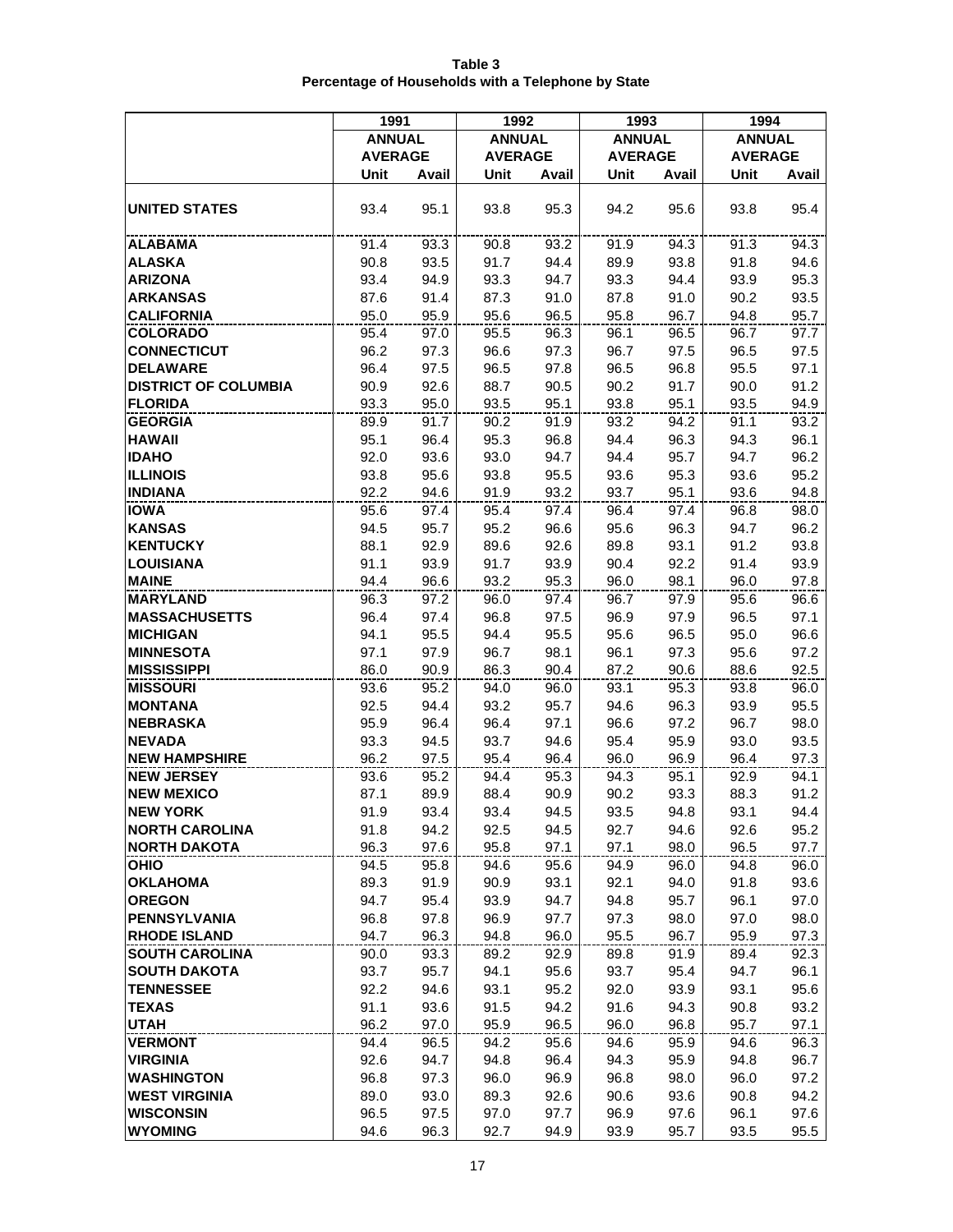**Table 3**
**Percentage of Households with a Telephone by State**

| | 1991 | | 1992 | | 1993 | | 1994 | |
|---|---|---|---|---|---|---|---|---|
| | ANNUAL AVERAGE | | ANNUAL AVERAGE | | ANNUAL AVERAGE | | ANNUAL AVERAGE | |
| | Unit | Avail | Unit | Avail | Unit | Avail | Unit | Avail |
| **UNITED STATES** | 93.4 | 95.1 | 93.8 | 95.3 | 94.2 | 95.6 | 93.8 | 95.4 |
| **ALABAMA** | 91.4 | 93.3 | 90.8 | 93.2 | 91.9 | 94.3 | 91.3 | 94.3 |
| **ALASKA** | 90.8 | 93.5 | 91.7 | 94.4 | 89.9 | 93.8 | 91.8 | 94.6 |
| **ARIZONA** | 93.4 | 94.9 | 93.3 | 94.7 | 93.3 | 94.4 | 93.9 | 95.3 |
| **ARKANSAS** | 87.6 | 91.4 | 87.3 | 91.0 | 87.8 | 91.0 | 90.2 | 93.5 |
| **CALIFORNIA** | 95.0 | 95.9 | 95.6 | 96.5 | 95.8 | 96.7 | 94.8 | 95.7 |
| **COLORADO** | 95.4 | 97.0 | 95.5 | 96.3 | 96.1 | 96.5 | 96.7 | 97.7 |
| **CONNECTICUT** | 96.2 | 97.3 | 96.6 | 97.3 | 96.7 | 97.5 | 96.5 | 97.5 |
| **DELAWARE** | 96.4 | 97.5 | 96.5 | 97.8 | 96.5 | 96.8 | 95.5 | 97.1 |
| **DISTRICT OF COLUMBIA** | 90.9 | 92.6 | 88.7 | 90.5 | 90.2 | 91.7 | 90.0 | 91.2 |
| **FLORIDA** | 93.3 | 95.0 | 93.5 | 95.1 | 93.8 | 95.1 | 93.5 | 94.9 |
| **GEORGIA** | 89.9 | 91.7 | 90.2 | 91.9 | 93.2 | 94.2 | 91.1 | 93.2 |
| **HAWAII** | 95.1 | 96.4 | 95.3 | 96.8 | 94.4 | 96.3 | 94.3 | 96.1 |
| **IDAHO** | 92.0 | 93.6 | 93.0 | 94.7 | 94.4 | 95.7 | 94.7 | 96.2 |
| **ILLINOIS** | 93.8 | 95.6 | 93.8 | 95.5 | 93.6 | 95.3 | 93.6 | 95.2 |
| **INDIANA** | 92.2 | 94.6 | 91.9 | 93.2 | 93.7 | 95.1 | 93.6 | 94.8 |
| **IOWA** | 95.6 | 97.4 | 95.4 | 97.4 | 96.4 | 97.4 | 96.8 | 98.0 |
| **KANSAS** | 94.5 | 95.7 | 95.2 | 96.6 | 95.6 | 96.3 | 94.7 | 96.2 |
| **KENTUCKY** | 88.1 | 92.9 | 89.6 | 92.6 | 89.8 | 93.1 | 91.2 | 93.8 |
| **LOUISIANA** | 91.1 | 93.9 | 91.7 | 93.9 | 90.4 | 92.2 | 91.4 | 93.9 |
| **MAINE** | 94.4 | 96.6 | 93.2 | 95.3 | 96.0 | 98.1 | 96.0 | 97.8 |
| **MARYLAND** | 96.3 | 97.2 | 96.0 | 97.4 | 96.7 | 97.9 | 95.6 | 96.6 |
| **MASSACHUSETTS** | 96.4 | 97.4 | 96.8 | 97.5 | 96.9 | 97.9 | 96.5 | 97.1 |
| **MICHIGAN** | 94.1 | 95.5 | 94.4 | 95.5 | 95.6 | 96.5 | 95.0 | 96.6 |
| **MINNESOTA** | 97.1 | 97.9 | 96.7 | 98.1 | 96.1 | 97.3 | 95.6 | 97.2 |
| **MISSISSIPPI** | 86.0 | 90.9 | 86.3 | 90.4 | 87.2 | 90.6 | 88.6 | 92.5 |
| **MISSOURI** | 93.6 | 95.2 | 94.0 | 96.0 | 93.1 | 95.3 | 93.8 | 96.0 |
| **MONTANA** | 92.5 | 94.4 | 93.2 | 95.7 | 94.6 | 96.3 | 93.9 | 95.5 |
| **NEBRASKA** | 95.9 | 96.4 | 96.4 | 97.1 | 96.6 | 97.2 | 96.7 | 98.0 |
| **NEVADA** | 93.3 | 94.5 | 93.7 | 94.6 | 95.4 | 95.9 | 93.0 | 93.5 |
| **NEW HAMPSHIRE** | 96.2 | 97.5 | 95.4 | 96.4 | 96.0 | 96.9 | 96.4 | 97.3 |
| **NEW JERSEY** | 93.6 | 95.2 | 94.4 | 95.3 | 94.3 | 95.1 | 92.9 | 94.1 |
| **NEW MEXICO** | 87.1 | 89.9 | 88.4 | 90.9 | 90.2 | 93.3 | 88.3 | 91.2 |
| **NEW YORK** | 91.9 | 93.4 | 93.4 | 94.5 | 93.5 | 94.8 | 93.1 | 94.4 |
| **NORTH CAROLINA** | 91.8 | 94.2 | 92.5 | 94.5 | 92.7 | 94.6 | 92.6 | 95.2 |
| **NORTH DAKOTA** | 96.3 | 97.6 | 95.8 | 97.1 | 97.1 | 98.0 | 96.5 | 97.7 |
| **OHIO** | 94.5 | 95.8 | 94.6 | 95.6 | 94.9 | 96.0 | 94.8 | 96.0 |
| **OKLAHOMA** | 89.3 | 91.9 | 90.9 | 93.1 | 92.1 | 94.0 | 91.8 | 93.6 |
| **OREGON** | 94.7 | 95.4 | 93.9 | 94.7 | 94.8 | 95.7 | 96.1 | 97.0 |
| **PENNSYLVANIA** | 96.8 | 97.8 | 96.9 | 97.7 | 97.3 | 98.0 | 97.0 | 98.0 |
| **RHODE ISLAND** | 94.7 | 96.3 | 94.8 | 96.0 | 95.5 | 96.7 | 95.9 | 97.3 |
| **SOUTH CAROLINA** | 90.0 | 93.3 | 89.2 | 92.9 | 89.8 | 91.9 | 89.4 | 92.3 |
| **SOUTH DAKOTA** | 93.7 | 95.7 | 94.1 | 95.6 | 93.7 | 95.4 | 94.7 | 96.1 |
| **TENNESSEE** | 92.2 | 94.6 | 93.1 | 95.2 | 92.0 | 93.9 | 93.1 | 95.6 |
| **TEXAS** | 91.1 | 93.6 | 91.5 | 94.2 | 91.6 | 94.3 | 90.8 | 93.2 |
| **UTAH** | 96.2 | 97.0 | 95.9 | 96.5 | 96.0 | 96.8 | 95.7 | 97.1 |
| **VERMONT** | 94.4 | 96.5 | 94.2 | 95.6 | 94.6 | 95.9 | 94.6 | 96.3 |
| **VIRGINIA** | 92.6 | 94.7 | 94.8 | 96.4 | 94.3 | 95.9 | 94.8 | 96.7 |
| **WASHINGTON** | 96.8 | 97.3 | 96.0 | 96.9 | 96.8 | 98.0 | 96.0 | 97.2 |
| **WEST VIRGINIA** | 89.0 | 93.0 | 89.3 | 92.6 | 90.6 | 93.6 | 90.8 | 94.2 |
| **WISCONSIN** | 96.5 | 97.5 | 97.0 | 97.7 | 96.9 | 97.6 | 96.1 | 97.6 |
| **WYOMING** | 94.6 | 96.3 | 92.7 | 94.9 | 93.9 | 95.7 | 93.5 | 95.5 |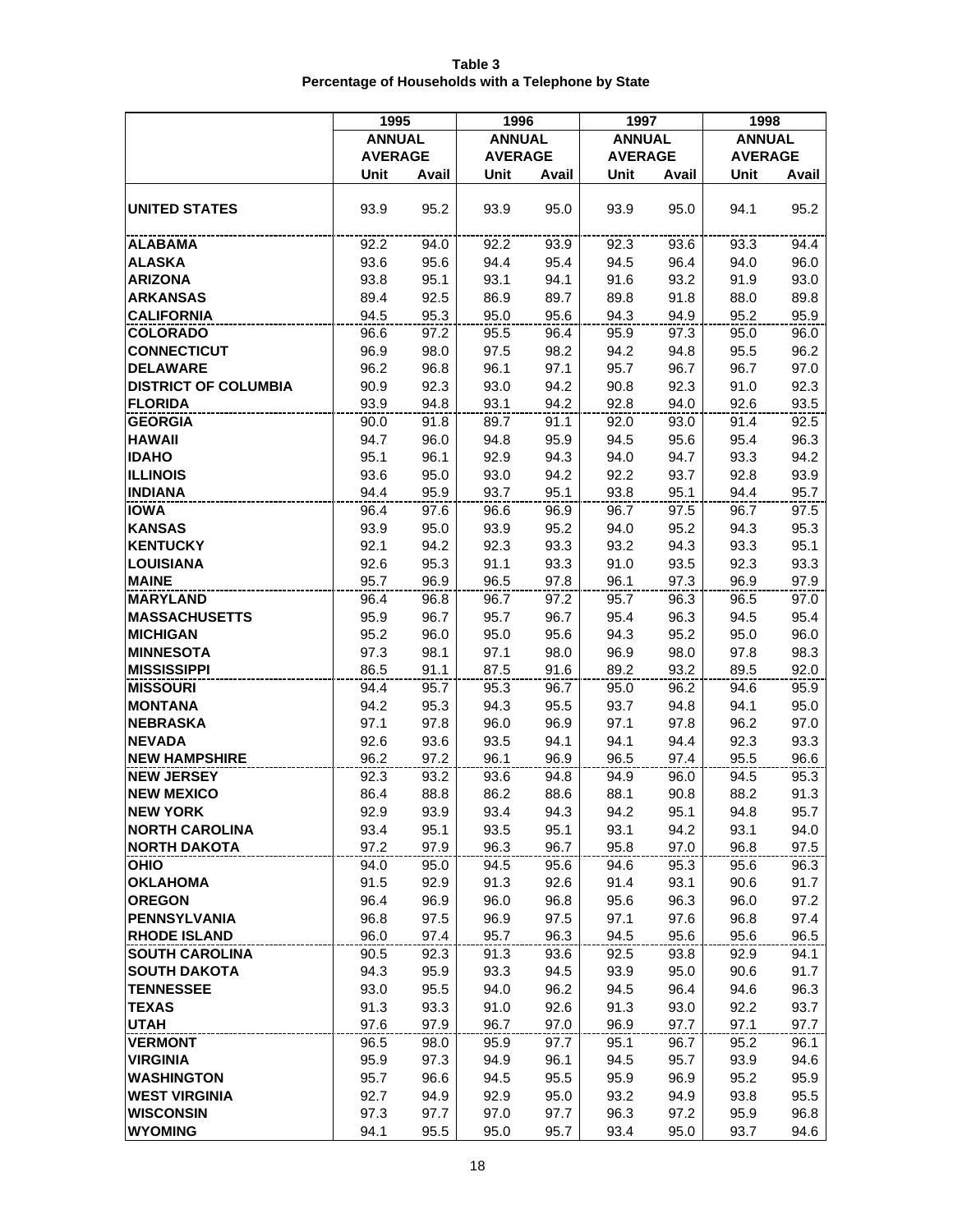**Table 3**
**Percentage of Households with a Telephone by State**

| | 1995 | | 1996 | | 1997 | | 1998 | |
|---|---|---|---|---|---|---|---|---|
| | ANNUAL AVERAGE | | ANNUAL AVERAGE | | ANNUAL AVERAGE | | ANNUAL AVERAGE | |
| | Unit | Avail | Unit | Avail | Unit | Avail | Unit | Avail |
| **UNITED STATES** | 93.9 | 95.2 | 93.9 | 95.0 | 93.9 | 95.0 | 94.1 | 95.2 |
| **ALABAMA** | 92.2 | 94.0 | 92.2 | 93.9 | 92.3 | 93.6 | 93.3 | 94.4 |
| **ALASKA** | 93.6 | 95.6 | 94.4 | 95.4 | 94.5 | 96.4 | 94.0 | 96.0 |
| **ARIZONA** | 93.8 | 95.1 | 93.1 | 94.1 | 91.6 | 93.2 | 91.9 | 93.0 |
| **ARKANSAS** | 89.4 | 92.5 | 86.9 | 89.7 | 89.8 | 91.8 | 88.0 | 89.8 |
| **CALIFORNIA** | 94.5 | 95.3 | 95.0 | 95.6 | 94.3 | 94.9 | 95.2 | 95.9 |
| **COLORADO** | 96.6 | 97.2 | 95.5 | 96.4 | 95.9 | 97.3 | 95.0 | 96.0 |
| **CONNECTICUT** | 96.9 | 98.0 | 97.5 | 98.2 | 94.2 | 94.8 | 95.5 | 96.2 |
| **DELAWARE** | 96.2 | 96.8 | 96.1 | 97.1 | 95.7 | 96.7 | 96.7 | 97.0 |
| **DISTRICT OF COLUMBIA** | 90.9 | 92.3 | 93.0 | 94.2 | 90.8 | 92.3 | 91.0 | 92.3 |
| **FLORIDA** | 93.9 | 94.8 | 93.1 | 94.2 | 92.8 | 94.0 | 92.6 | 93.5 |
| **GEORGIA** | 90.0 | 91.8 | 89.7 | 91.1 | 92.0 | 93.0 | 91.4 | 92.5 |
| **HAWAII** | 94.7 | 96.0 | 94.8 | 95.9 | 94.5 | 95.6 | 95.4 | 96.3 |
| **IDAHO** | 95.1 | 96.1 | 92.9 | 94.3 | 94.0 | 94.7 | 93.3 | 94.2 |
| **ILLINOIS** | 93.6 | 95.0 | 93.0 | 94.2 | 92.2 | 93.7 | 92.8 | 93.9 |
| **INDIANA** | 94.4 | 95.9 | 93.7 | 95.1 | 93.8 | 95.1 | 94.4 | 95.7 |
| **IOWA** | 96.4 | 97.6 | 96.6 | 96.9 | 96.7 | 97.5 | 96.7 | 97.5 |
| **KANSAS** | 93.9 | 95.0 | 93.9 | 95.2 | 94.0 | 95.2 | 94.3 | 95.3 |
| **KENTUCKY** | 92.1 | 94.2 | 92.3 | 93.3 | 93.2 | 94.3 | 93.3 | 95.1 |
| **LOUISIANA** | 92.6 | 95.3 | 91.1 | 93.3 | 91.0 | 93.5 | 92.3 | 93.3 |
| **MAINE** | 95.7 | 96.9 | 96.5 | 97.8 | 96.1 | 97.3 | 96.9 | 97.9 |
| **MARYLAND** | 96.4 | 96.8 | 96.7 | 97.2 | 95.7 | 96.3 | 96.5 | 97.0 |
| **MASSACHUSETTS** | 95.9 | 96.7 | 95.7 | 96.7 | 95.4 | 96.3 | 94.5 | 95.4 |
| **MICHIGAN** | 95.2 | 96.0 | 95.0 | 95.6 | 94.3 | 95.2 | 95.0 | 96.0 |
| **MINNESOTA** | 97.3 | 98.1 | 97.1 | 98.0 | 96.9 | 98.0 | 97.8 | 98.3 |
| **MISSISSIPPI** | 86.5 | 91.1 | 87.5 | 91.6 | 89.2 | 93.2 | 89.5 | 92.0 |
| **MISSOURI** | 94.4 | 95.7 | 95.3 | 96.7 | 95.0 | 96.2 | 94.6 | 95.9 |
| **MONTANA** | 94.2 | 95.3 | 94.3 | 95.5 | 93.7 | 94.8 | 94.1 | 95.0 |
| **NEBRASKA** | 97.1 | 97.8 | 96.0 | 96.9 | 97.1 | 97.8 | 96.2 | 97.0 |
| **NEVADA** | 92.6 | 93.6 | 93.5 | 94.1 | 94.1 | 94.4 | 92.3 | 93.3 |
| **NEW HAMPSHIRE** | 96.2 | 97.2 | 96.1 | 96.9 | 96.5 | 97.4 | 95.5 | 96.6 |
| **NEW JERSEY** | 92.3 | 93.2 | 93.6 | 94.8 | 94.9 | 96.0 | 94.5 | 95.3 |
| **NEW MEXICO** | 86.4 | 88.8 | 86.2 | 88.6 | 88.1 | 90.8 | 88.2 | 91.3 |
| **NEW YORK** | 92.9 | 93.9 | 93.4 | 94.3 | 94.2 | 95.1 | 94.8 | 95.7 |
| **NORTH CAROLINA** | 93.4 | 95.1 | 93.5 | 95.1 | 93.1 | 94.2 | 93.1 | 94.0 |
| **NORTH DAKOTA** | 97.2 | 97.9 | 96.3 | 96.7 | 95.8 | 97.0 | 96.8 | 97.5 |
| **OHIO** | 94.0 | 95.0 | 94.5 | 95.6 | 94.6 | 95.3 | 95.6 | 96.3 |
| **OKLAHOMA** | 91.5 | 92.9 | 91.3 | 92.6 | 91.4 | 93.1 | 90.6 | 91.7 |
| **OREGON** | 96.4 | 96.9 | 96.0 | 96.8 | 95.6 | 96.3 | 96.0 | 97.2 |
| **PENNSYLVANIA** | 96.8 | 97.5 | 96.9 | 97.5 | 97.1 | 97.6 | 96.8 | 97.4 |
| **RHODE ISLAND** | 96.0 | 97.4 | 95.7 | 96.3 | 94.5 | 95.6 | 95.6 | 96.5 |
| **SOUTH CAROLINA** | 90.5 | 92.3 | 91.3 | 93.6 | 92.5 | 93.8 | 92.9 | 94.1 |
| **SOUTH DAKOTA** | 94.3 | 95.9 | 93.3 | 94.5 | 93.9 | 95.0 | 90.6 | 91.7 |
| **TENNESSEE** | 93.0 | 95.5 | 94.0 | 96.2 | 94.5 | 96.4 | 94.6 | 96.3 |
| **TEXAS** | 91.3 | 93.3 | 91.0 | 92.6 | 91.3 | 93.0 | 92.2 | 93.7 |
| **UTAH** | 97.6 | 97.9 | 96.7 | 97.0 | 96.9 | 97.7 | 97.1 | 97.7 |
| **VERMONT** | 96.5 | 98.0 | 95.9 | 97.7 | 95.1 | 96.7 | 95.2 | 96.1 |
| **VIRGINIA** | 95.9 | 97.3 | 94.9 | 96.1 | 94.5 | 95.7 | 93.9 | 94.6 |
| **WASHINGTON** | 95.7 | 96.6 | 94.5 | 95.5 | 95.9 | 96.9 | 95.2 | 95.9 |
| **WEST VIRGINIA** | 92.7 | 94.9 | 92.9 | 95.0 | 93.2 | 94.9 | 93.8 | 95.5 |
| **WISCONSIN** | 97.3 | 97.7 | 97.0 | 97.7 | 96.3 | 97.2 | 95.9 | 96.8 |
| **WYOMING** | 94.1 | 95.5 | 95.0 | 95.7 | 93.4 | 95.0 | 93.7 | 94.6 |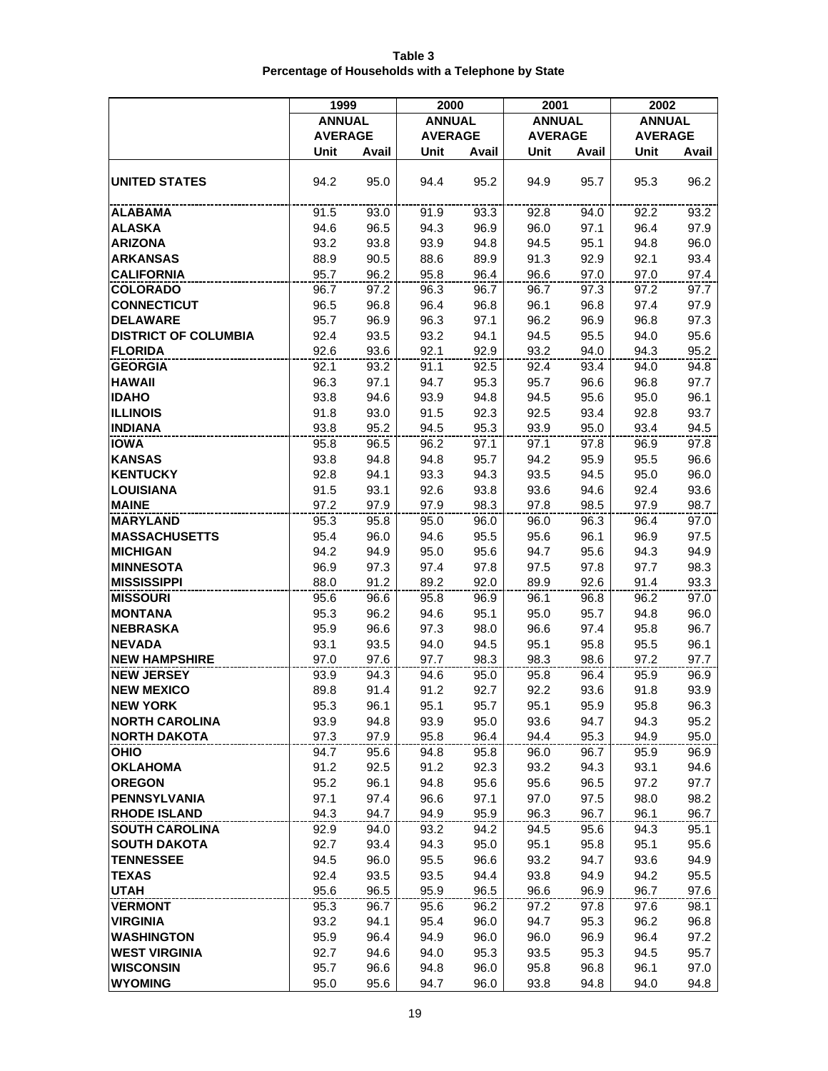**Table 3**
**Percentage of Households with a Telephone by State**

| | 1999 | | 2000 | | 2001 | | 2002 | |
|---|---|---|---|---|---|---|---|---|
| | ANNUAL AVERAGE | | ANNUAL AVERAGE | | ANNUAL AVERAGE | | ANNUAL AVERAGE | |
| | Unit | Avail | Unit | Avail | Unit | Avail | Unit | Avail |
| **UNITED STATES** | 94.2 | 95.0 | 94.4 | 95.2 | 94.9 | 95.7 | 95.3 | 96.2 |
| **ALABAMA** | 91.5 | 93.0 | 91.9 | 93.3 | 92.8 | 94.0 | 92.2 | 93.2 |
| **ALASKA** | 94.6 | 96.5 | 94.3 | 96.9 | 96.0 | 97.1 | 96.4 | 97.9 |
| **ARIZONA** | 93.2 | 93.8 | 93.9 | 94.8 | 94.5 | 95.1 | 94.8 | 96.0 |
| **ARKANSAS** | 88.9 | 90.5 | 88.6 | 89.9 | 91.3 | 92.9 | 92.1 | 93.4 |
| **CALIFORNIA** | 95.7 | 96.2 | 95.8 | 96.4 | 96.6 | 97.0 | 97.0 | 97.4 |
| **COLORADO** | 96.7 | 97.2 | 96.3 | 96.7 | 96.7 | 97.3 | 97.2 | 97.7 |
| **CONNECTICUT** | 96.5 | 96.8 | 96.4 | 96.8 | 96.1 | 96.8 | 97.4 | 97.9 |
| **DELAWARE** | 95.7 | 96.9 | 96.3 | 97.1 | 96.2 | 96.9 | 96.8 | 97.3 |
| **DISTRICT OF COLUMBIA** | 92.4 | 93.5 | 93.2 | 94.1 | 94.5 | 95.5 | 94.0 | 95.6 |
| **FLORIDA** | 92.6 | 93.6 | 92.1 | 92.9 | 93.2 | 94.0 | 94.3 | 95.2 |
| **GEORGIA** | 92.1 | 93.2 | 91.1 | 92.5 | 92.4 | 93.4 | 94.0 | 94.8 |
| **HAWAII** | 96.3 | 97.1 | 94.7 | 95.3 | 95.7 | 96.6 | 96.8 | 97.7 |
| **IDAHO** | 93.8 | 94.6 | 93.9 | 94.8 | 94.5 | 95.6 | 95.0 | 96.1 |
| **ILLINOIS** | 91.8 | 93.0 | 91.5 | 92.3 | 92.5 | 93.4 | 92.8 | 93.7 |
| **INDIANA** | 93.8 | 95.2 | 94.5 | 95.3 | 93.9 | 95.0 | 93.4 | 94.5 |
| **IOWA** | 95.8 | 96.5 | 96.2 | 97.1 | 97.1 | 97.8 | 96.9 | 97.8 |
| **KANSAS** | 93.8 | 94.8 | 94.8 | 95.7 | 94.2 | 95.9 | 95.5 | 96.6 |
| **KENTUCKY** | 92.8 | 94.1 | 93.3 | 94.3 | 93.5 | 94.5 | 95.0 | 96.0 |
| **LOUISIANA** | 91.5 | 93.1 | 92.6 | 93.8 | 93.6 | 94.6 | 92.4 | 93.6 |
| **MAINE** | 97.2 | 97.9 | 97.9 | 98.3 | 97.8 | 98.5 | 97.9 | 98.7 |
| **MARYLAND** | 95.3 | 95.8 | 95.0 | 96.0 | 96.0 | 96.3 | 96.4 | 97.0 |
| **MASSACHUSETTS** | 95.4 | 96.0 | 94.6 | 95.5 | 95.6 | 96.1 | 96.9 | 97.5 |
| **MICHIGAN** | 94.2 | 94.9 | 95.0 | 95.6 | 94.7 | 95.6 | 94.3 | 94.9 |
| **MINNESOTA** | 96.9 | 97.3 | 97.4 | 97.8 | 97.5 | 97.8 | 97.7 | 98.3 |
| **MISSISSIPPI** | 88.0 | 91.2 | 89.2 | 92.0 | 89.9 | 92.6 | 91.4 | 93.3 |
| **MISSOURI** | 95.6 | 96.6 | 95.8 | 96.9 | 96.1 | 96.8 | 96.2 | 97.0 |
| **MONTANA** | 95.3 | 96.2 | 94.6 | 95.1 | 95.0 | 95.7 | 94.8 | 96.0 |
| **NEBRASKA** | 95.9 | 96.6 | 97.3 | 98.0 | 96.6 | 97.4 | 95.8 | 96.7 |
| **NEVADA** | 93.1 | 93.5 | 94.0 | 94.5 | 95.1 | 95.8 | 95.5 | 96.1 |
| **NEW HAMPSHIRE** | 97.0 | 97.6 | 97.7 | 98.3 | 98.3 | 98.6 | 97.2 | 97.7 |
| **NEW JERSEY** | 93.9 | 94.3 | 94.6 | 95.0 | 95.8 | 96.4 | 95.9 | 96.9 |
| **NEW MEXICO** | 89.8 | 91.4 | 91.2 | 92.7 | 92.2 | 93.6 | 91.8 | 93.9 |
| **NEW YORK** | 95.3 | 96.1 | 95.1 | 95.7 | 95.1 | 95.9 | 95.8 | 96.3 |
| **NORTH CAROLINA** | 93.9 | 94.8 | 93.9 | 95.0 | 93.6 | 94.7 | 94.3 | 95.2 |
| **NORTH DAKOTA** | 97.3 | 97.9 | 95.8 | 96.4 | 94.4 | 95.3 | 94.9 | 95.0 |
| **OHIO** | 94.7 | 95.6 | 94.8 | 95.8 | 96.0 | 96.7 | 95.9 | 96.9 |
| **OKLAHOMA** | 91.2 | 92.5 | 91.2 | 92.3 | 93.2 | 94.3 | 93.1 | 94.6 |
| **OREGON** | 95.2 | 96.1 | 94.8 | 95.6 | 95.6 | 96.5 | 97.2 | 97.7 |
| **PENNSYLVANIA** | 97.1 | 97.4 | 96.6 | 97.1 | 97.0 | 97.5 | 98.0 | 98.2 |
| **RHODE ISLAND** | 94.3 | 94.7 | 94.9 | 95.9 | 96.3 | 96.7 | 96.1 | 96.7 |
| **SOUTH CAROLINA** | 92.9 | 94.0 | 93.2 | 94.2 | 94.5 | 95.6 | 94.3 | 95.1 |
| **SOUTH DAKOTA** | 92.7 | 93.4 | 94.3 | 95.0 | 95.1 | 95.8 | 95.1 | 95.6 |
| **TENNESSEE** | 94.5 | 96.0 | 95.5 | 96.6 | 93.2 | 94.7 | 93.6 | 94.9 |
| **TEXAS** | 92.4 | 93.5 | 93.5 | 94.4 | 93.8 | 94.9 | 94.2 | 95.5 |
| **UTAH** | 95.6 | 96.5 | 95.9 | 96.5 | 96.6 | 96.9 | 96.7 | 97.6 |
| **VERMONT** | 95.3 | 96.7 | 95.6 | 96.2 | 97.2 | 97.8 | 97.6 | 98.1 |
| **VIRGINIA** | 93.2 | 94.1 | 95.4 | 96.0 | 94.7 | 95.3 | 96.2 | 96.8 |
| **WASHINGTON** | 95.9 | 96.4 | 94.9 | 96.0 | 96.0 | 96.9 | 96.4 | 97.2 |
| **WEST VIRGINIA** | 92.7 | 94.6 | 94.0 | 95.3 | 93.5 | 95.3 | 94.5 | 95.7 |
| **WISCONSIN** | 95.7 | 96.6 | 94.8 | 96.0 | 95.8 | 96.8 | 96.1 | 97.0 |
| **WYOMING** | 95.0 | 95.6 | 94.7 | 96.0 | 93.8 | 94.8 | 94.0 | 94.8 |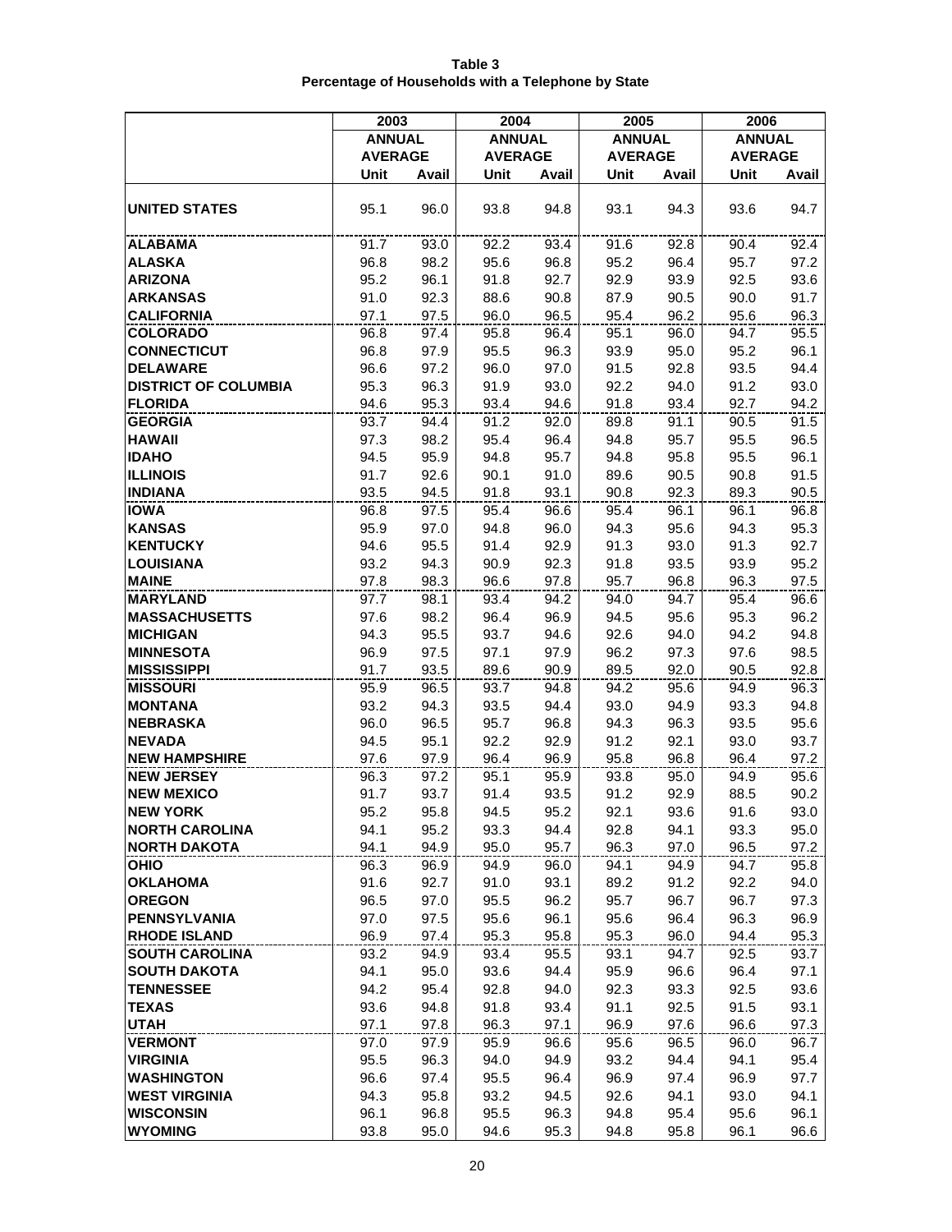**Table 3**
**Percentage of Households with a Telephone by State**

| | 2003 | | 2004 | | 2005 | | 2006 | |
|---|---|---|---|---|---|---|---|---|
| | ANNUAL AVERAGE | | ANNUAL AVERAGE | | ANNUAL AVERAGE | | ANNUAL AVERAGE | |
| | Unit | Avail | Unit | Avail | Unit | Avail | Unit | Avail |
| **UNITED STATES** | 95.1 | 96.0 | 93.8 | 94.8 | 93.1 | 94.3 | 93.6 | 94.7 |
| **ALABAMA** | 91.7 | 93.0 | 92.2 | 93.4 | 91.6 | 92.8 | 90.4 | 92.4 |
| **ALASKA** | 96.8 | 98.2 | 95.6 | 96.8 | 95.2 | 96.4 | 95.7 | 97.2 |
| **ARIZONA** | 95.2 | 96.1 | 91.8 | 92.7 | 92.9 | 93.9 | 92.5 | 93.6 |
| **ARKANSAS** | 91.0 | 92.3 | 88.6 | 90.8 | 87.9 | 90.5 | 90.0 | 91.7 |
| **CALIFORNIA** | 97.1 | 97.5 | 96.0 | 96.5 | 95.4 | 96.2 | 95.6 | 96.3 |
| **COLORADO** | 96.8 | 97.4 | 95.8 | 96.4 | 95.1 | 96.0 | 94.7 | 95.5 |
| **CONNECTICUT** | 96.8 | 97.9 | 95.5 | 96.3 | 93.9 | 95.0 | 95.2 | 96.1 |
| **DELAWARE** | 96.6 | 97.2 | 96.0 | 97.0 | 91.5 | 92.8 | 93.5 | 94.4 |
| **DISTRICT OF COLUMBIA** | 95.3 | 96.3 | 91.9 | 93.0 | 92.2 | 94.0 | 91.2 | 93.0 |
| **FLORIDA** | 94.6 | 95.3 | 93.4 | 94.6 | 91.8 | 93.4 | 92.7 | 94.2 |
| **GEORGIA** | 93.7 | 94.4 | 91.2 | 92.0 | 89.8 | 91.1 | 90.5 | 91.5 |
| **HAWAII** | 97.3 | 98.2 | 95.4 | 96.4 | 94.8 | 95.7 | 95.5 | 96.5 |
| **IDAHO** | 94.5 | 95.9 | 94.8 | 95.7 | 94.8 | 95.8 | 95.5 | 96.1 |
| **ILLINOIS** | 91.7 | 92.6 | 90.1 | 91.0 | 89.6 | 90.5 | 90.8 | 91.5 |
| **INDIANA** | 93.5 | 94.5 | 91.8 | 93.1 | 90.8 | 92.3 | 89.3 | 90.5 |
| **IOWA** | 96.8 | 97.5 | 95.4 | 96.6 | 95.4 | 96.1 | 96.1 | 96.8 |
| **KANSAS** | 95.9 | 97.0 | 94.8 | 96.0 | 94.3 | 95.6 | 94.3 | 95.3 |
| **KENTUCKY** | 94.6 | 95.5 | 91.4 | 92.9 | 91.3 | 93.0 | 91.3 | 92.7 |
| **LOUISIANA** | 93.2 | 94.3 | 90.9 | 92.3 | 91.8 | 93.5 | 93.9 | 95.2 |
| **MAINE** | 97.8 | 98.3 | 96.6 | 97.8 | 95.7 | 96.8 | 96.3 | 97.5 |
| **MARYLAND** | 97.7 | 98.1 | 93.4 | 94.2 | 94.0 | 94.7 | 95.4 | 96.6 |
| **MASSACHUSETTS** | 97.6 | 98.2 | 96.4 | 96.9 | 94.5 | 95.6 | 95.3 | 96.2 |
| **MICHIGAN** | 94.3 | 95.5 | 93.7 | 94.6 | 92.6 | 94.0 | 94.2 | 94.8 |
| **MINNESOTA** | 96.9 | 97.5 | 97.1 | 97.9 | 96.2 | 97.3 | 97.6 | 98.5 |
| **MISSISSIPPI** | 91.7 | 93.5 | 89.6 | 90.9 | 89.5 | 92.0 | 90.5 | 92.8 |
| **MISSOURI** | 95.9 | 96.5 | 93.7 | 94.8 | 94.2 | 95.6 | 94.9 | 96.3 |
| **MONTANA** | 93.2 | 94.3 | 93.5 | 94.4 | 93.0 | 94.9 | 93.3 | 94.8 |
| **NEBRASKA** | 96.0 | 96.5 | 95.7 | 96.8 | 94.3 | 96.3 | 93.5 | 95.6 |
| **NEVADA** | 94.5 | 95.1 | 92.2 | 92.9 | 91.2 | 92.1 | 93.0 | 93.7 |
| **NEW HAMPSHIRE** | 97.6 | 97.9 | 96.4 | 96.9 | 95.8 | 96.8 | 96.4 | 97.2 |
| **NEW JERSEY** | 96.3 | 97.2 | 95.1 | 95.9 | 93.8 | 95.0 | 94.9 | 95.6 |
| **NEW MEXICO** | 91.7 | 93.7 | 91.4 | 93.5 | 91.2 | 92.9 | 88.5 | 90.2 |
| **NEW YORK** | 95.2 | 95.8 | 94.5 | 95.2 | 92.1 | 93.6 | 91.6 | 93.0 |
| **NORTH CAROLINA** | 94.1 | 95.2 | 93.3 | 94.4 | 92.8 | 94.1 | 93.3 | 95.0 |
| **NORTH DAKOTA** | 94.1 | 94.9 | 95.0 | 95.7 | 96.3 | 97.0 | 96.5 | 97.2 |
| **OHIO** | 96.3 | 96.9 | 94.9 | 96.0 | 94.1 | 94.9 | 94.7 | 95.8 |
| **OKLAHOMA** | 91.6 | 92.7 | 91.0 | 93.1 | 89.2 | 91.2 | 92.2 | 94.0 |
| **OREGON** | 96.5 | 97.0 | 95.5 | 96.2 | 95.7 | 96.7 | 96.7 | 97.3 |
| **PENNSYLVANIA** | 97.0 | 97.5 | 95.6 | 96.1 | 95.6 | 96.4 | 96.3 | 96.9 |
| **RHODE ISLAND** | 96.9 | 97.4 | 95.3 | 95.8 | 95.3 | 96.0 | 94.4 | 95.3 |
| **SOUTH CAROLINA** | 93.2 | 94.9 | 93.4 | 95.5 | 93.1 | 94.7 | 92.5 | 93.7 |
| **SOUTH DAKOTA** | 94.1 | 95.0 | 93.6 | 94.4 | 95.9 | 96.6 | 96.4 | 97.1 |
| **TENNESSEE** | 94.2 | 95.4 | 92.8 | 94.0 | 92.3 | 93.3 | 92.5 | 93.6 |
| **TEXAS** | 93.6 | 94.8 | 91.8 | 93.4 | 91.1 | 92.5 | 91.5 | 93.1 |
| **UTAH** | 97.1 | 97.8 | 96.3 | 97.1 | 96.9 | 97.6 | 96.6 | 97.3 |
| **VERMONT** | 97.0 | 97.9 | 95.9 | 96.6 | 95.6 | 96.5 | 96.0 | 96.7 |
| **VIRGINIA** | 95.5 | 96.3 | 94.0 | 94.9 | 93.2 | 94.4 | 94.1 | 95.4 |
| **WASHINGTON** | 96.6 | 97.4 | 95.5 | 96.4 | 96.9 | 97.4 | 96.9 | 97.7 |
| **WEST VIRGINIA** | 94.3 | 95.8 | 93.2 | 94.5 | 92.6 | 94.1 | 93.0 | 94.1 |
| **WISCONSIN** | 96.1 | 96.8 | 95.5 | 96.3 | 94.8 | 95.4 | 95.6 | 96.1 |
| **WYOMING** | 93.8 | 95.0 | 94.6 | 95.3 | 94.8 | 95.8 | 96.1 | 96.6 |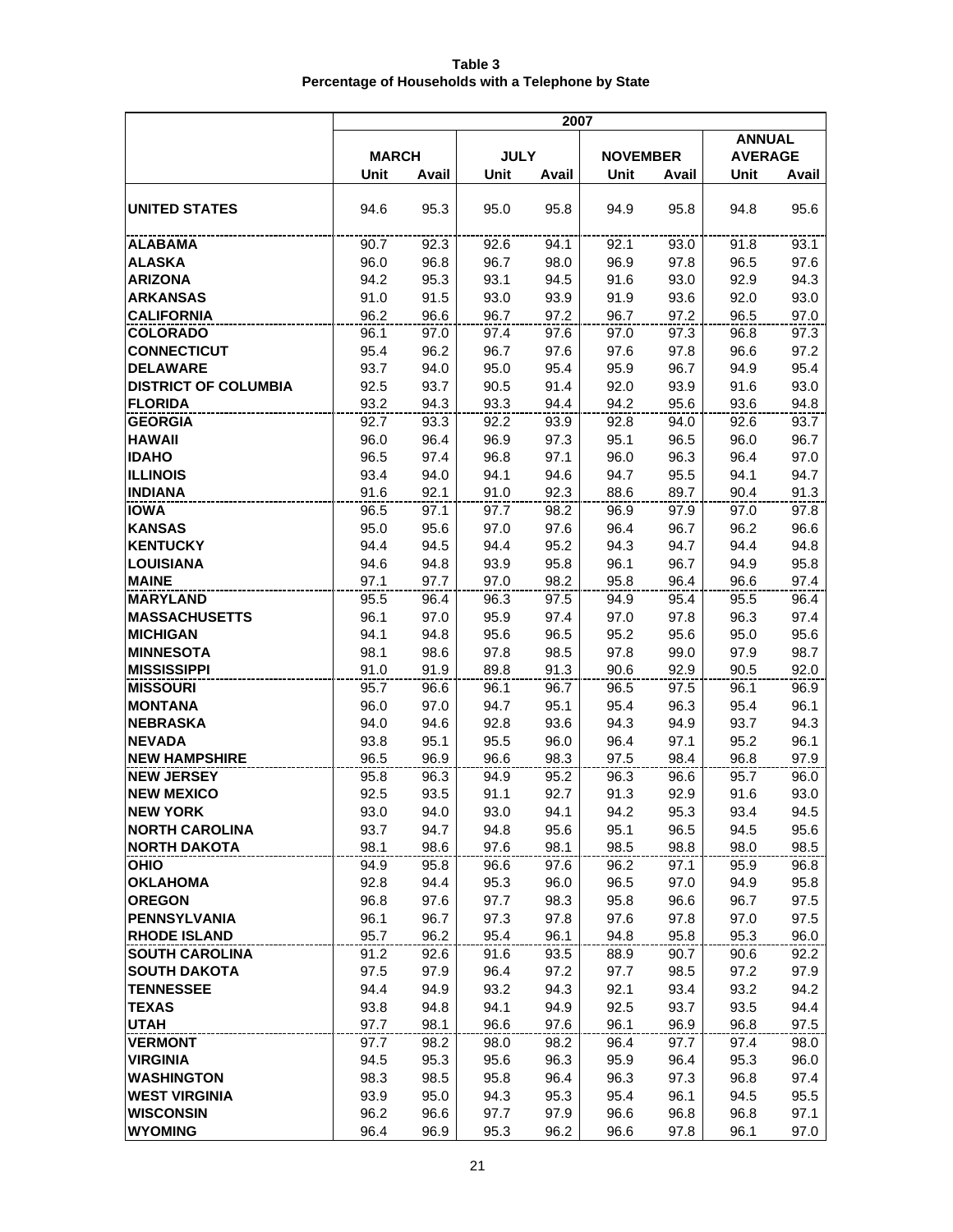**Table 3**
**Percentage of Households with a Telephone by State**

| | 2007 | | | | | | | |
|---|---|---|---|---|---|---|---|---|
| | MARCH | | JULY | | NOVEMBER | | ANNUAL AVERAGE | |
| | Unit | Avail | Unit | Avail | Unit | Avail | Unit | Avail |
| **UNITED STATES** | 94.6 | 95.3 | 95.0 | 95.8 | 94.9 | 95.8 | 94.8 | 95.6 |
| **ALABAMA** | 90.7 | 92.3 | 92.6 | 94.1 | 92.1 | 93.0 | 91.8 | 93.1 |
| **ALASKA** | 96.0 | 96.8 | 96.7 | 98.0 | 96.9 | 97.8 | 96.5 | 97.6 |
| **ARIZONA** | 94.2 | 95.3 | 93.1 | 94.5 | 91.6 | 93.0 | 92.9 | 94.3 |
| **ARKANSAS** | 91.0 | 91.5 | 93.0 | 93.9 | 91.9 | 93.6 | 92.0 | 93.0 |
| **CALIFORNIA** | 96.2 | 96.6 | 96.7 | 97.2 | 96.7 | 97.2 | 96.5 | 97.0 |
| **COLORADO** | 96.1 | 97.0 | 97.4 | 97.6 | 97.0 | 97.3 | 96.8 | 97.3 |
| **CONNECTICUT** | 95.4 | 96.2 | 96.7 | 97.6 | 97.6 | 97.8 | 96.6 | 97.2 |
| **DELAWARE** | 93.7 | 94.0 | 95.0 | 95.4 | 95.9 | 96.7 | 94.9 | 95.4 |
| **DISTRICT OF COLUMBIA** | 92.5 | 93.7 | 90.5 | 91.4 | 92.0 | 93.9 | 91.6 | 93.0 |
| **FLORIDA** | 93.2 | 94.3 | 93.3 | 94.4 | 94.2 | 95.6 | 93.6 | 94.8 |
| **GEORGIA** | 92.7 | 93.3 | 92.2 | 93.9 | 92.8 | 94.0 | 92.6 | 93.7 |
| **HAWAII** | 96.0 | 96.4 | 96.9 | 97.3 | 95.1 | 96.5 | 96.0 | 96.7 |
| **IDAHO** | 96.5 | 97.4 | 96.8 | 97.1 | 96.0 | 96.3 | 96.4 | 97.0 |
| **ILLINOIS** | 93.4 | 94.0 | 94.1 | 94.6 | 94.7 | 95.5 | 94.1 | 94.7 |
| **INDIANA** | 91.6 | 92.1 | 91.0 | 92.3 | 88.6 | 89.7 | 90.4 | 91.3 |
| **IOWA** | 96.5 | 97.1 | 97.7 | 98.2 | 96.9 | 97.9 | 97.0 | 97.8 |
| **KANSAS** | 95.0 | 95.6 | 97.0 | 97.6 | 96.4 | 96.7 | 96.2 | 96.6 |
| **KENTUCKY** | 94.4 | 94.5 | 94.4 | 95.2 | 94.3 | 94.7 | 94.4 | 94.8 |
| **LOUISIANA** | 94.6 | 94.8 | 93.9 | 95.8 | 96.1 | 96.7 | 94.9 | 95.8 |
| **MAINE** | 97.1 | 97.7 | 97.0 | 98.2 | 95.8 | 96.4 | 96.6 | 97.4 |
| **MARYLAND** | 95.5 | 96.4 | 96.3 | 97.5 | 94.9 | 95.4 | 95.5 | 96.4 |
| **MASSACHUSETTS** | 96.1 | 97.0 | 95.9 | 97.4 | 97.0 | 97.8 | 96.3 | 97.4 |
| **MICHIGAN** | 94.1 | 94.8 | 95.6 | 96.5 | 95.2 | 95.6 | 95.0 | 95.6 |
| **MINNESOTA** | 98.1 | 98.6 | 97.8 | 98.5 | 97.8 | 99.0 | 97.9 | 98.7 |
| **MISSISSIPPI** | 91.0 | 91.9 | 89.8 | 91.3 | 90.6 | 92.9 | 90.5 | 92.0 |
| **MISSOURI** | 95.7 | 96.6 | 96.1 | 96.7 | 96.5 | 97.5 | 96.1 | 96.9 |
| **MONTANA** | 96.0 | 97.0 | 94.7 | 95.1 | 95.4 | 96.3 | 95.4 | 96.1 |
| **NEBRASKA** | 94.0 | 94.6 | 92.8 | 93.6 | 94.3 | 94.9 | 93.7 | 94.3 |
| **NEVADA** | 93.8 | 95.1 | 95.5 | 96.0 | 96.4 | 97.1 | 95.2 | 96.1 |
| **NEW HAMPSHIRE** | 96.5 | 96.9 | 96.6 | 98.3 | 97.5 | 98.4 | 96.8 | 97.9 |
| **NEW JERSEY** | 95.8 | 96.3 | 94.9 | 95.2 | 96.3 | 96.6 | 95.7 | 96.0 |
| **NEW MEXICO** | 92.5 | 93.5 | 91.1 | 92.7 | 91.3 | 92.9 | 91.6 | 93.0 |
| **NEW YORK** | 93.0 | 94.0 | 93.0 | 94.1 | 94.2 | 95.3 | 93.4 | 94.5 |
| **NORTH CAROLINA** | 93.7 | 94.7 | 94.8 | 95.6 | 95.1 | 96.5 | 94.5 | 95.6 |
| **NORTH DAKOTA** | 98.1 | 98.6 | 97.6 | 98.1 | 98.5 | 98.8 | 98.0 | 98.5 |
| **OHIO** | 94.9 | 95.8 | 96.6 | 97.6 | 96.2 | 97.1 | 95.9 | 96.8 |
| **OKLAHOMA** | 92.8 | 94.4 | 95.3 | 96.0 | 96.5 | 97.0 | 94.9 | 95.8 |
| **OREGON** | 96.8 | 97.6 | 97.7 | 98.3 | 95.8 | 96.6 | 96.7 | 97.5 |
| **PENNSYLVANIA** | 96.1 | 96.7 | 97.3 | 97.8 | 97.6 | 97.8 | 97.0 | 97.5 |
| **RHODE ISLAND** | 95.7 | 96.2 | 95.4 | 96.1 | 94.8 | 95.8 | 95.3 | 96.0 |
| **SOUTH CAROLINA** | 91.2 | 92.6 | 91.6 | 93.5 | 88.9 | 90.7 | 90.6 | 92.2 |
| **SOUTH DAKOTA** | 97.5 | 97.9 | 96.4 | 97.2 | 97.7 | 98.5 | 97.2 | 97.9 |
| **TENNESSEE** | 94.4 | 94.9 | 93.2 | 94.3 | 92.1 | 93.4 | 93.2 | 94.2 |
| **TEXAS** | 93.8 | 94.8 | 94.1 | 94.9 | 92.5 | 93.7 | 93.5 | 94.4 |
| **UTAH** | 97.7 | 98.1 | 96.6 | 97.6 | 96.1 | 96.9 | 96.8 | 97.5 |
| **VERMONT** | 97.7 | 98.2 | 98.0 | 98.2 | 96.4 | 97.7 | 97.4 | 98.0 |
| **VIRGINIA** | 94.5 | 95.3 | 95.6 | 96.3 | 95.9 | 96.4 | 95.3 | 96.0 |
| **WASHINGTON** | 98.3 | 98.5 | 95.8 | 96.4 | 96.3 | 97.3 | 96.8 | 97.4 |
| **WEST VIRGINIA** | 93.9 | 95.0 | 94.3 | 95.3 | 95.4 | 96.1 | 94.5 | 95.5 |
| **WISCONSIN** | 96.2 | 96.6 | 97.7 | 97.9 | 96.6 | 96.8 | 96.8 | 97.1 |
| **WYOMING** | 96.4 | 96.9 | 95.3 | 96.2 | 96.6 | 97.8 | 96.1 | 97.0 |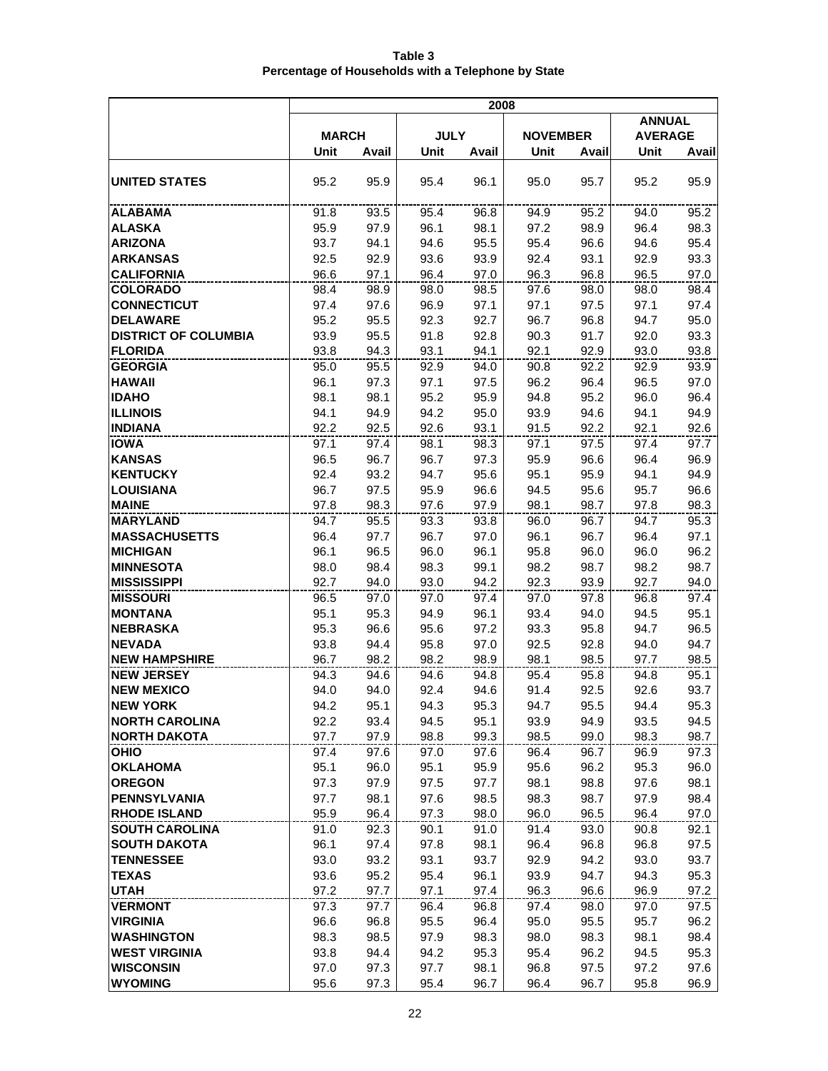**Table 3**
**Percentage of Households with a Telephone by State**

| | 2008 | | | | | | | |
|---|---|---|---|---|---|---|---|---|
| | MARCH | | JULY | | NOVEMBER | | ANNUAL AVERAGE | |
| | Unit | Avail | Unit | Avail | Unit | Avail | Unit | Avail |
| **UNITED STATES** | 95.2 | 95.9 | 95.4 | 96.1 | 95.0 | 95.7 | 95.2 | 95.9 |
| **ALABAMA** | 91.8 | 93.5 | 95.4 | 96.8 | 94.9 | 95.2 | 94.0 | 95.2 |
| **ALASKA** | 95.9 | 97.9 | 96.1 | 98.1 | 97.2 | 98.9 | 96.4 | 98.3 |
| **ARIZONA** | 93.7 | 94.1 | 94.6 | 95.5 | 95.4 | 96.6 | 94.6 | 95.4 |
| **ARKANSAS** | 92.5 | 92.9 | 93.6 | 93.9 | 92.4 | 93.1 | 92.9 | 93.3 |
| **CALIFORNIA** | 96.6 | 97.1 | 96.4 | 97.0 | 96.3 | 96.8 | 96.5 | 97.0 |
| **COLORADO** | 98.4 | 98.9 | 98.0 | 98.5 | 97.6 | 98.0 | 98.0 | 98.4 |
| **CONNECTICUT** | 97.4 | 97.6 | 96.9 | 97.1 | 97.1 | 97.5 | 97.1 | 97.4 |
| **DELAWARE** | 95.2 | 95.5 | 92.3 | 92.7 | 96.7 | 96.8 | 94.7 | 95.0 |
| **DISTRICT OF COLUMBIA** | 93.9 | 95.5 | 91.8 | 92.8 | 90.3 | 91.7 | 92.0 | 93.3 |
| **FLORIDA** | 93.8 | 94.3 | 93.1 | 94.1 | 92.1 | 92.9 | 93.0 | 93.8 |
| **GEORGIA** | 95.0 | 95.5 | 92.9 | 94.0 | 90.8 | 92.2 | 92.9 | 93.9 |
| **HAWAII** | 96.1 | 97.3 | 97.1 | 97.5 | 96.2 | 96.4 | 96.5 | 97.0 |
| **IDAHO** | 98.1 | 98.1 | 95.2 | 95.9 | 94.8 | 95.2 | 96.0 | 96.4 |
| **ILLINOIS** | 94.1 | 94.9 | 94.2 | 95.0 | 93.9 | 94.6 | 94.1 | 94.9 |
| **INDIANA** | 92.2 | 92.5 | 92.6 | 93.1 | 91.5 | 92.2 | 92.1 | 92.6 |
| **IOWA** | 97.1 | 97.4 | 98.1 | 98.3 | 97.1 | 97.5 | 97.4 | 97.7 |
| **KANSAS** | 96.5 | 96.7 | 96.7 | 97.3 | 95.9 | 96.6 | 96.4 | 96.9 |
| **KENTUCKY** | 92.4 | 93.2 | 94.7 | 95.6 | 95.1 | 95.9 | 94.1 | 94.9 |
| **LOUISIANA** | 96.7 | 97.5 | 95.9 | 96.6 | 94.5 | 95.6 | 95.7 | 96.6 |
| **MAINE** | 97.8 | 98.3 | 97.6 | 97.9 | 98.1 | 98.7 | 97.8 | 98.3 |
| **MARYLAND** | 94.7 | 95.5 | 93.3 | 93.8 | 96.0 | 96.7 | 94.7 | 95.3 |
| **MASSACHUSETTS** | 96.4 | 97.7 | 96.7 | 97.0 | 96.1 | 96.7 | 96.4 | 97.1 |
| **MICHIGAN** | 96.1 | 96.5 | 96.0 | 96.1 | 95.8 | 96.0 | 96.0 | 96.2 |
| **MINNESOTA** | 98.0 | 98.4 | 98.3 | 99.1 | 98.2 | 98.7 | 98.2 | 98.7 |
| **MISSISSIPPI** | 92.7 | 94.0 | 93.0 | 94.2 | 92.3 | 93.9 | 92.7 | 94.0 |
| **MISSOURI** | 96.5 | 97.0 | 97.0 | 97.4 | 97.0 | 97.8 | 96.8 | 97.4 |
| **MONTANA** | 95.1 | 95.3 | 94.9 | 96.1 | 93.4 | 94.0 | 94.5 | 95.1 |
| **NEBRASKA** | 95.3 | 96.6 | 95.6 | 97.2 | 93.3 | 95.8 | 94.7 | 96.5 |
| **NEVADA** | 93.8 | 94.4 | 95.8 | 97.0 | 92.5 | 92.8 | 94.0 | 94.7 |
| **NEW HAMPSHIRE** | 96.7 | 98.2 | 98.2 | 98.9 | 98.1 | 98.5 | 97.7 | 98.5 |
| **NEW JERSEY** | 94.3 | 94.6 | 94.6 | 94.8 | 95.4 | 95.8 | 94.8 | 95.1 |
| **NEW MEXICO** | 94.0 | 94.0 | 92.4 | 94.6 | 91.4 | 92.5 | 92.6 | 93.7 |
| **NEW YORK** | 94.2 | 95.1 | 94.3 | 95.3 | 94.7 | 95.5 | 94.4 | 95.3 |
| **NORTH CAROLINA** | 92.2 | 93.4 | 94.5 | 95.1 | 93.9 | 94.9 | 93.5 | 94.5 |
| **NORTH DAKOTA** | 97.7 | 97.9 | 98.8 | 99.3 | 98.5 | 99.0 | 98.3 | 98.7 |
| **OHIO** | 97.4 | 97.6 | 97.0 | 97.6 | 96.4 | 96.7 | 96.9 | 97.3 |
| **OKLAHOMA** | 95.1 | 96.0 | 95.1 | 95.9 | 95.6 | 96.2 | 95.3 | 96.0 |
| **OREGON** | 97.3 | 97.9 | 97.5 | 97.7 | 98.1 | 98.8 | 97.6 | 98.1 |
| **PENNSYLVANIA** | 97.7 | 98.1 | 97.6 | 98.5 | 98.3 | 98.7 | 97.9 | 98.4 |
| **RHODE ISLAND** | 95.9 | 96.4 | 97.3 | 98.0 | 96.0 | 96.5 | 96.4 | 97.0 |
| **SOUTH CAROLINA** | 91.0 | 92.3 | 90.1 | 91.0 | 91.4 | 93.0 | 90.8 | 92.1 |
| **SOUTH DAKOTA** | 96.1 | 97.4 | 97.8 | 98.1 | 96.4 | 96.8 | 96.8 | 97.5 |
| **TENNESSEE** | 93.0 | 93.2 | 93.1 | 93.7 | 92.9 | 94.2 | 93.0 | 93.7 |
| **TEXAS** | 93.6 | 95.2 | 95.4 | 96.1 | 93.9 | 94.7 | 94.3 | 95.3 |
| **UTAH** | 97.2 | 97.7 | 97.1 | 97.4 | 96.3 | 96.6 | 96.9 | 97.2 |
| **VERMONT** | 97.3 | 97.7 | 96.4 | 96.8 | 97.4 | 98.0 | 97.0 | 97.5 |
| **VIRGINIA** | 96.6 | 96.8 | 95.5 | 96.4 | 95.0 | 95.5 | 95.7 | 96.2 |
| **WASHINGTON** | 98.3 | 98.5 | 97.9 | 98.3 | 98.0 | 98.3 | 98.1 | 98.4 |
| **WEST VIRGINIA** | 93.8 | 94.4 | 94.2 | 95.3 | 95.4 | 96.2 | 94.5 | 95.3 |
| **WISCONSIN** | 97.0 | 97.3 | 97.7 | 98.1 | 96.8 | 97.5 | 97.2 | 97.6 |
| **WYOMING** | 95.6 | 97.3 | 95.4 | 96.7 | 96.4 | 96.7 | 95.8 | 96.9 |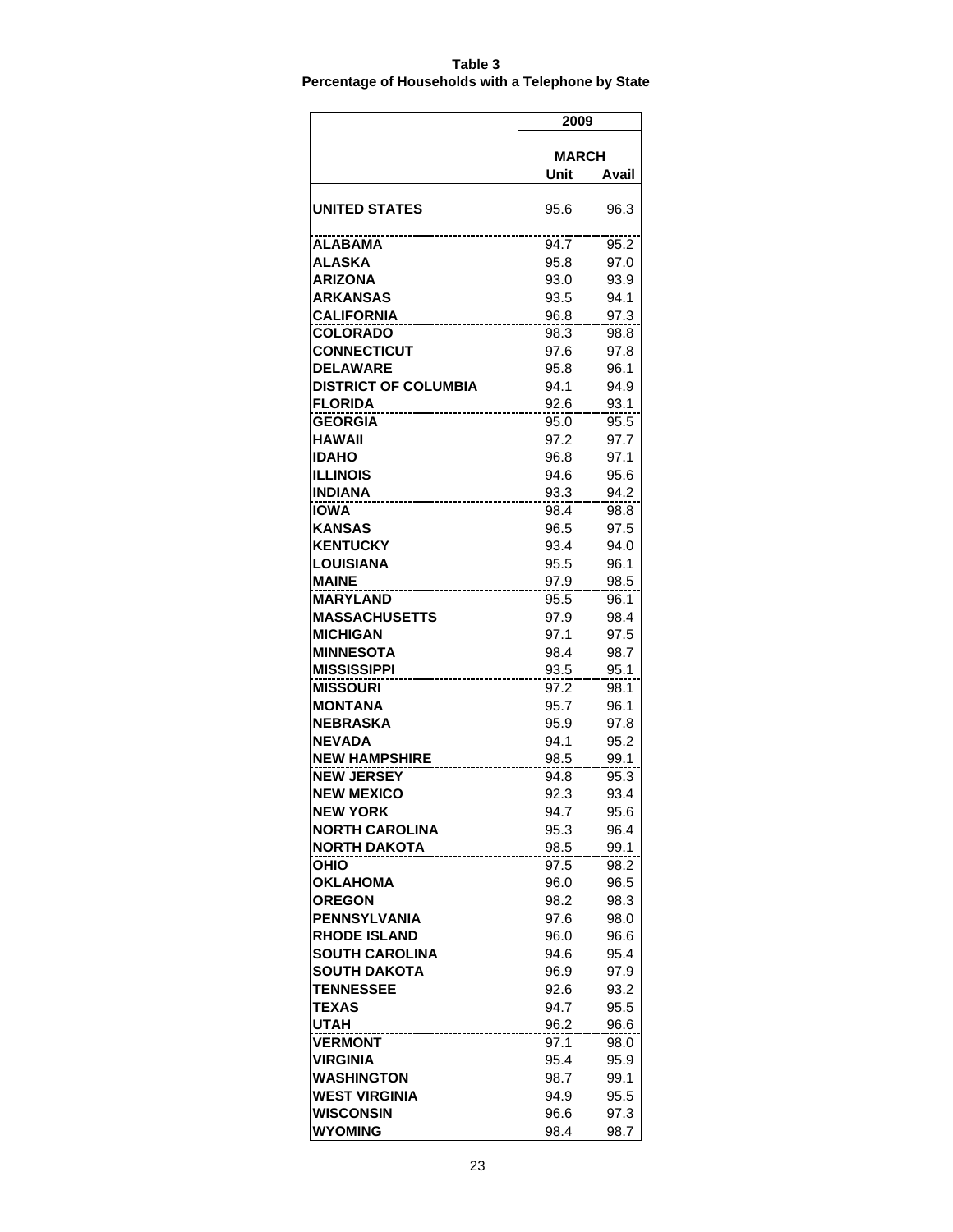**Table 3**
**Percentage of Households with a Telephone by State**

| | 2009 | |
|---|---|---|
| | MARCH | |
| | Unit | Avail |
| **UNITED STATES** | 95.6 | 96.3 |
| **ALABAMA** | 94.7 | 95.2 |
| **ALASKA** | 95.8 | 97.0 |
| **ARIZONA** | 93.0 | 93.9 |
| **ARKANSAS** | 93.5 | 94.1 |
| **CALIFORNIA** | 96.8 | 97.3 |
| **COLORADO** | 98.3 | 98.8 |
| **CONNECTICUT** | 97.6 | 97.8 |
| **DELAWARE** | 95.8 | 96.1 |
| **DISTRICT OF COLUMBIA** | 94.1 | 94.9 |
| **FLORIDA** | 92.6 | 93.1 |
| **GEORGIA** | 95.0 | 95.5 |
| **HAWAII** | 97.2 | 97.7 |
| **IDAHO** | 96.8 | 97.1 |
| **ILLINOIS** | 94.6 | 95.6 |
| **INDIANA** | 93.3 | 94.2 |
| **IOWA** | 98.4 | 98.8 |
| **KANSAS** | 96.5 | 97.5 |
| **KENTUCKY** | 93.4 | 94.0 |
| **LOUISIANA** | 95.5 | 96.1 |
| **MAINE** | 97.9 | 98.5 |
| **MARYLAND** | 95.5 | 96.1 |
| **MASSACHUSETTS** | 97.9 | 98.4 |
| **MICHIGAN** | 97.1 | 97.5 |
| **MINNESOTA** | 98.4 | 98.7 |
| **MISSISSIPPI** | 93.5 | 95.1 |
| **MISSOURI** | 97.2 | 98.1 |
| **MONTANA** | 95.7 | 96.1 |
| **NEBRASKA** | 95.9 | 97.8 |
| **NEVADA** | 94.1 | 95.2 |
| **NEW HAMPSHIRE** | 98.5 | 99.1 |
| **NEW JERSEY** | 94.8 | 95.3 |
| **NEW MEXICO** | 92.3 | 93.4 |
| **NEW YORK** | 94.7 | 95.6 |
| **NORTH CAROLINA** | 95.3 | 96.4 |
| **NORTH DAKOTA** | 98.5 | 99.1 |
| **OHIO** | 97.5 | 98.2 |
| **OKLAHOMA** | 96.0 | 96.5 |
| **OREGON** | 98.2 | 98.3 |
| **PENNSYLVANIA** | 97.6 | 98.0 |
| **RHODE ISLAND** | 96.0 | 96.6 |
| **SOUTH CAROLINA** | 94.6 | 95.4 |
| **SOUTH DAKOTA** | 96.9 | 97.9 |
| **TENNESSEE** | 92.6 | 93.2 |
| **TEXAS** | 94.7 | 95.5 |
| **UTAH** | 96.2 | 96.6 |
| **VERMONT** | 97.1 | 98.0 |
| **VIRGINIA** | 95.4 | 95.9 |
| **WASHINGTON** | 98.7 | 99.1 |
| **WEST VIRGINIA** | 94.9 | 95.5 |
| **WISCONSIN** | 96.6 | 97.3 |
| **WYOMING** | 98.4 | 98.7 |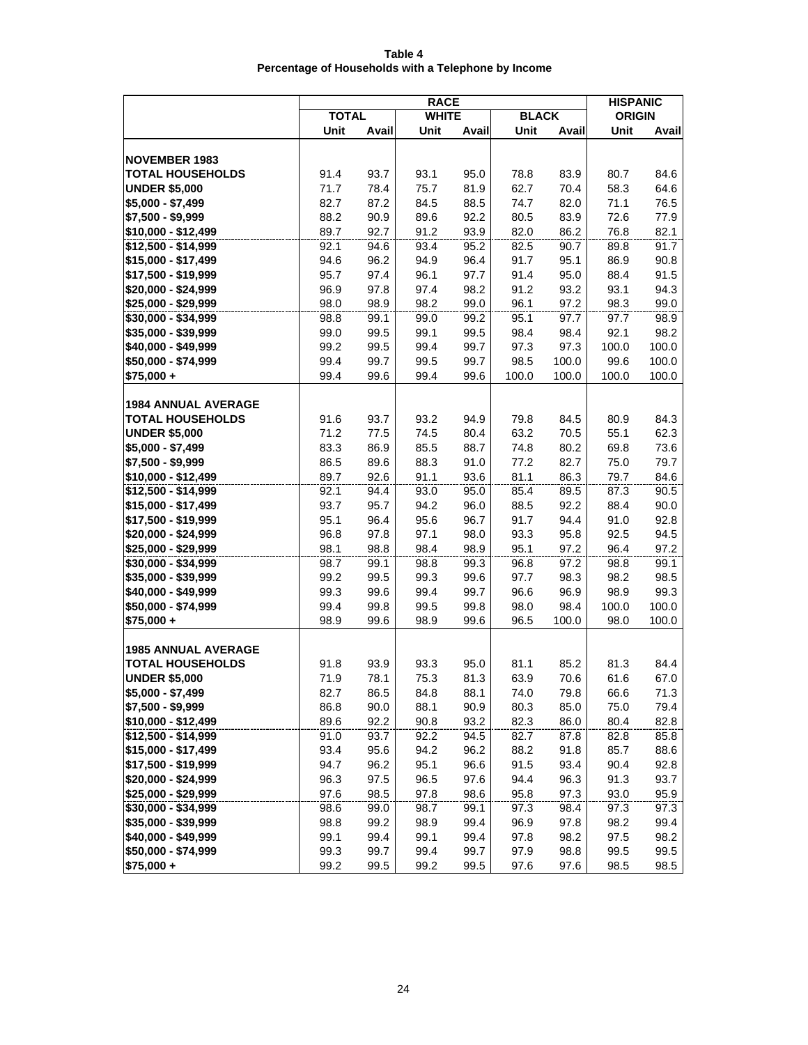**Table 4**
**Percentage of Households with a Telephone by Income**

| | RACE | | | | | | HISPANIC | |
|---|---|---|---|---|---|---|---|---|
| | TOTAL | | WHITE | | BLACK | | ORIGIN | |
| | Unit | Avail | Unit | Avail | Unit | Avail | Unit | Avail |
| **NOVEMBER 1983** | | | | | | | | |
| **TOTAL HOUSEHOLDS** | 91.4 | 93.7 | 93.1 | 95.0 | 78.8 | 83.9 | 80.7 | 84.6 |
| **UNDER $5,000** | 71.7 | 78.4 | 75.7 | 81.9 | 62.7 | 70.4 | 58.3 | 64.6 |
| **$5,000 - $7,499** | 82.7 | 87.2 | 84.5 | 88.5 | 74.7 | 82.0 | 71.1 | 76.5 |
| **$7,500 - $9,999** | 88.2 | 90.9 | 89.6 | 92.2 | 80.5 | 83.9 | 72.6 | 77.9 |
| **$10,000 - $12,499** | 89.7 | 92.7 | 91.2 | 93.9 | 82.0 | 86.2 | 76.8 | 82.1 |
| **$12,500 - $14,999** | 92.1 | 94.6 | 93.4 | 95.2 | 82.5 | 90.7 | 89.8 | 91.7 |
| **$15,000 - $17,499** | 94.6 | 96.2 | 94.9 | 96.4 | 91.7 | 95.1 | 86.9 | 90.8 |
| **$17,500 - $19,999** | 95.7 | 97.4 | 96.1 | 97.7 | 91.4 | 95.0 | 88.4 | 91.5 |
| **$20,000 - $24,999** | 96.9 | 97.8 | 97.4 | 98.2 | 91.2 | 93.2 | 93.1 | 94.3 |
| **$25,000 - $29,999** | 98.0 | 98.9 | 98.2 | 99.0 | 96.1 | 97.2 | 98.3 | 99.0 |
| **$30,000 - $34,999** | 98.8 | 99.1 | 99.0 | 99.2 | 95.1 | 97.7 | 97.7 | 98.9 |
| **$35,000 - $39,999** | 99.0 | 99.5 | 99.1 | 99.5 | 98.4 | 98.4 | 92.1 | 98.2 |
| **$40,000 - $49,999** | 99.2 | 99.5 | 99.4 | 99.7 | 97.3 | 97.3 | 100.0 | 100.0 |
| **$50,000 - $74,999** | 99.4 | 99.7 | 99.5 | 99.7 | 98.5 | 100.0 | 99.6 | 100.0 |
| **$75,000 +** | 99.4 | 99.6 | 99.4 | 99.6 | 100.0 | 100.0 | 100.0 | 100.0 |
| **1984 ANNUAL AVERAGE** | | | | | | | | |
| **TOTAL HOUSEHOLDS** | 91.6 | 93.7 | 93.2 | 94.9 | 79.8 | 84.5 | 80.9 | 84.3 |
| **UNDER $5,000** | 71.2 | 77.5 | 74.5 | 80.4 | 63.2 | 70.5 | 55.1 | 62.3 |
| **$5,000 - $7,499** | 83.3 | 86.9 | 85.5 | 88.7 | 74.8 | 80.2 | 69.8 | 73.6 |
| **$7,500 - $9,999** | 86.5 | 89.6 | 88.3 | 91.0 | 77.2 | 82.7 | 75.0 | 79.7 |
| **$10,000 - $12,499** | 89.7 | 92.6 | 91.1 | 93.6 | 81.1 | 86.3 | 79.7 | 84.6 |
| **$12,500 - $14,999** | 92.1 | 94.4 | 93.0 | 95.0 | 85.4 | 89.5 | 87.3 | 90.5 |
| **$15,000 - $17,499** | 93.7 | 95.7 | 94.2 | 96.0 | 88.5 | 92.2 | 88.4 | 90.0 |
| **$17,500 - $19,999** | 95.1 | 96.4 | 95.6 | 96.7 | 91.7 | 94.4 | 91.0 | 92.8 |
| **$20,000 - $24,999** | 96.8 | 97.8 | 97.1 | 98.0 | 93.3 | 95.8 | 92.5 | 94.5 |
| **$25,000 - $29,999** | 98.1 | 98.8 | 98.4 | 98.9 | 95.1 | 97.2 | 96.4 | 97.2 |
| **$30,000 - $34,999** | 98.7 | 99.1 | 98.8 | 99.3 | 96.8 | 97.2 | 98.8 | 99.1 |
| **$35,000 - $39,999** | 99.2 | 99.5 | 99.3 | 99.6 | 97.7 | 98.3 | 98.2 | 98.5 |
| **$40,000 - $49,999** | 99.3 | 99.6 | 99.4 | 99.7 | 96.6 | 96.9 | 98.9 | 99.3 |
| **$50,000 - $74,999** | 99.4 | 99.8 | 99.5 | 99.8 | 98.0 | 98.4 | 100.0 | 100.0 |
| **$75,000 +** | 98.9 | 99.6 | 98.9 | 99.6 | 96.5 | 100.0 | 98.0 | 100.0 |
| **1985 ANNUAL AVERAGE** | | | | | | | | |
| **TOTAL HOUSEHOLDS** | 91.8 | 93.9 | 93.3 | 95.0 | 81.1 | 85.2 | 81.3 | 84.4 |
| **UNDER $5,000** | 71.9 | 78.1 | 75.3 | 81.3 | 63.9 | 70.6 | 61.6 | 67.0 |
| **$5,000 - $7,499** | 82.7 | 86.5 | 84.8 | 88.1 | 74.0 | 79.8 | 66.6 | 71.3 |
| **$7,500 - $9,999** | 86.8 | 90.0 | 88.1 | 90.9 | 80.3 | 85.0 | 75.0 | 79.4 |
| **$10,000 - $12,499** | 89.6 | 92.2 | 90.8 | 93.2 | 82.3 | 86.0 | 80.4 | 82.8 |
| **$12,500 - $14,999** | 91.0 | 93.7 | 92.2 | 94.5 | 82.7 | 87.8 | 82.8 | 85.8 |
| **$15,000 - $17,499** | 93.4 | 95.6 | 94.2 | 96.2 | 88.2 | 91.8 | 85.7 | 88.6 |
| **$17,500 - $19,999** | 94.7 | 96.2 | 95.1 | 96.6 | 91.5 | 93.4 | 90.4 | 92.8 |
| **$20,000 - $24,999** | 96.3 | 97.5 | 96.5 | 97.6 | 94.4 | 96.3 | 91.3 | 93.7 |
| **$25,000 - $29,999** | 97.6 | 98.5 | 97.8 | 98.6 | 95.8 | 97.3 | 93.0 | 95.9 |
| **$30,000 - $34,999** | 98.6 | 99.0 | 98.7 | 99.1 | 97.3 | 98.4 | 97.3 | 97.3 |
| **$35,000 - $39,999** | 98.8 | 99.2 | 98.9 | 99.4 | 96.9 | 97.8 | 98.2 | 99.4 |
| **$40,000 - $49,999** | 99.1 | 99.4 | 99.1 | 99.4 | 97.8 | 98.2 | 97.5 | 98.2 |
| **$50,000 - $74,999** | 99.3 | 99.7 | 99.4 | 99.7 | 97.9 | 98.8 | 99.5 | 99.5 |
| **$75,000 +** | 99.2 | 99.5 | 99.2 | 99.5 | 97.6 | 97.6 | 98.5 | 98.5 |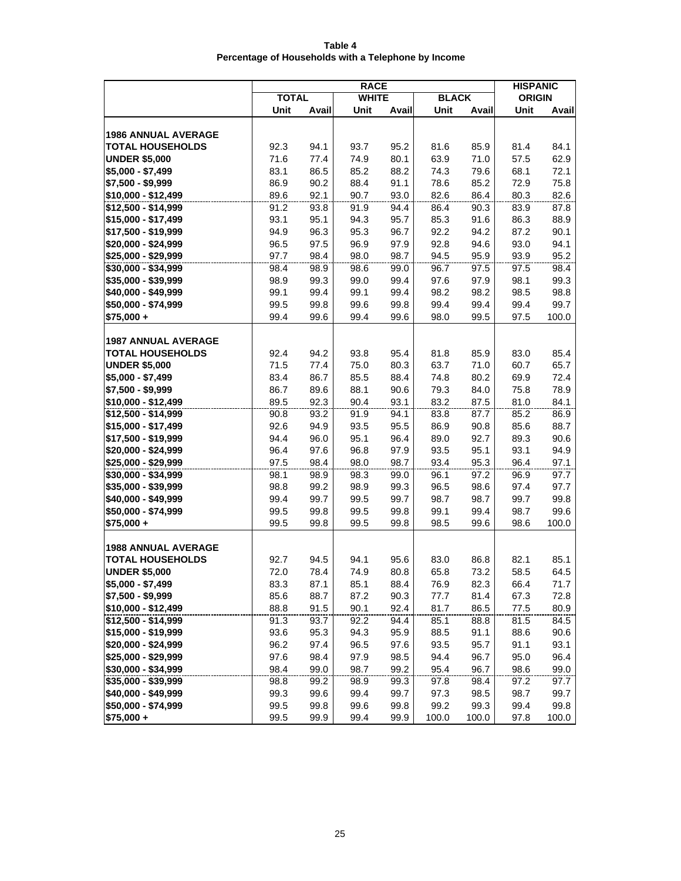**Table 4**
**Percentage of Households with a Telephone by Income**

| | RACE | | | | | | HISPANIC | |
|---|---|---|---|---|---|---|---|---|
| | TOTAL | | WHITE | | BLACK | | ORIGIN | |
| | Unit | Avail | Unit | Avail | Unit | Avail | Unit | Avail |
| **1986 ANNUAL AVERAGE** | | | | | | | | |
| **TOTAL HOUSEHOLDS** | 92.3 | 94.1 | 93.7 | 95.2 | 81.6 | 85.9 | 81.4 | 84.1 |
| **UNDER $5,000** | 71.6 | 77.4 | 74.9 | 80.1 | 63.9 | 71.0 | 57.5 | 62.9 |
| **$5,000 - $7,499** | 83.1 | 86.5 | 85.2 | 88.2 | 74.3 | 79.6 | 68.1 | 72.1 |
| **$7,500 - $9,999** | 86.9 | 90.2 | 88.4 | 91.1 | 78.6 | 85.2 | 72.9 | 75.8 |
| **$10,000 - $12,499** | 89.6 | 92.1 | 90.7 | 93.0 | 82.6 | 86.4 | 80.3 | 82.6 |
| **$12,500 - $14,999** | 91.2 | 93.8 | 91.9 | 94.4 | 86.4 | 90.3 | 83.9 | 87.8 |
| **$15,000 - $17,499** | 93.1 | 95.1 | 94.3 | 95.7 | 85.3 | 91.6 | 86.3 | 88.9 |
| **$17,500 - $19,999** | 94.9 | 96.3 | 95.3 | 96.7 | 92.2 | 94.2 | 87.2 | 90.1 |
| **$20,000 - $24,999** | 96.5 | 97.5 | 96.9 | 97.9 | 92.8 | 94.6 | 93.0 | 94.1 |
| **$25,000 - $29,999** | 97.7 | 98.4 | 98.0 | 98.7 | 94.5 | 95.9 | 93.9 | 95.2 |
| **$30,000 - $34,999** | 98.4 | 98.9 | 98.6 | 99.0 | 96.7 | 97.5 | 97.5 | 98.4 |
| **$35,000 - $39,999** | 98.9 | 99.3 | 99.0 | 99.4 | 97.6 | 97.9 | 98.1 | 99.3 |
| **$40,000 - $49,999** | 99.1 | 99.4 | 99.1 | 99.4 | 98.2 | 98.2 | 98.5 | 98.8 |
| **$50,000 - $74,999** | 99.5 | 99.8 | 99.6 | 99.8 | 99.4 | 99.4 | 99.4 | 99.7 |
| **$75,000 +** | 99.4 | 99.6 | 99.4 | 99.6 | 98.0 | 99.5 | 97.5 | 100.0 |
| **1987 ANNUAL AVERAGE** | | | | | | | | |
| **TOTAL HOUSEHOLDS** | 92.4 | 94.2 | 93.8 | 95.4 | 81.8 | 85.9 | 83.0 | 85.4 |
| **UNDER $5,000** | 71.5 | 77.4 | 75.0 | 80.3 | 63.7 | 71.0 | 60.7 | 65.7 |
| **$5,000 - $7,499** | 83.4 | 86.7 | 85.5 | 88.4 | 74.8 | 80.2 | 69.9 | 72.4 |
| **$7,500 - $9,999** | 86.7 | 89.6 | 88.1 | 90.6 | 79.3 | 84.0 | 75.8 | 78.9 |
| **$10,000 - $12,499** | 89.5 | 92.3 | 90.4 | 93.1 | 83.2 | 87.5 | 81.0 | 84.1 |
| **$12,500 - $14,999** | 90.8 | 93.2 | 91.9 | 94.1 | 83.8 | 87.7 | 85.2 | 86.9 |
| **$15,000 - $17,499** | 92.6 | 94.9 | 93.5 | 95.5 | 86.9 | 90.8 | 85.6 | 88.7 |
| **$17,500 - $19,999** | 94.4 | 96.0 | 95.1 | 96.4 | 89.0 | 92.7 | 89.3 | 90.6 |
| **$20,000 - $24,999** | 96.4 | 97.6 | 96.8 | 97.9 | 93.5 | 95.1 | 93.1 | 94.9 |
| **$25,000 - $29,999** | 97.5 | 98.4 | 98.0 | 98.7 | 93.4 | 95.3 | 96.4 | 97.1 |
| **$30,000 - $34,999** | 98.1 | 98.9 | 98.3 | 99.0 | 96.1 | 97.2 | 96.9 | 97.7 |
| **$35,000 - $39,999** | 98.8 | 99.2 | 98.9 | 99.3 | 96.5 | 98.6 | 97.4 | 97.7 |
| **$40,000 - $49,999** | 99.4 | 99.7 | 99.5 | 99.7 | 98.7 | 98.7 | 99.7 | 99.8 |
| **$50,000 - $74,999** | 99.5 | 99.8 | 99.5 | 99.8 | 99.1 | 99.4 | 98.7 | 99.6 |
| **$75,000 +** | 99.5 | 99.8 | 99.5 | 99.8 | 98.5 | 99.6 | 98.6 | 100.0 |
| **1988 ANNUAL AVERAGE** | | | | | | | | |
| **TOTAL HOUSEHOLDS** | 92.7 | 94.5 | 94.1 | 95.6 | 83.0 | 86.8 | 82.1 | 85.1 |
| **UNDER $5,000** | 72.0 | 78.4 | 74.9 | 80.8 | 65.8 | 73.2 | 58.5 | 64.5 |
| **$5,000 - $7,499** | 83.3 | 87.1 | 85.1 | 88.4 | 76.9 | 82.3 | 66.4 | 71.7 |
| **$7,500 - $9,999** | 85.6 | 88.7 | 87.2 | 90.3 | 77.7 | 81.4 | 67.3 | 72.8 |
| **$10,000 - $12,499** | 88.8 | 91.5 | 90.1 | 92.4 | 81.7 | 86.5 | 77.5 | 80.9 |
| **$12,500 - $14,999** | 91.3 | 93.7 | 92.2 | 94.4 | 85.1 | 88.8 | 81.5 | 84.5 |
| **$15,000 - $19,999** | 93.6 | 95.3 | 94.3 | 95.9 | 88.5 | 91.1 | 88.6 | 90.6 |
| **$20,000 - $24,999** | 96.2 | 97.4 | 96.5 | 97.6 | 93.5 | 95.7 | 91.1 | 93.1 |
| **$25,000 - $29,999** | 97.6 | 98.4 | 97.9 | 98.5 | 94.4 | 96.7 | 95.0 | 96.4 |
| **$30,000 - $34,999** | 98.4 | 99.0 | 98.7 | 99.2 | 95.4 | 96.7 | 98.6 | 99.0 |
| **$35,000 - $39,999** | 98.8 | 99.2 | 98.9 | 99.3 | 97.8 | 98.4 | 97.2 | 97.7 |
| **$40,000 - $49,999** | 99.3 | 99.6 | 99.4 | 99.7 | 97.3 | 98.5 | 98.7 | 99.7 |
| **$50,000 - $74,999** | 99.5 | 99.8 | 99.6 | 99.8 | 99.2 | 99.3 | 99.4 | 99.8 |
| **$75,000 +** | 99.5 | 99.9 | 99.4 | 99.9 | 100.0 | 100.0 | 97.8 | 100.0 |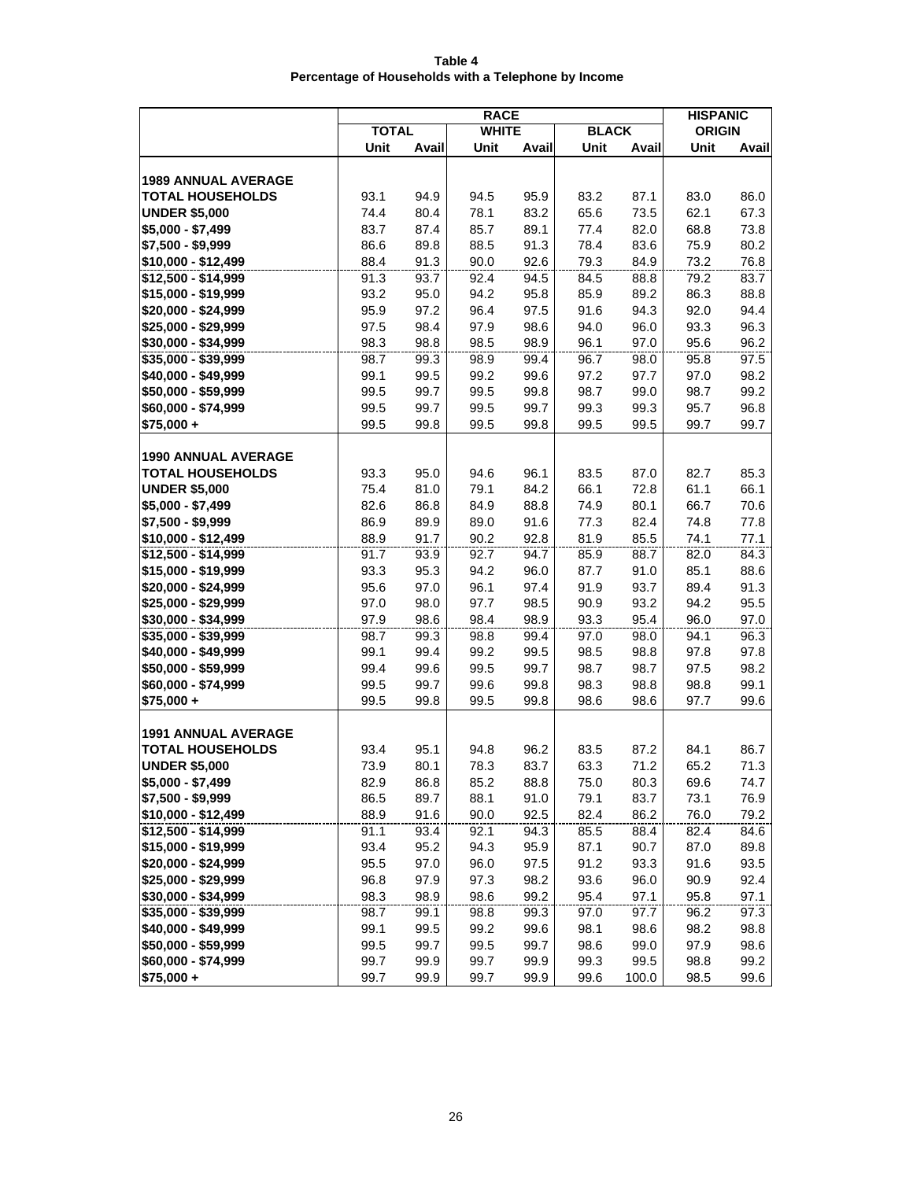**Table 4**
**Percentage of Households with a Telephone by Income**

| | RACE | | | | | | HISPANIC | |
|---|---|---|---|---|---|---|---|---|
| | TOTAL | | WHITE | | BLACK | | ORIGIN | |
| | Unit | Avail | Unit | Avail | Unit | Avail | Unit | Avail |
| **1989 ANNUAL AVERAGE** | | | | | | | | |
| **TOTAL HOUSEHOLDS** | 93.1 | 94.9 | 94.5 | 95.9 | 83.2 | 87.1 | 83.0 | 86.0 |
| **UNDER $5,000** | 74.4 | 80.4 | 78.1 | 83.2 | 65.6 | 73.5 | 62.1 | 67.3 |
| **$5,000 - $7,499** | 83.7 | 87.4 | 85.7 | 89.1 | 77.4 | 82.0 | 68.8 | 73.8 |
| **$7,500 - $9,999** | 86.6 | 89.8 | 88.5 | 91.3 | 78.4 | 83.6 | 75.9 | 80.2 |
| **$10,000 - $12,499** | 88.4 | 91.3 | 90.0 | 92.6 | 79.3 | 84.9 | 73.2 | 76.8 |
| **$12,500 - $14,999** | 91.3 | 93.7 | 92.4 | 94.5 | 84.5 | 88.8 | 79.2 | 83.7 |
| **$15,000 - $19,999** | 93.2 | 95.0 | 94.2 | 95.8 | 85.9 | 89.2 | 86.3 | 88.8 |
| **$20,000 - $24,999** | 95.9 | 97.2 | 96.4 | 97.5 | 91.6 | 94.3 | 92.0 | 94.4 |
| **$25,000 - $29,999** | 97.5 | 98.4 | 97.9 | 98.6 | 94.0 | 96.0 | 93.3 | 96.3 |
| **$30,000 - $34,999** | 98.3 | 98.8 | 98.5 | 98.9 | 96.1 | 97.0 | 95.6 | 96.2 |
| **$35,000 - $39,999** | 98.7 | 99.3 | 98.9 | 99.4 | 96.7 | 98.0 | 95.8 | 97.5 |
| **$40,000 - $49,999** | 99.1 | 99.5 | 99.2 | 99.6 | 97.2 | 97.7 | 97.0 | 98.2 |
| **$50,000 - $59,999** | 99.5 | 99.7 | 99.5 | 99.8 | 98.7 | 99.0 | 98.7 | 99.2 |
| **$60,000 - $74,999** | 99.5 | 99.7 | 99.5 | 99.7 | 99.3 | 99.3 | 95.7 | 96.8 |
| **$75,000 +** | 99.5 | 99.8 | 99.5 | 99.8 | 99.5 | 99.5 | 99.7 | 99.7 |
| **1990 ANNUAL AVERAGE** | | | | | | | | |
| **TOTAL HOUSEHOLDS** | 93.3 | 95.0 | 94.6 | 96.1 | 83.5 | 87.0 | 82.7 | 85.3 |
| **UNDER $5,000** | 75.4 | 81.0 | 79.1 | 84.2 | 66.1 | 72.8 | 61.1 | 66.1 |
| **$5,000 - $7,499** | 82.6 | 86.8 | 84.9 | 88.8 | 74.9 | 80.1 | 66.7 | 70.6 |
| **$7,500 - $9,999** | 86.9 | 89.9 | 89.0 | 91.6 | 77.3 | 82.4 | 74.8 | 77.8 |
| **$10,000 - $12,499** | 88.9 | 91.7 | 90.2 | 92.8 | 81.9 | 85.5 | 74.1 | 77.1 |
| **$12,500 - $14,999** | 91.7 | 93.9 | 92.7 | 94.7 | 85.9 | 88.7 | 82.0 | 84.3 |
| **$15,000 - $19,999** | 93.3 | 95.3 | 94.2 | 96.0 | 87.7 | 91.0 | 85.1 | 88.6 |
| **$20,000 - $24,999** | 95.6 | 97.0 | 96.1 | 97.4 | 91.9 | 93.7 | 89.4 | 91.3 |
| **$25,000 - $29,999** | 97.0 | 98.0 | 97.7 | 98.5 | 90.9 | 93.2 | 94.2 | 95.5 |
| **$30,000 - $34,999** | 97.9 | 98.6 | 98.4 | 98.9 | 93.3 | 95.4 | 96.0 | 97.0 |
| **$35,000 - $39,999** | 98.7 | 99.3 | 98.8 | 99.4 | 97.0 | 98.0 | 94.1 | 96.3 |
| **$40,000 - $49,999** | 99.1 | 99.4 | 99.2 | 99.5 | 98.5 | 98.8 | 97.8 | 97.8 |
| **$50,000 - $59,999** | 99.4 | 99.6 | 99.5 | 99.7 | 98.7 | 98.7 | 97.5 | 98.2 |
| **$60,000 - $74,999** | 99.5 | 99.7 | 99.6 | 99.8 | 98.3 | 98.8 | 98.8 | 99.1 |
| **$75,000 +** | 99.5 | 99.8 | 99.5 | 99.8 | 98.6 | 98.6 | 97.7 | 99.6 |
| **1991 ANNUAL AVERAGE** | | | | | | | | |
| **TOTAL HOUSEHOLDS** | 93.4 | 95.1 | 94.8 | 96.2 | 83.5 | 87.2 | 84.1 | 86.7 |
| **UNDER $5,000** | 73.9 | 80.1 | 78.3 | 83.7 | 63.3 | 71.2 | 65.2 | 71.3 |
| **$5,000 - $7,499** | 82.9 | 86.8 | 85.2 | 88.8 | 75.0 | 80.3 | 69.6 | 74.7 |
| **$7,500 - $9,999** | 86.5 | 89.7 | 88.1 | 91.0 | 79.1 | 83.7 | 73.1 | 76.9 |
| **$10,000 - $12,499** | 88.9 | 91.6 | 90.0 | 92.5 | 82.4 | 86.2 | 76.0 | 79.2 |
| **$12,500 - $14,999** | 91.1 | 93.4 | 92.1 | 94.3 | 85.5 | 88.4 | 82.4 | 84.6 |
| **$15,000 - $19,999** | 93.4 | 95.2 | 94.3 | 95.9 | 87.1 | 90.7 | 87.0 | 89.8 |
| **$20,000 - $24,999** | 95.5 | 97.0 | 96.0 | 97.5 | 91.2 | 93.3 | 91.6 | 93.5 |
| **$25,000 - $29,999** | 96.8 | 97.9 | 97.3 | 98.2 | 93.6 | 96.0 | 90.9 | 92.4 |
| **$30,000 - $34,999** | 98.3 | 98.9 | 98.6 | 99.2 | 95.4 | 97.1 | 95.8 | 97.1 |
| **$35,000 - $39,999** | 98.7 | 99.1 | 98.8 | 99.3 | 97.0 | 97.7 | 96.2 | 97.3 |
| **$40,000 - $49,999** | 99.1 | 99.5 | 99.2 | 99.6 | 98.1 | 98.6 | 98.2 | 98.8 |
| **$50,000 - $59,999** | 99.5 | 99.7 | 99.5 | 99.7 | 98.6 | 99.0 | 97.9 | 98.6 |
| **$60,000 - $74,999** | 99.7 | 99.9 | 99.7 | 99.9 | 99.3 | 99.5 | 98.8 | 99.2 |
| **$75,000 +** | 99.7 | 99.9 | 99.7 | 99.9 | 99.6 | 100.0 | 98.5 | 99.6 |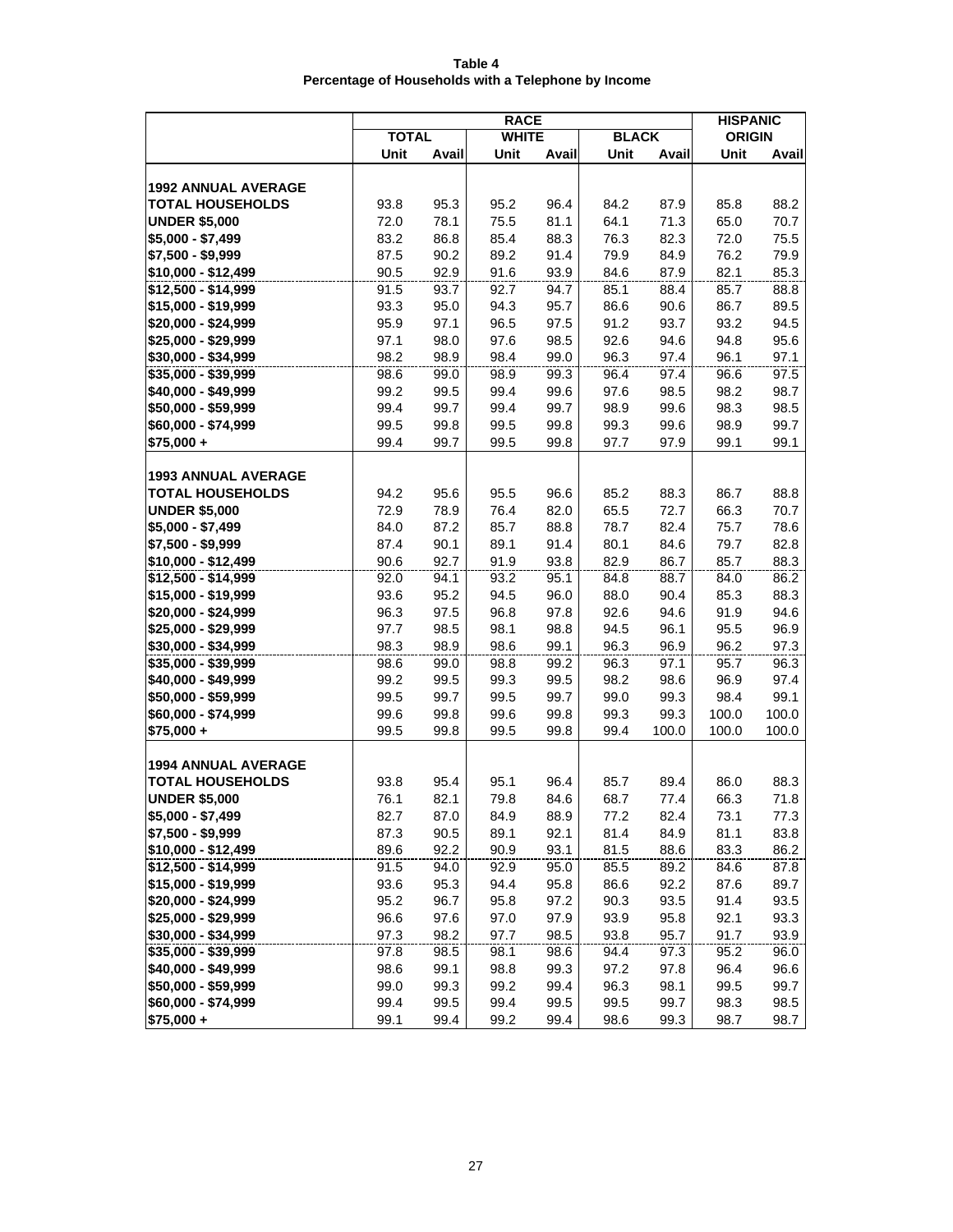**Table 4**
**Percentage of Households with a Telephone by Income**

| | RACE | | | | | | HISPANIC | |
|---|---|---|---|---|---|---|---|---|
| | TOTAL | | WHITE | | BLACK | | ORIGIN | |
| | Unit | Avail | Unit | Avail | Unit | Avail | Unit | Avail |
| **1992 ANNUAL AVERAGE** | | | | | | | | |
| **TOTAL HOUSEHOLDS** | 93.8 | 95.3 | 95.2 | 96.4 | 84.2 | 87.9 | 85.8 | 88.2 |
| **UNDER $5,000** | 72.0 | 78.1 | 75.5 | 81.1 | 64.1 | 71.3 | 65.0 | 70.7 |
| **$5,000 - $7,499** | 83.2 | 86.8 | 85.4 | 88.3 | 76.3 | 82.3 | 72.0 | 75.5 |
| **$7,500 - $9,999** | 87.5 | 90.2 | 89.2 | 91.4 | 79.9 | 84.9 | 76.2 | 79.9 |
| **$10,000 - $12,499** | 90.5 | 92.9 | 91.6 | 93.9 | 84.6 | 87.9 | 82.1 | 85.3 |
| **$12,500 - $14,999** | 91.5 | 93.7 | 92.7 | 94.7 | 85.1 | 88.4 | 85.7 | 88.8 |
| **$15,000 - $19,999** | 93.3 | 95.0 | 94.3 | 95.7 | 86.6 | 90.6 | 86.7 | 89.5 |
| **$20,000 - $24,999** | 95.9 | 97.1 | 96.5 | 97.5 | 91.2 | 93.7 | 93.2 | 94.5 |
| **$25,000 - $29,999** | 97.1 | 98.0 | 97.6 | 98.5 | 92.6 | 94.6 | 94.8 | 95.6 |
| **$30,000 - $34,999** | 98.2 | 98.9 | 98.4 | 99.0 | 96.3 | 97.4 | 96.1 | 97.1 |
| **$35,000 - $39,999** | 98.6 | 99.0 | 98.9 | 99.3 | 96.4 | 97.4 | 96.6 | 97.5 |
| **$40,000 - $49,999** | 99.2 | 99.5 | 99.4 | 99.6 | 97.6 | 98.5 | 98.2 | 98.7 |
| **$50,000 - $59,999** | 99.4 | 99.7 | 99.4 | 99.7 | 98.9 | 99.6 | 98.3 | 98.5 |
| **$60,000 - $74,999** | 99.5 | 99.8 | 99.5 | 99.8 | 99.3 | 99.6 | 98.9 | 99.7 |
| **$75,000 +** | 99.4 | 99.7 | 99.5 | 99.8 | 97.7 | 97.9 | 99.1 | 99.1 |
| **1993 ANNUAL AVERAGE** | | | | | | | | |
| **TOTAL HOUSEHOLDS** | 94.2 | 95.6 | 95.5 | 96.6 | 85.2 | 88.3 | 86.7 | 88.8 |
| **UNDER $5,000** | 72.9 | 78.9 | 76.4 | 82.0 | 65.5 | 72.7 | 66.3 | 70.7 |
| **$5,000 - $7,499** | 84.0 | 87.2 | 85.7 | 88.8 | 78.7 | 82.4 | 75.7 | 78.6 |
| **$7,500 - $9,999** | 87.4 | 90.1 | 89.1 | 91.4 | 80.1 | 84.6 | 79.7 | 82.8 |
| **$10,000 - $12,499** | 90.6 | 92.7 | 91.9 | 93.8 | 82.9 | 86.7 | 85.7 | 88.3 |
| **$12,500 - $14,999** | 92.0 | 94.1 | 93.2 | 95.1 | 84.8 | 88.7 | 84.0 | 86.2 |
| **$15,000 - $19,999** | 93.6 | 95.2 | 94.5 | 96.0 | 88.0 | 90.4 | 85.3 | 88.3 |
| **$20,000 - $24,999** | 96.3 | 97.5 | 96.8 | 97.8 | 92.6 | 94.6 | 91.9 | 94.6 |
| **$25,000 - $29,999** | 97.7 | 98.5 | 98.1 | 98.8 | 94.5 | 96.1 | 95.5 | 96.9 |
| **$30,000 - $34,999** | 98.3 | 98.9 | 98.6 | 99.1 | 96.3 | 96.9 | 96.2 | 97.3 |
| **$35,000 - $39,999** | 98.6 | 99.0 | 98.8 | 99.2 | 96.3 | 97.1 | 95.7 | 96.3 |
| **$40,000 - $49,999** | 99.2 | 99.5 | 99.3 | 99.5 | 98.2 | 98.6 | 96.9 | 97.4 |
| **$50,000 - $59,999** | 99.5 | 99.7 | 99.5 | 99.7 | 99.0 | 99.3 | 98.4 | 99.1 |
| **$60,000 - $74,999** | 99.6 | 99.8 | 99.6 | 99.8 | 99.3 | 99.3 | 100.0 | 100.0 |
| **$75,000 +** | 99.5 | 99.8 | 99.5 | 99.8 | 99.4 | 100.0 | 100.0 | 100.0 |
| **1994 ANNUAL AVERAGE** | | | | | | | | |
| **TOTAL HOUSEHOLDS** | 93.8 | 95.4 | 95.1 | 96.4 | 85.7 | 89.4 | 86.0 | 88.3 |
| **UNDER $5,000** | 76.1 | 82.1 | 79.8 | 84.6 | 68.7 | 77.4 | 66.3 | 71.8 |
| **$5,000 - $7,499** | 82.7 | 87.0 | 84.9 | 88.9 | 77.2 | 82.4 | 73.1 | 77.3 |
| **$7,500 - $9,999** | 87.3 | 90.5 | 89.1 | 92.1 | 81.4 | 84.9 | 81.1 | 83.8 |
| **$10,000 - $12,499** | 89.6 | 92.2 | 90.9 | 93.1 | 81.5 | 88.6 | 83.3 | 86.2 |
| **$12,500 - $14,999** | 91.5 | 94.0 | 92.9 | 95.0 | 85.5 | 89.2 | 84.6 | 87.8 |
| **$15,000 - $19,999** | 93.6 | 95.3 | 94.4 | 95.8 | 86.6 | 92.2 | 87.6 | 89.7 |
| **$20,000 - $24,999** | 95.2 | 96.7 | 95.8 | 97.2 | 90.3 | 93.5 | 91.4 | 93.5 |
| **$25,000 - $29,999** | 96.6 | 97.6 | 97.0 | 97.9 | 93.9 | 95.8 | 92.1 | 93.3 |
| **$30,000 - $34,999** | 97.3 | 98.2 | 97.7 | 98.5 | 93.8 | 95.7 | 91.7 | 93.9 |
| **$35,000 - $39,999** | 97.8 | 98.5 | 98.1 | 98.6 | 94.4 | 97.3 | 95.2 | 96.0 |
| **$40,000 - $49,999** | 98.6 | 99.1 | 98.8 | 99.3 | 97.2 | 97.8 | 96.4 | 96.6 |
| **$50,000 - $59,999** | 99.0 | 99.3 | 99.2 | 99.4 | 96.3 | 98.1 | 99.5 | 99.7 |
| **$60,000 - $74,999** | 99.4 | 99.5 | 99.4 | 99.5 | 99.5 | 99.7 | 98.3 | 98.5 |
| **$75,000 +** | 99.1 | 99.4 | 99.2 | 99.4 | 98.6 | 99.3 | 98.7 | 98.7 |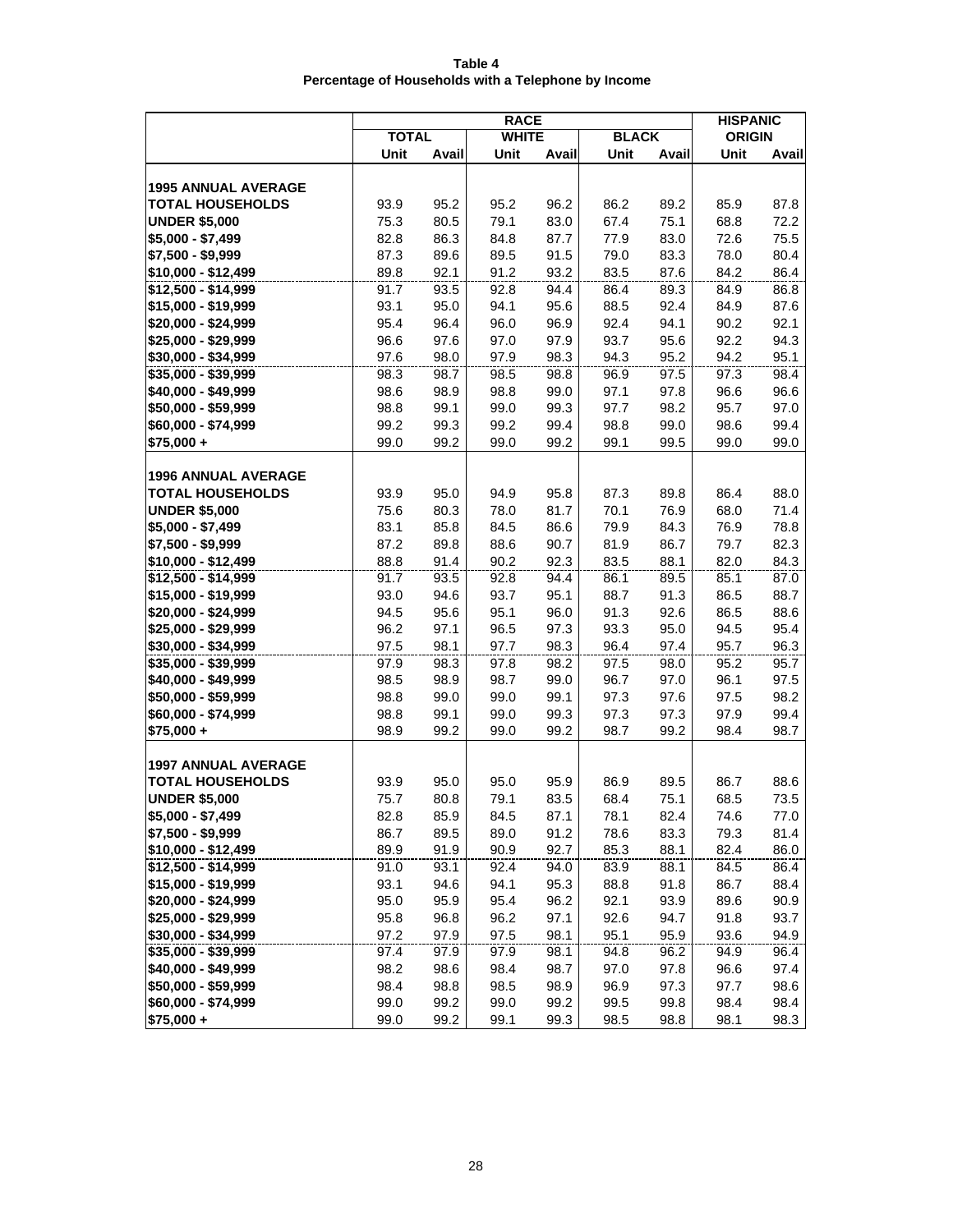**Table 4**
**Percentage of Households with a Telephone by Income**

| | RACE | | | | | | HISPANIC | |
|---|---|---|---|---|---|---|---|---|
| | TOTAL | | WHITE | | BLACK | | ORIGIN | |
| | Unit | Avail | Unit | Avail | Unit | Avail | Unit | Avail |
| **1995 ANNUAL AVERAGE** | | | | | | | | |
| **TOTAL HOUSEHOLDS** | 93.9 | 95.2 | 95.2 | 96.2 | 86.2 | 89.2 | 85.9 | 87.8 |
| **UNDER $5,000** | 75.3 | 80.5 | 79.1 | 83.0 | 67.4 | 75.1 | 68.8 | 72.2 |
| **$5,000 - $7,499** | 82.8 | 86.3 | 84.8 | 87.7 | 77.9 | 83.0 | 72.6 | 75.5 |
| **$7,500 - $9,999** | 87.3 | 89.6 | 89.5 | 91.5 | 79.0 | 83.3 | 78.0 | 80.4 |
| **$10,000 - $12,499** | 89.8 | 92.1 | 91.2 | 93.2 | 83.5 | 87.6 | 84.2 | 86.4 |
| **$12,500 - $14,999** | 91.7 | 93.5 | 92.8 | 94.4 | 86.4 | 89.3 | 84.9 | 86.8 |
| **$15,000 - $19,999** | 93.1 | 95.0 | 94.1 | 95.6 | 88.5 | 92.4 | 84.9 | 87.6 |
| **$20,000 - $24,999** | 95.4 | 96.4 | 96.0 | 96.9 | 92.4 | 94.1 | 90.2 | 92.1 |
| **$25,000 - $29,999** | 96.6 | 97.6 | 97.0 | 97.9 | 93.7 | 95.6 | 92.2 | 94.3 |
| **$30,000 - $34,999** | 97.6 | 98.0 | 97.9 | 98.3 | 94.3 | 95.2 | 94.2 | 95.1 |
| **$35,000 - $39,999** | 98.3 | 98.7 | 98.5 | 98.8 | 96.9 | 97.5 | 97.3 | 98.4 |
| **$40,000 - $49,999** | 98.6 | 98.9 | 98.8 | 99.0 | 97.1 | 97.8 | 96.6 | 96.6 |
| **$50,000 - $59,999** | 98.8 | 99.1 | 99.0 | 99.3 | 97.7 | 98.2 | 95.7 | 97.0 |
| **$60,000 - $74,999** | 99.2 | 99.3 | 99.2 | 99.4 | 98.8 | 99.0 | 98.6 | 99.4 |
| **$75,000 +** | 99.0 | 99.2 | 99.0 | 99.2 | 99.1 | 99.5 | 99.0 | 99.0 |
| **1996 ANNUAL AVERAGE** | | | | | | | | |
| **TOTAL HOUSEHOLDS** | 93.9 | 95.0 | 94.9 | 95.8 | 87.3 | 89.8 | 86.4 | 88.0 |
| **UNDER $5,000** | 75.6 | 80.3 | 78.0 | 81.7 | 70.1 | 76.9 | 68.0 | 71.4 |
| **$5,000 - $7,499** | 83.1 | 85.8 | 84.5 | 86.6 | 79.9 | 84.3 | 76.9 | 78.8 |
| **$7,500 - $9,999** | 87.2 | 89.8 | 88.6 | 90.7 | 81.9 | 86.7 | 79.7 | 82.3 |
| **$10,000 - $12,499** | 88.8 | 91.4 | 90.2 | 92.3 | 83.5 | 88.1 | 82.0 | 84.3 |
| **$12,500 - $14,999** | 91.7 | 93.5 | 92.8 | 94.4 | 86.1 | 89.5 | 85.1 | 87.0 |
| **$15,000 - $19,999** | 93.0 | 94.6 | 93.7 | 95.1 | 88.7 | 91.3 | 86.5 | 88.7 |
| **$20,000 - $24,999** | 94.5 | 95.6 | 95.1 | 96.0 | 91.3 | 92.6 | 86.5 | 88.6 |
| **$25,000 - $29,999** | 96.2 | 97.1 | 96.5 | 97.3 | 93.3 | 95.0 | 94.5 | 95.4 |
| **$30,000 - $34,999** | 97.5 | 98.1 | 97.7 | 98.3 | 96.4 | 97.4 | 95.7 | 96.3 |
| **$35,000 - $39,999** | 97.9 | 98.3 | 97.8 | 98.2 | 97.5 | 98.0 | 95.2 | 95.7 |
| **$40,000 - $49,999** | 98.5 | 98.9 | 98.7 | 99.0 | 96.7 | 97.0 | 96.1 | 97.5 |
| **$50,000 - $59,999** | 98.8 | 99.0 | 99.0 | 99.1 | 97.3 | 97.6 | 97.5 | 98.2 |
| **$60,000 - $74,999** | 98.8 | 99.1 | 99.0 | 99.3 | 97.3 | 97.3 | 97.9 | 99.4 |
| **$75,000 +** | 98.9 | 99.2 | 99.0 | 99.2 | 98.7 | 99.2 | 98.4 | 98.7 |
| **1997 ANNUAL AVERAGE** | | | | | | | | |
| **TOTAL HOUSEHOLDS** | 93.9 | 95.0 | 95.0 | 95.9 | 86.9 | 89.5 | 86.7 | 88.6 |
| **UNDER $5,000** | 75.7 | 80.8 | 79.1 | 83.5 | 68.4 | 75.1 | 68.5 | 73.5 |
| **$5,000 - $7,499** | 82.8 | 85.9 | 84.5 | 87.1 | 78.1 | 82.4 | 74.6 | 77.0 |
| **$7,500 - $9,999** | 86.7 | 89.5 | 89.0 | 91.2 | 78.6 | 83.3 | 79.3 | 81.4 |
| **$10,000 - $12,499** | 89.9 | 91.9 | 90.9 | 92.7 | 85.3 | 88.1 | 82.4 | 86.0 |
| **$12,500 - $14,999** | 91.0 | 93.1 | 92.4 | 94.0 | 83.9 | 88.1 | 84.5 | 86.4 |
| **$15,000 - $19,999** | 93.1 | 94.6 | 94.1 | 95.3 | 88.8 | 91.8 | 86.7 | 88.4 |
| **$20,000 - $24,999** | 95.0 | 95.9 | 95.4 | 96.2 | 92.1 | 93.9 | 89.6 | 90.9 |
| **$25,000 - $29,999** | 95.8 | 96.8 | 96.2 | 97.1 | 92.6 | 94.7 | 91.8 | 93.7 |
| **$30,000 - $34,999** | 97.2 | 97.9 | 97.5 | 98.1 | 95.1 | 95.9 | 93.6 | 94.9 |
| **$35,000 - $39,999** | 97.4 | 97.9 | 97.9 | 98.1 | 94.8 | 96.2 | 94.9 | 96.4 |
| **$40,000 - $49,999** | 98.2 | 98.6 | 98.4 | 98.7 | 97.0 | 97.8 | 96.6 | 97.4 |
| **$50,000 - $59,999** | 98.4 | 98.8 | 98.5 | 98.9 | 96.9 | 97.3 | 97.7 | 98.6 |
| **$60,000 - $74,999** | 99.0 | 99.2 | 99.0 | 99.2 | 99.5 | 99.8 | 98.4 | 98.4 |
| **$75,000 +** | 99.0 | 99.2 | 99.1 | 99.3 | 98.5 | 98.8 | 98.1 | 98.3 |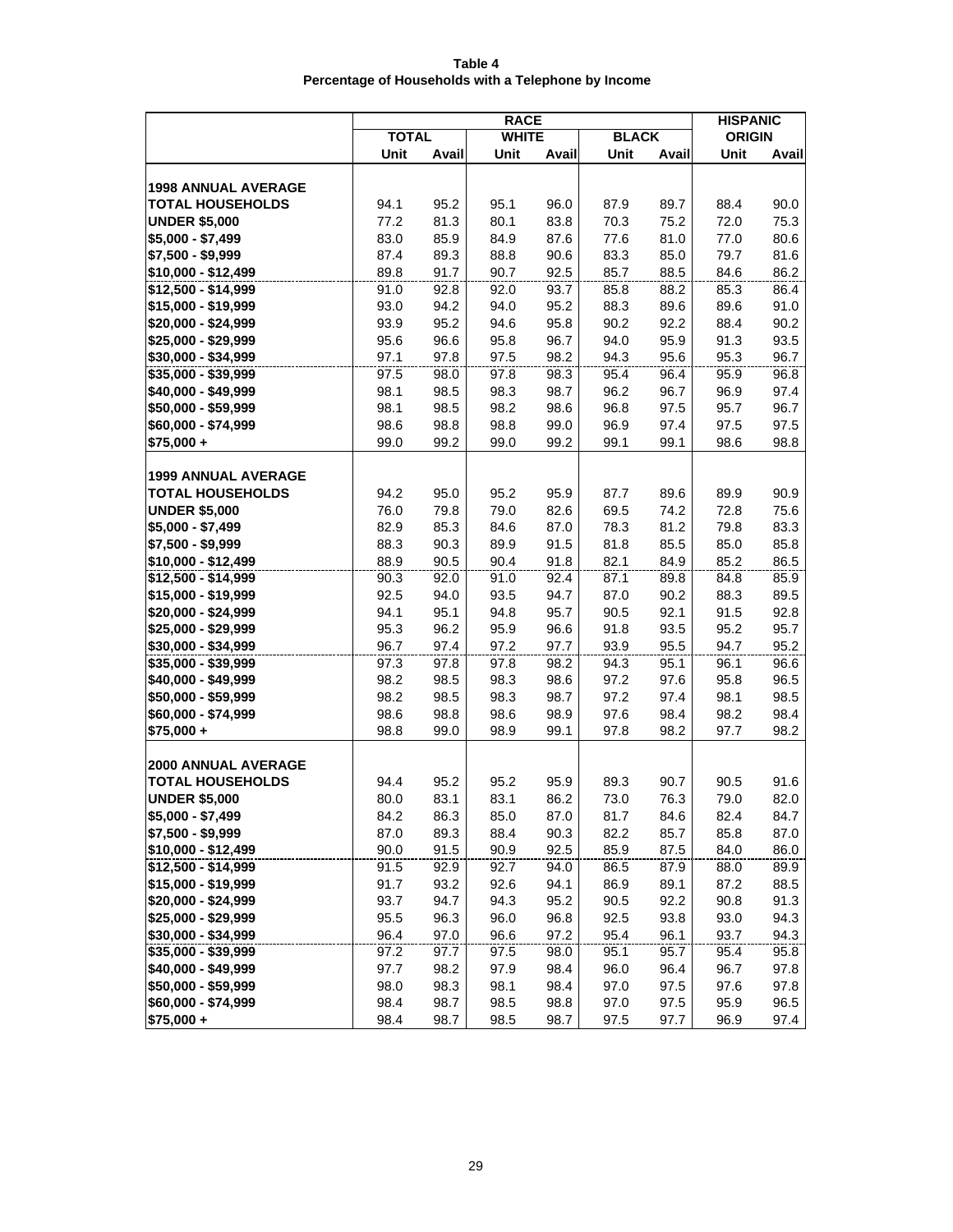**Table 4**
**Percentage of Households with a Telephone by Income**

| | RACE | | | | | | HISPANIC ORIGIN | |
|---|---|---|---|---|---|---|---|---|
| | TOTAL | | WHITE | | BLACK | | | |
| | Unit | Avail | Unit | Avail | Unit | Avail | Unit | Avail |
| **1998 ANNUAL AVERAGE** | | | | | | | | |
| **TOTAL HOUSEHOLDS** | 94.1 | 95.2 | 95.1 | 96.0 | 87.9 | 89.7 | 88.4 | 90.0 |
| **UNDER $5,000** | 77.2 | 81.3 | 80.1 | 83.8 | 70.3 | 75.2 | 72.0 | 75.3 |
| **$5,000 - $7,499** | 83.0 | 85.9 | 84.9 | 87.6 | 77.6 | 81.0 | 77.0 | 80.6 |
| **$7,500 - $9,999** | 87.4 | 89.3 | 88.8 | 90.6 | 83.3 | 85.0 | 79.7 | 81.6 |
| **$10,000 - $12,499** | 89.8 | 91.7 | 90.7 | 92.5 | 85.7 | 88.5 | 84.6 | 86.2 |
| **$12,500 - $14,999** | 91.0 | 92.8 | 92.0 | 93.7 | 85.8 | 88.2 | 85.3 | 86.4 |
| **$15,000 - $19,999** | 93.0 | 94.2 | 94.0 | 95.2 | 88.3 | 89.6 | 89.6 | 91.0 |
| **$20,000 - $24,999** | 93.9 | 95.2 | 94.6 | 95.8 | 90.2 | 92.2 | 88.4 | 90.2 |
| **$25,000 - $29,999** | 95.6 | 96.6 | 95.8 | 96.7 | 94.0 | 95.9 | 91.3 | 93.5 |
| **$30,000 - $34,999** | 97.1 | 97.8 | 97.5 | 98.2 | 94.3 | 95.6 | 95.3 | 96.7 |
| **$35,000 - $39,999** | 97.5 | 98.0 | 97.8 | 98.3 | 95.4 | 96.4 | 95.9 | 96.8 |
| **$40,000 - $49,999** | 98.1 | 98.5 | 98.3 | 98.7 | 96.2 | 96.7 | 96.9 | 97.4 |
| **$50,000 - $59,999** | 98.1 | 98.5 | 98.2 | 98.6 | 96.8 | 97.5 | 95.7 | 96.7 |
| **$60,000 - $74,999** | 98.6 | 98.8 | 98.8 | 99.0 | 96.9 | 97.4 | 97.5 | 97.5 |
| **$75,000 +** | 99.0 | 99.2 | 99.0 | 99.2 | 99.1 | 99.1 | 98.6 | 98.8 |
| **1999 ANNUAL AVERAGE** | | | | | | | | |
| **TOTAL HOUSEHOLDS** | 94.2 | 95.0 | 95.2 | 95.9 | 87.7 | 89.6 | 89.9 | 90.9 |
| **UNDER $5,000** | 76.0 | 79.8 | 79.0 | 82.6 | 69.5 | 74.2 | 72.8 | 75.6 |
| **$5,000 - $7,499** | 82.9 | 85.3 | 84.6 | 87.0 | 78.3 | 81.2 | 79.8 | 83.3 |
| **$7,500 - $9,999** | 88.3 | 90.3 | 89.9 | 91.5 | 81.8 | 85.5 | 85.0 | 85.8 |
| **$10,000 - $12,499** | 88.9 | 90.5 | 90.4 | 91.8 | 82.1 | 84.9 | 85.2 | 86.5 |
| **$12,500 - $14,999** | 90.3 | 92.0 | 91.0 | 92.4 | 87.1 | 89.8 | 84.8 | 85.9 |
| **$15,000 - $19,999** | 92.5 | 94.0 | 93.5 | 94.7 | 87.0 | 90.2 | 88.3 | 89.5 |
| **$20,000 - $24,999** | 94.1 | 95.1 | 94.8 | 95.7 | 90.5 | 92.1 | 91.5 | 92.8 |
| **$25,000 - $29,999** | 95.3 | 96.2 | 95.9 | 96.6 | 91.8 | 93.5 | 95.2 | 95.7 |
| **$30,000 - $34,999** | 96.7 | 97.4 | 97.2 | 97.7 | 93.9 | 95.5 | 94.7 | 95.2 |
| **$35,000 - $39,999** | 97.3 | 97.8 | 97.8 | 98.2 | 94.3 | 95.1 | 96.1 | 96.6 |
| **$40,000 - $49,999** | 98.2 | 98.5 | 98.3 | 98.6 | 97.2 | 97.6 | 95.8 | 96.5 |
| **$50,000 - $59,999** | 98.2 | 98.5 | 98.3 | 98.7 | 97.2 | 97.4 | 98.1 | 98.5 |
| **$60,000 - $74,999** | 98.6 | 98.8 | 98.6 | 98.9 | 97.6 | 98.4 | 98.2 | 98.4 |
| **$75,000 +** | 98.8 | 99.0 | 98.9 | 99.1 | 97.8 | 98.2 | 97.7 | 98.2 |
| **2000 ANNUAL AVERAGE** | | | | | | | | |
| **TOTAL HOUSEHOLDS** | 94.4 | 95.2 | 95.2 | 95.9 | 89.3 | 90.7 | 90.5 | 91.6 |
| **UNDER $5,000** | 80.0 | 83.1 | 83.1 | 86.2 | 73.0 | 76.3 | 79.0 | 82.0 |
| **$5,000 - $7,499** | 84.2 | 86.3 | 85.0 | 87.0 | 81.7 | 84.6 | 82.4 | 84.7 |
| **$7,500 - $9,999** | 87.0 | 89.3 | 88.4 | 90.3 | 82.2 | 85.7 | 85.8 | 87.0 |
| **$10,000 - $12,499** | 90.0 | 91.5 | 90.9 | 92.5 | 85.9 | 87.5 | 84.0 | 86.0 |
| **$12,500 - $14,999** | 91.5 | 92.9 | 92.7 | 94.0 | 86.5 | 87.9 | 88.0 | 89.9 |
| **$15,000 - $19,999** | 91.7 | 93.2 | 92.6 | 94.1 | 86.9 | 89.1 | 87.2 | 88.5 |
| **$20,000 - $24,999** | 93.7 | 94.7 | 94.3 | 95.2 | 90.5 | 92.2 | 90.8 | 91.3 |
| **$25,000 - $29,999** | 95.5 | 96.3 | 96.0 | 96.8 | 92.5 | 93.8 | 93.0 | 94.3 |
| **$30,000 - $34,999** | 96.4 | 97.0 | 96.6 | 97.2 | 95.4 | 96.1 | 93.7 | 94.3 |
| **$35,000 - $39,999** | 97.2 | 97.7 | 97.5 | 98.0 | 95.1 | 95.7 | 95.4 | 95.8 |
| **$40,000 - $49,999** | 97.7 | 98.2 | 97.9 | 98.4 | 96.0 | 96.4 | 96.7 | 97.8 |
| **$50,000 - $59,999** | 98.0 | 98.3 | 98.1 | 98.4 | 97.0 | 97.5 | 97.6 | 97.8 |
| **$60,000 - $74,999** | 98.4 | 98.7 | 98.5 | 98.8 | 97.0 | 97.5 | 95.9 | 96.5 |
| **$75,000 +** | 98.4 | 98.7 | 98.5 | 98.7 | 97.5 | 97.7 | 96.9 | 97.4 |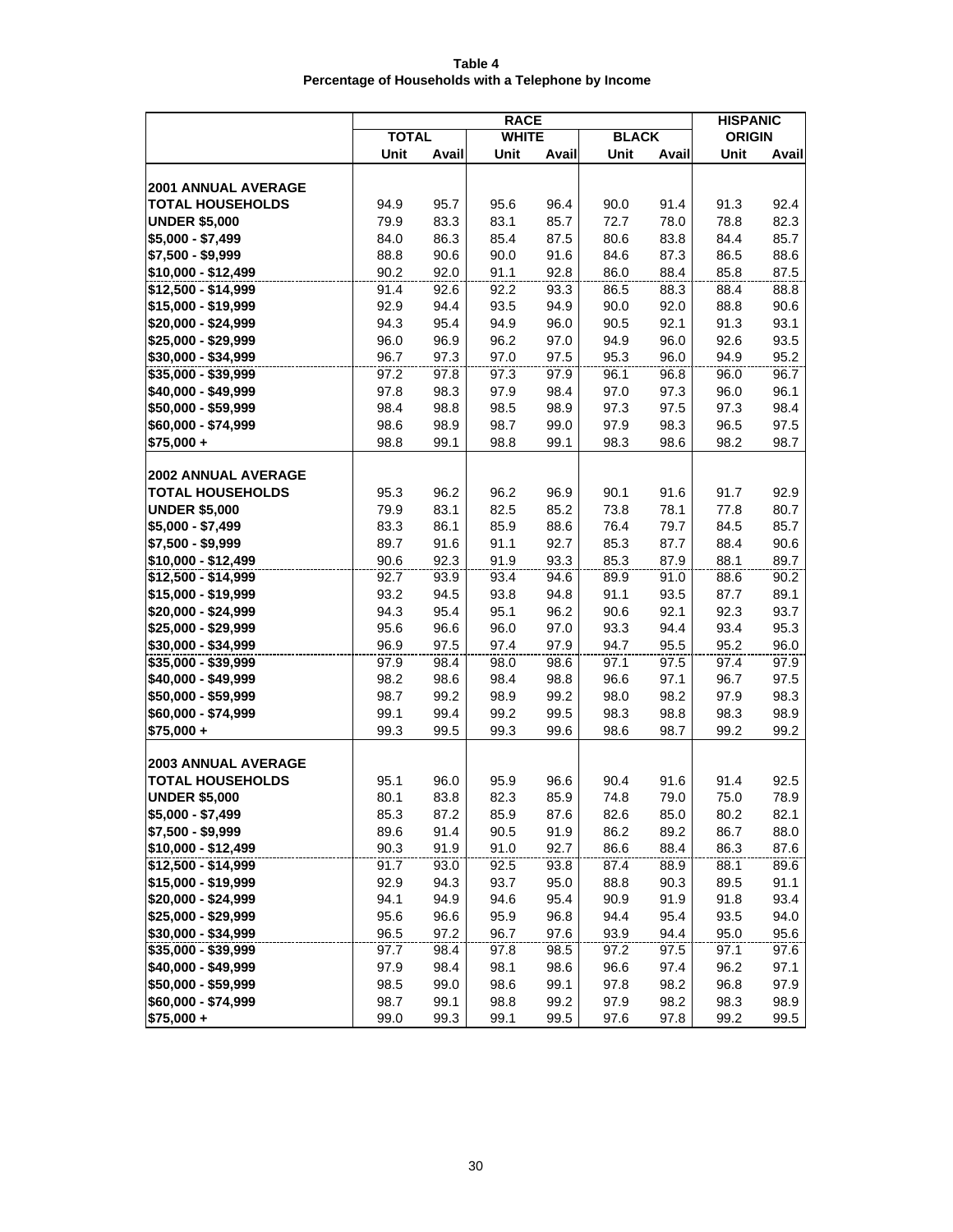**Table 4**
**Percentage of Households with a Telephone by Income**

| | RACE | | | | | | HISPANIC ORIGIN | |
|---|---|---|---|---|---|---|---|---|
| | TOTAL | | WHITE | | BLACK | | | |
| | Unit | Avail | Unit | Avail | Unit | Avail | Unit | Avail |
| **2001 ANNUAL AVERAGE** | | | | | | | | |
| **TOTAL HOUSEHOLDS** | 94.9 | 95.7 | 95.6 | 96.4 | 90.0 | 91.4 | 91.3 | 92.4 |
| **UNDER $5,000** | 79.9 | 83.3 | 83.1 | 85.7 | 72.7 | 78.0 | 78.8 | 82.3 |
| **$5,000 - $7,499** | 84.0 | 86.3 | 85.4 | 87.5 | 80.6 | 83.8 | 84.4 | 85.7 |
| **$7,500 - $9,999** | 88.8 | 90.6 | 90.0 | 91.6 | 84.6 | 87.3 | 86.5 | 88.6 |
| **$10,000 - $12,499** | 90.2 | 92.0 | 91.1 | 92.8 | 86.0 | 88.4 | 85.8 | 87.5 |
| **$12,500 - $14,999** | 91.4 | 92.6 | 92.2 | 93.3 | 86.5 | 88.3 | 88.4 | 88.8 |
| **$15,000 - $19,999** | 92.9 | 94.4 | 93.5 | 94.9 | 90.0 | 92.0 | 88.8 | 90.6 |
| **$20,000 - $24,999** | 94.3 | 95.4 | 94.9 | 96.0 | 90.5 | 92.1 | 91.3 | 93.1 |
| **$25,000 - $29,999** | 96.0 | 96.9 | 96.2 | 97.0 | 94.9 | 96.0 | 92.6 | 93.5 |
| **$30,000 - $34,999** | 96.7 | 97.3 | 97.0 | 97.5 | 95.3 | 96.0 | 94.9 | 95.2 |
| **$35,000 - $39,999** | 97.2 | 97.8 | 97.3 | 97.9 | 96.1 | 96.8 | 96.0 | 96.7 |
| **$40,000 - $49,999** | 97.8 | 98.3 | 97.9 | 98.4 | 97.0 | 97.3 | 96.0 | 96.1 |
| **$50,000 - $59,999** | 98.4 | 98.8 | 98.5 | 98.9 | 97.3 | 97.5 | 97.3 | 98.4 |
| **$60,000 - $74,999** | 98.6 | 98.9 | 98.7 | 99.0 | 97.9 | 98.3 | 96.5 | 97.5 |
| **$75,000 +** | 98.8 | 99.1 | 98.8 | 99.1 | 98.3 | 98.6 | 98.2 | 98.7 |
| **2002 ANNUAL AVERAGE** | | | | | | | | |
| **TOTAL HOUSEHOLDS** | 95.3 | 96.2 | 96.2 | 96.9 | 90.1 | 91.6 | 91.7 | 92.9 |
| **UNDER $5,000** | 79.9 | 83.1 | 82.5 | 85.2 | 73.8 | 78.1 | 77.8 | 80.7 |
| **$5,000 - $7,499** | 83.3 | 86.1 | 85.9 | 88.6 | 76.4 | 79.7 | 84.5 | 85.7 |
| **$7,500 - $9,999** | 89.7 | 91.6 | 91.1 | 92.7 | 85.3 | 87.7 | 88.4 | 90.6 |
| **$10,000 - $12,499** | 90.6 | 92.3 | 91.9 | 93.3 | 85.3 | 87.9 | 88.1 | 89.7 |
| **$12,500 - $14,999** | 92.7 | 93.9 | 93.4 | 94.6 | 89.9 | 91.0 | 88.6 | 90.2 |
| **$15,000 - $19,999** | 93.2 | 94.5 | 93.8 | 94.8 | 91.1 | 93.5 | 87.7 | 89.1 |
| **$20,000 - $24,999** | 94.3 | 95.4 | 95.1 | 96.2 | 90.6 | 92.1 | 92.3 | 93.7 |
| **$25,000 - $29,999** | 95.6 | 96.6 | 96.0 | 97.0 | 93.3 | 94.4 | 93.4 | 95.3 |
| **$30,000 - $34,999** | 96.9 | 97.5 | 97.4 | 97.9 | 94.7 | 95.5 | 95.2 | 96.0 |
| **$35,000 - $39,999** | 97.9 | 98.4 | 98.0 | 98.6 | 97.1 | 97.5 | 97.4 | 97.9 |
| **$40,000 - $49,999** | 98.2 | 98.6 | 98.4 | 98.8 | 96.6 | 97.1 | 96.7 | 97.5 |
| **$50,000 - $59,999** | 98.7 | 99.2 | 98.9 | 99.2 | 98.0 | 98.2 | 97.9 | 98.3 |
| **$60,000 - $74,999** | 99.1 | 99.4 | 99.2 | 99.5 | 98.3 | 98.8 | 98.3 | 98.9 |
| **$75,000 +** | 99.3 | 99.5 | 99.3 | 99.6 | 98.6 | 98.7 | 99.2 | 99.2 |
| **2003 ANNUAL AVERAGE** | | | | | | | | |
| **TOTAL HOUSEHOLDS** | 95.1 | 96.0 | 95.9 | 96.6 | 90.4 | 91.6 | 91.4 | 92.5 |
| **UNDER $5,000** | 80.1 | 83.8 | 82.3 | 85.9 | 74.8 | 79.0 | 75.0 | 78.9 |
| **$5,000 - $7,499** | 85.3 | 87.2 | 85.9 | 87.6 | 82.6 | 85.0 | 80.2 | 82.1 |
| **$7,500 - $9,999** | 89.6 | 91.4 | 90.5 | 91.9 | 86.2 | 89.2 | 86.7 | 88.0 |
| **$10,000 - $12,499** | 90.3 | 91.9 | 91.0 | 92.7 | 86.6 | 88.4 | 86.3 | 87.6 |
| **$12,500 - $14,999** | 91.7 | 93.0 | 92.5 | 93.8 | 87.4 | 88.9 | 88.1 | 89.6 |
| **$15,000 - $19,999** | 92.9 | 94.3 | 93.7 | 95.0 | 88.8 | 90.3 | 89.5 | 91.1 |
| **$20,000 - $24,999** | 94.1 | 94.9 | 94.6 | 95.4 | 90.9 | 91.9 | 91.8 | 93.4 |
| **$25,000 - $29,999** | 95.6 | 96.6 | 95.9 | 96.8 | 94.4 | 95.4 | 93.5 | 94.0 |
| **$30,000 - $34,999** | 96.5 | 97.2 | 96.7 | 97.6 | 93.9 | 94.4 | 95.0 | 95.6 |
| **$35,000 - $39,999** | 97.7 | 98.4 | 97.8 | 98.5 | 97.2 | 97.5 | 97.1 | 97.6 |
| **$40,000 - $49,999** | 97.9 | 98.4 | 98.1 | 98.6 | 96.6 | 97.4 | 96.2 | 97.1 |
| **$50,000 - $59,999** | 98.5 | 99.0 | 98.6 | 99.1 | 97.8 | 98.2 | 96.8 | 97.9 |
| **$60,000 - $74,999** | 98.7 | 99.1 | 98.8 | 99.2 | 97.9 | 98.2 | 98.3 | 98.9 |
| **$75,000 +** | 99.0 | 99.3 | 99.1 | 99.5 | 97.6 | 97.8 | 99.2 | 99.5 |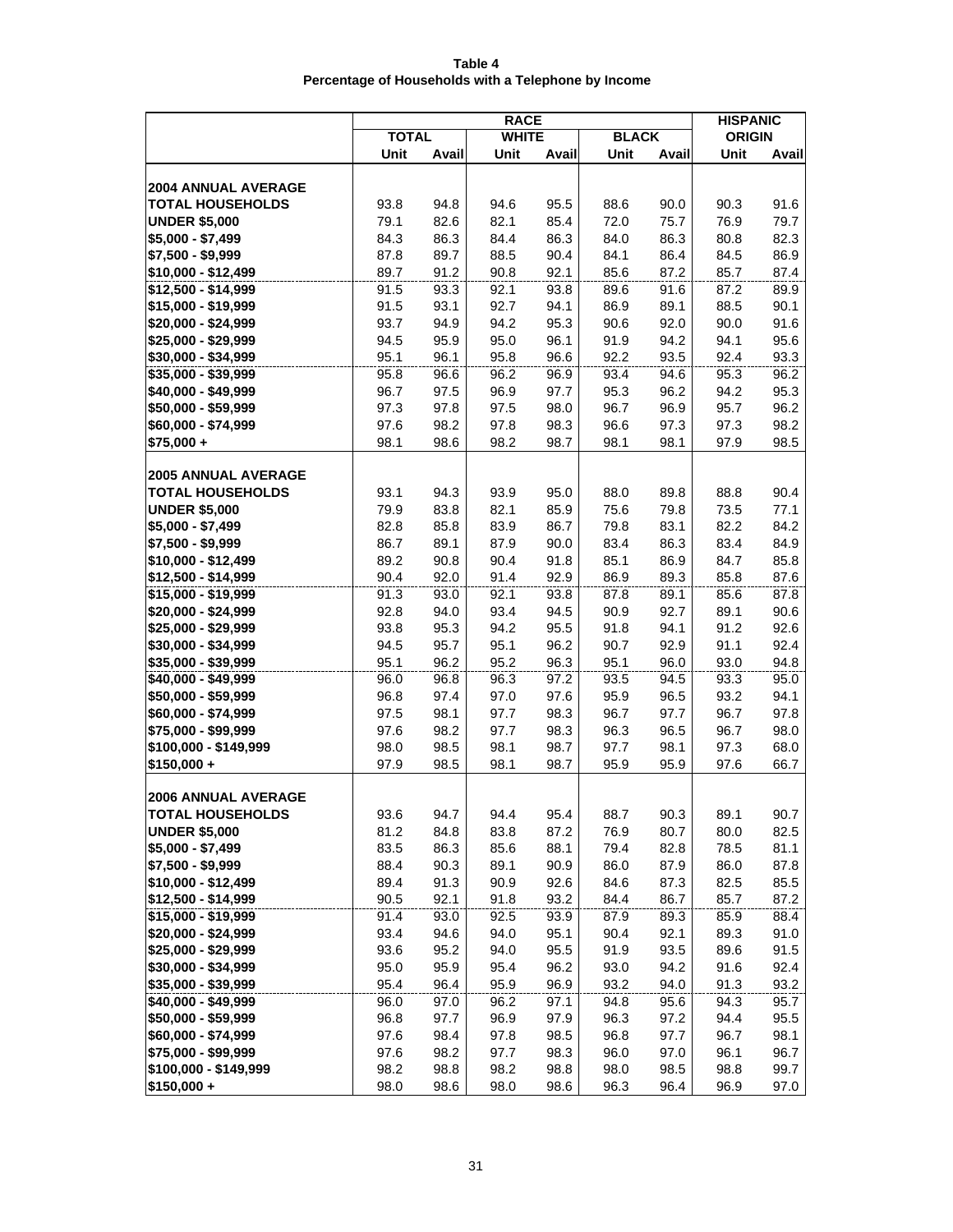**Table 4**
**Percentage of Households with a Telephone by Income**

| | RACE | | | | | | HISPANIC | |
|---|---|---|---|---|---|---|---|---|
| | TOTAL | | WHITE | | BLACK | | ORIGIN | |
| | Unit | Avail | Unit | Avail | Unit | Avail | Unit | Avail |
| **2004 ANNUAL AVERAGE** | | | | | | | | |
| **TOTAL HOUSEHOLDS** | 93.8 | 94.8 | 94.6 | 95.5 | 88.6 | 90.0 | 90.3 | 91.6 |
| **UNDER $5,000** | 79.1 | 82.6 | 82.1 | 85.4 | 72.0 | 75.7 | 76.9 | 79.7 |
| **$5,000 - $7,499** | 84.3 | 86.3 | 84.4 | 86.3 | 84.0 | 86.3 | 80.8 | 82.3 |
| **$7,500 - $9,999** | 87.8 | 89.7 | 88.5 | 90.4 | 84.1 | 86.4 | 84.5 | 86.9 |
| **$10,000 - $12,499** | 89.7 | 91.2 | 90.8 | 92.1 | 85.6 | 87.2 | 85.7 | 87.4 |
| **$12,500 - $14,999** | 91.5 | 93.3 | 92.1 | 93.8 | 89.6 | 91.6 | 87.2 | 89.9 |
| **$15,000 - $19,999** | 91.5 | 93.1 | 92.7 | 94.1 | 86.9 | 89.1 | 88.5 | 90.1 |
| **$20,000 - $24,999** | 93.7 | 94.9 | 94.2 | 95.3 | 90.6 | 92.0 | 90.0 | 91.6 |
| **$25,000 - $29,999** | 94.5 | 95.9 | 95.0 | 96.1 | 91.9 | 94.2 | 94.1 | 95.6 |
| **$30,000 - $34,999** | 95.1 | 96.1 | 95.8 | 96.6 | 92.2 | 93.5 | 92.4 | 93.3 |
| **$35,000 - $39,999** | 95.8 | 96.6 | 96.2 | 96.9 | 93.4 | 94.6 | 95.3 | 96.2 |
| **$40,000 - $49,999** | 96.7 | 97.5 | 96.9 | 97.7 | 95.3 | 96.2 | 94.2 | 95.3 |
| **$50,000 - $59,999** | 97.3 | 97.8 | 97.5 | 98.0 | 96.7 | 96.9 | 95.7 | 96.2 |
| **$60,000 - $74,999** | 97.6 | 98.2 | 97.8 | 98.3 | 96.6 | 97.3 | 97.3 | 98.2 |
| **$75,000 +** | 98.1 | 98.6 | 98.2 | 98.7 | 98.1 | 98.1 | 97.9 | 98.5 |
| **2005 ANNUAL AVERAGE** | | | | | | | | |
| **TOTAL HOUSEHOLDS** | 93.1 | 94.3 | 93.9 | 95.0 | 88.0 | 89.8 | 88.8 | 90.4 |
| **UNDER $5,000** | 79.9 | 83.8 | 82.1 | 85.9 | 75.6 | 79.8 | 73.5 | 77.1 |
| **$5,000 - $7,499** | 82.8 | 85.8 | 83.9 | 86.7 | 79.8 | 83.1 | 82.2 | 84.2 |
| **$7,500 - $9,999** | 86.7 | 89.1 | 87.9 | 90.0 | 83.4 | 86.3 | 83.4 | 84.9 |
| **$10,000 - $12,499** | 89.2 | 90.8 | 90.4 | 91.8 | 85.1 | 86.9 | 84.7 | 85.8 |
| **$12,500 - $14,999** | 90.4 | 92.0 | 91.4 | 92.9 | 86.9 | 89.3 | 85.8 | 87.6 |
| **$15,000 - $19,999** | 91.3 | 93.0 | 92.1 | 93.8 | 87.8 | 89.1 | 85.6 | 87.8 |
| **$20,000 - $24,999** | 92.8 | 94.0 | 93.4 | 94.5 | 90.9 | 92.7 | 89.1 | 90.6 |
| **$25,000 - $29,999** | 93.8 | 95.3 | 94.2 | 95.5 | 91.8 | 94.1 | 91.2 | 92.6 |
| **$30,000 - $34,999** | 94.5 | 95.7 | 95.1 | 96.2 | 90.7 | 92.9 | 91.1 | 92.4 |
| **$35,000 - $39,999** | 95.1 | 96.2 | 95.2 | 96.3 | 95.1 | 96.0 | 93.0 | 94.8 |
| **$40,000 - $49,999** | 96.0 | 96.8 | 96.3 | 97.2 | 93.5 | 94.5 | 93.3 | 95.0 |
| **$50,000 - $59,999** | 96.8 | 97.4 | 97.0 | 97.6 | 95.9 | 96.5 | 93.2 | 94.1 |
| **$60,000 - $74,999** | 97.5 | 98.1 | 97.7 | 98.3 | 96.7 | 97.7 | 96.7 | 97.8 |
| **$75,000 - $99,999** | 97.6 | 98.2 | 97.7 | 98.3 | 96.3 | 96.5 | 96.7 | 98.0 |
| **$100,000 - $149,999** | 98.0 | 98.5 | 98.1 | 98.7 | 97.7 | 98.1 | 97.3 | 68.0 |
| **$150,000 +** | 97.9 | 98.5 | 98.1 | 98.7 | 95.9 | 95.9 | 97.6 | 66.7 |
| **2006 ANNUAL AVERAGE** | | | | | | | | |
| **TOTAL HOUSEHOLDS** | 93.6 | 94.7 | 94.4 | 95.4 | 88.7 | 90.3 | 89.1 | 90.7 |
| **UNDER $5,000** | 81.2 | 84.8 | 83.8 | 87.2 | 76.9 | 80.7 | 80.0 | 82.5 |
| **$5,000 - $7,499** | 83.5 | 86.3 | 85.6 | 88.1 | 79.4 | 82.8 | 78.5 | 81.1 |
| **$7,500 - $9,999** | 88.4 | 90.3 | 89.1 | 90.9 | 86.0 | 87.9 | 86.0 | 87.8 |
| **$10,000 - $12,499** | 89.4 | 91.3 | 90.9 | 92.6 | 84.6 | 87.3 | 82.5 | 85.5 |
| **$12,500 - $14,999** | 90.5 | 92.1 | 91.8 | 93.2 | 84.4 | 86.7 | 85.7 | 87.2 |
| **$15,000 - $19,999** | 91.4 | 93.0 | 92.5 | 93.9 | 87.9 | 89.3 | 85.9 | 88.4 |
| **$20,000 - $24,999** | 93.4 | 94.6 | 94.0 | 95.1 | 90.4 | 92.1 | 89.3 | 91.0 |
| **$25,000 - $29,999** | 93.6 | 95.2 | 94.0 | 95.5 | 91.9 | 93.5 | 89.6 | 91.5 |
| **$30,000 - $34,999** | 95.0 | 95.9 | 95.4 | 96.2 | 93.0 | 94.2 | 91.6 | 92.4 |
| **$35,000 - $39,999** | 95.4 | 96.4 | 95.9 | 96.9 | 93.2 | 94.0 | 91.3 | 93.2 |
| **$40,000 - $49,999** | 96.0 | 97.0 | 96.2 | 97.1 | 94.8 | 95.6 | 94.3 | 95.7 |
| **$50,000 - $59,999** | 96.8 | 97.7 | 96.9 | 97.9 | 96.3 | 97.2 | 94.4 | 95.5 |
| **$60,000 - $74,999** | 97.6 | 98.4 | 97.8 | 98.5 | 96.8 | 97.7 | 96.7 | 98.1 |
| **$75,000 - $99,999** | 97.6 | 98.2 | 97.7 | 98.3 | 96.0 | 97.0 | 96.1 | 96.7 |
| **$100,000 - $149,999** | 98.2 | 98.8 | 98.2 | 98.8 | 98.0 | 98.5 | 98.8 | 99.7 |
| **$150,000 +** | 98.0 | 98.6 | 98.0 | 98.6 | 96.3 | 96.4 | 96.9 | 97.0 |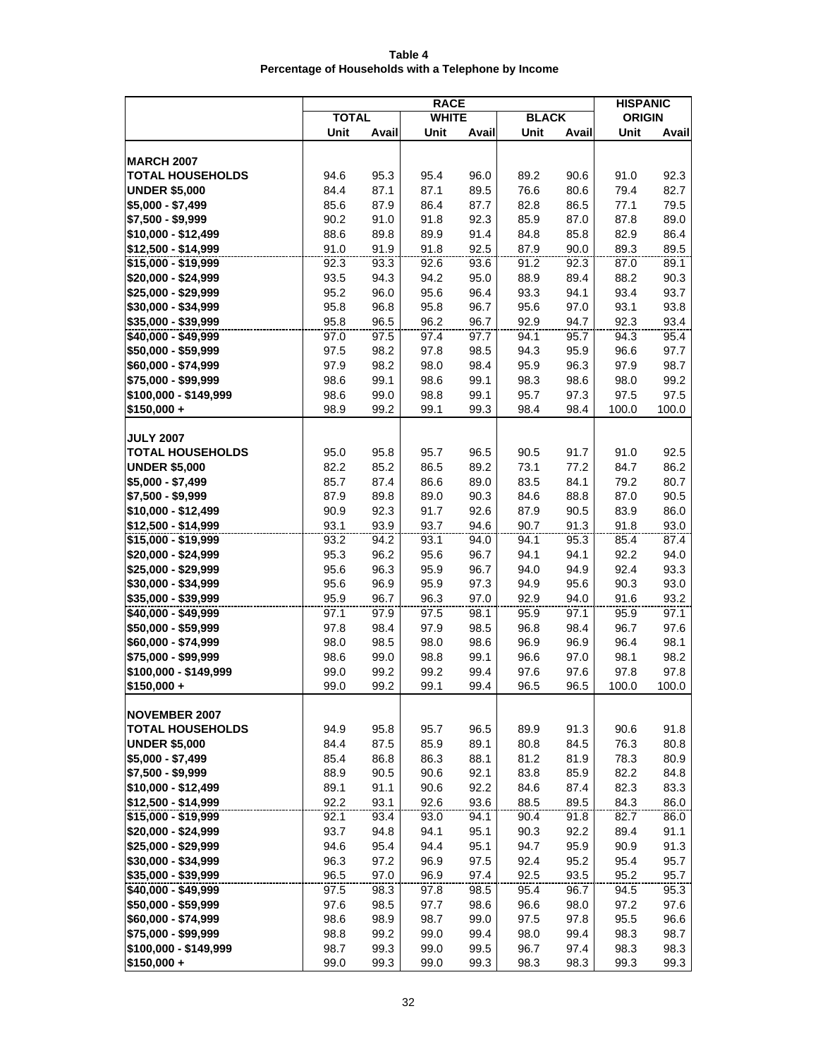**Table 4**
**Percentage of Households with a Telephone by Income**

| | RACE | | | | | | HISPANIC | |
|---|---|---|---|---|---|---|---|---|
| | TOTAL | | WHITE | | BLACK | | ORIGIN | |
| | Unit | Avail | Unit | Avail | Unit | Avail | Unit | Avail |
| **MARCH 2007** | | | | | | | | |
| **TOTAL HOUSEHOLDS** | 94.6 | 95.3 | 95.4 | 96.0 | 89.2 | 90.6 | 91.0 | 92.3 |
| **UNDER $5,000** | 84.4 | 87.1 | 87.1 | 89.5 | 76.6 | 80.6 | 79.4 | 82.7 |
| **$5,000 - $7,499** | 85.6 | 87.9 | 86.4 | 87.7 | 82.8 | 86.5 | 77.1 | 79.5 |
| **$7,500 - $9,999** | 90.2 | 91.0 | 91.8 | 92.3 | 85.9 | 87.0 | 87.8 | 89.0 |
| **$10,000 - $12,499** | 88.6 | 89.8 | 89.9 | 91.4 | 84.8 | 85.8 | 82.9 | 86.4 |
| **$12,500 - $14,999** | 91.0 | 91.9 | 91.8 | 92.5 | 87.9 | 90.0 | 89.3 | 89.5 |
| **$15,000 - $19,999** | 92.3 | 93.3 | 92.6 | 93.6 | 91.2 | 92.3 | 87.0 | 89.1 |
| **$20,000 - $24,999** | 93.5 | 94.3 | 94.2 | 95.0 | 88.9 | 89.4 | 88.2 | 90.3 |
| **$25,000 - $29,999** | 95.2 | 96.0 | 95.6 | 96.4 | 93.3 | 94.1 | 93.4 | 93.7 |
| **$30,000 - $34,999** | 95.8 | 96.8 | 95.8 | 96.7 | 95.6 | 97.0 | 93.1 | 93.8 |
| **$35,000 - $39,999** | 95.8 | 96.5 | 96.2 | 96.7 | 92.9 | 94.7 | 92.3 | 93.4 |
| **$40,000 - $49,999** | 97.0 | 97.5 | 97.4 | 97.7 | 94.1 | 95.7 | 94.3 | 95.4 |
| **$50,000 - $59,999** | 97.5 | 98.2 | 97.8 | 98.5 | 94.3 | 95.9 | 96.6 | 97.7 |
| **$60,000 - $74,999** | 97.9 | 98.2 | 98.0 | 98.4 | 95.9 | 96.3 | 97.9 | 98.7 |
| **$75,000 - $99,999** | 98.6 | 99.1 | 98.6 | 99.1 | 98.3 | 98.6 | 98.0 | 99.2 |
| **$100,000 - $149,999** | 98.6 | 99.0 | 98.8 | 99.1 | 95.7 | 97.3 | 97.5 | 97.5 |
| **$150,000 +** | 98.9 | 99.2 | 99.1 | 99.3 | 98.4 | 98.4 | 100.0 | 100.0 |
| **JULY 2007** | | | | | | | | |
| **TOTAL HOUSEHOLDS** | 95.0 | 95.8 | 95.7 | 96.5 | 90.5 | 91.7 | 91.0 | 92.5 |
| **UNDER $5,000** | 82.2 | 85.2 | 86.5 | 89.2 | 73.1 | 77.2 | 84.7 | 86.2 |
| **$5,000 - $7,499** | 85.7 | 87.4 | 86.6 | 89.0 | 83.5 | 84.1 | 79.2 | 80.7 |
| **$7,500 - $9,999** | 87.9 | 89.8 | 89.0 | 90.3 | 84.6 | 88.8 | 87.0 | 90.5 |
| **$10,000 - $12,499** | 90.9 | 92.3 | 91.7 | 92.6 | 87.9 | 90.5 | 83.9 | 86.0 |
| **$12,500 - $14,999** | 93.1 | 93.9 | 93.7 | 94.6 | 90.7 | 91.3 | 91.8 | 93.0 |
| **$15,000 - $19,999** | 93.2 | 94.2 | 93.1 | 94.0 | 94.1 | 95.3 | 85.4 | 87.4 |
| **$20,000 - $24,999** | 95.3 | 96.2 | 95.6 | 96.7 | 94.1 | 94.1 | 92.2 | 94.0 |
| **$25,000 - $29,999** | 95.6 | 96.3 | 95.9 | 96.7 | 94.0 | 94.9 | 92.4 | 93.3 |
| **$30,000 - $34,999** | 95.6 | 96.9 | 95.9 | 97.3 | 94.9 | 95.6 | 90.3 | 93.0 |
| **$35,000 - $39,999** | 95.9 | 96.7 | 96.3 | 97.0 | 92.9 | 94.0 | 91.6 | 93.2 |
| **$40,000 - $49,999** | 97.1 | 97.9 | 97.5 | 98.1 | 95.9 | 97.1 | 95.9 | 97.1 |
| **$50,000 - $59,999** | 97.8 | 98.4 | 97.9 | 98.5 | 96.8 | 98.4 | 96.7 | 97.6 |
| **$60,000 - $74,999** | 98.0 | 98.5 | 98.0 | 98.6 | 96.9 | 96.9 | 96.4 | 98.1 |
| **$75,000 - $99,999** | 98.6 | 99.0 | 98.8 | 99.1 | 96.6 | 97.0 | 98.1 | 98.2 |
| **$100,000 - $149,999** | 99.0 | 99.2 | 99.2 | 99.4 | 97.6 | 97.6 | 97.8 | 97.8 |
| **$150,000 +** | 99.0 | 99.2 | 99.1 | 99.4 | 96.5 | 96.5 | 100.0 | 100.0 |
| **NOVEMBER 2007** | | | | | | | | |
| **TOTAL HOUSEHOLDS** | 94.9 | 95.8 | 95.7 | 96.5 | 89.9 | 91.3 | 90.6 | 91.8 |
| **UNDER $5,000** | 84.4 | 87.5 | 85.9 | 89.1 | 80.8 | 84.5 | 76.3 | 80.8 |
| **$5,000 - $7,499** | 85.4 | 86.8 | 86.3 | 88.1 | 81.2 | 81.9 | 78.3 | 80.9 |
| **$7,500 - $9,999** | 88.9 | 90.5 | 90.6 | 92.1 | 83.8 | 85.9 | 82.2 | 84.8 |
| **$10,000 - $12,499** | 89.1 | 91.1 | 90.6 | 92.2 | 84.6 | 87.4 | 82.3 | 83.3 |
| **$12,500 - $14,999** | 92.2 | 93.1 | 92.6 | 93.6 | 88.5 | 89.5 | 84.3 | 86.0 |
| **$15,000 - $19,999** | 92.1 | 93.4 | 93.0 | 94.1 | 90.4 | 91.8 | 82.7 | 86.0 |
| **$20,000 - $24,999** | 93.7 | 94.8 | 94.1 | 95.1 | 90.3 | 92.2 | 89.4 | 91.1 |
| **$25,000 - $29,999** | 94.6 | 95.4 | 94.4 | 95.1 | 94.7 | 95.9 | 90.9 | 91.3 |
| **$30,000 - $34,999** | 96.3 | 97.2 | 96.9 | 97.5 | 92.4 | 95.2 | 95.4 | 95.7 |
| **$35,000 - $39,999** | 96.5 | 97.0 | 96.9 | 97.4 | 92.5 | 93.5 | 95.2 | 95.7 |
| **$40,000 - $49,999** | 97.5 | 98.3 | 97.8 | 98.5 | 95.4 | 96.7 | 94.5 | 95.3 |
| **$50,000 - $59,999** | 97.6 | 98.5 | 97.7 | 98.6 | 96.6 | 98.0 | 97.2 | 97.6 |
| **$60,000 - $74,999** | 98.6 | 98.9 | 98.7 | 99.0 | 97.5 | 97.8 | 95.5 | 96.6 |
| **$75,000 - $99,999** | 98.8 | 99.2 | 99.0 | 99.4 | 98.0 | 99.4 | 98.3 | 98.7 |
| **$100,000 - $149,999** | 98.7 | 99.3 | 99.0 | 99.5 | 96.7 | 97.4 | 98.3 | 98.3 |
| **$150,000 +** | 99.0 | 99.3 | 99.0 | 99.3 | 98.3 | 98.3 | 99.3 | 99.3 |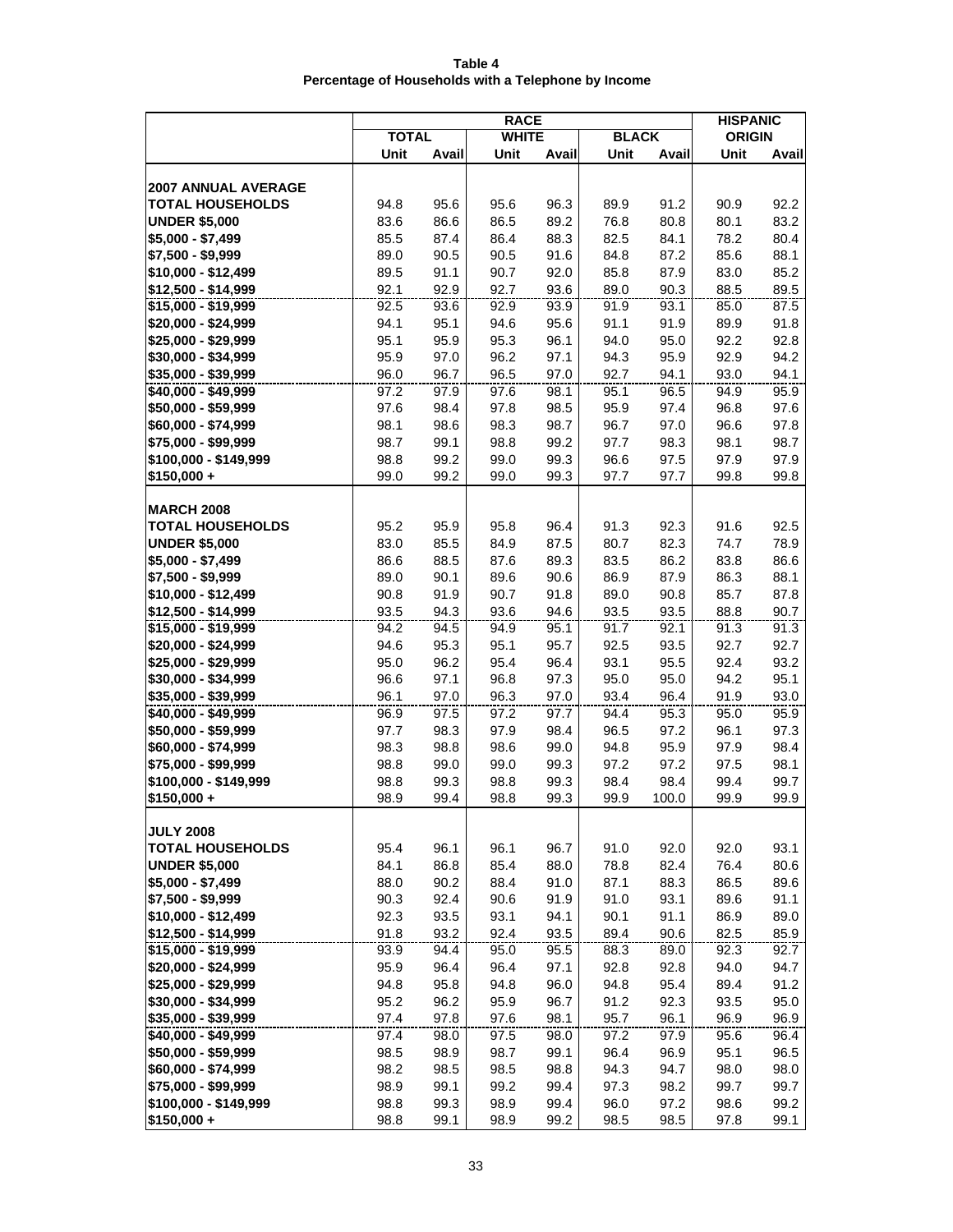**Table 4**
**Percentage of Households with a Telephone by Income**

| | RACE | | | | | | HISPANIC ORIGIN | |
|---|---|---|---|---|---|---|---|---|
| | TOTAL | | WHITE | | BLACK | | | |
| | Unit | Avail | Unit | Avail | Unit | Avail | Unit | Avail |
| **2007 ANNUAL AVERAGE** | | | | | | | | |
| **TOTAL HOUSEHOLDS** | 94.8 | 95.6 | 95.6 | 96.3 | 89.9 | 91.2 | 90.9 | 92.2 |
| **UNDER $5,000** | 83.6 | 86.6 | 86.5 | 89.2 | 76.8 | 80.8 | 80.1 | 83.2 |
| **$5,000 - $7,499** | 85.5 | 87.4 | 86.4 | 88.3 | 82.5 | 84.1 | 78.2 | 80.4 |
| **$7,500 - $9,999** | 89.0 | 90.5 | 90.5 | 91.6 | 84.8 | 87.2 | 85.6 | 88.1 |
| **$10,000 - $12,499** | 89.5 | 91.1 | 90.7 | 92.0 | 85.8 | 87.9 | 83.0 | 85.2 |
| **$12,500 - $14,999** | 92.1 | 92.9 | 92.7 | 93.6 | 89.0 | 90.3 | 88.5 | 89.5 |
| **$15,000 - $19,999** | 92.5 | 93.6 | 92.9 | 93.9 | 91.9 | 93.1 | 85.0 | 87.5 |
| **$20,000 - $24,999** | 94.1 | 95.1 | 94.6 | 95.6 | 91.1 | 91.9 | 89.9 | 91.8 |
| **$25,000 - $29,999** | 95.1 | 95.9 | 95.3 | 96.1 | 94.0 | 95.0 | 92.2 | 92.8 |
| **$30,000 - $34,999** | 95.9 | 97.0 | 96.2 | 97.1 | 94.3 | 95.9 | 92.9 | 94.2 |
| **$35,000 - $39,999** | 96.0 | 96.7 | 96.5 | 97.0 | 92.7 | 94.1 | 93.0 | 94.1 |
| **$40,000 - $49,999** | 97.2 | 97.9 | 97.6 | 98.1 | 95.1 | 96.5 | 94.9 | 95.9 |
| **$50,000 - $59,999** | 97.6 | 98.4 | 97.8 | 98.5 | 95.9 | 97.4 | 96.8 | 97.6 |
| **$60,000 - $74,999** | 98.1 | 98.6 | 98.3 | 98.7 | 96.7 | 97.0 | 96.6 | 97.8 |
| **$75,000 - $99,999** | 98.7 | 99.1 | 98.8 | 99.2 | 97.7 | 98.3 | 98.1 | 98.7 |
| **$100,000 - $149,999** | 98.8 | 99.2 | 99.0 | 99.3 | 96.6 | 97.5 | 97.9 | 97.9 |
| **$150,000 +** | 99.0 | 99.2 | 99.0 | 99.3 | 97.7 | 97.7 | 99.8 | 99.8 |
| **MARCH 2008** | | | | | | | | |
| **TOTAL HOUSEHOLDS** | 95.2 | 95.9 | 95.8 | 96.4 | 91.3 | 92.3 | 91.6 | 92.5 |
| **UNDER $5,000** | 83.0 | 85.5 | 84.9 | 87.5 | 80.7 | 82.3 | 74.7 | 78.9 |
| **$5,000 - $7,499** | 86.6 | 88.5 | 87.6 | 89.3 | 83.5 | 86.2 | 83.8 | 86.6 |
| **$7,500 - $9,999** | 89.0 | 90.1 | 89.6 | 90.6 | 86.9 | 87.9 | 86.3 | 88.1 |
| **$10,000 - $12,499** | 90.8 | 91.9 | 90.7 | 91.8 | 89.0 | 90.8 | 85.7 | 87.8 |
| **$12,500 - $14,999** | 93.5 | 94.3 | 93.6 | 94.6 | 93.5 | 93.5 | 88.8 | 90.7 |
| **$15,000 - $19,999** | 94.2 | 94.5 | 94.9 | 95.1 | 91.7 | 92.1 | 91.3 | 91.3 |
| **$20,000 - $24,999** | 94.6 | 95.3 | 95.1 | 95.7 | 92.5 | 93.5 | 92.7 | 92.7 |
| **$25,000 - $29,999** | 95.0 | 96.2 | 95.4 | 96.4 | 93.1 | 95.5 | 92.4 | 93.2 |
| **$30,000 - $34,999** | 96.6 | 97.1 | 96.8 | 97.3 | 95.0 | 95.0 | 94.2 | 95.1 |
| **$35,000 - $39,999** | 96.1 | 97.0 | 96.3 | 97.0 | 93.4 | 96.4 | 91.9 | 93.0 |
| **$40,000 - $49,999** | 96.9 | 97.5 | 97.2 | 97.7 | 94.4 | 95.3 | 95.0 | 95.9 |
| **$50,000 - $59,999** | 97.7 | 98.3 | 97.9 | 98.4 | 96.5 | 97.2 | 96.1 | 97.3 |
| **$60,000 - $74,999** | 98.3 | 98.8 | 98.6 | 99.0 | 94.8 | 95.9 | 97.9 | 98.4 |
| **$75,000 - $99,999** | 98.8 | 99.0 | 99.0 | 99.3 | 97.2 | 97.2 | 97.5 | 98.1 |
| **$100,000 - $149,999** | 98.8 | 99.3 | 98.8 | 99.3 | 98.4 | 98.4 | 99.4 | 99.7 |
| **$150,000 +** | 98.9 | 99.4 | 98.8 | 99.3 | 99.9 | 100.0 | 99.9 | 99.9 |
| **JULY 2008** | | | | | | | | |
| **TOTAL HOUSEHOLDS** | 95.4 | 96.1 | 96.1 | 96.7 | 91.0 | 92.0 | 92.0 | 93.1 |
| **UNDER $5,000** | 84.1 | 86.8 | 85.4 | 88.0 | 78.8 | 82.4 | 76.4 | 80.6 |
| **$5,000 - $7,499** | 88.0 | 90.2 | 88.4 | 91.0 | 87.1 | 88.3 | 86.5 | 89.6 |
| **$7,500 - $9,999** | 90.3 | 92.4 | 90.6 | 91.9 | 91.0 | 93.1 | 89.6 | 91.1 |
| **$10,000 - $12,499** | 92.3 | 93.5 | 93.1 | 94.1 | 90.1 | 91.1 | 86.9 | 89.0 |
| **$12,500 - $14,999** | 91.8 | 93.2 | 92.4 | 93.5 | 89.4 | 90.6 | 82.5 | 85.9 |
| **$15,000 - $19,999** | 93.9 | 94.4 | 95.0 | 95.5 | 88.3 | 89.0 | 92.3 | 92.7 |
| **$20,000 - $24,999** | 95.9 | 96.4 | 96.4 | 97.1 | 92.8 | 92.8 | 94.0 | 94.7 |
| **$25,000 - $29,999** | 94.8 | 95.8 | 94.8 | 96.0 | 94.8 | 95.4 | 89.4 | 91.2 |
| **$30,000 - $34,999** | 95.2 | 96.2 | 95.9 | 96.7 | 91.2 | 92.3 | 93.5 | 95.0 |
| **$35,000 - $39,999** | 97.4 | 97.8 | 97.6 | 98.1 | 95.7 | 96.1 | 96.9 | 96.9 |
| **$40,000 - $49,999** | 97.4 | 98.0 | 97.5 | 98.0 | 97.2 | 97.9 | 95.6 | 96.4 |
| **$50,000 - $59,999** | 98.5 | 98.9 | 98.7 | 99.1 | 96.4 | 96.9 | 95.1 | 96.5 |
| **$60,000 - $74,999** | 98.2 | 98.5 | 98.5 | 98.8 | 94.3 | 94.7 | 98.0 | 98.0 |
| **$75,000 - $99,999** | 98.9 | 99.1 | 99.2 | 99.4 | 97.3 | 98.2 | 99.7 | 99.7 |
| **$100,000 - $149,999** | 98.8 | 99.3 | 98.9 | 99.4 | 96.0 | 97.2 | 98.6 | 99.2 |
| **$150,000 +** | 98.8 | 99.1 | 98.9 | 99.2 | 98.5 | 98.5 | 97.8 | 99.1 |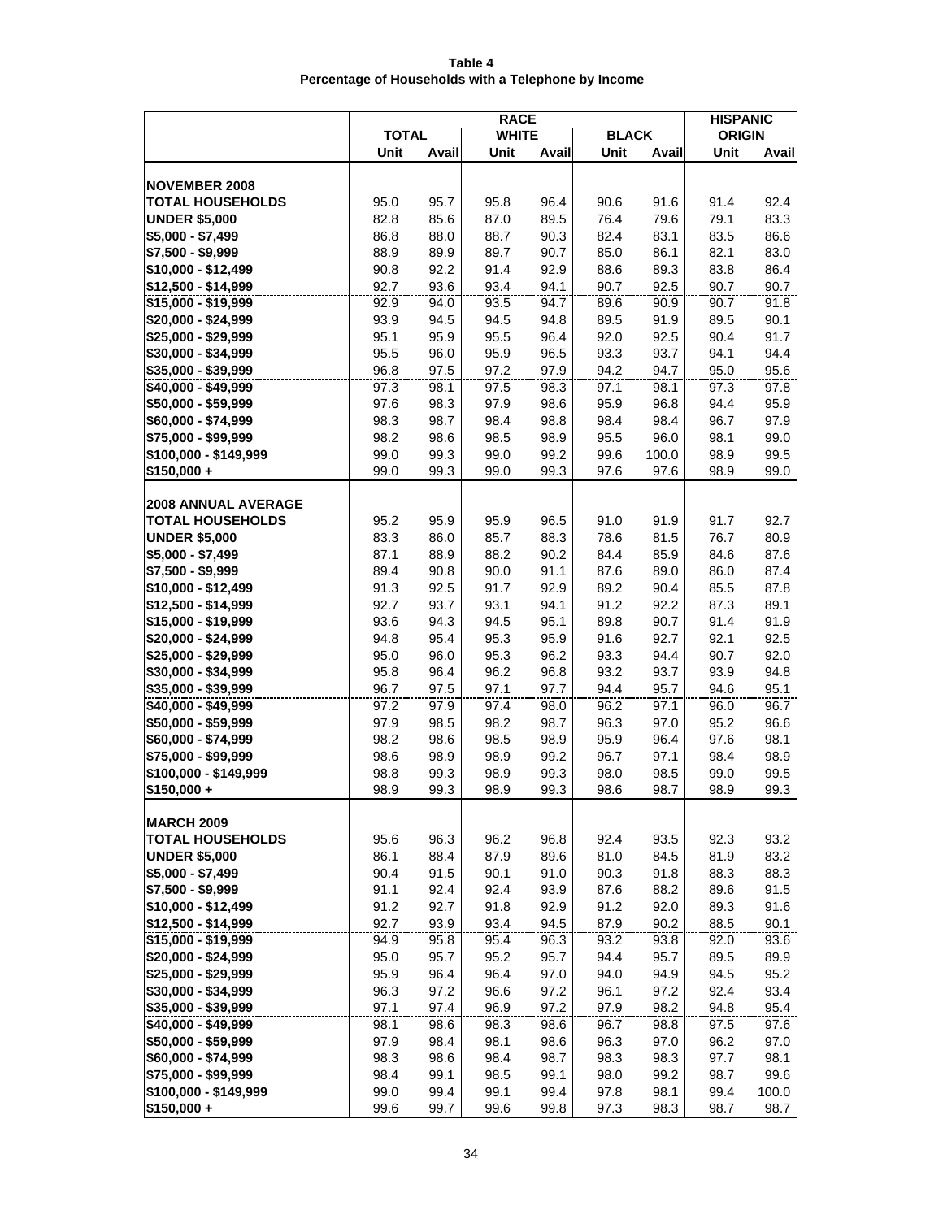**Table 4**
**Percentage of Households with a Telephone by Income**

| | RACE | | | | | | HISPANIC ORIGIN | |
|---|---|---|---|---|---|---|---|---|
| | TOTAL | | WHITE | | BLACK | | | |
| | Unit | Avail | Unit | Avail | Unit | Avail | Unit | Avail |
| **NOVEMBER 2008** | | | | | | | | |
| **TOTAL HOUSEHOLDS** | 95.0 | 95.7 | 95.8 | 96.4 | 90.6 | 91.6 | 91.4 | 92.4 |
| **UNDER $5,000** | 82.8 | 85.6 | 87.0 | 89.5 | 76.4 | 79.6 | 79.1 | 83.3 |
| **$5,000 - $7,499** | 86.8 | 88.0 | 88.7 | 90.3 | 82.4 | 83.1 | 83.5 | 86.6 |
| **$7,500 - $9,999** | 88.9 | 89.9 | 89.7 | 90.7 | 85.0 | 86.1 | 82.1 | 83.0 |
| **$10,000 - $12,499** | 90.8 | 92.2 | 91.4 | 92.9 | 88.6 | 89.3 | 83.8 | 86.4 |
| **$12,500 - $14,999** | 92.7 | 93.6 | 93.4 | 94.1 | 90.7 | 92.5 | 90.7 | 90.7 |
| **$15,000 - $19,999** | 92.9 | 94.0 | 93.5 | 94.7 | 89.6 | 90.9 | 90.7 | 91.8 |
| **$20,000 - $24,999** | 93.9 | 94.5 | 94.5 | 94.8 | 89.5 | 91.9 | 89.5 | 90.1 |
| **$25,000 - $29,999** | 95.1 | 95.9 | 95.5 | 96.4 | 92.0 | 92.5 | 90.4 | 91.7 |
| **$30,000 - $34,999** | 95.5 | 96.0 | 95.9 | 96.5 | 93.3 | 93.7 | 94.1 | 94.4 |
| **$35,000 - $39,999** | 96.8 | 97.5 | 97.2 | 97.9 | 94.2 | 94.7 | 95.0 | 95.6 |
| **$40,000 - $49,999** | 97.3 | 98.1 | 97.5 | 98.3 | 97.1 | 98.1 | 97.3 | 97.8 |
| **$50,000 - $59,999** | 97.6 | 98.3 | 97.9 | 98.6 | 95.9 | 96.8 | 94.4 | 95.9 |
| **$60,000 - $74,999** | 98.3 | 98.7 | 98.4 | 98.8 | 98.4 | 98.4 | 96.7 | 97.9 |
| **$75,000 - $99,999** | 98.2 | 98.6 | 98.5 | 98.9 | 95.5 | 96.0 | 98.1 | 99.0 |
| **$100,000 - $149,999** | 99.0 | 99.3 | 99.0 | 99.2 | 99.6 | 100.0 | 98.9 | 99.5 |
| **$150,000 +** | 99.0 | 99.3 | 99.0 | 99.3 | 97.6 | 97.6 | 98.9 | 99.0 |
| **2008 ANNUAL AVERAGE** | | | | | | | | |
| **TOTAL HOUSEHOLDS** | 95.2 | 95.9 | 95.9 | 96.5 | 91.0 | 91.9 | 91.7 | 92.7 |
| **UNDER $5,000** | 83.3 | 86.0 | 85.7 | 88.3 | 78.6 | 81.5 | 76.7 | 80.9 |
| **$5,000 - $7,499** | 87.1 | 88.9 | 88.2 | 90.2 | 84.4 | 85.9 | 84.6 | 87.6 |
| **$7,500 - $9,999** | 89.4 | 90.8 | 90.0 | 91.1 | 87.6 | 89.0 | 86.0 | 87.4 |
| **$10,000 - $12,499** | 91.3 | 92.5 | 91.7 | 92.9 | 89.2 | 90.4 | 85.5 | 87.8 |
| **$12,500 - $14,999** | 92.7 | 93.7 | 93.1 | 94.1 | 91.2 | 92.2 | 87.3 | 89.1 |
| **$15,000 - $19,999** | 93.6 | 94.3 | 94.5 | 95.1 | 89.8 | 90.7 | 91.4 | 91.9 |
| **$20,000 - $24,999** | 94.8 | 95.4 | 95.3 | 95.9 | 91.6 | 92.7 | 92.1 | 92.5 |
| **$25,000 - $29,999** | 95.0 | 96.0 | 95.3 | 96.2 | 93.3 | 94.4 | 90.7 | 92.0 |
| **$30,000 - $34,999** | 95.8 | 96.4 | 96.2 | 96.8 | 93.2 | 93.7 | 93.9 | 94.8 |
| **$35,000 - $39,999** | 96.7 | 97.5 | 97.1 | 97.7 | 94.4 | 95.7 | 94.6 | 95.1 |
| **$40,000 - $49,999** | 97.2 | 97.9 | 97.4 | 98.0 | 96.2 | 97.1 | 96.0 | 96.7 |
| **$50,000 - $59,999** | 97.9 | 98.5 | 98.2 | 98.7 | 96.3 | 97.0 | 95.2 | 96.6 |
| **$60,000 - $74,999** | 98.2 | 98.6 | 98.5 | 98.9 | 95.9 | 96.4 | 97.6 | 98.1 |
| **$75,000 - $99,999** | 98.6 | 98.9 | 98.9 | 99.2 | 96.7 | 97.1 | 98.4 | 98.9 |
| **$100,000 - $149,999** | 98.8 | 99.3 | 98.9 | 99.3 | 98.0 | 98.5 | 99.0 | 99.5 |
| **$150,000 +** | 98.9 | 99.3 | 98.9 | 99.3 | 98.6 | 98.7 | 98.9 | 99.3 |
| **MARCH 2009** | | | | | | | | |
| **TOTAL HOUSEHOLDS** | 95.6 | 96.3 | 96.2 | 96.8 | 92.4 | 93.5 | 92.3 | 93.2 |
| **UNDER $5,000** | 86.1 | 88.4 | 87.9 | 89.6 | 81.0 | 84.5 | 81.9 | 83.2 |
| **$5,000 - $7,499** | 90.4 | 91.5 | 90.1 | 91.0 | 90.3 | 91.8 | 88.3 | 88.3 |
| **$7,500 - $9,999** | 91.1 | 92.4 | 92.4 | 93.9 | 87.6 | 88.2 | 89.6 | 91.5 |
| **$10,000 - $12,499** | 91.2 | 92.7 | 91.8 | 92.9 | 91.2 | 92.0 | 89.3 | 91.6 |
| **$12,500 - $14,999** | 92.7 | 93.9 | 93.4 | 94.5 | 87.9 | 90.2 | 88.5 | 90.1 |
| **$15,000 - $19,999** | 94.9 | 95.8 | 95.4 | 96.3 | 93.2 | 93.8 | 92.0 | 93.6 |
| **$20,000 - $24,999** | 95.0 | 95.7 | 95.2 | 95.7 | 94.4 | 95.7 | 89.5 | 89.9 |
| **$25,000 - $29,999** | 95.9 | 96.4 | 96.4 | 97.0 | 94.0 | 94.9 | 94.5 | 95.2 |
| **$30,000 - $34,999** | 96.3 | 97.2 | 96.6 | 97.2 | 96.1 | 97.2 | 92.4 | 93.4 |
| **$35,000 - $39,999** | 97.1 | 97.4 | 96.9 | 97.2 | 97.9 | 98.2 | 94.8 | 95.4 |
| **$40,000 - $49,999** | 98.1 | 98.6 | 98.3 | 98.6 | 96.7 | 98.8 | 97.5 | 97.6 |
| **$50,000 - $59,999** | 97.9 | 98.4 | 98.1 | 98.6 | 96.3 | 97.0 | 96.2 | 97.0 |
| **$60,000 - $74,999** | 98.3 | 98.6 | 98.4 | 98.7 | 98.3 | 98.3 | 97.7 | 98.1 |
| **$75,000 - $99,999** | 98.4 | 99.1 | 98.5 | 99.1 | 98.0 | 99.2 | 98.7 | 99.6 |
| **$100,000 - $149,999** | 99.0 | 99.4 | 99.1 | 99.4 | 97.8 | 98.1 | 99.4 | 100.0 |
| **$150,000 +** | 99.6 | 99.7 | 99.6 | 99.8 | 97.3 | 98.3 | 98.7 | 98.7 |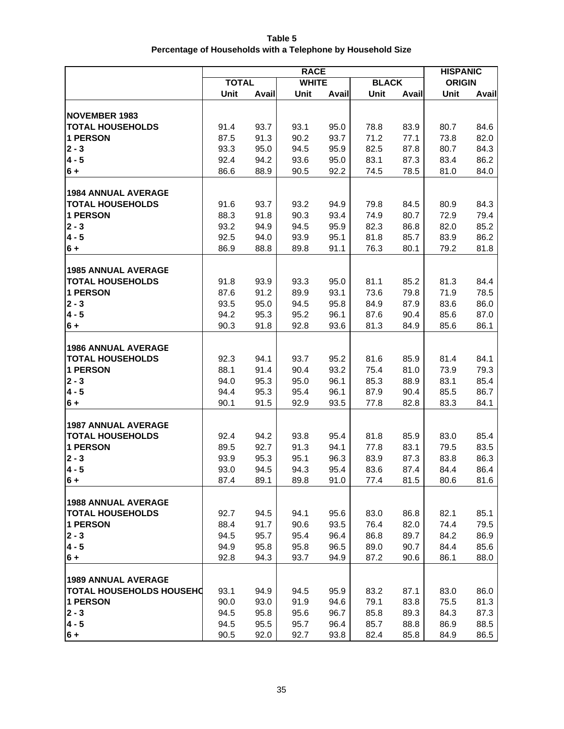**Table 5**
**Percentage of Households with a Telephone by Household Size**

| | RACE | | | | | | HISPANIC | |
|---|---|---|---|---|---|---|---|---|
| | TOTAL | | WHITE | | BLACK | | ORIGIN | |
| | Unit | Avail | Unit | Avail | Unit | Avail | Unit | Avail |
| **NOVEMBER 1983** | | | | | | | | |
| **TOTAL HOUSEHOLDS** | 91.4 | 93.7 | 93.1 | 95.0 | 78.8 | 83.9 | 80.7 | 84.6 |
| **1 PERSON** | 87.5 | 91.3 | 90.2 | 93.7 | 71.2 | 77.1 | 73.8 | 82.0 |
| **2 - 3** | 93.3 | 95.0 | 94.5 | 95.9 | 82.5 | 87.8 | 80.7 | 84.3 |
| **4 - 5** | 92.4 | 94.2 | 93.6 | 95.0 | 83.1 | 87.3 | 83.4 | 86.2 |
| **6 +** | 86.6 | 88.9 | 90.5 | 92.2 | 74.5 | 78.5 | 81.0 | 84.0 |
| **1984 ANNUAL AVERAGE** | | | | | | | | |
| **TOTAL HOUSEHOLDS** | 91.6 | 93.7 | 93.2 | 94.9 | 79.8 | 84.5 | 80.9 | 84.3 |
| **1 PERSON** | 88.3 | 91.8 | 90.3 | 93.4 | 74.9 | 80.7 | 72.9 | 79.4 |
| **2 - 3** | 93.2 | 94.9 | 94.5 | 95.9 | 82.3 | 86.8 | 82.0 | 85.2 |
| **4 - 5** | 92.5 | 94.0 | 93.9 | 95.1 | 81.8 | 85.7 | 83.9 | 86.2 |
| **6 +** | 86.9 | 88.8 | 89.8 | 91.1 | 76.3 | 80.1 | 79.2 | 81.8 |
| **1985 ANNUAL AVERAGE** | | | | | | | | |
| **TOTAL HOUSEHOLDS** | 91.8 | 93.9 | 93.3 | 95.0 | 81.1 | 85.2 | 81.3 | 84.4 |
| **1 PERSON** | 87.6 | 91.2 | 89.9 | 93.1 | 73.6 | 79.8 | 71.9 | 78.5 |
| **2 - 3** | 93.5 | 95.0 | 94.5 | 95.8 | 84.9 | 87.9 | 83.6 | 86.0 |
| **4 - 5** | 94.2 | 95.3 | 95.2 | 96.1 | 87.6 | 90.4 | 85.6 | 87.0 |
| **6 +** | 90.3 | 91.8 | 92.8 | 93.6 | 81.3 | 84.9 | 85.6 | 86.1 |
| **1986 ANNUAL AVERAGE** | | | | | | | | |
| **TOTAL HOUSEHOLDS** | 92.3 | 94.1 | 93.7 | 95.2 | 81.6 | 85.9 | 81.4 | 84.1 |
| **1 PERSON** | 88.1 | 91.4 | 90.4 | 93.2 | 75.4 | 81.0 | 73.9 | 79.3 |
| **2 - 3** | 94.0 | 95.3 | 95.0 | 96.1 | 85.3 | 88.9 | 83.1 | 85.4 |
| **4 - 5** | 94.4 | 95.3 | 95.4 | 96.1 | 87.9 | 90.4 | 85.5 | 86.7 |
| **6 +** | 90.1 | 91.5 | 92.9 | 93.5 | 77.8 | 82.8 | 83.3 | 84.1 |
| **1987 ANNUAL AVERAGE** | | | | | | | | |
| **TOTAL HOUSEHOLDS** | 92.4 | 94.2 | 93.8 | 95.4 | 81.8 | 85.9 | 83.0 | 85.4 |
| **1 PERSON** | 89.5 | 92.7 | 91.3 | 94.1 | 77.8 | 83.1 | 79.5 | 83.5 |
| **2 - 3** | 93.9 | 95.3 | 95.1 | 96.3 | 83.9 | 87.3 | 83.8 | 86.3 |
| **4 - 5** | 93.0 | 94.5 | 94.3 | 95.4 | 83.6 | 87.4 | 84.4 | 86.4 |
| **6 +** | 87.4 | 89.1 | 89.8 | 91.0 | 77.4 | 81.5 | 80.6 | 81.6 |
| **1988 ANNUAL AVERAGE** | | | | | | | | |
| **TOTAL HOUSEHOLDS** | 92.7 | 94.5 | 94.1 | 95.6 | 83.0 | 86.8 | 82.1 | 85.1 |
| **1 PERSON** | 88.4 | 91.7 | 90.6 | 93.5 | 76.4 | 82.0 | 74.4 | 79.5 |
| **2 - 3** | 94.5 | 95.7 | 95.4 | 96.4 | 86.8 | 89.7 | 84.2 | 86.9 |
| **4 - 5** | 94.9 | 95.8 | 95.8 | 96.5 | 89.0 | 90.7 | 84.4 | 85.6 |
| **6 +** | 92.8 | 94.3 | 93.7 | 94.9 | 87.2 | 90.6 | 86.1 | 88.0 |
| **1989 ANNUAL AVERAGE** | | | | | | | | |
| **TOTAL HOUSEHOLDS HOUSEHO** | 93.1 | 94.9 | 94.5 | 95.9 | 83.2 | 87.1 | 83.0 | 86.0 |
| **1 PERSON** | 90.0 | 93.0 | 91.9 | 94.6 | 79.1 | 83.8 | 75.5 | 81.3 |
| **2 - 3** | 94.5 | 95.8 | 95.6 | 96.7 | 85.8 | 89.3 | 84.3 | 87.3 |
| **4 - 5** | 94.5 | 95.5 | 95.7 | 96.4 | 85.7 | 88.8 | 86.9 | 88.5 |
| **6 +** | 90.5 | 92.0 | 92.7 | 93.8 | 82.4 | 85.8 | 84.9 | 86.5 |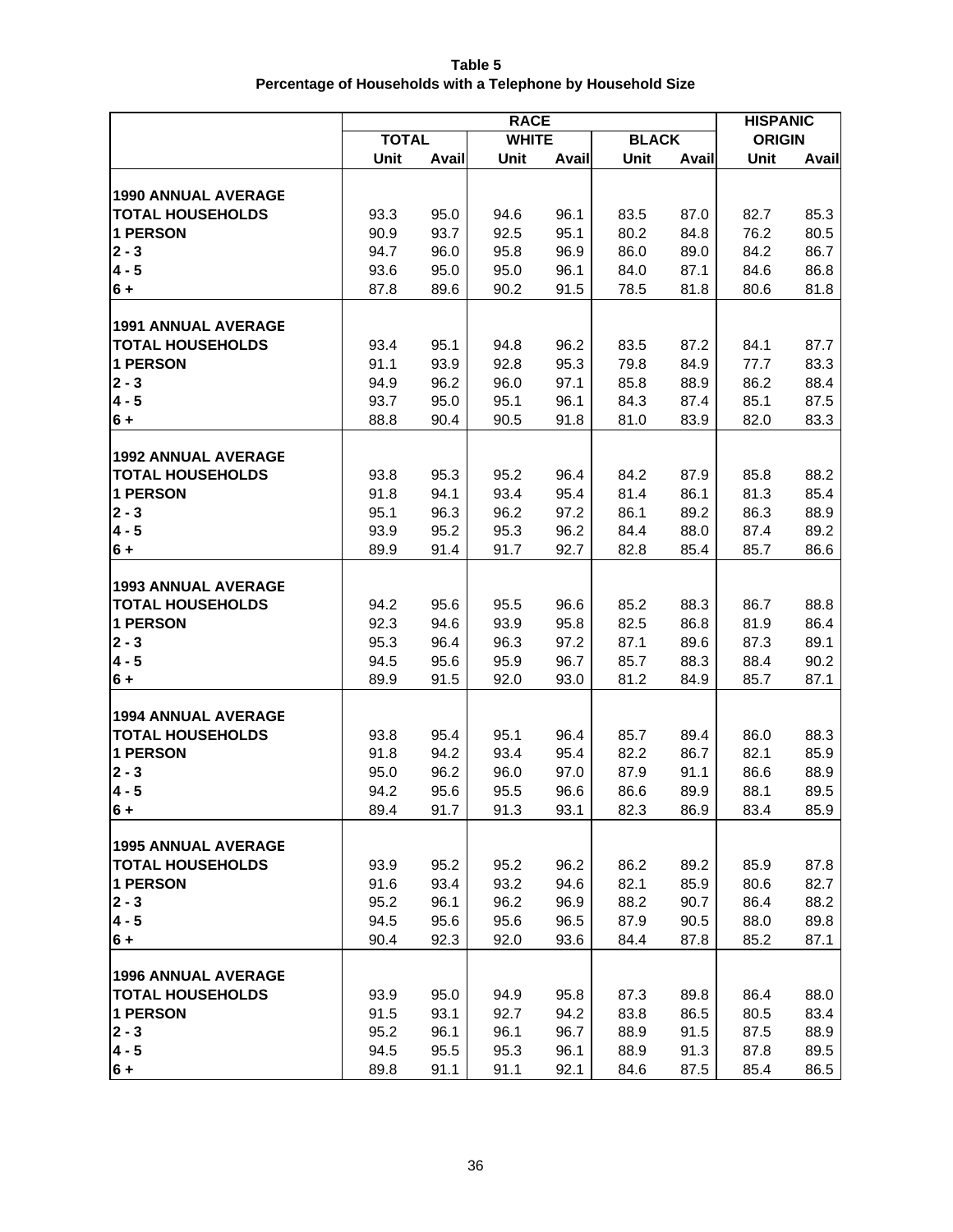**Table 5**
**Percentage of Households with a Telephone by Household Size**

| | RACE | | | | | | HISPANIC | |
|---|---|---|---|---|---|---|---|---|
| | TOTAL | | WHITE | | BLACK | | ORIGIN | |
| | Unit | Avail | Unit | Avail | Unit | Avail | Unit | Avail |
| **1990 ANNUAL AVERAGE** | | | | | | | | |
| **TOTAL HOUSEHOLDS** | 93.3 | 95.0 | 94.6 | 96.1 | 83.5 | 87.0 | 82.7 | 85.3 |
| **1 PERSON** | 90.9 | 93.7 | 92.5 | 95.1 | 80.2 | 84.8 | 76.2 | 80.5 |
| **2 - 3** | 94.7 | 96.0 | 95.8 | 96.9 | 86.0 | 89.0 | 84.2 | 86.7 |
| **4 - 5** | 93.6 | 95.0 | 95.0 | 96.1 | 84.0 | 87.1 | 84.6 | 86.8 |
| **6 +** | 87.8 | 89.6 | 90.2 | 91.5 | 78.5 | 81.8 | 80.6 | 81.8 |
| **1991 ANNUAL AVERAGE** | | | | | | | | |
| **TOTAL HOUSEHOLDS** | 93.4 | 95.1 | 94.8 | 96.2 | 83.5 | 87.2 | 84.1 | 87.7 |
| **1 PERSON** | 91.1 | 93.9 | 92.8 | 95.3 | 79.8 | 84.9 | 77.7 | 83.3 |
| **2 - 3** | 94.9 | 96.2 | 96.0 | 97.1 | 85.8 | 88.9 | 86.2 | 88.4 |
| **4 - 5** | 93.7 | 95.0 | 95.1 | 96.1 | 84.3 | 87.4 | 85.1 | 87.5 |
| **6 +** | 88.8 | 90.4 | 90.5 | 91.8 | 81.0 | 83.9 | 82.0 | 83.3 |
| **1992 ANNUAL AVERAGE** | | | | | | | | |
| **TOTAL HOUSEHOLDS** | 93.8 | 95.3 | 95.2 | 96.4 | 84.2 | 87.9 | 85.8 | 88.2 |
| **1 PERSON** | 91.8 | 94.1 | 93.4 | 95.4 | 81.4 | 86.1 | 81.3 | 85.4 |
| **2 - 3** | 95.1 | 96.3 | 96.2 | 97.2 | 86.1 | 89.2 | 86.3 | 88.9 |
| **4 - 5** | 93.9 | 95.2 | 95.3 | 96.2 | 84.4 | 88.0 | 87.4 | 89.2 |
| **6 +** | 89.9 | 91.4 | 91.7 | 92.7 | 82.8 | 85.4 | 85.7 | 86.6 |
| **1993 ANNUAL AVERAGE** | | | | | | | | |
| **TOTAL HOUSEHOLDS** | 94.2 | 95.6 | 95.5 | 96.6 | 85.2 | 88.3 | 86.7 | 88.8 |
| **1 PERSON** | 92.3 | 94.6 | 93.9 | 95.8 | 82.5 | 86.8 | 81.9 | 86.4 |
| **2 - 3** | 95.3 | 96.4 | 96.3 | 97.2 | 87.1 | 89.6 | 87.3 | 89.1 |
| **4 - 5** | 94.5 | 95.6 | 95.9 | 96.7 | 85.7 | 88.3 | 88.4 | 90.2 |
| **6 +** | 89.9 | 91.5 | 92.0 | 93.0 | 81.2 | 84.9 | 85.7 | 87.1 |
| **1994 ANNUAL AVERAGE** | | | | | | | | |
| **TOTAL HOUSEHOLDS** | 93.8 | 95.4 | 95.1 | 96.4 | 85.7 | 89.4 | 86.0 | 88.3 |
| **1 PERSON** | 91.8 | 94.2 | 93.4 | 95.4 | 82.2 | 86.7 | 82.1 | 85.9 |
| **2 - 3** | 95.0 | 96.2 | 96.0 | 97.0 | 87.9 | 91.1 | 86.6 | 88.9 |
| **4 - 5** | 94.2 | 95.6 | 95.5 | 96.6 | 86.6 | 89.9 | 88.1 | 89.5 |
| **6 +** | 89.4 | 91.7 | 91.3 | 93.1 | 82.3 | 86.9 | 83.4 | 85.9 |
| **1995 ANNUAL AVERAGE** | | | | | | | | |
| **TOTAL HOUSEHOLDS** | 93.9 | 95.2 | 95.2 | 96.2 | 86.2 | 89.2 | 85.9 | 87.8 |
| **1 PERSON** | 91.6 | 93.4 | 93.2 | 94.6 | 82.1 | 85.9 | 80.6 | 82.7 |
| **2 - 3** | 95.2 | 96.1 | 96.2 | 96.9 | 88.2 | 90.7 | 86.4 | 88.2 |
| **4 - 5** | 94.5 | 95.6 | 95.6 | 96.5 | 87.9 | 90.5 | 88.0 | 89.8 |
| **6 +** | 90.4 | 92.3 | 92.0 | 93.6 | 84.4 | 87.8 | 85.2 | 87.1 |
| **1996 ANNUAL AVERAGE** | | | | | | | | |
| **TOTAL HOUSEHOLDS** | 93.9 | 95.0 | 94.9 | 95.8 | 87.3 | 89.8 | 86.4 | 88.0 |
| **1 PERSON** | 91.5 | 93.1 | 92.7 | 94.2 | 83.8 | 86.5 | 80.5 | 83.4 |
| **2 - 3** | 95.2 | 96.1 | 96.1 | 96.7 | 88.9 | 91.5 | 87.5 | 88.9 |
| **4 - 5** | 94.5 | 95.5 | 95.3 | 96.1 | 88.9 | 91.3 | 87.8 | 89.5 |
| **6 +** | 89.8 | 91.1 | 91.1 | 92.1 | 84.6 | 87.5 | 85.4 | 86.5 |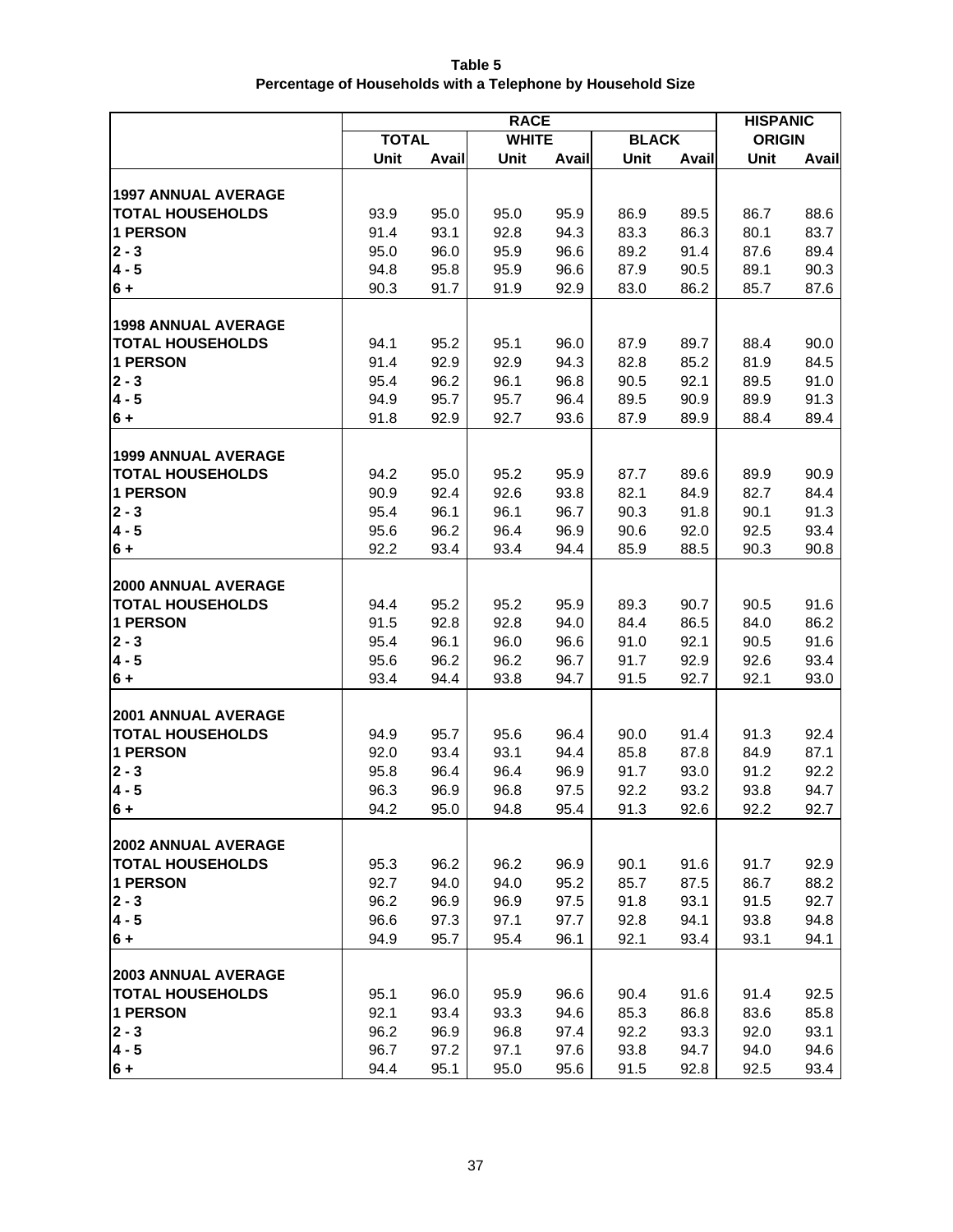**Table 5**
**Percentage of Households with a Telephone by Household Size**

| | RACE | | | | | | HISPANIC | |
|---|---|---|---|---|---|---|---|---|
| | TOTAL | | WHITE | | BLACK | | ORIGIN | |
| | Unit | Avail | Unit | Avail | Unit | Avail | Unit | Avail |
| **1997 ANNUAL AVERAGE** | | | | | | | | |
| **TOTAL HOUSEHOLDS** | 93.9 | 95.0 | 95.0 | 95.9 | 86.9 | 89.5 | 86.7 | 88.6 |
| **1 PERSON** | 91.4 | 93.1 | 92.8 | 94.3 | 83.3 | 86.3 | 80.1 | 83.7 |
| **2 - 3** | 95.0 | 96.0 | 95.9 | 96.6 | 89.2 | 91.4 | 87.6 | 89.4 |
| **4 - 5** | 94.8 | 95.8 | 95.9 | 96.6 | 87.9 | 90.5 | 89.1 | 90.3 |
| **6 +** | 90.3 | 91.7 | 91.9 | 92.9 | 83.0 | 86.2 | 85.7 | 87.6 |
| **1998 ANNUAL AVERAGE** | | | | | | | | |
| **TOTAL HOUSEHOLDS** | 94.1 | 95.2 | 95.1 | 96.0 | 87.9 | 89.7 | 88.4 | 90.0 |
| **1 PERSON** | 91.4 | 92.9 | 92.9 | 94.3 | 82.8 | 85.2 | 81.9 | 84.5 |
| **2 - 3** | 95.4 | 96.2 | 96.1 | 96.8 | 90.5 | 92.1 | 89.5 | 91.0 |
| **4 - 5** | 94.9 | 95.7 | 95.7 | 96.4 | 89.5 | 90.9 | 89.9 | 91.3 |
| **6 +** | 91.8 | 92.9 | 92.7 | 93.6 | 87.9 | 89.9 | 88.4 | 89.4 |
| **1999 ANNUAL AVERAGE** | | | | | | | | |
| **TOTAL HOUSEHOLDS** | 94.2 | 95.0 | 95.2 | 95.9 | 87.7 | 89.6 | 89.9 | 90.9 |
| **1 PERSON** | 90.9 | 92.4 | 92.6 | 93.8 | 82.1 | 84.9 | 82.7 | 84.4 |
| **2 - 3** | 95.4 | 96.1 | 96.1 | 96.7 | 90.3 | 91.8 | 90.1 | 91.3 |
| **4 - 5** | 95.6 | 96.2 | 96.4 | 96.9 | 90.6 | 92.0 | 92.5 | 93.4 |
| **6 +** | 92.2 | 93.4 | 93.4 | 94.4 | 85.9 | 88.5 | 90.3 | 90.8 |
| **2000 ANNUAL AVERAGE** | | | | | | | | |
| **TOTAL HOUSEHOLDS** | 94.4 | 95.2 | 95.2 | 95.9 | 89.3 | 90.7 | 90.5 | 91.6 |
| **1 PERSON** | 91.5 | 92.8 | 92.8 | 94.0 | 84.4 | 86.5 | 84.0 | 86.2 |
| **2 - 3** | 95.4 | 96.1 | 96.0 | 96.6 | 91.0 | 92.1 | 90.5 | 91.6 |
| **4 - 5** | 95.6 | 96.2 | 96.2 | 96.7 | 91.7 | 92.9 | 92.6 | 93.4 |
| **6 +** | 93.4 | 94.4 | 93.8 | 94.7 | 91.5 | 92.7 | 92.1 | 93.0 |
| **2001 ANNUAL AVERAGE** | | | | | | | | |
| **TOTAL HOUSEHOLDS** | 94.9 | 95.7 | 95.6 | 96.4 | 90.0 | 91.4 | 91.3 | 92.4 |
| **1 PERSON** | 92.0 | 93.4 | 93.1 | 94.4 | 85.8 | 87.8 | 84.9 | 87.1 |
| **2 - 3** | 95.8 | 96.4 | 96.4 | 96.9 | 91.7 | 93.0 | 91.2 | 92.2 |
| **4 - 5** | 96.3 | 96.9 | 96.8 | 97.5 | 92.2 | 93.2 | 93.8 | 94.7 |
| **6 +** | 94.2 | 95.0 | 94.8 | 95.4 | 91.3 | 92.6 | 92.2 | 92.7 |
| **2002 ANNUAL AVERAGE** | | | | | | | | |
| **TOTAL HOUSEHOLDS** | 95.3 | 96.2 | 96.2 | 96.9 | 90.1 | 91.6 | 91.7 | 92.9 |
| **1 PERSON** | 92.7 | 94.0 | 94.0 | 95.2 | 85.7 | 87.5 | 86.7 | 88.2 |
| **2 - 3** | 96.2 | 96.9 | 96.9 | 97.5 | 91.8 | 93.1 | 91.5 | 92.7 |
| **4 - 5** | 96.6 | 97.3 | 97.1 | 97.7 | 92.8 | 94.1 | 93.8 | 94.8 |
| **6 +** | 94.9 | 95.7 | 95.4 | 96.1 | 92.1 | 93.4 | 93.1 | 94.1 |
| **2003 ANNUAL AVERAGE** | | | | | | | | |
| **TOTAL HOUSEHOLDS** | 95.1 | 96.0 | 95.9 | 96.6 | 90.4 | 91.6 | 91.4 | 92.5 |
| **1 PERSON** | 92.1 | 93.4 | 93.3 | 94.6 | 85.3 | 86.8 | 83.6 | 85.8 |
| **2 - 3** | 96.2 | 96.9 | 96.8 | 97.4 | 92.2 | 93.3 | 92.0 | 93.1 |
| **4 - 5** | 96.7 | 97.2 | 97.1 | 97.6 | 93.8 | 94.7 | 94.0 | 94.6 |
| **6 +** | 94.4 | 95.1 | 95.0 | 95.6 | 91.5 | 92.8 | 92.5 | 93.4 |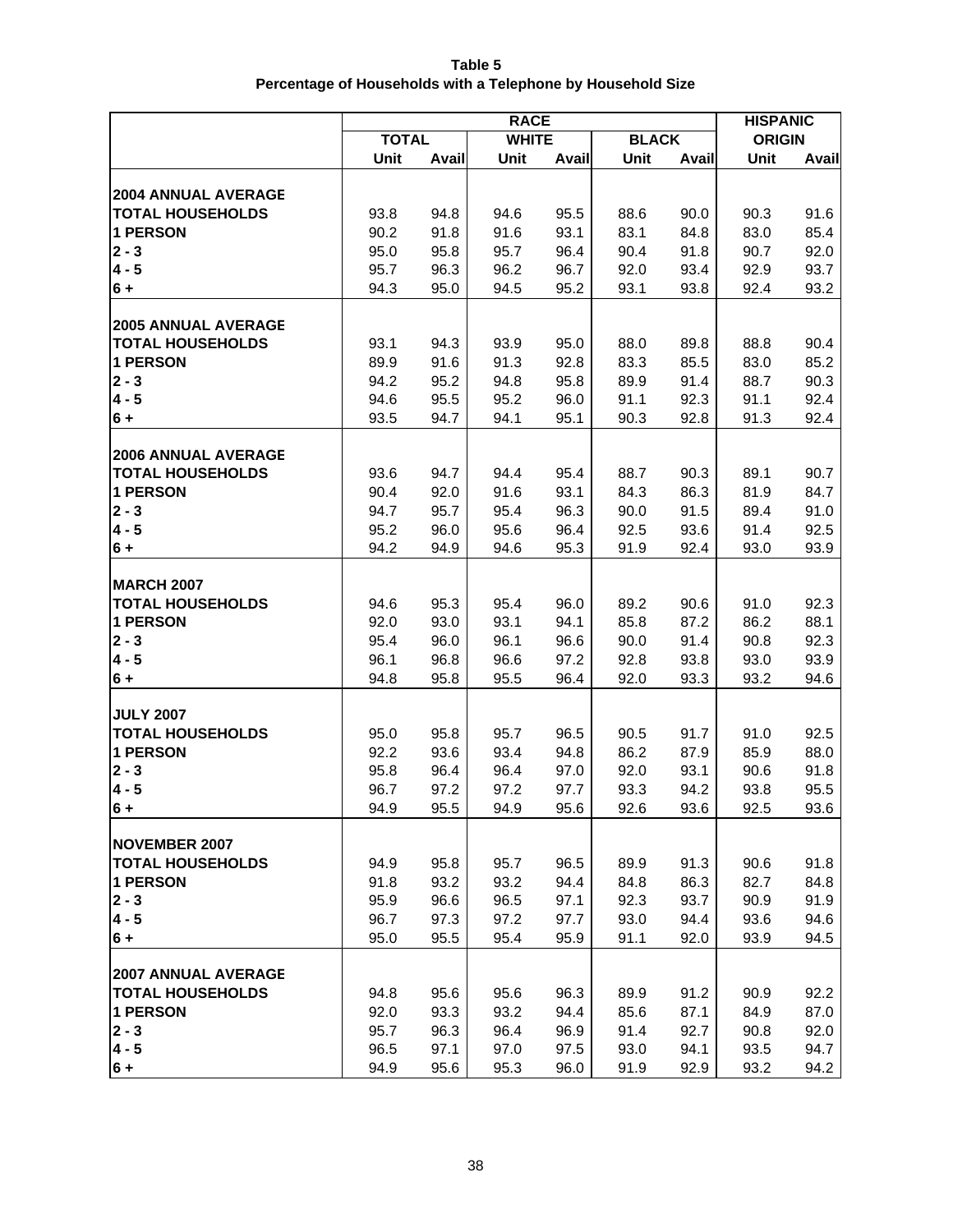**Table 5**
**Percentage of Households with a Telephone by Household Size**

| | RACE | | | | | | HISPANIC ORIGIN | |
|---|---|---|---|---|---|---|---|---|
| | TOTAL | | WHITE | | BLACK | | | |
| | Unit | Avail | Unit | Avail | Unit | Avail | Unit | Avail |
| **2004 ANNUAL AVERAGE** | | | | | | | | |
| **TOTAL HOUSEHOLDS** | 93.8 | 94.8 | 94.6 | 95.5 | 88.6 | 90.0 | 90.3 | 91.6 |
| **1 PERSON** | 90.2 | 91.8 | 91.6 | 93.1 | 83.1 | 84.8 | 83.0 | 85.4 |
| **2 - 3** | 95.0 | 95.8 | 95.7 | 96.4 | 90.4 | 91.8 | 90.7 | 92.0 |
| **4 - 5** | 95.7 | 96.3 | 96.2 | 96.7 | 92.0 | 93.4 | 92.9 | 93.7 |
| **6 +** | 94.3 | 95.0 | 94.5 | 95.2 | 93.1 | 93.8 | 92.4 | 93.2 |
| **2005 ANNUAL AVERAGE** | | | | | | | | |
| **TOTAL HOUSEHOLDS** | 93.1 | 94.3 | 93.9 | 95.0 | 88.0 | 89.8 | 88.8 | 90.4 |
| **1 PERSON** | 89.9 | 91.6 | 91.3 | 92.8 | 83.3 | 85.5 | 83.0 | 85.2 |
| **2 - 3** | 94.2 | 95.2 | 94.8 | 95.8 | 89.9 | 91.4 | 88.7 | 90.3 |
| **4 - 5** | 94.6 | 95.5 | 95.2 | 96.0 | 91.1 | 92.3 | 91.1 | 92.4 |
| **6 +** | 93.5 | 94.7 | 94.1 | 95.1 | 90.3 | 92.8 | 91.3 | 92.4 |
| **2006 ANNUAL AVERAGE** | | | | | | | | |
| **TOTAL HOUSEHOLDS** | 93.6 | 94.7 | 94.4 | 95.4 | 88.7 | 90.3 | 89.1 | 90.7 |
| **1 PERSON** | 90.4 | 92.0 | 91.6 | 93.1 | 84.3 | 86.3 | 81.9 | 84.7 |
| **2 - 3** | 94.7 | 95.7 | 95.4 | 96.3 | 90.0 | 91.5 | 89.4 | 91.0 |
| **4 - 5** | 95.2 | 96.0 | 95.6 | 96.4 | 92.5 | 93.6 | 91.4 | 92.5 |
| **6 +** | 94.2 | 94.9 | 94.6 | 95.3 | 91.9 | 92.4 | 93.0 | 93.9 |
| **MARCH 2007** | | | | | | | | |
| **TOTAL HOUSEHOLDS** | 94.6 | 95.3 | 95.4 | 96.0 | 89.2 | 90.6 | 91.0 | 92.3 |
| **1 PERSON** | 92.0 | 93.0 | 93.1 | 94.1 | 85.8 | 87.2 | 86.2 | 88.1 |
| **2 - 3** | 95.4 | 96.0 | 96.1 | 96.6 | 90.0 | 91.4 | 90.8 | 92.3 |
| **4 - 5** | 96.1 | 96.8 | 96.6 | 97.2 | 92.8 | 93.8 | 93.0 | 93.9 |
| **6 +** | 94.8 | 95.8 | 95.5 | 96.4 | 92.0 | 93.3 | 93.2 | 94.6 |
| **JULY 2007** | | | | | | | | |
| **TOTAL HOUSEHOLDS** | 95.0 | 95.8 | 95.7 | 96.5 | 90.5 | 91.7 | 91.0 | 92.5 |
| **1 PERSON** | 92.2 | 93.6 | 93.4 | 94.8 | 86.2 | 87.9 | 85.9 | 88.0 |
| **2 - 3** | 95.8 | 96.4 | 96.4 | 97.0 | 92.0 | 93.1 | 90.6 | 91.8 |
| **4 - 5** | 96.7 | 97.2 | 97.2 | 97.7 | 93.3 | 94.2 | 93.8 | 95.5 |
| **6 +** | 94.9 | 95.5 | 94.9 | 95.6 | 92.6 | 93.6 | 92.5 | 93.6 |
| **NOVEMBER 2007** | | | | | | | | |
| **TOTAL HOUSEHOLDS** | 94.9 | 95.8 | 95.7 | 96.5 | 89.9 | 91.3 | 90.6 | 91.8 |
| **1 PERSON** | 91.8 | 93.2 | 93.2 | 94.4 | 84.8 | 86.3 | 82.7 | 84.8 |
| **2 - 3** | 95.9 | 96.6 | 96.5 | 97.1 | 92.3 | 93.7 | 90.9 | 91.9 |
| **4 - 5** | 96.7 | 97.3 | 97.2 | 97.7 | 93.0 | 94.4 | 93.6 | 94.6 |
| **6 +** | 95.0 | 95.5 | 95.4 | 95.9 | 91.1 | 92.0 | 93.9 | 94.5 |
| **2007 ANNUAL AVERAGE** | | | | | | | | |
| **TOTAL HOUSEHOLDS** | 94.8 | 95.6 | 95.6 | 96.3 | 89.9 | 91.2 | 90.9 | 92.2 |
| **1 PERSON** | 92.0 | 93.3 | 93.2 | 94.4 | 85.6 | 87.1 | 84.9 | 87.0 |
| **2 - 3** | 95.7 | 96.3 | 96.4 | 96.9 | 91.4 | 92.7 | 90.8 | 92.0 |
| **4 - 5** | 96.5 | 97.1 | 97.0 | 97.5 | 93.0 | 94.1 | 93.5 | 94.7 |
| **6 +** | 94.9 | 95.6 | 95.3 | 96.0 | 91.9 | 92.9 | 93.2 | 94.2 |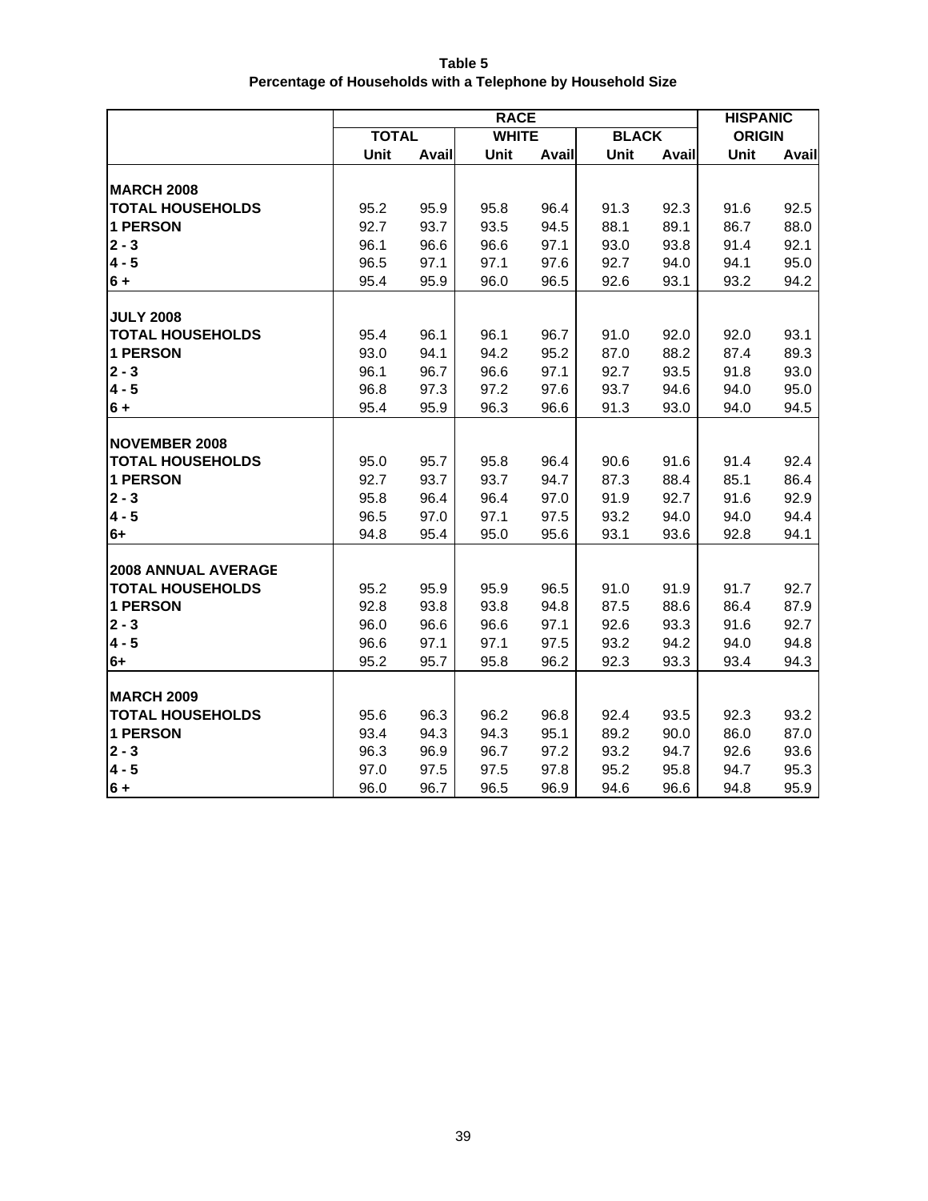**Table 5**
**Percentage of Households with a Telephone by Household Size**

| | RACE | | | | | | HISPANIC | |
|---|---|---|---|---|---|---|---|---|
| | TOTAL | | WHITE | | BLACK | | ORIGIN | |
| | Unit | Avail | Unit | Avail | Unit | Avail | Unit | Avail |
| **MARCH 2008** | | | | | | | | |
| **TOTAL HOUSEHOLDS** | 95.2 | 95.9 | 95.8 | 96.4 | 91.3 | 92.3 | 91.6 | 92.5 |
| **1 PERSON** | 92.7 | 93.7 | 93.5 | 94.5 | 88.1 | 89.1 | 86.7 | 88.0 |
| **2 - 3** | 96.1 | 96.6 | 96.6 | 97.1 | 93.0 | 93.8 | 91.4 | 92.1 |
| **4 - 5** | 96.5 | 97.1 | 97.1 | 97.6 | 92.7 | 94.0 | 94.1 | 95.0 |
| **6 +** | 95.4 | 95.9 | 96.0 | 96.5 | 92.6 | 93.1 | 93.2 | 94.2 |
| **JULY 2008** | | | | | | | | |
| **TOTAL HOUSEHOLDS** | 95.4 | 96.1 | 96.1 | 96.7 | 91.0 | 92.0 | 92.0 | 93.1 |
| **1 PERSON** | 93.0 | 94.1 | 94.2 | 95.2 | 87.0 | 88.2 | 87.4 | 89.3 |
| **2 - 3** | 96.1 | 96.7 | 96.6 | 97.1 | 92.7 | 93.5 | 91.8 | 93.0 |
| **4 - 5** | 96.8 | 97.3 | 97.2 | 97.6 | 93.7 | 94.6 | 94.0 | 95.0 |
| **6 +** | 95.4 | 95.9 | 96.3 | 96.6 | 91.3 | 93.0 | 94.0 | 94.5 |
| **NOVEMBER 2008** | | | | | | | | |
| **TOTAL HOUSEHOLDS** | 95.0 | 95.7 | 95.8 | 96.4 | 90.6 | 91.6 | 91.4 | 92.4 |
| **1 PERSON** | 92.7 | 93.7 | 93.7 | 94.7 | 87.3 | 88.4 | 85.1 | 86.4 |
| **2 - 3** | 95.8 | 96.4 | 96.4 | 97.0 | 91.9 | 92.7 | 91.6 | 92.9 |
| **4 - 5** | 96.5 | 97.0 | 97.1 | 97.5 | 93.2 | 94.0 | 94.0 | 94.4 |
| **6+** | 94.8 | 95.4 | 95.0 | 95.6 | 93.1 | 93.6 | 92.8 | 94.1 |
| **2008 ANNUAL AVERAGE** | | | | | | | | |
| **TOTAL HOUSEHOLDS** | 95.2 | 95.9 | 95.9 | 96.5 | 91.0 | 91.9 | 91.7 | 92.7 |
| **1 PERSON** | 92.8 | 93.8 | 93.8 | 94.8 | 87.5 | 88.6 | 86.4 | 87.9 |
| **2 - 3** | 96.0 | 96.6 | 96.6 | 97.1 | 92.6 | 93.3 | 91.6 | 92.7 |
| **4 - 5** | 96.6 | 97.1 | 97.1 | 97.5 | 93.2 | 94.2 | 94.0 | 94.8 |
| **6+** | 95.2 | 95.7 | 95.8 | 96.2 | 92.3 | 93.3 | 93.4 | 94.3 |
| **MARCH 2009** | | | | | | | | |
| **TOTAL HOUSEHOLDS** | 95.6 | 96.3 | 96.2 | 96.8 | 92.4 | 93.5 | 92.3 | 93.2 |
| **1 PERSON** | 93.4 | 94.3 | 94.3 | 95.1 | 89.2 | 90.0 | 86.0 | 87.0 |
| **2 - 3** | 96.3 | 96.9 | 96.7 | 97.2 | 93.2 | 94.7 | 92.6 | 93.6 |
| **4 - 5** | 97.0 | 97.5 | 97.5 | 97.8 | 95.2 | 95.8 | 94.7 | 95.3 |
| **6 +** | 96.0 | 96.7 | 96.5 | 96.9 | 94.6 | 96.6 | 94.8 | 95.9 |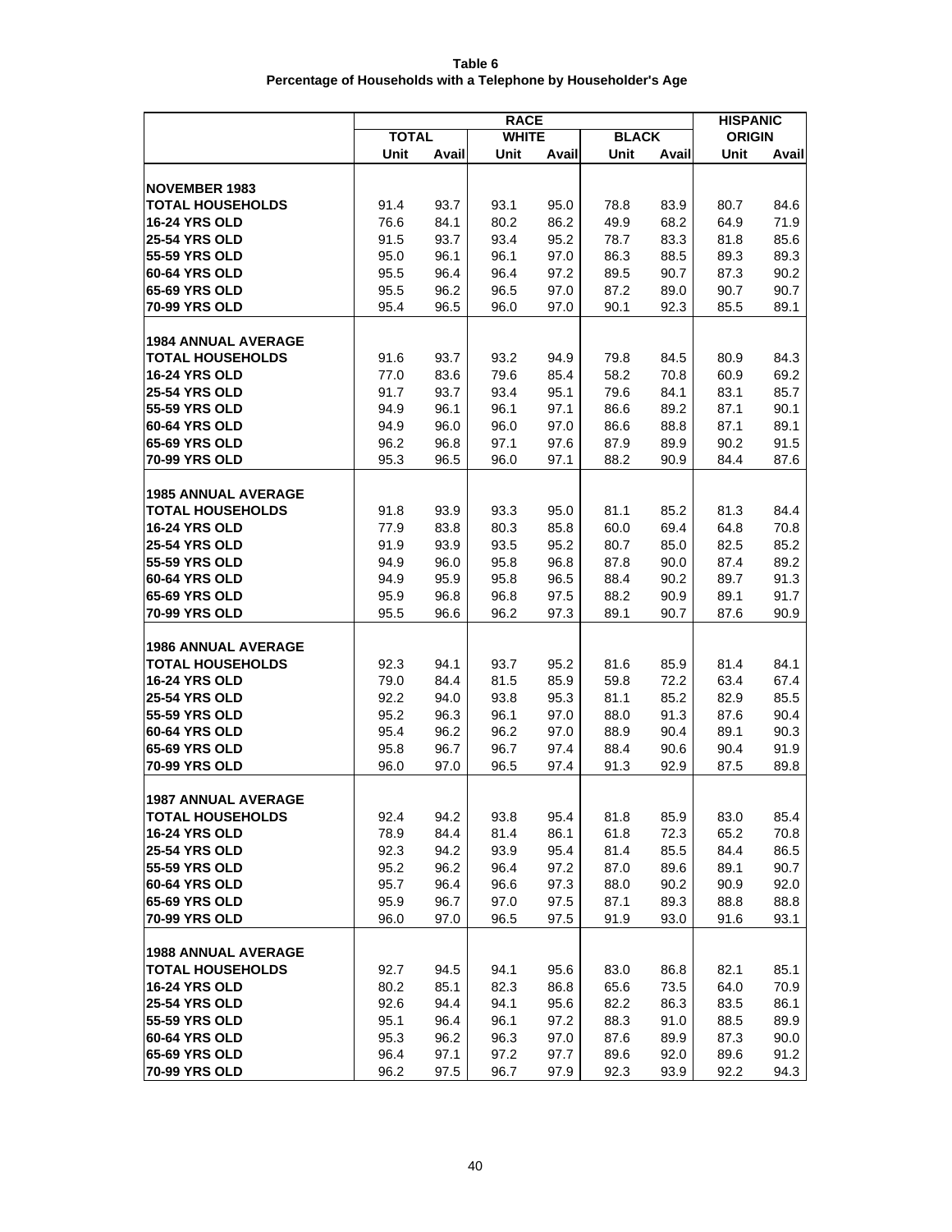**Table 6**
**Percentage of Households with a Telephone by Householder's Age**

| | RACE | | | | | | HISPANIC | |
|---|---|---|---|---|---|---|---|---|
| | TOTAL | | WHITE | | BLACK | | ORIGIN | |
| | Unit | Avail | Unit | Avail | Unit | Avail | Unit | Avail |
| **NOVEMBER 1983** | | | | | | | | |
| **TOTAL HOUSEHOLDS** | 91.4 | 93.7 | 93.1 | 95.0 | 78.8 | 83.9 | 80.7 | 84.6 |
| **16-24 YRS OLD** | 76.6 | 84.1 | 80.2 | 86.2 | 49.9 | 68.2 | 64.9 | 71.9 |
| **25-54 YRS OLD** | 91.5 | 93.7 | 93.4 | 95.2 | 78.7 | 83.3 | 81.8 | 85.6 |
| **55-59 YRS OLD** | 95.0 | 96.1 | 96.1 | 97.0 | 86.3 | 88.5 | 89.3 | 89.3 |
| **60-64 YRS OLD** | 95.5 | 96.4 | 96.4 | 97.2 | 89.5 | 90.7 | 87.3 | 90.2 |
| **65-69 YRS OLD** | 95.5 | 96.2 | 96.5 | 97.0 | 87.2 | 89.0 | 90.7 | 90.7 |
| **70-99 YRS OLD** | 95.4 | 96.5 | 96.0 | 97.0 | 90.1 | 92.3 | 85.5 | 89.1 |
| **1984 ANNUAL AVERAGE** | | | | | | | | |
| **TOTAL HOUSEHOLDS** | 91.6 | 93.7 | 93.2 | 94.9 | 79.8 | 84.5 | 80.9 | 84.3 |
| **16-24 YRS OLD** | 77.0 | 83.6 | 79.6 | 85.4 | 58.2 | 70.8 | 60.9 | 69.2 |
| **25-54 YRS OLD** | 91.7 | 93.7 | 93.4 | 95.1 | 79.6 | 84.1 | 83.1 | 85.7 |
| **55-59 YRS OLD** | 94.9 | 96.1 | 96.1 | 97.1 | 86.6 | 89.2 | 87.1 | 90.1 |
| **60-64 YRS OLD** | 94.9 | 96.0 | 96.0 | 97.0 | 86.6 | 88.8 | 87.1 | 89.1 |
| **65-69 YRS OLD** | 96.2 | 96.8 | 97.1 | 97.6 | 87.9 | 89.9 | 90.2 | 91.5 |
| **70-99 YRS OLD** | 95.3 | 96.5 | 96.0 | 97.1 | 88.2 | 90.9 | 84.4 | 87.6 |
| **1985 ANNUAL AVERAGE** | | | | | | | | |
| **TOTAL HOUSEHOLDS** | 91.8 | 93.9 | 93.3 | 95.0 | 81.1 | 85.2 | 81.3 | 84.4 |
| **16-24 YRS OLD** | 77.9 | 83.8 | 80.3 | 85.8 | 60.0 | 69.4 | 64.8 | 70.8 |
| **25-54 YRS OLD** | 91.9 | 93.9 | 93.5 | 95.2 | 80.7 | 85.0 | 82.5 | 85.2 |
| **55-59 YRS OLD** | 94.9 | 96.0 | 95.8 | 96.8 | 87.8 | 90.0 | 87.4 | 89.2 |
| **60-64 YRS OLD** | 94.9 | 95.9 | 95.8 | 96.5 | 88.4 | 90.2 | 89.7 | 91.3 |
| **65-69 YRS OLD** | 95.9 | 96.8 | 96.8 | 97.5 | 88.2 | 90.9 | 89.1 | 91.7 |
| **70-99 YRS OLD** | 95.5 | 96.6 | 96.2 | 97.3 | 89.1 | 90.7 | 87.6 | 90.9 |
| **1986 ANNUAL AVERAGE** | | | | | | | | |
| **TOTAL HOUSEHOLDS** | 92.3 | 94.1 | 93.7 | 95.2 | 81.6 | 85.9 | 81.4 | 84.1 |
| **16-24 YRS OLD** | 79.0 | 84.4 | 81.5 | 85.9 | 59.8 | 72.2 | 63.4 | 67.4 |
| **25-54 YRS OLD** | 92.2 | 94.0 | 93.8 | 95.3 | 81.1 | 85.2 | 82.9 | 85.5 |
| **55-59 YRS OLD** | 95.2 | 96.3 | 96.1 | 97.0 | 88.0 | 91.3 | 87.6 | 90.4 |
| **60-64 YRS OLD** | 95.4 | 96.2 | 96.2 | 97.0 | 88.9 | 90.4 | 89.1 | 90.3 |
| **65-69 YRS OLD** | 95.8 | 96.7 | 96.7 | 97.4 | 88.4 | 90.6 | 90.4 | 91.9 |
| **70-99 YRS OLD** | 96.0 | 97.0 | 96.5 | 97.4 | 91.3 | 92.9 | 87.5 | 89.8 |
| **1987 ANNUAL AVERAGE** | | | | | | | | |
| **TOTAL HOUSEHOLDS** | 92.4 | 94.2 | 93.8 | 95.4 | 81.8 | 85.9 | 83.0 | 85.4 |
| **16-24 YRS OLD** | 78.9 | 84.4 | 81.4 | 86.1 | 61.8 | 72.3 | 65.2 | 70.8 |
| **25-54 YRS OLD** | 92.3 | 94.2 | 93.9 | 95.4 | 81.4 | 85.5 | 84.4 | 86.5 |
| **55-59 YRS OLD** | 95.2 | 96.2 | 96.4 | 97.2 | 87.0 | 89.6 | 89.1 | 90.7 |
| **60-64 YRS OLD** | 95.7 | 96.4 | 96.6 | 97.3 | 88.0 | 90.2 | 90.9 | 92.0 |
| **65-69 YRS OLD** | 95.9 | 96.7 | 97.0 | 97.5 | 87.1 | 89.3 | 88.8 | 88.8 |
| **70-99 YRS OLD** | 96.0 | 97.0 | 96.5 | 97.5 | 91.9 | 93.0 | 91.6 | 93.1 |
| **1988 ANNUAL AVERAGE** | | | | | | | | |
| **TOTAL HOUSEHOLDS** | 92.7 | 94.5 | 94.1 | 95.6 | 83.0 | 86.8 | 82.1 | 85.1 |
| **16-24 YRS OLD** | 80.2 | 85.1 | 82.3 | 86.8 | 65.6 | 73.5 | 64.0 | 70.9 |
| **25-54 YRS OLD** | 92.6 | 94.4 | 94.1 | 95.6 | 82.2 | 86.3 | 83.5 | 86.1 |
| **55-59 YRS OLD** | 95.1 | 96.4 | 96.1 | 97.2 | 88.3 | 91.0 | 88.5 | 89.9 |
| **60-64 YRS OLD** | 95.3 | 96.2 | 96.3 | 97.0 | 87.6 | 89.9 | 87.3 | 90.0 |
| **65-69 YRS OLD** | 96.4 | 97.1 | 97.2 | 97.7 | 89.6 | 92.0 | 89.6 | 91.2 |
| **70-99 YRS OLD** | 96.2 | 97.5 | 96.7 | 97.9 | 92.3 | 93.9 | 92.2 | 94.3 |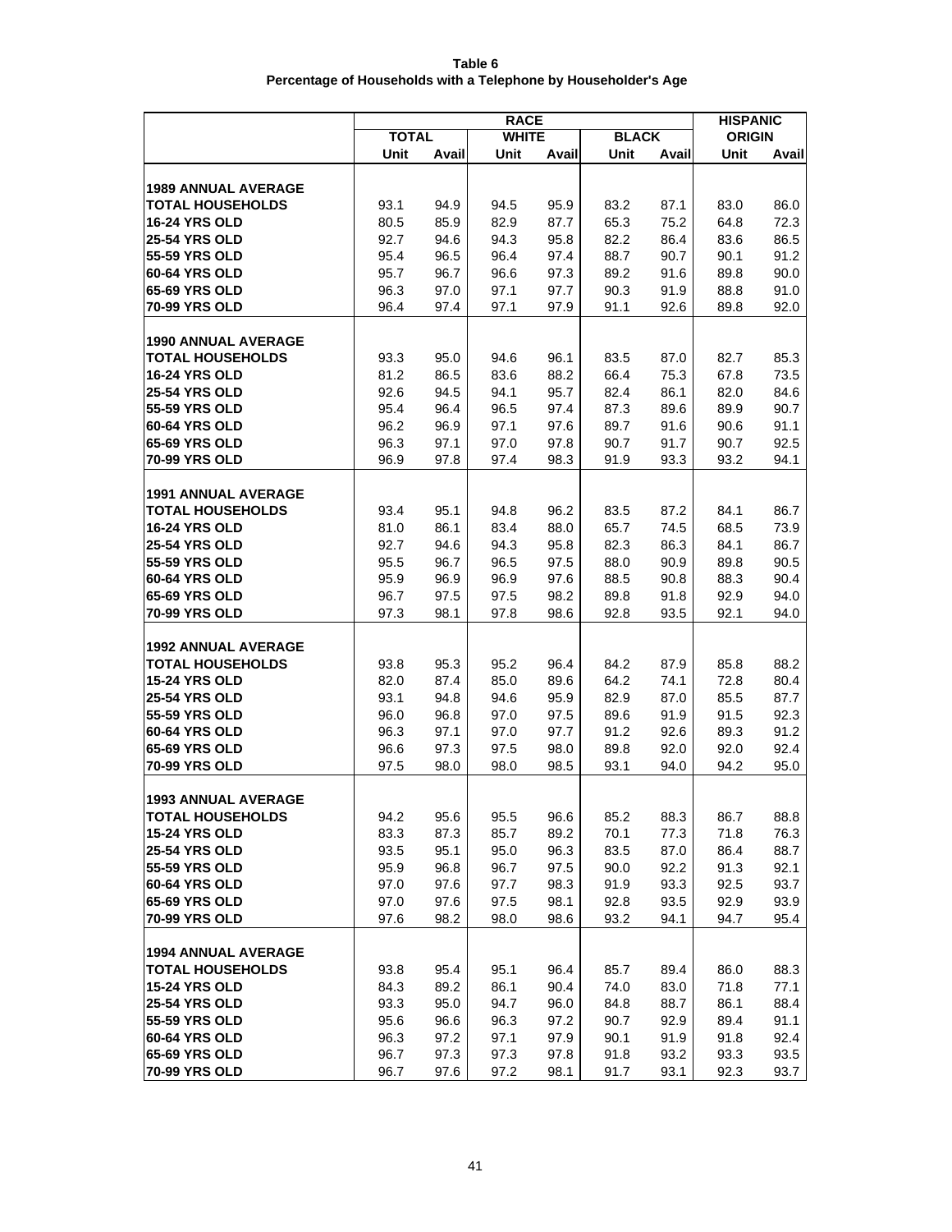**Table 6**
**Percentage of Households with a Telephone by Householder's Age**

| | RACE | | | | | | HISPANIC | |
|---|---|---|---|---|---|---|---|---|
| | TOTAL | | WHITE | | BLACK | | ORIGIN | |
| | Unit | Avail | Unit | Avail | Unit | Avail | Unit | Avail |
| **1989 ANNUAL AVERAGE** | | | | | | | | |
| **TOTAL HOUSEHOLDS** | 93.1 | 94.9 | 94.5 | 95.9 | 83.2 | 87.1 | 83.0 | 86.0 |
| **16-24 YRS OLD** | 80.5 | 85.9 | 82.9 | 87.7 | 65.3 | 75.2 | 64.8 | 72.3 |
| **25-54 YRS OLD** | 92.7 | 94.6 | 94.3 | 95.8 | 82.2 | 86.4 | 83.6 | 86.5 |
| **55-59 YRS OLD** | 95.4 | 96.5 | 96.4 | 97.4 | 88.7 | 90.7 | 90.1 | 91.2 |
| **60-64 YRS OLD** | 95.7 | 96.7 | 96.6 | 97.3 | 89.2 | 91.6 | 89.8 | 90.0 |
| **65-69 YRS OLD** | 96.3 | 97.0 | 97.1 | 97.7 | 90.3 | 91.9 | 88.8 | 91.0 |
| **70-99 YRS OLD** | 96.4 | 97.4 | 97.1 | 97.9 | 91.1 | 92.6 | 89.8 | 92.0 |
| **1990 ANNUAL AVERAGE** | | | | | | | | |
| **TOTAL HOUSEHOLDS** | 93.3 | 95.0 | 94.6 | 96.1 | 83.5 | 87.0 | 82.7 | 85.3 |
| **16-24 YRS OLD** | 81.2 | 86.5 | 83.6 | 88.2 | 66.4 | 75.3 | 67.8 | 73.5 |
| **25-54 YRS OLD** | 92.6 | 94.5 | 94.1 | 95.7 | 82.4 | 86.1 | 82.0 | 84.6 |
| **55-59 YRS OLD** | 95.4 | 96.4 | 96.5 | 97.4 | 87.3 | 89.6 | 89.9 | 90.7 |
| **60-64 YRS OLD** | 96.2 | 96.9 | 97.1 | 97.6 | 89.7 | 91.6 | 90.6 | 91.1 |
| **65-69 YRS OLD** | 96.3 | 97.1 | 97.0 | 97.8 | 90.7 | 91.7 | 90.7 | 92.5 |
| **70-99 YRS OLD** | 96.9 | 97.8 | 97.4 | 98.3 | 91.9 | 93.3 | 93.2 | 94.1 |
| **1991 ANNUAL AVERAGE** | | | | | | | | |
| **TOTAL HOUSEHOLDS** | 93.4 | 95.1 | 94.8 | 96.2 | 83.5 | 87.2 | 84.1 | 86.7 |
| **16-24 YRS OLD** | 81.0 | 86.1 | 83.4 | 88.0 | 65.7 | 74.5 | 68.5 | 73.9 |
| **25-54 YRS OLD** | 92.7 | 94.6 | 94.3 | 95.8 | 82.3 | 86.3 | 84.1 | 86.7 |
| **55-59 YRS OLD** | 95.5 | 96.7 | 96.5 | 97.5 | 88.0 | 90.9 | 89.8 | 90.5 |
| **60-64 YRS OLD** | 95.9 | 96.9 | 96.9 | 97.6 | 88.5 | 90.8 | 88.3 | 90.4 |
| **65-69 YRS OLD** | 96.7 | 97.5 | 97.5 | 98.2 | 89.8 | 91.8 | 92.9 | 94.0 |
| **70-99 YRS OLD** | 97.3 | 98.1 | 97.8 | 98.6 | 92.8 | 93.5 | 92.1 | 94.0 |
| **1992 ANNUAL AVERAGE** | | | | | | | | |
| **TOTAL HOUSEHOLDS** | 93.8 | 95.3 | 95.2 | 96.4 | 84.2 | 87.9 | 85.8 | 88.2 |
| **15-24 YRS OLD** | 82.0 | 87.4 | 85.0 | 89.6 | 64.2 | 74.1 | 72.8 | 80.4 |
| **25-54 YRS OLD** | 93.1 | 94.8 | 94.6 | 95.9 | 82.9 | 87.0 | 85.5 | 87.7 |
| **55-59 YRS OLD** | 96.0 | 96.8 | 97.0 | 97.5 | 89.6 | 91.9 | 91.5 | 92.3 |
| **60-64 YRS OLD** | 96.3 | 97.1 | 97.0 | 97.7 | 91.2 | 92.6 | 89.3 | 91.2 |
| **65-69 YRS OLD** | 96.6 | 97.3 | 97.5 | 98.0 | 89.8 | 92.0 | 92.0 | 92.4 |
| **70-99 YRS OLD** | 97.5 | 98.0 | 98.0 | 98.5 | 93.1 | 94.0 | 94.2 | 95.0 |
| **1993 ANNUAL AVERAGE** | | | | | | | | |
| **TOTAL HOUSEHOLDS** | 94.2 | 95.6 | 95.5 | 96.6 | 85.2 | 88.3 | 86.7 | 88.8 |
| **15-24 YRS OLD** | 83.3 | 87.3 | 85.7 | 89.2 | 70.1 | 77.3 | 71.8 | 76.3 |
| **25-54 YRS OLD** | 93.5 | 95.1 | 95.0 | 96.3 | 83.5 | 87.0 | 86.4 | 88.7 |
| **55-59 YRS OLD** | 95.9 | 96.8 | 96.7 | 97.5 | 90.0 | 92.2 | 91.3 | 92.1 |
| **60-64 YRS OLD** | 97.0 | 97.6 | 97.7 | 98.3 | 91.9 | 93.3 | 92.5 | 93.7 |
| **65-69 YRS OLD** | 97.0 | 97.6 | 97.5 | 98.1 | 92.8 | 93.5 | 92.9 | 93.9 |
| **70-99 YRS OLD** | 97.6 | 98.2 | 98.0 | 98.6 | 93.2 | 94.1 | 94.7 | 95.4 |
| **1994 ANNUAL AVERAGE** | | | | | | | | |
| **TOTAL HOUSEHOLDS** | 93.8 | 95.4 | 95.1 | 96.4 | 85.7 | 89.4 | 86.0 | 88.3 |
| **15-24 YRS OLD** | 84.3 | 89.2 | 86.1 | 90.4 | 74.0 | 83.0 | 71.8 | 77.1 |
| **25-54 YRS OLD** | 93.3 | 95.0 | 94.7 | 96.0 | 84.8 | 88.7 | 86.1 | 88.4 |
| **55-59 YRS OLD** | 95.6 | 96.6 | 96.3 | 97.2 | 90.7 | 92.9 | 89.4 | 91.1 |
| **60-64 YRS OLD** | 96.3 | 97.2 | 97.1 | 97.9 | 90.1 | 91.9 | 91.8 | 92.4 |
| **65-69 YRS OLD** | 96.7 | 97.3 | 97.3 | 97.8 | 91.8 | 93.2 | 93.3 | 93.5 |
| **70-99 YRS OLD** | 96.7 | 97.6 | 97.2 | 98.1 | 91.7 | 93.1 | 92.3 | 93.7 |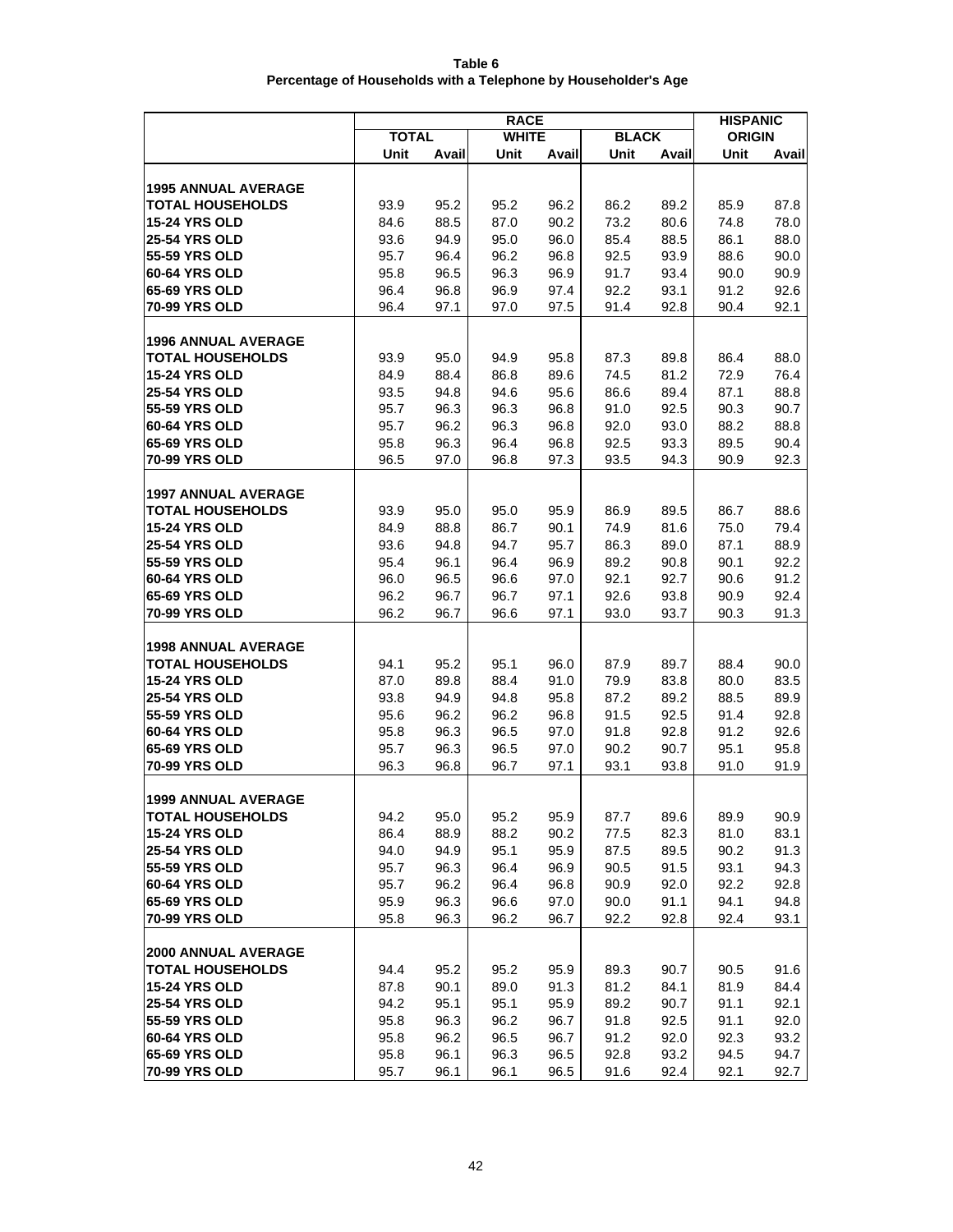**Table 6**
**Percentage of Households with a Telephone by Householder's Age**

| | RACE | | | | | | HISPANIC | |
|---|---|---|---|---|---|---|---|---|
| | TOTAL | | WHITE | | BLACK | | ORIGIN | |
| | Unit | Avail | Unit | Avail | Unit | Avail | Unit | Avail |
| **1995 ANNUAL AVERAGE** | | | | | | | | |
| **TOTAL HOUSEHOLDS** | 93.9 | 95.2 | 95.2 | 96.2 | 86.2 | 89.2 | 85.9 | 87.8 |
| **15-24 YRS OLD** | 84.6 | 88.5 | 87.0 | 90.2 | 73.2 | 80.6 | 74.8 | 78.0 |
| **25-54 YRS OLD** | 93.6 | 94.9 | 95.0 | 96.0 | 85.4 | 88.5 | 86.1 | 88.0 |
| **55-59 YRS OLD** | 95.7 | 96.4 | 96.2 | 96.8 | 92.5 | 93.9 | 88.6 | 90.0 |
| **60-64 YRS OLD** | 95.8 | 96.5 | 96.3 | 96.9 | 91.7 | 93.4 | 90.0 | 90.9 |
| **65-69 YRS OLD** | 96.4 | 96.8 | 96.9 | 97.4 | 92.2 | 93.1 | 91.2 | 92.6 |
| **70-99 YRS OLD** | 96.4 | 97.1 | 97.0 | 97.5 | 91.4 | 92.8 | 90.4 | 92.1 |
| **1996 ANNUAL AVERAGE** | | | | | | | | |
| **TOTAL HOUSEHOLDS** | 93.9 | 95.0 | 94.9 | 95.8 | 87.3 | 89.8 | 86.4 | 88.0 |
| **15-24 YRS OLD** | 84.9 | 88.4 | 86.8 | 89.6 | 74.5 | 81.2 | 72.9 | 76.4 |
| **25-54 YRS OLD** | 93.5 | 94.8 | 94.6 | 95.6 | 86.6 | 89.4 | 87.1 | 88.8 |
| **55-59 YRS OLD** | 95.7 | 96.3 | 96.3 | 96.8 | 91.0 | 92.5 | 90.3 | 90.7 |
| **60-64 YRS OLD** | 95.7 | 96.2 | 96.3 | 96.8 | 92.0 | 93.0 | 88.2 | 88.8 |
| **65-69 YRS OLD** | 95.8 | 96.3 | 96.4 | 96.8 | 92.5 | 93.3 | 89.5 | 90.4 |
| **70-99 YRS OLD** | 96.5 | 97.0 | 96.8 | 97.3 | 93.5 | 94.3 | 90.9 | 92.3 |
| **1997 ANNUAL AVERAGE** | | | | | | | | |
| **TOTAL HOUSEHOLDS** | 93.9 | 95.0 | 95.0 | 95.9 | 86.9 | 89.5 | 86.7 | 88.6 |
| **15-24 YRS OLD** | 84.9 | 88.8 | 86.7 | 90.1 | 74.9 | 81.6 | 75.0 | 79.4 |
| **25-54 YRS OLD** | 93.6 | 94.8 | 94.7 | 95.7 | 86.3 | 89.0 | 87.1 | 88.9 |
| **55-59 YRS OLD** | 95.4 | 96.1 | 96.4 | 96.9 | 89.2 | 90.8 | 90.1 | 92.2 |
| **60-64 YRS OLD** | 96.0 | 96.5 | 96.6 | 97.0 | 92.1 | 92.7 | 90.6 | 91.2 |
| **65-69 YRS OLD** | 96.2 | 96.7 | 96.7 | 97.1 | 92.6 | 93.8 | 90.9 | 92.4 |
| **70-99 YRS OLD** | 96.2 | 96.7 | 96.6 | 97.1 | 93.0 | 93.7 | 90.3 | 91.3 |
| **1998 ANNUAL AVERAGE** | | | | | | | | |
| **TOTAL HOUSEHOLDS** | 94.1 | 95.2 | 95.1 | 96.0 | 87.9 | 89.7 | 88.4 | 90.0 |
| **15-24 YRS OLD** | 87.0 | 89.8 | 88.4 | 91.0 | 79.9 | 83.8 | 80.0 | 83.5 |
| **25-54 YRS OLD** | 93.8 | 94.9 | 94.8 | 95.8 | 87.2 | 89.2 | 88.5 | 89.9 |
| **55-59 YRS OLD** | 95.6 | 96.2 | 96.2 | 96.8 | 91.5 | 92.5 | 91.4 | 92.8 |
| **60-64 YRS OLD** | 95.8 | 96.3 | 96.5 | 97.0 | 91.8 | 92.8 | 91.2 | 92.6 |
| **65-69 YRS OLD** | 95.7 | 96.3 | 96.5 | 97.0 | 90.2 | 90.7 | 95.1 | 95.8 |
| **70-99 YRS OLD** | 96.3 | 96.8 | 96.7 | 97.1 | 93.1 | 93.8 | 91.0 | 91.9 |
| **1999 ANNUAL AVERAGE** | | | | | | | | |
| **TOTAL HOUSEHOLDS** | 94.2 | 95.0 | 95.2 | 95.9 | 87.7 | 89.6 | 89.9 | 90.9 |
| **15-24 YRS OLD** | 86.4 | 88.9 | 88.2 | 90.2 | 77.5 | 82.3 | 81.0 | 83.1 |
| **25-54 YRS OLD** | 94.0 | 94.9 | 95.1 | 95.9 | 87.5 | 89.5 | 90.2 | 91.3 |
| **55-59 YRS OLD** | 95.7 | 96.3 | 96.4 | 96.9 | 90.5 | 91.5 | 93.1 | 94.3 |
| **60-64 YRS OLD** | 95.7 | 96.2 | 96.4 | 96.8 | 90.9 | 92.0 | 92.2 | 92.8 |
| **65-69 YRS OLD** | 95.9 | 96.3 | 96.6 | 97.0 | 90.0 | 91.1 | 94.1 | 94.8 |
| **70-99 YRS OLD** | 95.8 | 96.3 | 96.2 | 96.7 | 92.2 | 92.8 | 92.4 | 93.1 |
| **2000 ANNUAL AVERAGE** | | | | | | | | |
| **TOTAL HOUSEHOLDS** | 94.4 | 95.2 | 95.2 | 95.9 | 89.3 | 90.7 | 90.5 | 91.6 |
| **15-24 YRS OLD** | 87.8 | 90.1 | 89.0 | 91.3 | 81.2 | 84.1 | 81.9 | 84.4 |
| **25-54 YRS OLD** | 94.2 | 95.1 | 95.1 | 95.9 | 89.2 | 90.7 | 91.1 | 92.1 |
| **55-59 YRS OLD** | 95.8 | 96.3 | 96.2 | 96.7 | 91.8 | 92.5 | 91.1 | 92.0 |
| **60-64 YRS OLD** | 95.8 | 96.2 | 96.5 | 96.7 | 91.2 | 92.0 | 92.3 | 93.2 |
| **65-69 YRS OLD** | 95.8 | 96.1 | 96.3 | 96.5 | 92.8 | 93.2 | 94.5 | 94.7 |
| **70-99 YRS OLD** | 95.7 | 96.1 | 96.1 | 96.5 | 91.6 | 92.4 | 92.1 | 92.7 |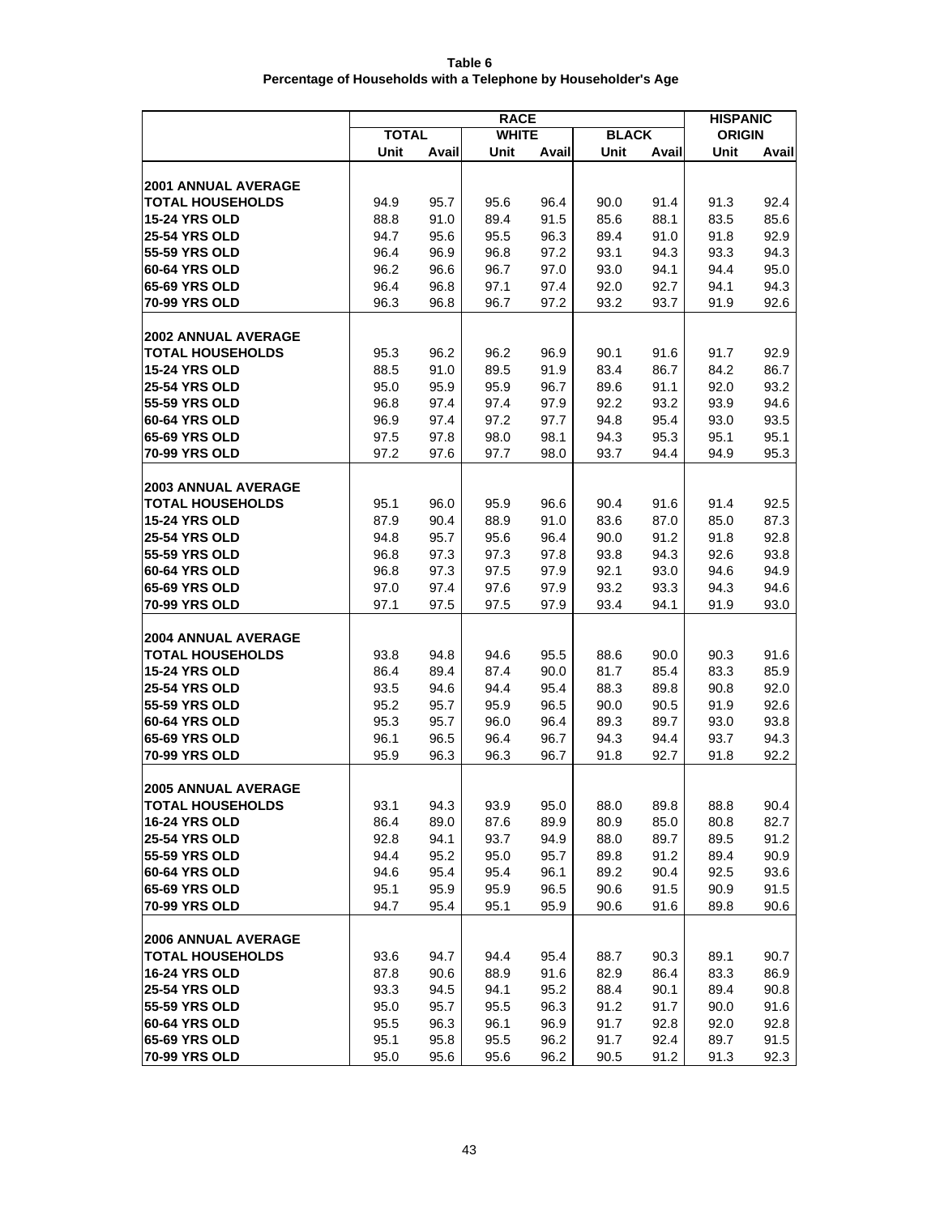# Table 6
## Percentage of Households with a Telephone by Householder's Age

| | RACE | | | | | | HISPANIC | |
|---|---|---|---|---|---|---|---|---|
| | TOTAL | | WHITE | | BLACK | | ORIGIN | |
| | Unit | Avail | Unit | Avail | Unit | Avail | Unit | Avail |
| **2001 ANNUAL AVERAGE** | | | | | | | | |
| **TOTAL HOUSEHOLDS** | 94.9 | 95.7 | 95.6 | 96.4 | 90.0 | 91.4 | 91.3 | 92.4 |
| **15-24 YRS OLD** | 88.8 | 91.0 | 89.4 | 91.5 | 85.6 | 88.1 | 83.5 | 85.6 |
| **25-54 YRS OLD** | 94.7 | 95.6 | 95.5 | 96.3 | 89.4 | 91.0 | 91.8 | 92.9 |
| **55-59 YRS OLD** | 96.4 | 96.9 | 96.8 | 97.2 | 93.1 | 94.3 | 93.3 | 94.3 |
| **60-64 YRS OLD** | 96.2 | 96.6 | 96.7 | 97.0 | 93.0 | 94.1 | 94.4 | 95.0 |
| **65-69 YRS OLD** | 96.4 | 96.8 | 97.1 | 97.4 | 92.0 | 92.7 | 94.1 | 94.3 |
| **70-99 YRS OLD** | 96.3 | 96.8 | 96.7 | 97.2 | 93.2 | 93.7 | 91.9 | 92.6 |
| **2002 ANNUAL AVERAGE** | | | | | | | | |
| **TOTAL HOUSEHOLDS** | 95.3 | 96.2 | 96.2 | 96.9 | 90.1 | 91.6 | 91.7 | 92.9 |
| **15-24 YRS OLD** | 88.5 | 91.0 | 89.5 | 91.9 | 83.4 | 86.7 | 84.2 | 86.7 |
| **25-54 YRS OLD** | 95.0 | 95.9 | 95.9 | 96.7 | 89.6 | 91.1 | 92.0 | 93.2 |
| **55-59 YRS OLD** | 96.8 | 97.4 | 97.4 | 97.9 | 92.2 | 93.2 | 93.9 | 94.6 |
| **60-64 YRS OLD** | 96.9 | 97.4 | 97.2 | 97.7 | 94.8 | 95.4 | 93.0 | 93.5 |
| **65-69 YRS OLD** | 97.5 | 97.8 | 98.0 | 98.1 | 94.3 | 95.3 | 95.1 | 95.1 |
| **70-99 YRS OLD** | 97.2 | 97.6 | 97.7 | 98.0 | 93.7 | 94.4 | 94.9 | 95.3 |
| **2003 ANNUAL AVERAGE** | | | | | | | | |
| **TOTAL HOUSEHOLDS** | 95.1 | 96.0 | 95.9 | 96.6 | 90.4 | 91.6 | 91.4 | 92.5 |
| **15-24 YRS OLD** | 87.9 | 90.4 | 88.9 | 91.0 | 83.6 | 87.0 | 85.0 | 87.3 |
| **25-54 YRS OLD** | 94.8 | 95.7 | 95.6 | 96.4 | 90.0 | 91.2 | 91.8 | 92.8 |
| **55-59 YRS OLD** | 96.8 | 97.3 | 97.3 | 97.8 | 93.8 | 94.3 | 92.6 | 93.8 |
| **60-64 YRS OLD** | 96.8 | 97.3 | 97.5 | 97.9 | 92.1 | 93.0 | 94.6 | 94.9 |
| **65-69 YRS OLD** | 97.0 | 97.4 | 97.6 | 97.9 | 93.2 | 93.3 | 94.3 | 94.6 |
| **70-99 YRS OLD** | 97.1 | 97.5 | 97.5 | 97.9 | 93.4 | 94.1 | 91.9 | 93.0 |
| **2004 ANNUAL AVERAGE** | | | | | | | | |
| **TOTAL HOUSEHOLDS** | 93.8 | 94.8 | 94.6 | 95.5 | 88.6 | 90.0 | 90.3 | 91.6 |
| **15-24 YRS OLD** | 86.4 | 89.4 | 87.4 | 90.0 | 81.7 | 85.4 | 83.3 | 85.9 |
| **25-54 YRS OLD** | 93.5 | 94.6 | 94.4 | 95.4 | 88.3 | 89.8 | 90.8 | 92.0 |
| **55-59 YRS OLD** | 95.2 | 95.7 | 95.9 | 96.5 | 90.0 | 90.5 | 91.9 | 92.6 |
| **60-64 YRS OLD** | 95.3 | 95.7 | 96.0 | 96.4 | 89.3 | 89.7 | 93.0 | 93.8 |
| **65-69 YRS OLD** | 96.1 | 96.5 | 96.4 | 96.7 | 94.3 | 94.4 | 93.7 | 94.3 |
| **70-99 YRS OLD** | 95.9 | 96.3 | 96.3 | 96.7 | 91.8 | 92.7 | 91.8 | 92.2 |
| **2005 ANNUAL AVERAGE** | | | | | | | | |
| **TOTAL HOUSEHOLDS** | 93.1 | 94.3 | 93.9 | 95.0 | 88.0 | 89.8 | 88.8 | 90.4 |
| **16-24 YRS OLD** | 86.4 | 89.0 | 87.6 | 89.9 | 80.9 | 85.0 | 80.8 | 82.7 |
| **25-54 YRS OLD** | 92.8 | 94.1 | 93.7 | 94.9 | 88.0 | 89.7 | 89.5 | 91.2 |
| **55-59 YRS OLD** | 94.4 | 95.2 | 95.0 | 95.7 | 89.8 | 91.2 | 89.4 | 90.9 |
| **60-64 YRS OLD** | 94.6 | 95.4 | 95.4 | 96.1 | 89.2 | 90.4 | 92.5 | 93.6 |
| **65-69 YRS OLD** | 95.1 | 95.9 | 95.9 | 96.5 | 90.6 | 91.5 | 90.9 | 91.5 |
| **70-99 YRS OLD** | 94.7 | 95.4 | 95.1 | 95.9 | 90.6 | 91.6 | 89.8 | 90.6 |
| **2006 ANNUAL AVERAGE** | | | | | | | | |
| **TOTAL HOUSEHOLDS** | 93.6 | 94.7 | 94.4 | 95.4 | 88.7 | 90.3 | 89.1 | 90.7 |
| **16-24 YRS OLD** | 87.8 | 90.6 | 88.9 | 91.6 | 82.9 | 86.4 | 83.3 | 86.9 |
| **25-54 YRS OLD** | 93.3 | 94.5 | 94.1 | 95.2 | 88.4 | 90.1 | 89.4 | 90.8 |
| **55-59 YRS OLD** | 95.0 | 95.7 | 95.5 | 96.3 | 91.2 | 91.7 | 90.0 | 91.6 |
| **60-64 YRS OLD** | 95.5 | 96.3 | 96.1 | 96.9 | 91.7 | 92.8 | 92.0 | 92.8 |
| **65-69 YRS OLD** | 95.1 | 95.8 | 95.5 | 96.2 | 91.7 | 92.4 | 89.7 | 91.5 |
| **70-99 YRS OLD** | 95.0 | 95.6 | 95.6 | 96.2 | 90.5 | 91.2 | 91.3 | 92.3 |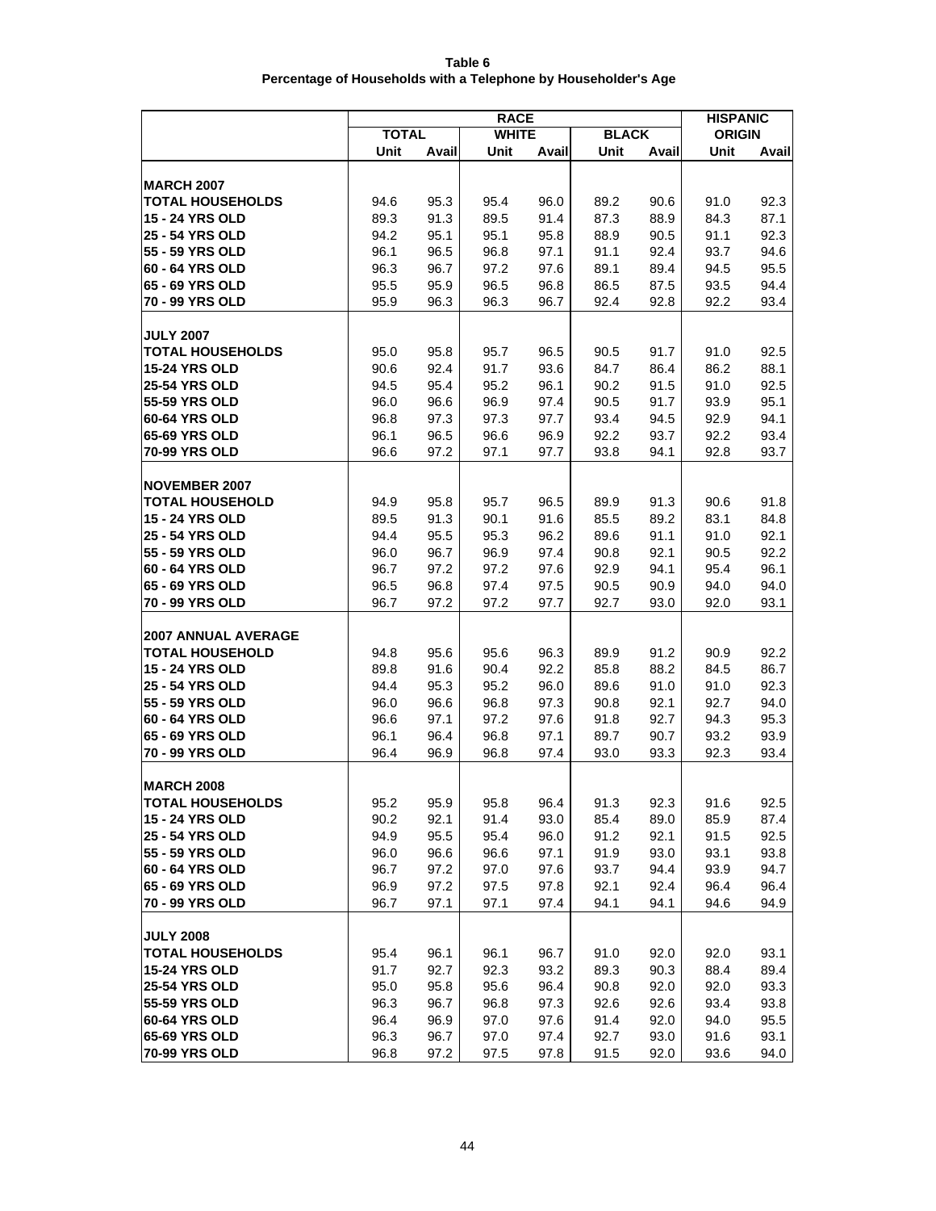**Table 6**
**Percentage of Households with a Telephone by Householder's Age**

| | RACE | | | | | | HISPANIC | |
|---|---|---|---|---|---|---|---|---|
| | TOTAL | | WHITE | | BLACK | | ORIGIN | |
| | Unit | Avail | Unit | Avail | Unit | Avail | Unit | Avail |
| **MARCH 2007** | | | | | | | | |
| **TOTAL HOUSEHOLDS** | 94.6 | 95.3 | 95.4 | 96.0 | 89.2 | 90.6 | 91.0 | 92.3 |
| **15 - 24 YRS OLD** | 89.3 | 91.3 | 89.5 | 91.4 | 87.3 | 88.9 | 84.3 | 87.1 |
| **25 - 54 YRS OLD** | 94.2 | 95.1 | 95.1 | 95.8 | 88.9 | 90.5 | 91.1 | 92.3 |
| **55 - 59 YRS OLD** | 96.1 | 96.5 | 96.8 | 97.1 | 91.1 | 92.4 | 93.7 | 94.6 |
| **60 - 64 YRS OLD** | 96.3 | 96.7 | 97.2 | 97.6 | 89.1 | 89.4 | 94.5 | 95.5 |
| **65 - 69 YRS OLD** | 95.5 | 95.9 | 96.5 | 96.8 | 86.5 | 87.5 | 93.5 | 94.4 |
| **70 - 99 YRS OLD** | 95.9 | 96.3 | 96.3 | 96.7 | 92.4 | 92.8 | 92.2 | 93.4 |
| **JULY 2007** | | | | | | | | |
| **TOTAL HOUSEHOLDS** | 95.0 | 95.8 | 95.7 | 96.5 | 90.5 | 91.7 | 91.0 | 92.5 |
| **15-24 YRS OLD** | 90.6 | 92.4 | 91.7 | 93.6 | 84.7 | 86.4 | 86.2 | 88.1 |
| **25-54 YRS OLD** | 94.5 | 95.4 | 95.2 | 96.1 | 90.2 | 91.5 | 91.0 | 92.5 |
| **55-59 YRS OLD** | 96.0 | 96.6 | 96.9 | 97.4 | 90.5 | 91.7 | 93.9 | 95.1 |
| **60-64 YRS OLD** | 96.8 | 97.3 | 97.3 | 97.7 | 93.4 | 94.5 | 92.9 | 94.1 |
| **65-69 YRS OLD** | 96.1 | 96.5 | 96.6 | 96.9 | 92.2 | 93.7 | 92.2 | 93.4 |
| **70-99 YRS OLD** | 96.6 | 97.2 | 97.1 | 97.7 | 93.8 | 94.1 | 92.8 | 93.7 |
| **NOVEMBER 2007** | | | | | | | | |
| **TOTAL HOUSEHOLD** | 94.9 | 95.8 | 95.7 | 96.5 | 89.9 | 91.3 | 90.6 | 91.8 |
| **15 - 24 YRS OLD** | 89.5 | 91.3 | 90.1 | 91.6 | 85.5 | 89.2 | 83.1 | 84.8 |
| **25 - 54 YRS OLD** | 94.4 | 95.5 | 95.3 | 96.2 | 89.6 | 91.1 | 91.0 | 92.1 |
| **55 - 59 YRS OLD** | 96.0 | 96.7 | 96.9 | 97.4 | 90.8 | 92.1 | 90.5 | 92.2 |
| **60 - 64 YRS OLD** | 96.7 | 97.2 | 97.2 | 97.6 | 92.9 | 94.1 | 95.4 | 96.1 |
| **65 - 69 YRS OLD** | 96.5 | 96.8 | 97.4 | 97.5 | 90.5 | 90.9 | 94.0 | 94.0 |
| **70 - 99 YRS OLD** | 96.7 | 97.2 | 97.2 | 97.7 | 92.7 | 93.0 | 92.0 | 93.1 |
| **2007 ANNUAL AVERAGE** | | | | | | | | |
| **TOTAL HOUSEHOLD** | 94.8 | 95.6 | 95.6 | 96.3 | 89.9 | 91.2 | 90.9 | 92.2 |
| **15 - 24 YRS OLD** | 89.8 | 91.6 | 90.4 | 92.2 | 85.8 | 88.2 | 84.5 | 86.7 |
| **25 - 54 YRS OLD** | 94.4 | 95.3 | 95.2 | 96.0 | 89.6 | 91.0 | 91.0 | 92.3 |
| **55 - 59 YRS OLD** | 96.0 | 96.6 | 96.8 | 97.3 | 90.8 | 92.1 | 92.7 | 94.0 |
| **60 - 64 YRS OLD** | 96.6 | 97.1 | 97.2 | 97.6 | 91.8 | 92.7 | 94.3 | 95.3 |
| **65 - 69 YRS OLD** | 96.1 | 96.4 | 96.8 | 97.1 | 89.7 | 90.7 | 93.2 | 93.9 |
| **70 - 99 YRS OLD** | 96.4 | 96.9 | 96.8 | 97.4 | 93.0 | 93.3 | 92.3 | 93.4 |
| **MARCH 2008** | | | | | | | | |
| **TOTAL HOUSEHOLDS** | 95.2 | 95.9 | 95.8 | 96.4 | 91.3 | 92.3 | 91.6 | 92.5 |
| **15 - 24 YRS OLD** | 90.2 | 92.1 | 91.4 | 93.0 | 85.4 | 89.0 | 85.9 | 87.4 |
| **25 - 54 YRS OLD** | 94.9 | 95.5 | 95.4 | 96.0 | 91.2 | 92.1 | 91.5 | 92.5 |
| **55 - 59 YRS OLD** | 96.0 | 96.6 | 96.6 | 97.1 | 91.9 | 93.0 | 93.1 | 93.8 |
| **60 - 64 YRS OLD** | 96.7 | 97.2 | 97.0 | 97.6 | 93.7 | 94.4 | 93.9 | 94.7 |
| **65 - 69 YRS OLD** | 96.9 | 97.2 | 97.5 | 97.8 | 92.1 | 92.4 | 96.4 | 96.4 |
| **70 - 99 YRS OLD** | 96.7 | 97.1 | 97.1 | 97.4 | 94.1 | 94.1 | 94.6 | 94.9 |
| **JULY 2008** | | | | | | | | |
| **TOTAL HOUSEHOLDS** | 95.4 | 96.1 | 96.1 | 96.7 | 91.0 | 92.0 | 92.0 | 93.1 |
| **15-24 YRS OLD** | 91.7 | 92.7 | 92.3 | 93.2 | 89.3 | 90.3 | 88.4 | 89.4 |
| **25-54 YRS OLD** | 95.0 | 95.8 | 95.6 | 96.4 | 90.8 | 92.0 | 92.0 | 93.3 |
| **55-59 YRS OLD** | 96.3 | 96.7 | 96.8 | 97.3 | 92.6 | 92.6 | 93.4 | 93.8 |
| **60-64 YRS OLD** | 96.4 | 96.9 | 97.0 | 97.6 | 91.4 | 92.0 | 94.0 | 95.5 |
| **65-69 YRS OLD** | 96.3 | 96.7 | 97.0 | 97.4 | 92.7 | 93.0 | 91.6 | 93.1 |
| **70-99 YRS OLD** | 96.8 | 97.2 | 97.5 | 97.8 | 91.5 | 92.0 | 93.6 | 94.0 |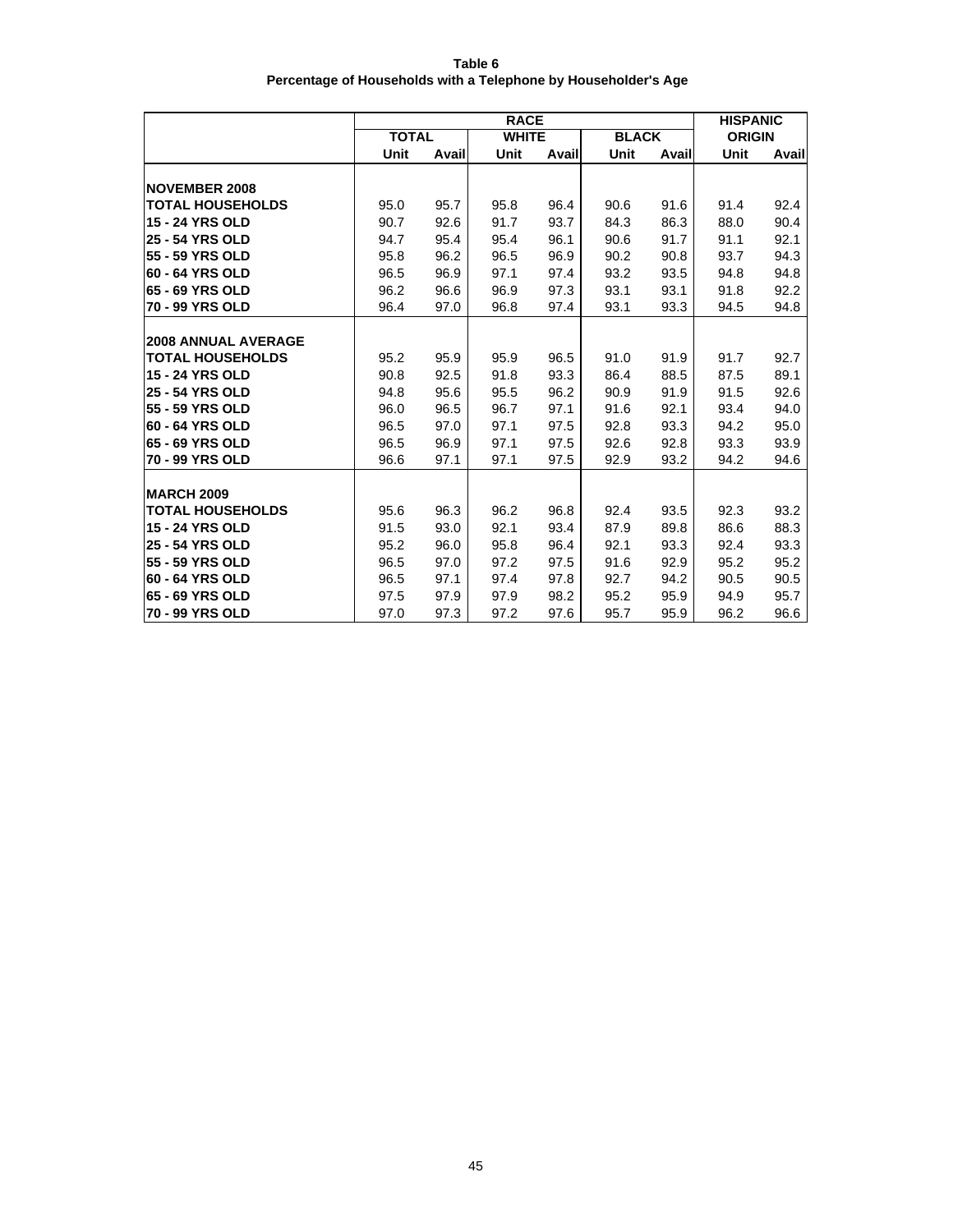**Table 6**
**Percentage of Households with a Telephone by Householder's Age**

| | RACE | | | | | | HISPANIC ORIGIN | |
|---|---|---|---|---|---|---|---|---|
| | TOTAL | | WHITE | | BLACK | | | |
| | Unit | Avail | Unit | Avail | Unit | Avail | Unit | Avail |
| **NOVEMBER 2008** | | | | | | | | |
| **TOTAL HOUSEHOLDS** | 95.0 | 95.7 | 95.8 | 96.4 | 90.6 | 91.6 | 91.4 | 92.4 |
| **15 - 24 YRS OLD** | 90.7 | 92.6 | 91.7 | 93.7 | 84.3 | 86.3 | 88.0 | 90.4 |
| **25 - 54 YRS OLD** | 94.7 | 95.4 | 95.4 | 96.1 | 90.6 | 91.7 | 91.1 | 92.1 |
| **55 - 59 YRS OLD** | 95.8 | 96.2 | 96.5 | 96.9 | 90.2 | 90.8 | 93.7 | 94.3 |
| **60 - 64 YRS OLD** | 96.5 | 96.9 | 97.1 | 97.4 | 93.2 | 93.5 | 94.8 | 94.8 |
| **65 - 69 YRS OLD** | 96.2 | 96.6 | 96.9 | 97.3 | 93.1 | 93.1 | 91.8 | 92.2 |
| **70 - 99 YRS OLD** | 96.4 | 97.0 | 96.8 | 97.4 | 93.1 | 93.3 | 94.5 | 94.8 |
| **2008 ANNUAL AVERAGE** | | | | | | | | |
| **TOTAL HOUSEHOLDS** | 95.2 | 95.9 | 95.9 | 96.5 | 91.0 | 91.9 | 91.7 | 92.7 |
| **15 - 24 YRS OLD** | 90.8 | 92.5 | 91.8 | 93.3 | 86.4 | 88.5 | 87.5 | 89.1 |
| **25 - 54 YRS OLD** | 94.8 | 95.6 | 95.5 | 96.2 | 90.9 | 91.9 | 91.5 | 92.6 |
| **55 - 59 YRS OLD** | 96.0 | 96.5 | 96.7 | 97.1 | 91.6 | 92.1 | 93.4 | 94.0 |
| **60 - 64 YRS OLD** | 96.5 | 97.0 | 97.1 | 97.5 | 92.8 | 93.3 | 94.2 | 95.0 |
| **65 - 69 YRS OLD** | 96.5 | 96.9 | 97.1 | 97.5 | 92.6 | 92.8 | 93.3 | 93.9 |
| **70 - 99 YRS OLD** | 96.6 | 97.1 | 97.1 | 97.5 | 92.9 | 93.2 | 94.2 | 94.6 |
| **MARCH 2009** | | | | | | | | |
| **TOTAL HOUSEHOLDS** | 95.6 | 96.3 | 96.2 | 96.8 | 92.4 | 93.5 | 92.3 | 93.2 |
| **15 - 24 YRS OLD** | 91.5 | 93.0 | 92.1 | 93.4 | 87.9 | 89.8 | 86.6 | 88.3 |
| **25 - 54 YRS OLD** | 95.2 | 96.0 | 95.8 | 96.4 | 92.1 | 93.3 | 92.4 | 93.3 |
| **55 - 59 YRS OLD** | 96.5 | 97.0 | 97.2 | 97.5 | 91.6 | 92.9 | 95.2 | 95.2 |
| **60 - 64 YRS OLD** | 96.5 | 97.1 | 97.4 | 97.8 | 92.7 | 94.2 | 90.5 | 90.5 |
| **65 - 69 YRS OLD** | 97.5 | 97.9 | 97.9 | 98.2 | 95.2 | 95.9 | 94.9 | 95.7 |
| **70 - 99 YRS OLD** | 97.0 | 97.3 | 97.2 | 97.6 | 95.7 | 95.9 | 96.2 | 96.6 |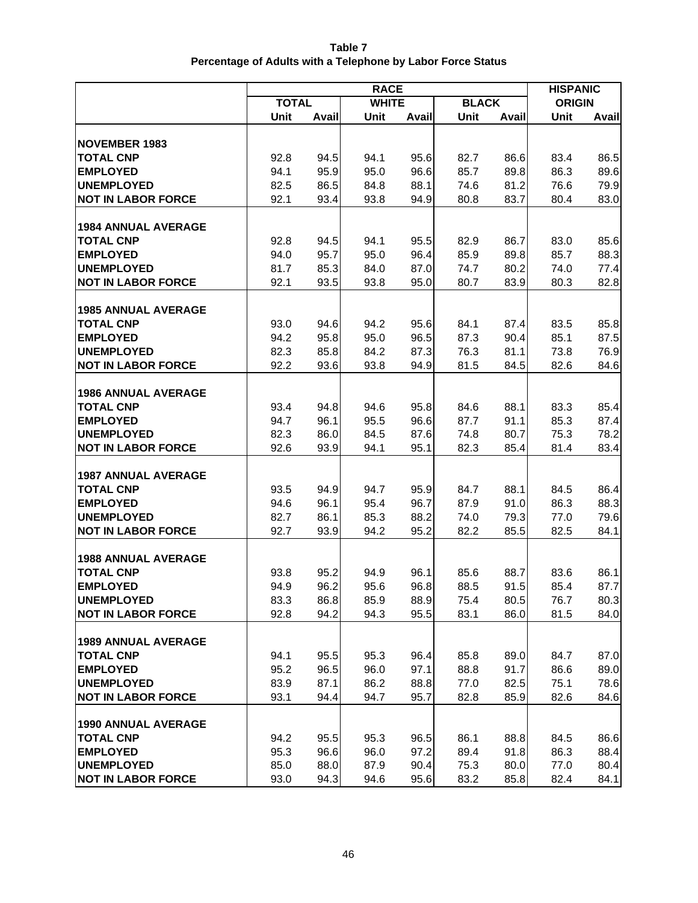**Table 7**
**Percentage of Adults with a Telephone by Labor Force Status**

| | RACE | | | | | | HISPANIC | |
|---|---|---|---|---|---|---|---|---|
| | TOTAL | | WHITE | | BLACK | | ORIGIN | |
| | Unit | Avail | Unit | Avail | Unit | Avail | Unit | Avail |
| **NOVEMBER 1983** | | | | | | | | |
| **TOTAL CNP** | 92.8 | 94.5 | 94.1 | 95.6 | 82.7 | 86.6 | 83.4 | 86.5 |
| **EMPLOYED** | 94.1 | 95.9 | 95.0 | 96.6 | 85.7 | 89.8 | 86.3 | 89.6 |
| **UNEMPLOYED** | 82.5 | 86.5 | 84.8 | 88.1 | 74.6 | 81.2 | 76.6 | 79.9 |
| **NOT IN LABOR FORCE** | 92.1 | 93.4 | 93.8 | 94.9 | 80.8 | 83.7 | 80.4 | 83.0 |
| **1984 ANNUAL AVERAGE** | | | | | | | | |
| **TOTAL CNP** | 92.8 | 94.5 | 94.1 | 95.5 | 82.9 | 86.7 | 83.0 | 85.6 |
| **EMPLOYED** | 94.0 | 95.7 | 95.0 | 96.4 | 85.9 | 89.8 | 85.7 | 88.3 |
| **UNEMPLOYED** | 81.7 | 85.3 | 84.0 | 87.0 | 74.7 | 80.2 | 74.0 | 77.4 |
| **NOT IN LABOR FORCE** | 92.1 | 93.5 | 93.8 | 95.0 | 80.7 | 83.9 | 80.3 | 82.8 |
| **1985 ANNUAL AVERAGE** | | | | | | | | |
| **TOTAL CNP** | 93.0 | 94.6 | 94.2 | 95.6 | 84.1 | 87.4 | 83.5 | 85.8 |
| **EMPLOYED** | 94.2 | 95.8 | 95.0 | 96.5 | 87.3 | 90.4 | 85.1 | 87.5 |
| **UNEMPLOYED** | 82.3 | 85.8 | 84.2 | 87.3 | 76.3 | 81.1 | 73.8 | 76.9 |
| **NOT IN LABOR FORCE** | 92.2 | 93.6 | 93.8 | 94.9 | 81.5 | 84.5 | 82.6 | 84.6 |
| **1986 ANNUAL AVERAGE** | | | | | | | | |
| **TOTAL CNP** | 93.4 | 94.8 | 94.6 | 95.8 | 84.6 | 88.1 | 83.3 | 85.4 |
| **EMPLOYED** | 94.7 | 96.1 | 95.5 | 96.6 | 87.7 | 91.1 | 85.3 | 87.4 |
| **UNEMPLOYED** | 82.3 | 86.0 | 84.5 | 87.6 | 74.8 | 80.7 | 75.3 | 78.2 |
| **NOT IN LABOR FORCE** | 92.6 | 93.9 | 94.1 | 95.1 | 82.3 | 85.4 | 81.4 | 83.4 |
| **1987 ANNUAL AVERAGE** | | | | | | | | |
| **TOTAL CNP** | 93.5 | 94.9 | 94.7 | 95.9 | 84.7 | 88.1 | 84.5 | 86.4 |
| **EMPLOYED** | 94.6 | 96.1 | 95.4 | 96.7 | 87.9 | 91.0 | 86.3 | 88.3 |
| **UNEMPLOYED** | 82.7 | 86.1 | 85.3 | 88.2 | 74.0 | 79.3 | 77.0 | 79.6 |
| **NOT IN LABOR FORCE** | 92.7 | 93.9 | 94.2 | 95.2 | 82.2 | 85.5 | 82.5 | 84.1 |
| **1988 ANNUAL AVERAGE** | | | | | | | | |
| **TOTAL CNP** | 93.8 | 95.2 | 94.9 | 96.1 | 85.6 | 88.7 | 83.6 | 86.1 |
| **EMPLOYED** | 94.9 | 96.2 | 95.6 | 96.8 | 88.5 | 91.5 | 85.4 | 87.7 |
| **UNEMPLOYED** | 83.3 | 86.8 | 85.9 | 88.9 | 75.4 | 80.5 | 76.7 | 80.3 |
| **NOT IN LABOR FORCE** | 92.8 | 94.2 | 94.3 | 95.5 | 83.1 | 86.0 | 81.5 | 84.0 |
| **1989 ANNUAL AVERAGE** | | | | | | | | |
| **TOTAL CNP** | 94.1 | 95.5 | 95.3 | 96.4 | 85.8 | 89.0 | 84.7 | 87.0 |
| **EMPLOYED** | 95.2 | 96.5 | 96.0 | 97.1 | 88.8 | 91.7 | 86.6 | 89.0 |
| **UNEMPLOYED** | 83.9 | 87.1 | 86.2 | 88.8 | 77.0 | 82.5 | 75.1 | 78.6 |
| **NOT IN LABOR FORCE** | 93.1 | 94.4 | 94.7 | 95.7 | 82.8 | 85.9 | 82.6 | 84.6 |
| **1990 ANNUAL AVERAGE** | | | | | | | | |
| **TOTAL CNP** | 94.2 | 95.5 | 95.3 | 96.5 | 86.1 | 88.8 | 84.5 | 86.6 |
| **EMPLOYED** | 95.3 | 96.6 | 96.0 | 97.2 | 89.4 | 91.8 | 86.3 | 88.4 |
| **UNEMPLOYED** | 85.0 | 88.0 | 87.9 | 90.4 | 75.3 | 80.0 | 77.0 | 80.4 |
| **NOT IN LABOR FORCE** | 93.0 | 94.3 | 94.6 | 95.6 | 83.2 | 85.8 | 82.4 | 84.1 |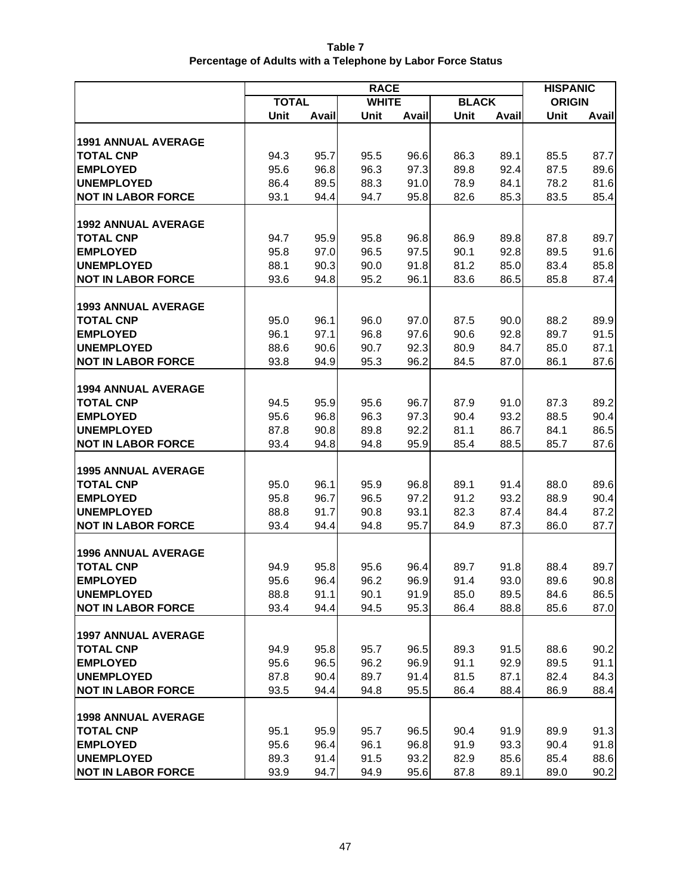**Table 7**
**Percentage of Adults with a Telephone by Labor Force Status**

| | RACE | | | | | | HISPANIC ORIGIN | |
|---|---|---|---|---|---|---|---|---|
| | TOTAL | | WHITE | | BLACK | | | |
| | Unit | Avail | Unit | Avail | Unit | Avail | Unit | Avail |
| **1991 ANNUAL AVERAGE** | | | | | | | | |
| **TOTAL CNP** | 94.3 | 95.7 | 95.5 | 96.6 | 86.3 | 89.1 | 85.5 | 87.7 |
| **EMPLOYED** | 95.6 | 96.8 | 96.3 | 97.3 | 89.8 | 92.4 | 87.5 | 89.6 |
| **UNEMPLOYED** | 86.4 | 89.5 | 88.3 | 91.0 | 78.9 | 84.1 | 78.2 | 81.6 |
| **NOT IN LABOR FORCE** | 93.1 | 94.4 | 94.7 | 95.8 | 82.6 | 85.3 | 83.5 | 85.4 |
| **1992 ANNUAL AVERAGE** | | | | | | | | |
| **TOTAL CNP** | 94.7 | 95.9 | 95.8 | 96.8 | 86.9 | 89.8 | 87.8 | 89.7 |
| **EMPLOYED** | 95.8 | 97.0 | 96.5 | 97.5 | 90.1 | 92.8 | 89.5 | 91.6 |
| **UNEMPLOYED** | 88.1 | 90.3 | 90.0 | 91.8 | 81.2 | 85.0 | 83.4 | 85.8 |
| **NOT IN LABOR FORCE** | 93.6 | 94.8 | 95.2 | 96.1 | 83.6 | 86.5 | 85.8 | 87.4 |
| **1993 ANNUAL AVERAGE** | | | | | | | | |
| **TOTAL CNP** | 95.0 | 96.1 | 96.0 | 97.0 | 87.5 | 90.0 | 88.2 | 89.9 |
| **EMPLOYED** | 96.1 | 97.1 | 96.8 | 97.6 | 90.6 | 92.8 | 89.7 | 91.5 |
| **UNEMPLOYED** | 88.6 | 90.6 | 90.7 | 92.3 | 80.9 | 84.7 | 85.0 | 87.1 |
| **NOT IN LABOR FORCE** | 93.8 | 94.9 | 95.3 | 96.2 | 84.5 | 87.0 | 86.1 | 87.6 |
| **1994 ANNUAL AVERAGE** | | | | | | | | |
| **TOTAL CNP** | 94.5 | 95.9 | 95.6 | 96.7 | 87.9 | 91.0 | 87.3 | 89.2 |
| **EMPLOYED** | 95.6 | 96.8 | 96.3 | 97.3 | 90.4 | 93.2 | 88.5 | 90.4 |
| **UNEMPLOYED** | 87.8 | 90.8 | 89.8 | 92.2 | 81.1 | 86.7 | 84.1 | 86.5 |
| **NOT IN LABOR FORCE** | 93.4 | 94.8 | 94.8 | 95.9 | 85.4 | 88.5 | 85.7 | 87.6 |
| **1995 ANNUAL AVERAGE** | | | | | | | | |
| **TOTAL CNP** | 95.0 | 96.1 | 95.9 | 96.8 | 89.1 | 91.4 | 88.0 | 89.6 |
| **EMPLOYED** | 95.8 | 96.7 | 96.5 | 97.2 | 91.2 | 93.2 | 88.9 | 90.4 |
| **UNEMPLOYED** | 88.8 | 91.7 | 90.8 | 93.1 | 82.3 | 87.4 | 84.4 | 87.2 |
| **NOT IN LABOR FORCE** | 93.4 | 94.4 | 94.8 | 95.7 | 84.9 | 87.3 | 86.0 | 87.7 |
| **1996 ANNUAL AVERAGE** | | | | | | | | |
| **TOTAL CNP** | 94.9 | 95.8 | 95.6 | 96.4 | 89.7 | 91.8 | 88.4 | 89.7 |
| **EMPLOYED** | 95.6 | 96.4 | 96.2 | 96.9 | 91.4 | 93.0 | 89.6 | 90.8 |
| **UNEMPLOYED** | 88.8 | 91.1 | 90.1 | 91.9 | 85.0 | 89.5 | 84.6 | 86.5 |
| **NOT IN LABOR FORCE** | 93.4 | 94.4 | 94.5 | 95.3 | 86.4 | 88.8 | 85.6 | 87.0 |
| **1997 ANNUAL AVERAGE** | | | | | | | | |
| **TOTAL CNP** | 94.9 | 95.8 | 95.7 | 96.5 | 89.3 | 91.5 | 88.6 | 90.2 |
| **EMPLOYED** | 95.6 | 96.5 | 96.2 | 96.9 | 91.1 | 92.9 | 89.5 | 91.1 |
| **UNEMPLOYED** | 87.8 | 90.4 | 89.7 | 91.4 | 81.5 | 87.1 | 82.4 | 84.3 |
| **NOT IN LABOR FORCE** | 93.5 | 94.4 | 94.8 | 95.5 | 86.4 | 88.4 | 86.9 | 88.4 |
| **1998 ANNUAL AVERAGE** | | | | | | | | |
| **TOTAL CNP** | 95.1 | 95.9 | 95.7 | 96.5 | 90.4 | 91.9 | 89.9 | 91.3 |
| **EMPLOYED** | 95.6 | 96.4 | 96.1 | 96.8 | 91.9 | 93.3 | 90.4 | 91.8 |
| **UNEMPLOYED** | 89.3 | 91.4 | 91.5 | 93.2 | 82.9 | 85.6 | 85.4 | 88.6 |
| **NOT IN LABOR FORCE** | 93.9 | 94.7 | 94.9 | 95.6 | 87.8 | 89.1 | 89.0 | 90.2 |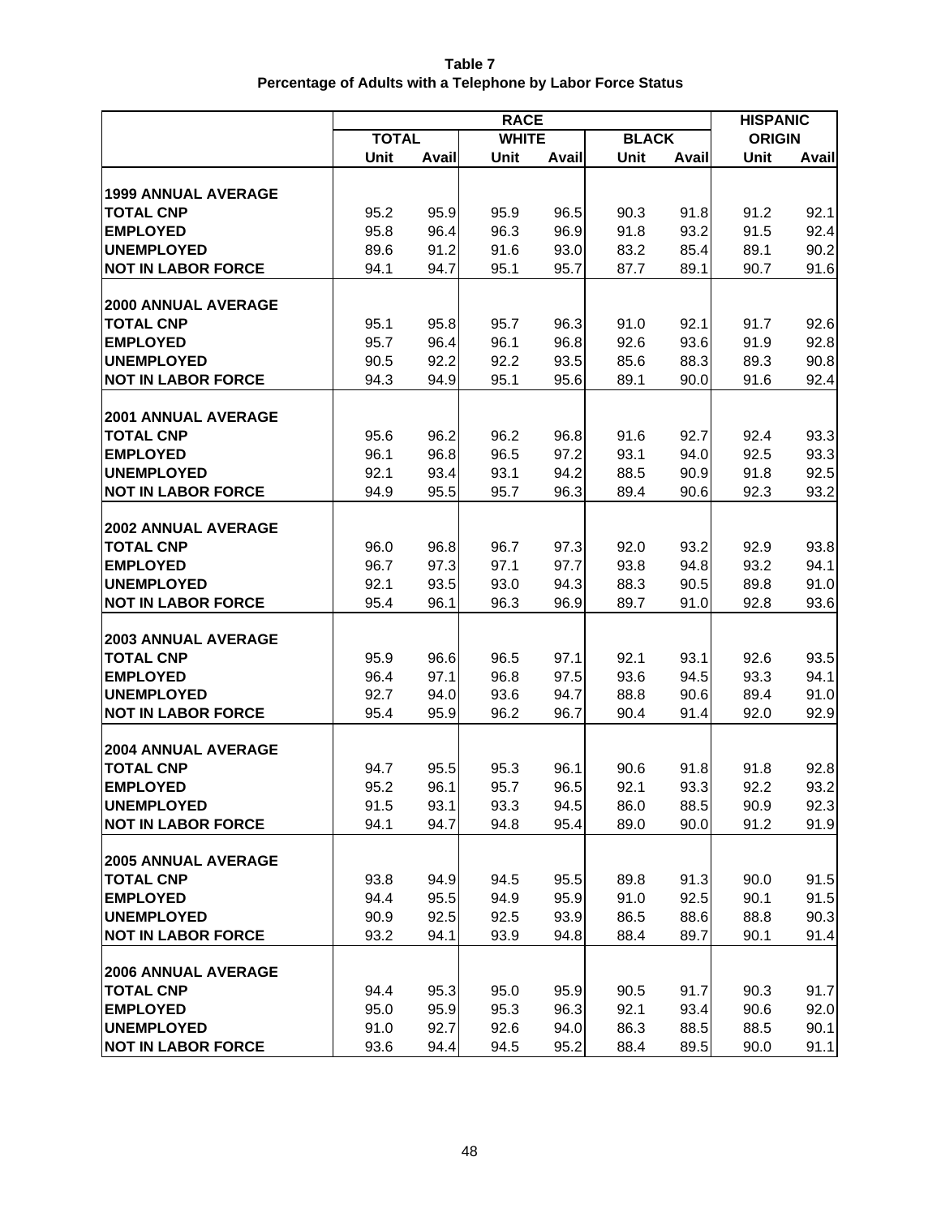**Table 7**
**Percentage of Adults with a Telephone by Labor Force Status**

| | RACE | | | | | | HISPANIC ORIGIN | |
|---|---|---|---|---|---|---|---|---|
| | TOTAL | | WHITE | | BLACK | | | |
| | Unit | Avail | Unit | Avail | Unit | Avail | Unit | Avail |
| **1999 ANNUAL AVERAGE** | | | | | | | | |
| **TOTAL CNP** | 95.2 | 95.9 | 95.9 | 96.5 | 90.3 | 91.8 | 91.2 | 92.1 |
| **EMPLOYED** | 95.8 | 96.4 | 96.3 | 96.9 | 91.8 | 93.2 | 91.5 | 92.4 |
| **UNEMPLOYED** | 89.6 | 91.2 | 91.6 | 93.0 | 83.2 | 85.4 | 89.1 | 90.2 |
| **NOT IN LABOR FORCE** | 94.1 | 94.7 | 95.1 | 95.7 | 87.7 | 89.1 | 90.7 | 91.6 |
| **2000 ANNUAL AVERAGE** | | | | | | | | |
| **TOTAL CNP** | 95.1 | 95.8 | 95.7 | 96.3 | 91.0 | 92.1 | 91.7 | 92.6 |
| **EMPLOYED** | 95.7 | 96.4 | 96.1 | 96.8 | 92.6 | 93.6 | 91.9 | 92.8 |
| **UNEMPLOYED** | 90.5 | 92.2 | 92.2 | 93.5 | 85.6 | 88.3 | 89.3 | 90.8 |
| **NOT IN LABOR FORCE** | 94.3 | 94.9 | 95.1 | 95.6 | 89.1 | 90.0 | 91.6 | 92.4 |
| **2001 ANNUAL AVERAGE** | | | | | | | | |
| **TOTAL CNP** | 95.6 | 96.2 | 96.2 | 96.8 | 91.6 | 92.7 | 92.4 | 93.3 |
| **EMPLOYED** | 96.1 | 96.8 | 96.5 | 97.2 | 93.1 | 94.0 | 92.5 | 93.3 |
| **UNEMPLOYED** | 92.1 | 93.4 | 93.1 | 94.2 | 88.5 | 90.9 | 91.8 | 92.5 |
| **NOT IN LABOR FORCE** | 94.9 | 95.5 | 95.7 | 96.3 | 89.4 | 90.6 | 92.3 | 93.2 |
| **2002 ANNUAL AVERAGE** | | | | | | | | |
| **TOTAL CNP** | 96.0 | 96.8 | 96.7 | 97.3 | 92.0 | 93.2 | 92.9 | 93.8 |
| **EMPLOYED** | 96.7 | 97.3 | 97.1 | 97.7 | 93.8 | 94.8 | 93.2 | 94.1 |
| **UNEMPLOYED** | 92.1 | 93.5 | 93.0 | 94.3 | 88.3 | 90.5 | 89.8 | 91.0 |
| **NOT IN LABOR FORCE** | 95.4 | 96.1 | 96.3 | 96.9 | 89.7 | 91.0 | 92.8 | 93.6 |
| **2003 ANNUAL AVERAGE** | | | | | | | | |
| **TOTAL CNP** | 95.9 | 96.6 | 96.5 | 97.1 | 92.1 | 93.1 | 92.6 | 93.5 |
| **EMPLOYED** | 96.4 | 97.1 | 96.8 | 97.5 | 93.6 | 94.5 | 93.3 | 94.1 |
| **UNEMPLOYED** | 92.7 | 94.0 | 93.6 | 94.7 | 88.8 | 90.6 | 89.4 | 91.0 |
| **NOT IN LABOR FORCE** | 95.4 | 95.9 | 96.2 | 96.7 | 90.4 | 91.4 | 92.0 | 92.9 |
| **2004 ANNUAL AVERAGE** | | | | | | | | |
| **TOTAL CNP** | 94.7 | 95.5 | 95.3 | 96.1 | 90.6 | 91.8 | 91.8 | 92.8 |
| **EMPLOYED** | 95.2 | 96.1 | 95.7 | 96.5 | 92.1 | 93.3 | 92.2 | 93.2 |
| **UNEMPLOYED** | 91.5 | 93.1 | 93.3 | 94.5 | 86.0 | 88.5 | 90.9 | 92.3 |
| **NOT IN LABOR FORCE** | 94.1 | 94.7 | 94.8 | 95.4 | 89.0 | 90.0 | 91.2 | 91.9 |
| **2005 ANNUAL AVERAGE** | | | | | | | | |
| **TOTAL CNP** | 93.8 | 94.9 | 94.5 | 95.5 | 89.8 | 91.3 | 90.0 | 91.5 |
| **EMPLOYED** | 94.4 | 95.5 | 94.9 | 95.9 | 91.0 | 92.5 | 90.1 | 91.5 |
| **UNEMPLOYED** | 90.9 | 92.5 | 92.5 | 93.9 | 86.5 | 88.6 | 88.8 | 90.3 |
| **NOT IN LABOR FORCE** | 93.2 | 94.1 | 93.9 | 94.8 | 88.4 | 89.7 | 90.1 | 91.4 |
| **2006 ANNUAL AVERAGE** | | | | | | | | |
| **TOTAL CNP** | 94.4 | 95.3 | 95.0 | 95.9 | 90.5 | 91.7 | 90.3 | 91.7 |
| **EMPLOYED** | 95.0 | 95.9 | 95.3 | 96.3 | 92.1 | 93.4 | 90.6 | 92.0 |
| **UNEMPLOYED** | 91.0 | 92.7 | 92.6 | 94.0 | 86.3 | 88.5 | 88.5 | 90.1 |
| **NOT IN LABOR FORCE** | 93.6 | 94.4 | 94.5 | 95.2 | 88.4 | 89.5 | 90.0 | 91.1 |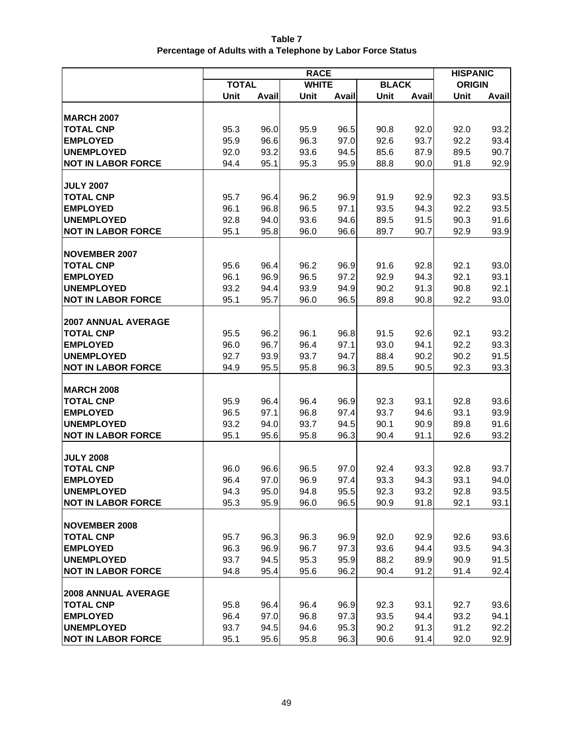**Table 7**
**Percentage of Adults with a Telephone by Labor Force Status**

| | RACE | | | | | | HISPANIC | |
|---|---|---|---|---|---|---|---|---|
| | TOTAL | | WHITE | | BLACK | | ORIGIN | |
| | Unit | Avail | Unit | Avail | Unit | Avail | Unit | Avail |
| **MARCH 2007** | | | | | | | | |
| **TOTAL CNP** | 95.3 | 96.0 | 95.9 | 96.5 | 90.8 | 92.0 | 92.0 | 93.2 |
| **EMPLOYED** | 95.9 | 96.6 | 96.3 | 97.0 | 92.6 | 93.7 | 92.2 | 93.4 |
| **UNEMPLOYED** | 92.0 | 93.2 | 93.6 | 94.5 | 85.6 | 87.9 | 89.5 | 90.7 |
| **NOT IN LABOR FORCE** | 94.4 | 95.1 | 95.3 | 95.9 | 88.8 | 90.0 | 91.8 | 92.9 |
| **JULY 2007** | | | | | | | | |
| **TOTAL CNP** | 95.7 | 96.4 | 96.2 | 96.9 | 91.9 | 92.9 | 92.3 | 93.5 |
| **EMPLOYED** | 96.1 | 96.8 | 96.5 | 97.1 | 93.5 | 94.3 | 92.2 | 93.5 |
| **UNEMPLOYED** | 92.8 | 94.0 | 93.6 | 94.6 | 89.5 | 91.5 | 90.3 | 91.6 |
| **NOT IN LABOR FORCE** | 95.1 | 95.8 | 96.0 | 96.6 | 89.7 | 90.7 | 92.9 | 93.9 |
| **NOVEMBER 2007** | | | | | | | | |
| **TOTAL CNP** | 95.6 | 96.4 | 96.2 | 96.9 | 91.6 | 92.8 | 92.1 | 93.0 |
| **EMPLOYED** | 96.1 | 96.9 | 96.5 | 97.2 | 92.9 | 94.3 | 92.1 | 93.1 |
| **UNEMPLOYED** | 93.2 | 94.4 | 93.9 | 94.9 | 90.2 | 91.3 | 90.8 | 92.1 |
| **NOT IN LABOR FORCE** | 95.1 | 95.7 | 96.0 | 96.5 | 89.8 | 90.8 | 92.2 | 93.0 |
| **2007 ANNUAL AVERAGE** | | | | | | | | |
| **TOTAL CNP** | 95.5 | 96.2 | 96.1 | 96.8 | 91.5 | 92.6 | 92.1 | 93.2 |
| **EMPLOYED** | 96.0 | 96.7 | 96.4 | 97.1 | 93.0 | 94.1 | 92.2 | 93.3 |
| **UNEMPLOYED** | 92.7 | 93.9 | 93.7 | 94.7 | 88.4 | 90.2 | 90.2 | 91.5 |
| **NOT IN LABOR FORCE** | 94.9 | 95.5 | 95.8 | 96.3 | 89.5 | 90.5 | 92.3 | 93.3 |
| **MARCH 2008** | | | | | | | | |
| **TOTAL CNP** | 95.9 | 96.4 | 96.4 | 96.9 | 92.3 | 93.1 | 92.8 | 93.6 |
| **EMPLOYED** | 96.5 | 97.1 | 96.8 | 97.4 | 93.7 | 94.6 | 93.1 | 93.9 |
| **UNEMPLOYED** | 93.2 | 94.0 | 93.7 | 94.5 | 90.1 | 90.9 | 89.8 | 91.6 |
| **NOT IN LABOR FORCE** | 95.1 | 95.6 | 95.8 | 96.3 | 90.4 | 91.1 | 92.6 | 93.2 |
| **JULY 2008** | | | | | | | | |
| **TOTAL CNP** | 96.0 | 96.6 | 96.5 | 97.0 | 92.4 | 93.3 | 92.8 | 93.7 |
| **EMPLOYED** | 96.4 | 97.0 | 96.9 | 97.4 | 93.3 | 94.3 | 93.1 | 94.0 |
| **UNEMPLOYED** | 94.3 | 95.0 | 94.8 | 95.5 | 92.3 | 93.2 | 92.8 | 93.5 |
| **NOT IN LABOR FORCE** | 95.3 | 95.9 | 96.0 | 96.5 | 90.9 | 91.8 | 92.1 | 93.1 |
| **NOVEMBER 2008** | | | | | | | | |
| **TOTAL CNP** | 95.7 | 96.3 | 96.3 | 96.9 | 92.0 | 92.9 | 92.6 | 93.6 |
| **EMPLOYED** | 96.3 | 96.9 | 96.7 | 97.3 | 93.6 | 94.4 | 93.5 | 94.3 |
| **UNEMPLOYED** | 93.7 | 94.5 | 95.3 | 95.9 | 88.2 | 89.9 | 90.9 | 91.5 |
| **NOT IN LABOR FORCE** | 94.8 | 95.4 | 95.6 | 96.2 | 90.4 | 91.2 | 91.4 | 92.4 |
| **2008 ANNUAL AVERAGE** | | | | | | | | |
| **TOTAL CNP** | 95.8 | 96.4 | 96.4 | 96.9 | 92.3 | 93.1 | 92.7 | 93.6 |
| **EMPLOYED** | 96.4 | 97.0 | 96.8 | 97.3 | 93.5 | 94.4 | 93.2 | 94.1 |
| **UNEMPLOYED** | 93.7 | 94.5 | 94.6 | 95.3 | 90.2 | 91.3 | 91.2 | 92.2 |
| **NOT IN LABOR FORCE** | 95.1 | 95.6 | 95.8 | 96.3 | 90.6 | 91.4 | 92.0 | 92.9 |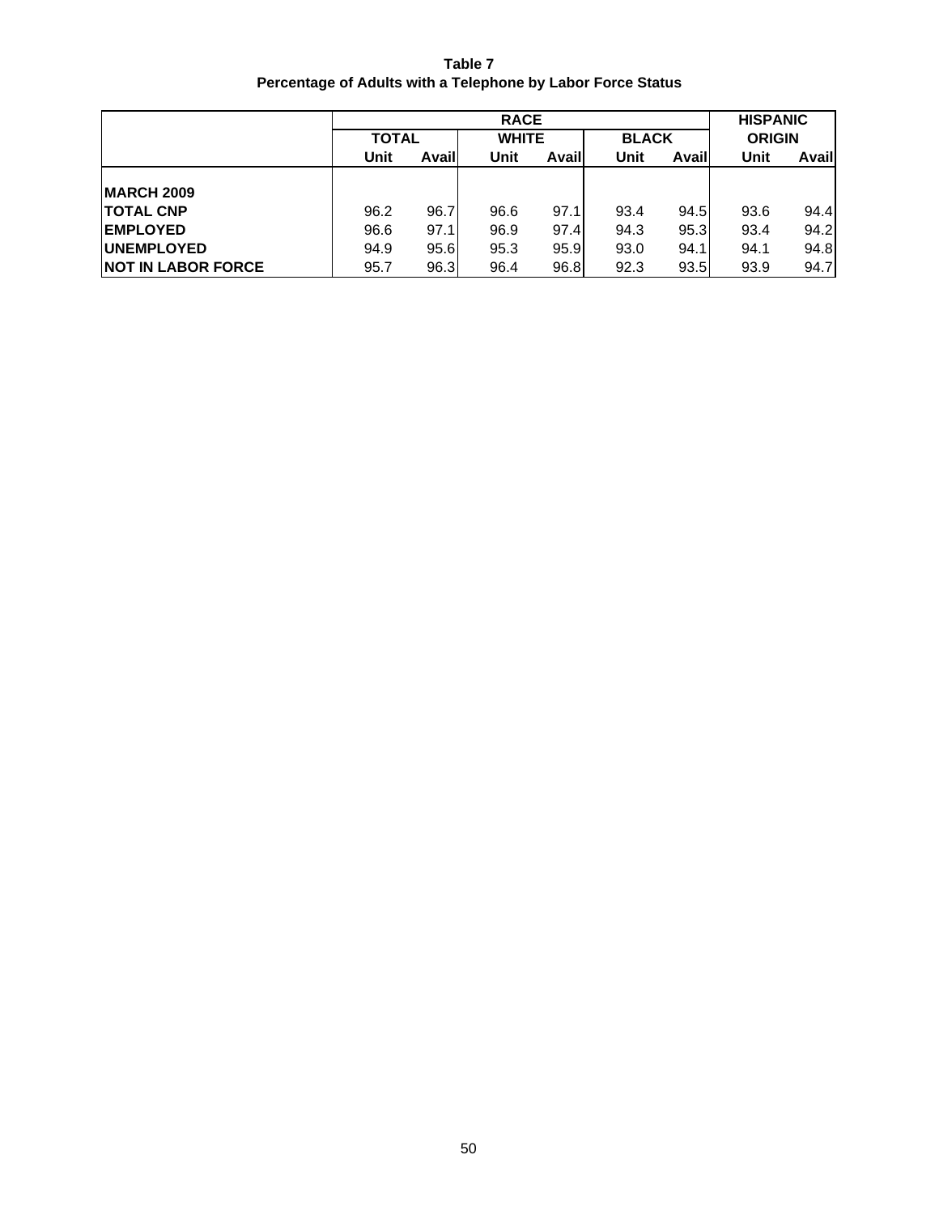**Table 7**
**Percentage of Adults with a Telephone by Labor Force Status**

| | RACE | | | | | | HISPANIC ORIGIN | |
|---|---|---|---|---|---|---|---|---|
| | TOTAL | | WHITE | | BLACK | | | |
| | Unit | Avail | Unit | Avail | Unit | Avail | Unit | Avail |
| **MARCH 2009** | | | | | | | | |
| **TOTAL CNP** | 96.2 | 96.7 | 96.6 | 97.1 | 93.4 | 94.5 | 93.6 | 94.4 |
| **EMPLOYED** | 96.6 | 97.1 | 96.9 | 97.4 | 94.3 | 95.3 | 93.4 | 94.2 |
| **UNEMPLOYED** | 94.9 | 95.6 | 95.3 | 95.9 | 93.0 | 94.1 | 94.1 | 94.8 |
| **NOT IN LABOR FORCE** | 95.7 | 96.3 | 96.4 | 96.8 | 92.3 | 93.5 | 93.9 | 94.7 |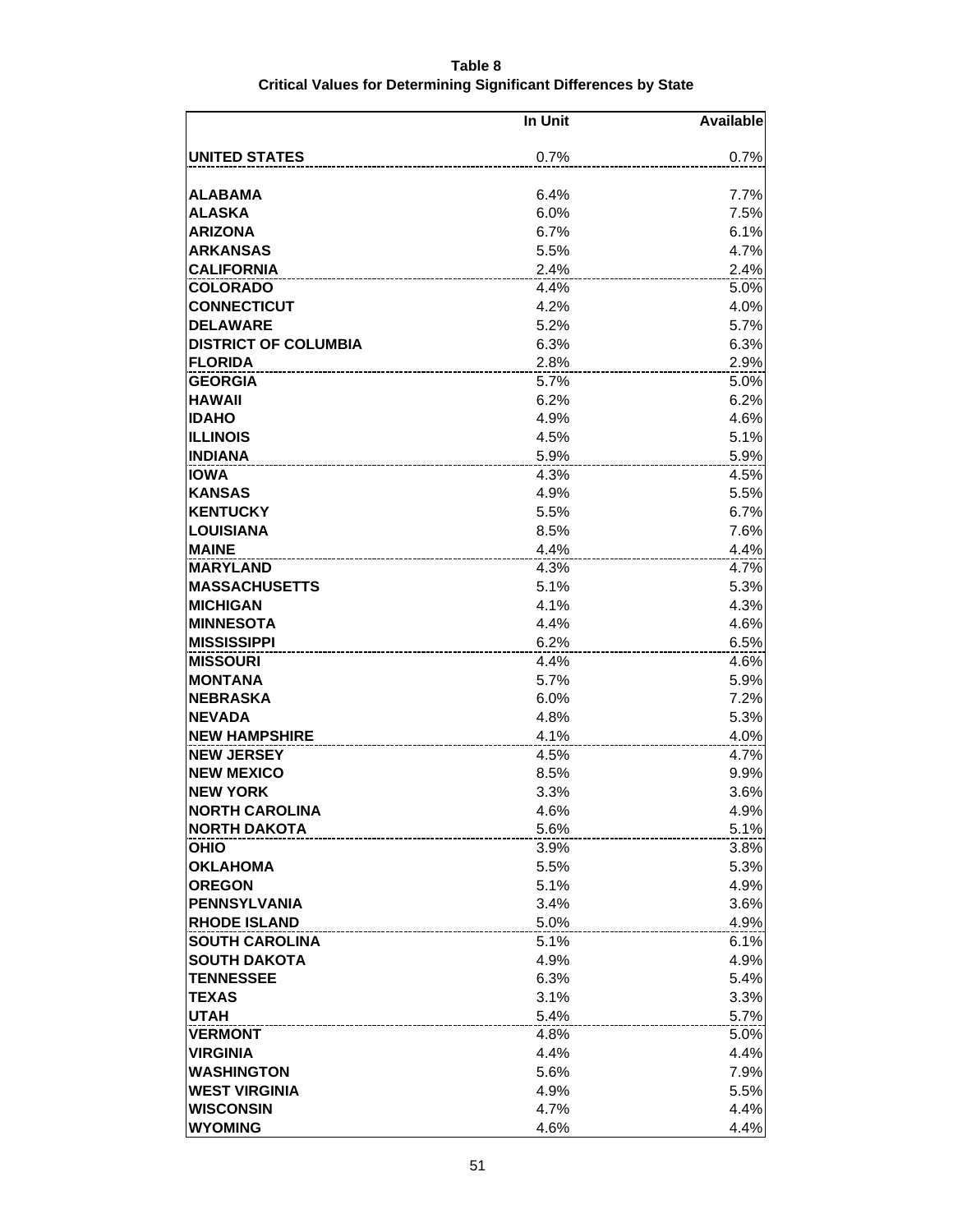**Table 8**
**Critical Values for Determining Significant Differences by State**

| | In Unit | Available |
|---|---|---|
| **UNITED STATES** | 0.7% | 0.7% |
| **ALABAMA** | 6.4% | 7.7% |
| **ALASKA** | 6.0% | 7.5% |
| **ARIZONA** | 6.7% | 6.1% |
| **ARKANSAS** | 5.5% | 4.7% |
| **CALIFORNIA** | 2.4% | 2.4% |
| **COLORADO** | 4.4% | 5.0% |
| **CONNECTICUT** | 4.2% | 4.0% |
| **DELAWARE** | 5.2% | 5.7% |
| **DISTRICT OF COLUMBIA** | 6.3% | 6.3% |
| **FLORIDA** | 2.8% | 2.9% |
| **GEORGIA** | 5.7% | 5.0% |
| **HAWAII** | 6.2% | 6.2% |
| **IDAHO** | 4.9% | 4.6% |
| **ILLINOIS** | 4.5% | 5.1% |
| **INDIANA** | 5.9% | 5.9% |
| **IOWA** | 4.3% | 4.5% |
| **KANSAS** | 4.9% | 5.5% |
| **KENTUCKY** | 5.5% | 6.7% |
| **LOUISIANA** | 8.5% | 7.6% |
| **MAINE** | 4.4% | 4.4% |
| **MARYLAND** | 4.3% | 4.7% |
| **MASSACHUSETTS** | 5.1% | 5.3% |
| **MICHIGAN** | 4.1% | 4.3% |
| **MINNESOTA** | 4.4% | 4.6% |
| **MISSISSIPPI** | 6.2% | 6.5% |
| **MISSOURI** | 4.4% | 4.6% |
| **MONTANA** | 5.7% | 5.9% |
| **NEBRASKA** | 6.0% | 7.2% |
| **NEVADA** | 4.8% | 5.3% |
| **NEW HAMPSHIRE** | 4.1% | 4.0% |
| **NEW JERSEY** | 4.5% | 4.7% |
| **NEW MEXICO** | 8.5% | 9.9% |
| **NEW YORK** | 3.3% | 3.6% |
| **NORTH CAROLINA** | 4.6% | 4.9% |
| **NORTH DAKOTA** | 5.6% | 5.1% |
| **OHIO** | 3.9% | 3.8% |
| **OKLAHOMA** | 5.5% | 5.3% |
| **OREGON** | 5.1% | 4.9% |
| **PENNSYLVANIA** | 3.4% | 3.6% |
| **RHODE ISLAND** | 5.0% | 4.9% |
| **SOUTH CAROLINA** | 5.1% | 6.1% |
| **SOUTH DAKOTA** | 4.9% | 4.9% |
| **TENNESSEE** | 6.3% | 5.4% |
| **TEXAS** | 3.1% | 3.3% |
| **UTAH** | 5.4% | 5.7% |
| **VERMONT** | 4.8% | 5.0% |
| **VIRGINIA** | 4.4% | 4.4% |
| **WASHINGTON** | 5.6% | 7.9% |
| **WEST VIRGINIA** | 4.9% | 5.5% |
| **WISCONSIN** | 4.7% | 4.4% |
| **WYOMING** | 4.6% | 4.4% |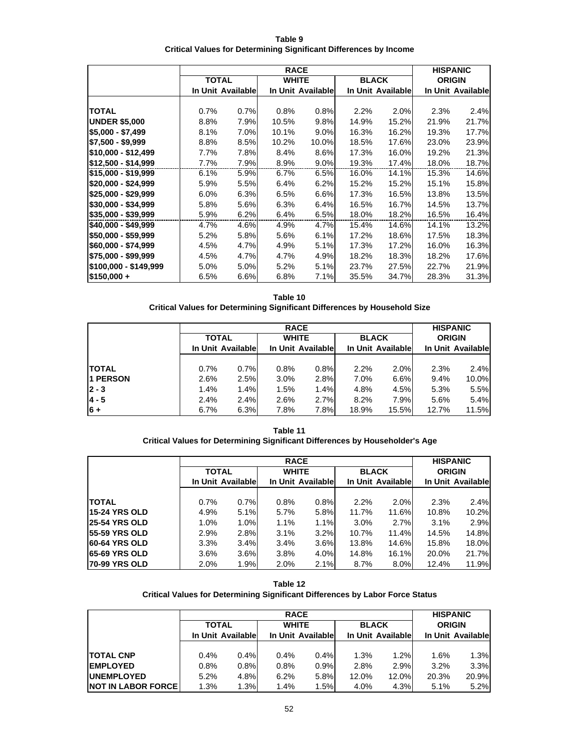**Table 9**
**Critical Values for Determining Significant Differences by Income**

| | RACE | | | | | | HISPANIC ORIGIN | |
|---|---|---|---|---|---|---|---|---|
| | TOTAL | | WHITE | | BLACK | | | |
| | In Unit | Available | In Unit | Available | In Unit | Available | In Unit | Available |
| **TOTAL** | 0.7% | 0.7% | 0.8% | 0.8% | 2.2% | 2.0% | 2.3% | 2.4% |
| **UNDER $5,000** | 8.8% | 7.9% | 10.5% | 9.8% | 14.9% | 15.2% | 21.9% | 21.7% |
| **$5,000 - $7,499** | 8.1% | 7.0% | 10.1% | 9.0% | 16.3% | 16.2% | 19.3% | 17.7% |
| **$7,500 - $9,999** | 8.8% | 8.5% | 10.2% | 10.0% | 18.5% | 17.6% | 23.0% | 23.9% |
| **$10,000 - $12,499** | 7.7% | 7.8% | 8.4% | 8.6% | 17.3% | 16.0% | 19.2% | 21.3% |
| **$12,500 - $14,999** | 7.7% | 7.9% | 8.9% | 9.0% | 19.3% | 17.4% | 18.0% | 18.7% |
| **$15,000 - $19,999** | 6.1% | 5.9% | 6.7% | 6.5% | 16.0% | 14.1% | 15.3% | 14.6% |
| **$20,000 - $24,999** | 5.9% | 5.5% | 6.4% | 6.2% | 15.2% | 15.2% | 15.1% | 15.8% |
| **$25,000 - $29,999** | 6.0% | 6.3% | 6.5% | 6.6% | 17.3% | 16.5% | 13.8% | 13.5% |
| **$30,000 - $34,999** | 5.8% | 5.6% | 6.3% | 6.4% | 16.5% | 16.7% | 14.5% | 13.7% |
| **$35,000 - $39,999** | 5.9% | 6.2% | 6.4% | 6.5% | 18.0% | 18.2% | 16.5% | 16.4% |
| **$40,000 - $49,999** | 4.7% | 4.6% | 4.9% | 4.7% | 15.4% | 14.6% | 14.1% | 13.2% |
| **$50,000 - $59,999** | 5.2% | 5.8% | 5.6% | 6.1% | 17.2% | 18.6% | 17.5% | 18.3% |
| **$60,000 - $74,999** | 4.5% | 4.7% | 4.9% | 5.1% | 17.3% | 17.2% | 16.0% | 16.3% |
| **$75,000 - $99,999** | 4.5% | 4.7% | 4.7% | 4.9% | 18.2% | 18.3% | 18.2% | 17.6% |
| **$100,000 - $149,999** | 5.0% | 5.0% | 5.2% | 5.1% | 23.7% | 27.5% | 22.7% | 21.9% |
| **$150,000 +** | 6.5% | 6.6% | 6.8% | 7.1% | 35.5% | 34.7% | 28.3% | 31.3% |

**Table 10**
**Critical Values for Determining Significant Differences by Household Size**

| | RACE | | | | | | HISPANIC ORIGIN | |
|---|---|---|---|---|---|---|---|---|
| | TOTAL | | WHITE | | BLACK | | | |
| | In Unit | Available | In Unit | Available | In Unit | Available | In Unit | Available |
| **TOTAL** | 0.7% | 0.7% | 0.8% | 0.8% | 2.2% | 2.0% | 2.3% | 2.4% |
| **1 PERSON** | 2.6% | 2.5% | 3.0% | 2.8% | 7.0% | 6.6% | 9.4% | 10.0% |
| **2 - 3** | 1.4% | 1.4% | 1.5% | 1.4% | 4.8% | 4.5% | 5.3% | 5.5% |
| **4 - 5** | 2.4% | 2.4% | 2.6% | 2.7% | 8.2% | 7.9% | 5.6% | 5.4% |
| **6 +** | 6.7% | 6.3% | 7.8% | 7.8% | 18.9% | 15.5% | 12.7% | 11.5% |

**Table 11**
**Critical Values for Determining Significant Differences by Householder's Age**

| | RACE | | | | | | HISPANIC ORIGIN | |
|---|---|---|---|---|---|---|---|---|
| | TOTAL | | WHITE | | BLACK | | | |
| | In Unit | Available | In Unit | Available | In Unit | Available | In Unit | Available |
| **TOTAL** | 0.7% | 0.7% | 0.8% | 0.8% | 2.2% | 2.0% | 2.3% | 2.4% |
| **15-24 YRS OLD** | 4.9% | 5.1% | 5.7% | 5.8% | 11.7% | 11.6% | 10.8% | 10.2% |
| **25-54 YRS OLD** | 1.0% | 1.0% | 1.1% | 1.1% | 3.0% | 2.7% | 3.1% | 2.9% |
| **55-59 YRS OLD** | 2.9% | 2.8% | 3.1% | 3.2% | 10.7% | 11.4% | 14.5% | 14.8% |
| **60-64 YRS OLD** | 3.3% | 3.4% | 3.4% | 3.6% | 13.8% | 14.6% | 15.8% | 18.0% |
| **65-69 YRS OLD** | 3.6% | 3.6% | 3.8% | 4.0% | 14.8% | 16.1% | 20.0% | 21.7% |
| **70-99 YRS OLD** | 2.0% | 1.9% | 2.0% | 2.1% | 8.7% | 8.0% | 12.4% | 11.9% |

**Table 12**
**Critical Values for Determining Significant Differences by Labor Force Status**

| | RACE | | | | | | HISPANIC ORIGIN | |
|---|---|---|---|---|---|---|---|---|
| | TOTAL | | WHITE | | BLACK | | | |
| | In Unit | Available | In Unit | Available | In Unit | Available | In Unit | Available |
| **TOTAL CNP** | 0.4% | 0.4% | 0.4% | 0.4% | 1.3% | 1.2% | 1.6% | 1.3% |
| **EMPLOYED** | 0.8% | 0.8% | 0.8% | 0.9% | 2.8% | 2.9% | 3.2% | 3.3% |
| **UNEMPLOYED** | 5.2% | 4.8% | 6.2% | 5.8% | 12.0% | 12.0% | 20.3% | 20.9% |
| **NOT IN LABOR FORCE** | 1.3% | 1.3% | 1.4% | 1.5% | 4.0% | 4.3% | 5.1% | 5.2% |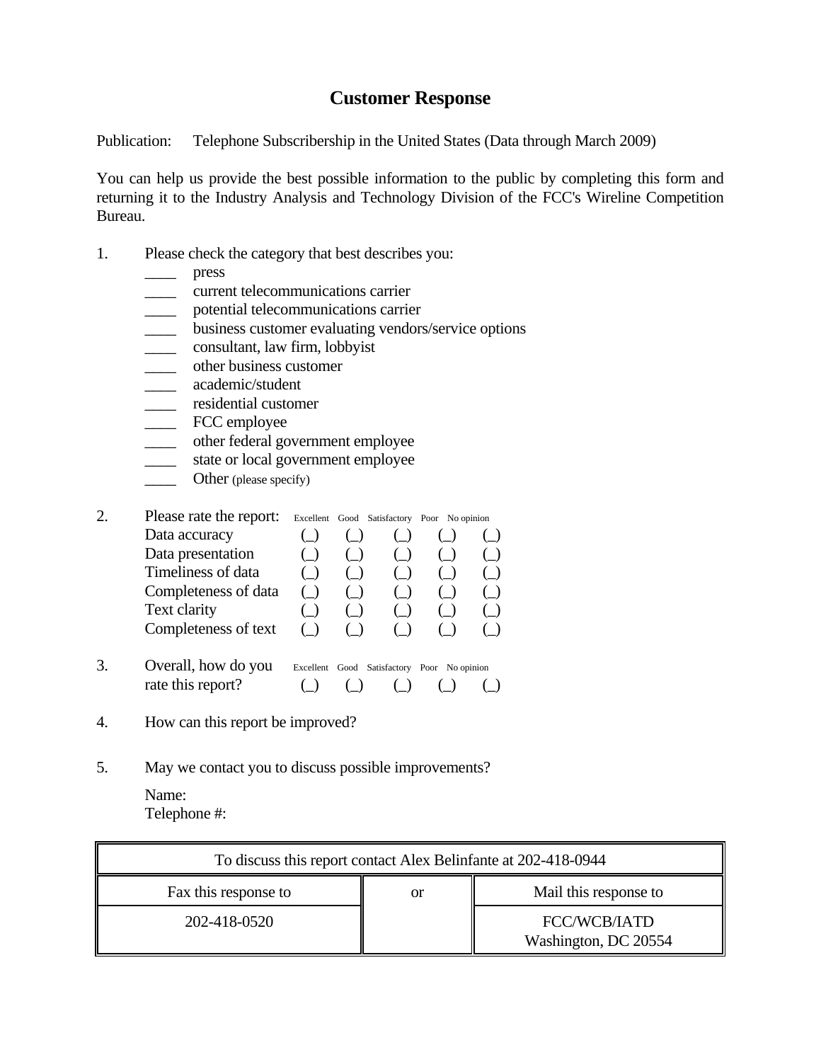# Customer Response

Publication: Telephone Subscribership in the United States (Data through March 2009)

You can help us provide the best possible information to the public by completing this form and returning it to the Industry Analysis and Technology Division of the FCC's Wireline Competition Bureau.

1. Please check the category that best describes you:
   - ____ press
   - ____ current telecommunications carrier
   - ____ potential telecommunications carrier
   - ____ business customer evaluating vendors/service options
   - ____ consultant, law firm, lobbyist
   - ____ other business customer
   - ____ academic/student
   - ____ residential customer
   - ____ FCC employee
   - ____ other federal government employee
   - ____ state or local government employee
   - ____ Other (please specify)

2. Please rate the report:

| | Excellent | Good | Satisfactory | Poor | No opinion |
|---|---|---|---|---|---|
| Data accuracy | (_) | (_) | (_) | (_) | (_) |
| Data presentation | (_) | (_) | (_) | (_) | (_) |
| Timeliness of data | (_) | (_) | (_) | (_) | (_) |
| Completeness of data | (_) | (_) | (_) | (_) | (_) |
| Text clarity | (_) | (_) | (_) | (_) | (_) |
| Completeness of text | (_) | (_) | (_) | (_) | (_) |

3. Overall, how do you rate this report?

| | Excellent | Good | Satisfactory | Poor | No opinion |
|---|---|---|---|---|---|
| | (_) | (_) | (_) | (_) | (_) |

4. How can this report be improved?

5. May we contact you to discuss possible improvements?

   Name:
   Telephone #:

| To discuss this report contact Alex Belinfante at 202-418-0944 | | |
|---|---|---|
| Fax this response to | or | Mail this response to |
| 202-418-0520 | | FCC/WCB/IATD<br>Washington, DC 20554 |